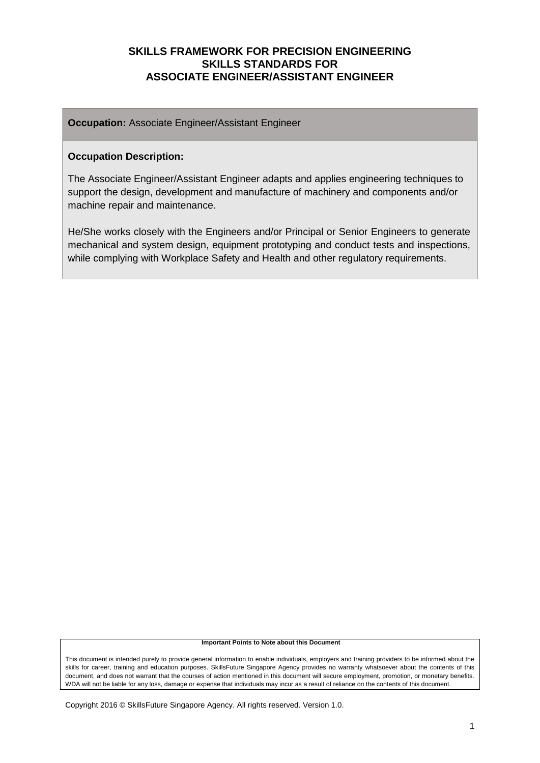# SKILLS FRAMEWORK FOR PRECISION ENGINEERING
## SKILLS STANDARDS FOR
## ASSOCIATE ENGINEER/ASSISTANT ENGINEER

**Occupation:** Associate Engineer/Assistant Engineer

**Occupation Description:**

The Associate Engineer/Assistant Engineer adapts and applies engineering techniques to support the design, development and manufacture of machinery and components and/or machine repair and maintenance.

He/She works closely with the Engineers and/or Principal or Senior Engineers to generate mechanical and system design, equipment prototyping and conduct tests and inspections, while complying with Workplace Safety and Health and other regulatory requirements.

**Important Points to Note about this Document**

This document is intended purely to provide general information to enable individuals, employers and training providers to be informed about the skills for career, training and education purposes. SkillsFuture Singapore Agency provides no warranty whatsoever about the contents of this document, and does not warrant that the courses of action mentioned in this document will secure employment, promotion, or monetary benefits. WDA will not be liable for any loss, damage or expense that individuals may incur as a result of reliance on the contents of this document.

Copyright 2016 © SkillsFuture Singapore Agency. All rights reserved. Version 1.0.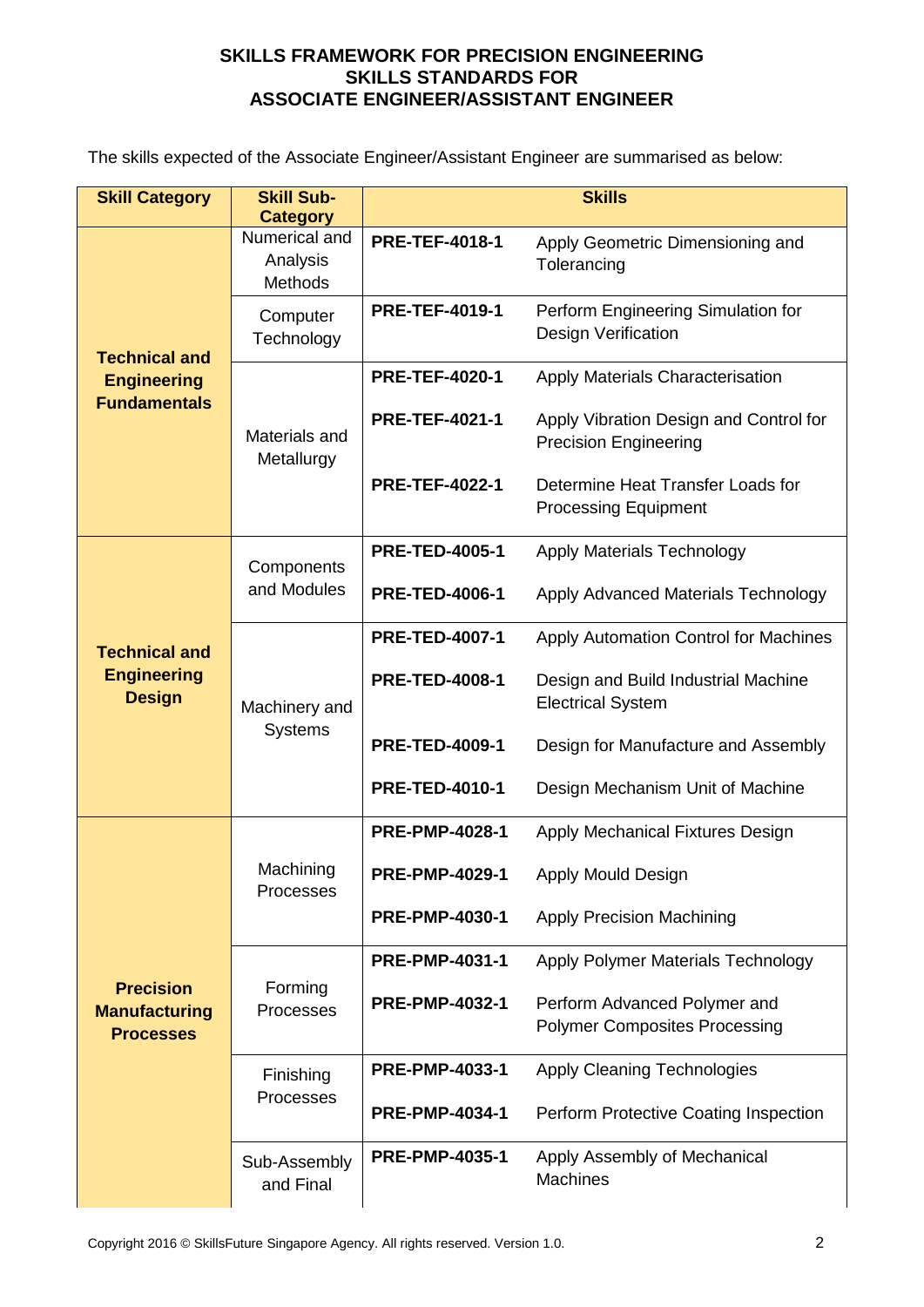**SKILLS FRAMEWORK FOR PRECISION ENGINEERING**
**SKILLS STANDARDS FOR**
**ASSOCIATE ENGINEER/ASSISTANT ENGINEER**

The skills expected of the Associate Engineer/Assistant Engineer are summarised as below:

| Skill Category | Skill Sub-Category | Skills | |
|---|---|---|---|
| **Technical and Engineering Fundamentals** | Numerical and Analysis Methods | **PRE-TEF-4018-1** | Apply Geometric Dimensioning and Tolerancing |
| | Computer Technology | **PRE-TEF-4019-1** | Perform Engineering Simulation for Design Verification |
| | Materials and Metallurgy | **PRE-TEF-4020-1** | Apply Materials Characterisation |
| | | **PRE-TEF-4021-1** | Apply Vibration Design and Control for Precision Engineering |
| | | **PRE-TEF-4022-1** | Determine Heat Transfer Loads for Processing Equipment |
| **Technical and Engineering Design** | Components and Modules | **PRE-TED-4005-1** | Apply Materials Technology |
| | | **PRE-TED-4006-1** | Apply Advanced Materials Technology |
| | Machinery and Systems | **PRE-TED-4007-1** | Apply Automation Control for Machines |
| | | **PRE-TED-4008-1** | Design and Build Industrial Machine Electrical System |
| | | **PRE-TED-4009-1** | Design for Manufacture and Assembly |
| | | **PRE-TED-4010-1** | Design Mechanism Unit of Machine |
| **Precision Manufacturing Processes** | Machining Processes | **PRE-PMP-4028-1** | Apply Mechanical Fixtures Design |
| | | **PRE-PMP-4029-1** | Apply Mould Design |
| | | **PRE-PMP-4030-1** | Apply Precision Machining |
| | Forming Processes | **PRE-PMP-4031-1** | Apply Polymer Materials Technology |
| | | **PRE-PMP-4032-1** | Perform Advanced Polymer and Polymer Composites Processing |
| | Finishing Processes | **PRE-PMP-4033-1** | Apply Cleaning Technologies |
| | | **PRE-PMP-4034-1** | Perform Protective Coating Inspection |
| | Sub-Assembly and Final | **PRE-PMP-4035-1** | Apply Assembly of Mechanical Machines |

Copyright 2016 © SkillsFuture Singapore Agency. All rights reserved. Version 1.0.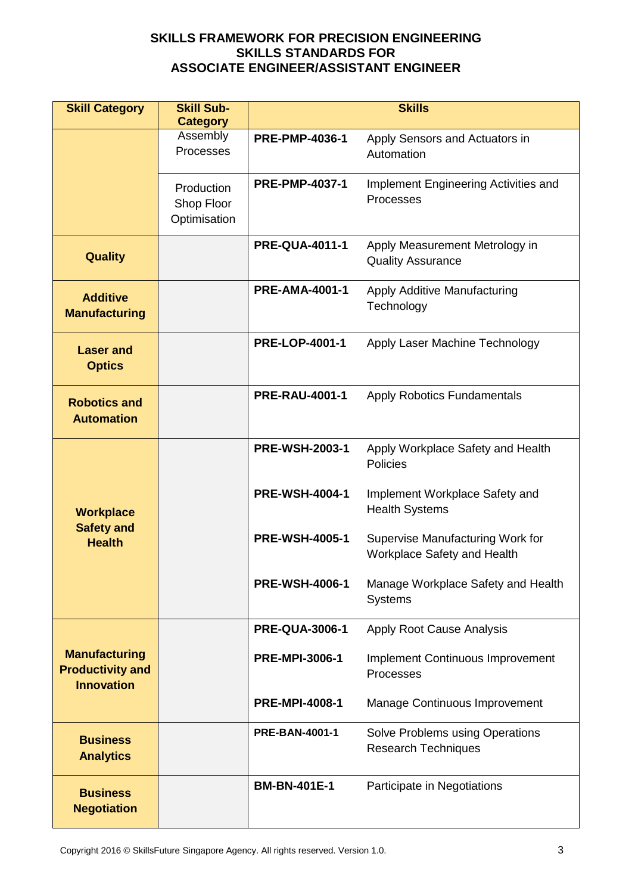**SKILLS FRAMEWORK FOR PRECISION ENGINEERING**
**SKILLS STANDARDS FOR**
**ASSOCIATE ENGINEER/ASSISTANT ENGINEER**

| Skill Category | Skill Sub-Category | Skills | |
|---|---|---|---|
| | Assembly Processes | **PRE-PMP-4036-1** | Apply Sensors and Actuators in Automation |
| | Production Shop Floor Optimisation | **PRE-PMP-4037-1** | Implement Engineering Activities and Processes |
| **Quality** | | **PRE-QUA-4011-1** | Apply Measurement Metrology in Quality Assurance |
| **Additive Manufacturing** | | **PRE-AMA-4001-1** | Apply Additive Manufacturing Technology |
| **Laser and Optics** | | **PRE-LOP-4001-1** | Apply Laser Machine Technology |
| **Robotics and Automation** | | **PRE-RAU-4001-1** | Apply Robotics Fundamentals |
| **Workplace Safety and Health** | | **PRE-WSH-2003-1** | Apply Workplace Safety and Health Policies |
| | | **PRE-WSH-4004-1** | Implement Workplace Safety and Health Systems |
| | | **PRE-WSH-4005-1** | Supervise Manufacturing Work for Workplace Safety and Health |
| | | **PRE-WSH-4006-1** | Manage Workplace Safety and Health Systems |
| **Manufacturing Productivity and Innovation** | | **PRE-QUA-3006-1** | Apply Root Cause Analysis |
| | | **PRE-MPI-3006-1** | Implement Continuous Improvement Processes |
| | | **PRE-MPI-4008-1** | Manage Continuous Improvement |
| **Business Analytics** | | **PRE-BAN-4001-1** | Solve Problems using Operations Research Techniques |
| **Business Negotiation** | | **BM-BN-401E-1** | Participate in Negotiations |

Copyright 2016 © SkillsFuture Singapore Agency. All rights reserved. Version 1.0.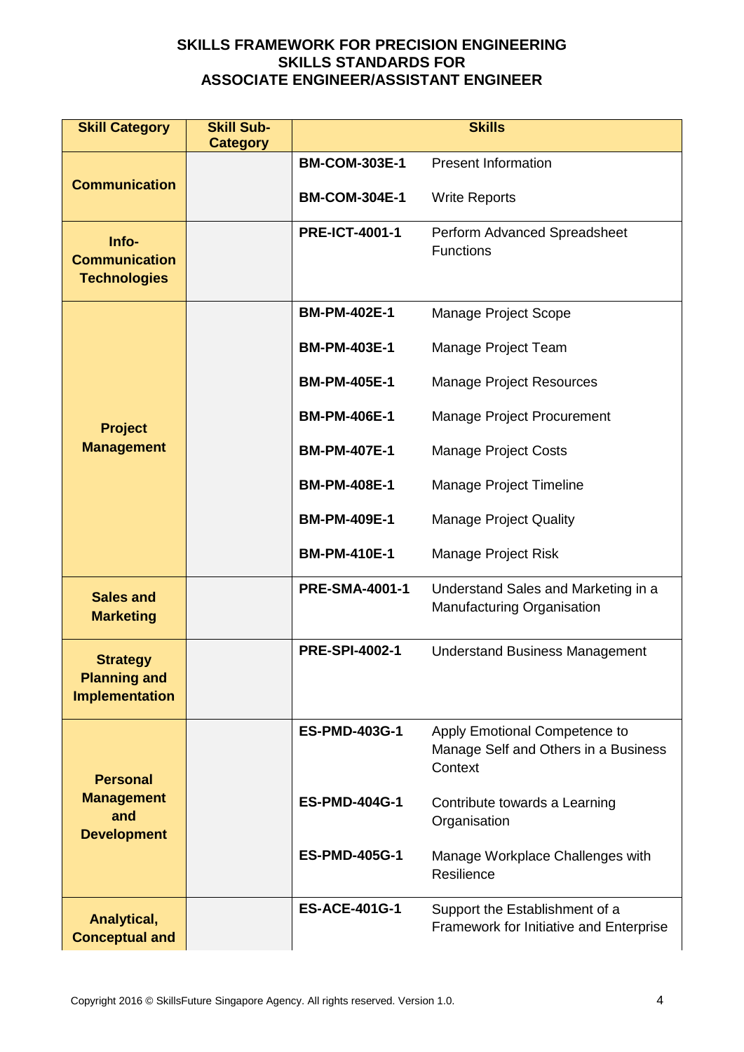**SKILLS FRAMEWORK FOR PRECISION ENGINEERING**
**SKILLS STANDARDS FOR**
**ASSOCIATE ENGINEER/ASSISTANT ENGINEER**

| Skill Category | Skill Sub-Category | Skills | |
|---|---|---|---|
| **Communication** | | **BM-COM-303E-1** | Present Information |
| | | **BM-COM-304E-1** | Write Reports |
| **Info-Communication Technologies** | | **PRE-ICT-4001-1** | Perform Advanced Spreadsheet Functions |
| **Project Management** | | **BM-PM-402E-1** | Manage Project Scope |
| | | **BM-PM-403E-1** | Manage Project Team |
| | | **BM-PM-405E-1** | Manage Project Resources |
| | | **BM-PM-406E-1** | Manage Project Procurement |
| | | **BM-PM-407E-1** | Manage Project Costs |
| | | **BM-PM-408E-1** | Manage Project Timeline |
| | | **BM-PM-409E-1** | Manage Project Quality |
| | | **BM-PM-410E-1** | Manage Project Risk |
| **Sales and Marketing** | | **PRE-SMA-4001-1** | Understand Sales and Marketing in a Manufacturing Organisation |
| **Strategy Planning and Implementation** | | **PRE-SPI-4002-1** | Understand Business Management |
| **Personal Management and Development** | | **ES-PMD-403G-1** | Apply Emotional Competence to Manage Self and Others in a Business Context |
| | | **ES-PMD-404G-1** | Contribute towards a Learning Organisation |
| | | **ES-PMD-405G-1** | Manage Workplace Challenges with Resilience |
| **Analytical, Conceptual and** | | **ES-ACE-401G-1** | Support the Establishment of a Framework for Initiative and Enterprise |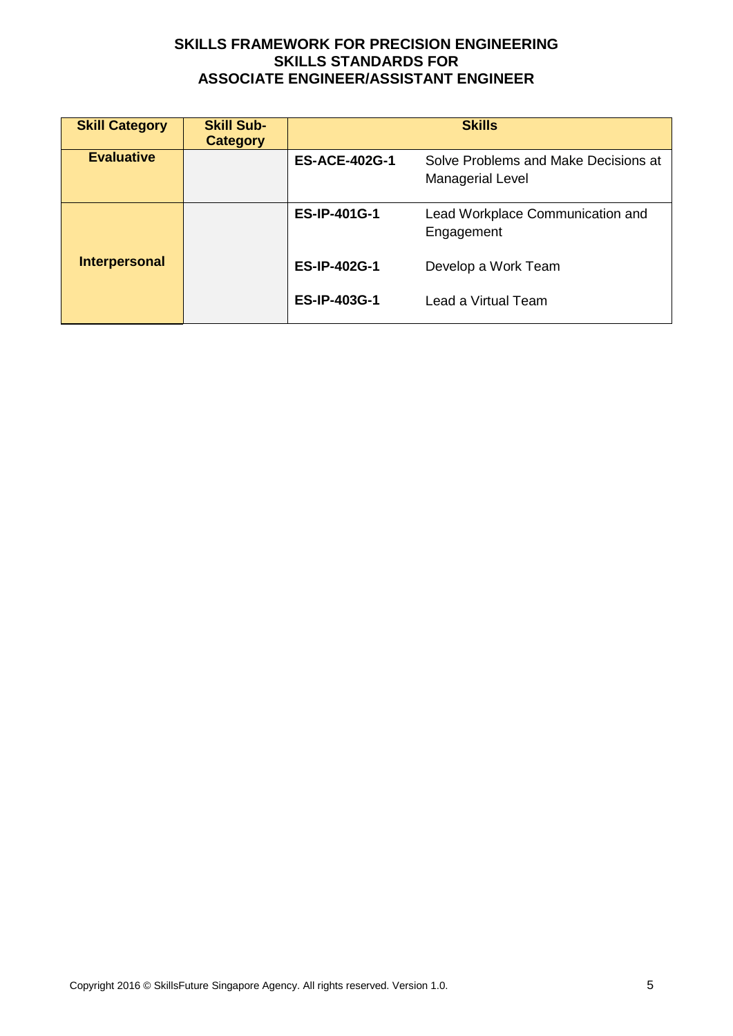**SKILLS FRAMEWORK FOR PRECISION ENGINEERING**
**SKILLS STANDARDS FOR**
**ASSOCIATE ENGINEER/ASSISTANT ENGINEER**

| Skill Category | Skill Sub-Category | Skills | |
|---|---|---|---|
| **Evaluative** | | **ES-ACE-402G-1** | Solve Problems and Make Decisions at Managerial Level |
| **Interpersonal** | | **ES-IP-401G-1** | Lead Workplace Communication and Engagement |
| | | **ES-IP-402G-1** | Develop a Work Team |
| | | **ES-IP-403G-1** | Lead a Virtual Team |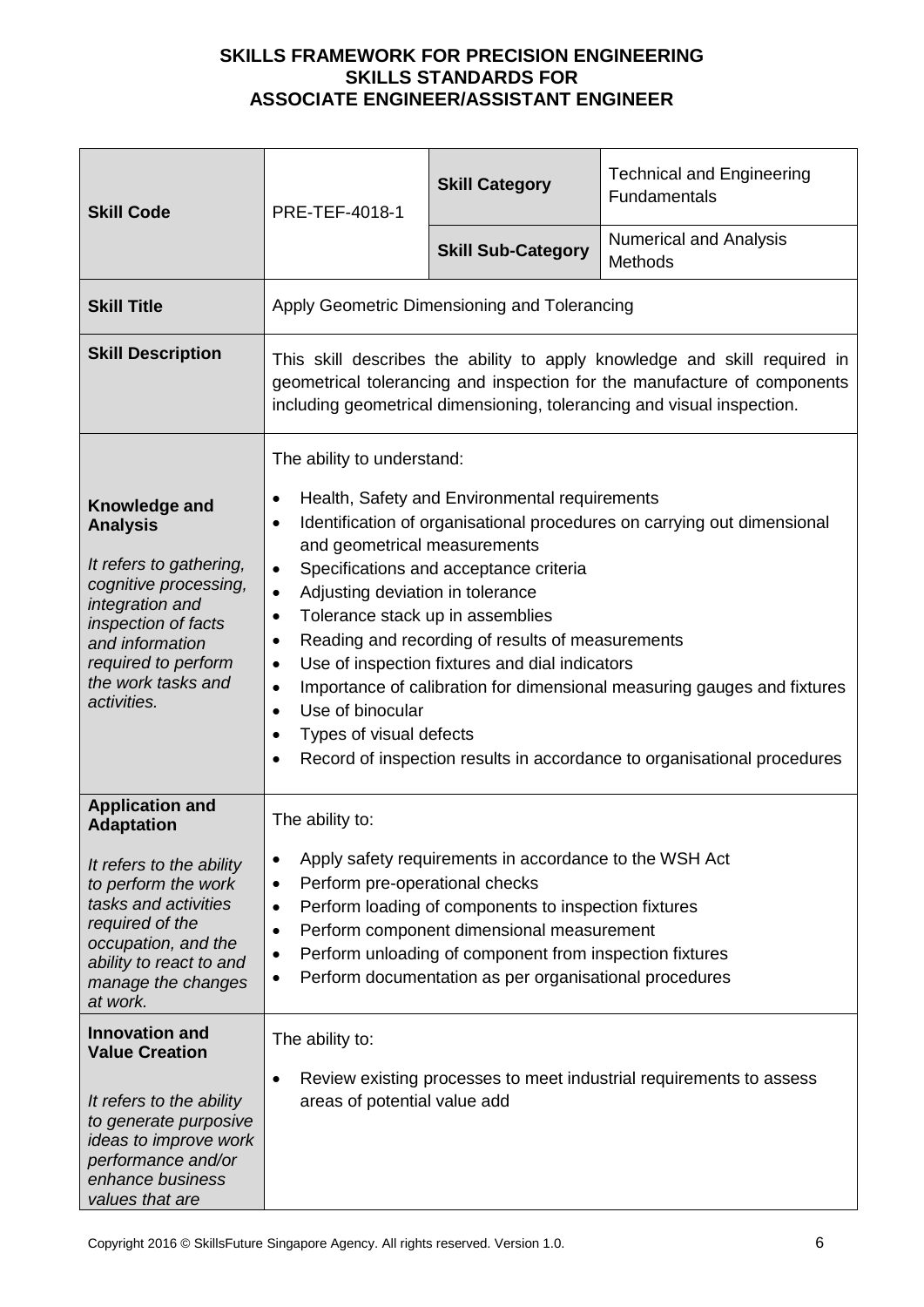**SKILLS FRAMEWORK FOR PRECISION ENGINEERING**
**SKILLS STANDARDS FOR**
**ASSOCIATE ENGINEER/ASSISTANT ENGINEER**

| **Skill Code** | PRE-TEF-4018-1 | **Skill Category** | Technical and Engineering Fundamentals |
|---|---|---|---|
| | | **Skill Sub-Category** | Numerical and Analysis Methods |
| **Skill Title** | Apply Geometric Dimensioning and Tolerancing | | |
| **Skill Description** | This skill describes the ability to apply knowledge and skill required in geometrical tolerancing and inspection for the manufacture of components including geometrical dimensioning, tolerancing and visual inspection. | | |
| **Knowledge and Analysis**<br><br>*It refers to gathering, cognitive processing, integration and inspection of facts and information required to perform the work tasks and activities.* | The ability to understand:<br><br>• Health, Safety and Environmental requirements<br>• Identification of organisational procedures on carrying out dimensional and geometrical measurements<br>• Specifications and acceptance criteria<br>• Adjusting deviation in tolerance<br>• Tolerance stack up in assemblies<br>• Reading and recording of results of measurements<br>• Use of inspection fixtures and dial indicators<br>• Importance of calibration for dimensional measuring gauges and fixtures<br>• Use of binocular<br>• Types of visual defects<br>• Record of inspection results in accordance to organisational procedures | | |
| **Application and Adaptation**<br><br>*It refers to the ability to perform the work tasks and activities required of the occupation, and the ability to react to and manage the changes at work.* | The ability to:<br><br>• Apply safety requirements in accordance to the WSH Act<br>• Perform pre-operational checks<br>• Perform loading of components to inspection fixtures<br>• Perform component dimensional measurement<br>• Perform unloading of component from inspection fixtures<br>• Perform documentation as per organisational procedures | | |
| **Innovation and Value Creation**<br><br>*It refers to the ability to generate purposive ideas to improve work performance and/or enhance business values that are* | The ability to:<br><br>• Review existing processes to meet industrial requirements to assess areas of potential value add | | |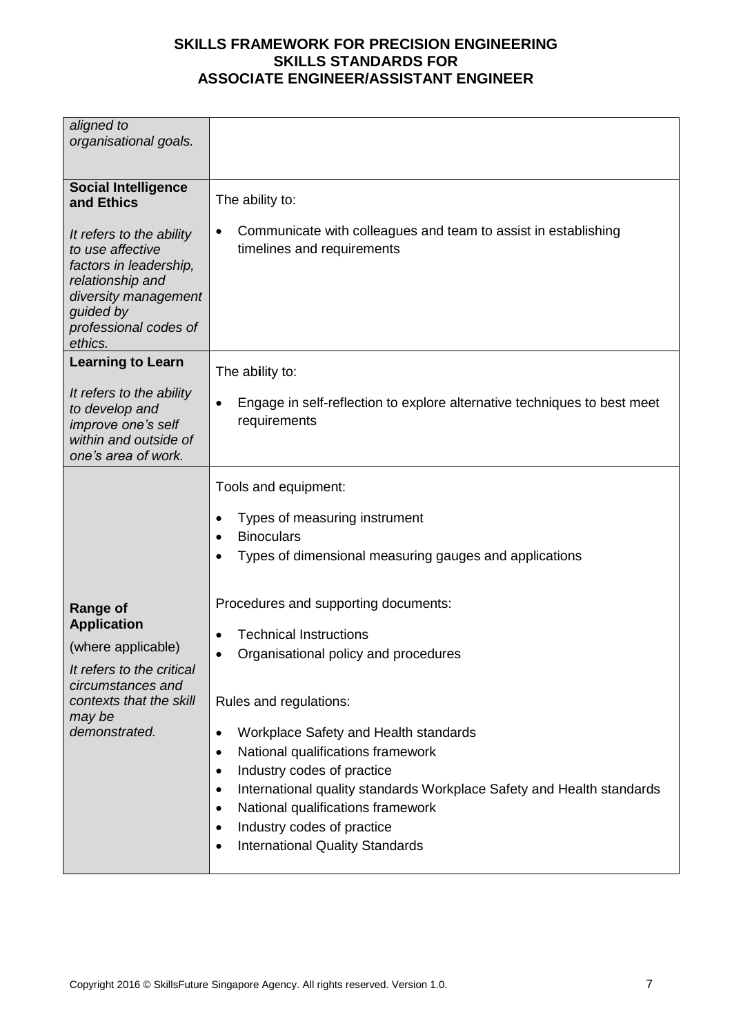| | |
|---|---|
| *aligned to organisational goals.* | |
| **Social Intelligence and Ethics**<br><br>*It refers to the ability to use affective factors in leadership, relationship and diversity management guided by professional codes of ethics.* | The ability to:<br><br>• Communicate with colleagues and team to assist in establishing timelines and requirements |
| **Learning to Learn**<br><br>*It refers to the ability to develop and improve one's self within and outside of one's area of work.* | The ability to:<br><br>• Engage in self-reflection to explore alternative techniques to best meet requirements |
| **Range of Application**<br><br>(where applicable)<br><br>*It refers to the critical circumstances and contexts that the skill may be demonstrated.* | Tools and equipment:<br><br>• Types of measuring instrument<br>• Binoculars<br>• Types of dimensional measuring gauges and applications<br><br>Procedures and supporting documents:<br><br>• Technical Instructions<br>• Organisational policy and procedures<br><br>Rules and regulations:<br><br>• Workplace Safety and Health standards<br>• National qualifications framework<br>• Industry codes of practice<br>• International quality standards Workplace Safety and Health standards<br>• National qualifications framework<br>• Industry codes of practice<br>• International Quality Standards |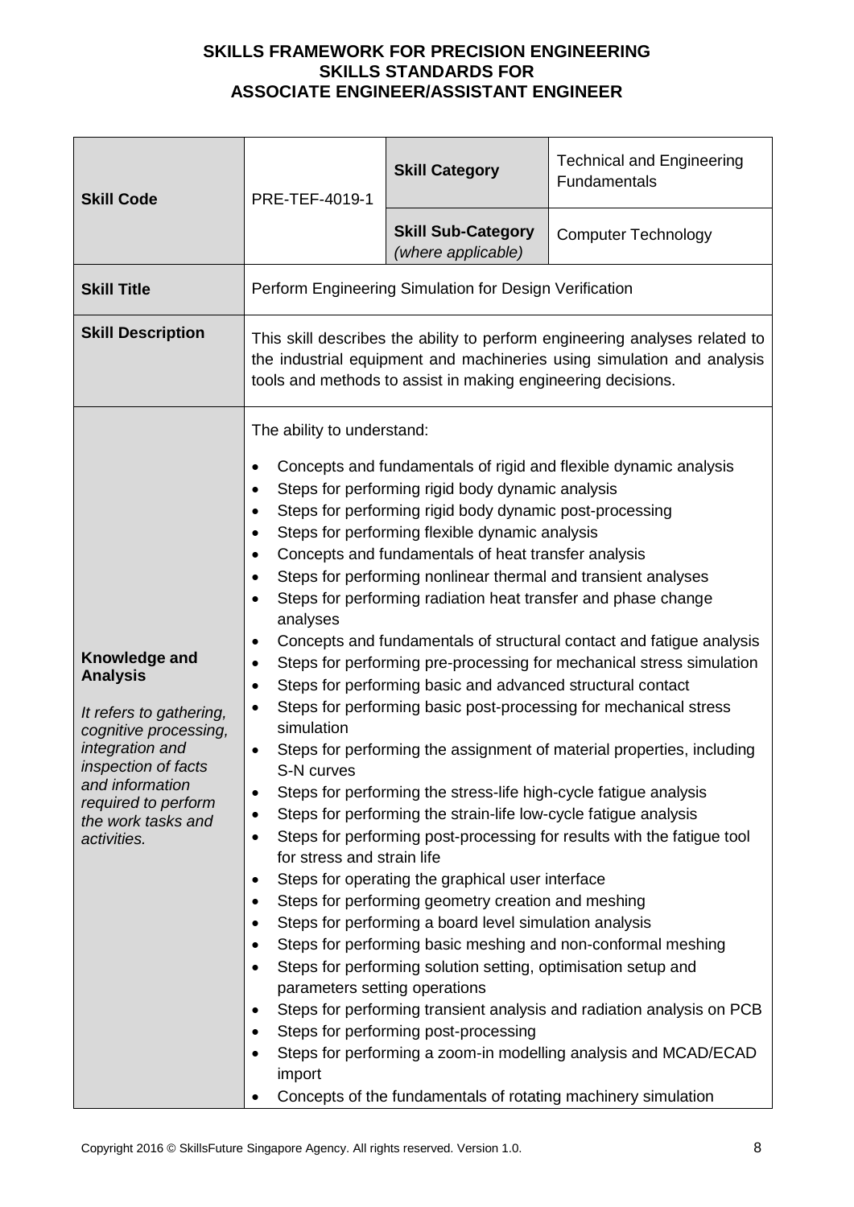**SKILLS FRAMEWORK FOR PRECISION ENGINEERING**
**SKILLS STANDARDS FOR**
**ASSOCIATE ENGINEER/ASSISTANT ENGINEER**

| **Skill Code** | PRE-TEF-4019-1 | **Skill Category** | Technical and Engineering Fundamentals |
|---|---|---|---|
| | | **Skill Sub-Category** *(where applicable)* | Computer Technology |
| **Skill Title** | Perform Engineering Simulation for Design Verification | | |
| **Skill Description** | This skill describes the ability to perform engineering analyses related to the industrial equipment and machineries using simulation and analysis tools and methods to assist in making engineering decisions. | | |
| **Knowledge and Analysis**<br><br>*It refers to gathering, cognitive processing, integration and inspection of facts and information required to perform the work tasks and activities.* | The ability to understand:<br><br>• Concepts and fundamentals of rigid and flexible dynamic analysis<br>• Steps for performing rigid body dynamic analysis<br>• Steps for performing rigid body dynamic post-processing<br>• Steps for performing flexible dynamic analysis<br>• Concepts and fundamentals of heat transfer analysis<br>• Steps for performing nonlinear thermal and transient analyses<br>• Steps for performing radiation heat transfer and phase change analyses<br>• Concepts and fundamentals of structural contact and fatigue analysis<br>• Steps for performing pre-processing for mechanical stress simulation<br>• Steps for performing basic and advanced structural contact<br>• Steps for performing basic post-processing for mechanical stress simulation<br>• Steps for performing the assignment of material properties, including S-N curves<br>• Steps for performing the stress-life high-cycle fatigue analysis<br>• Steps for performing the strain-life low-cycle fatigue analysis<br>• Steps for performing post-processing for results with the fatigue tool for stress and strain life<br>• Steps for operating the graphical user interface<br>• Steps for performing geometry creation and meshing<br>• Steps for performing a board level simulation analysis<br>• Steps for performing basic meshing and non-conformal meshing<br>• Steps for performing solution setting, optimisation setup and parameters setting operations<br>• Steps for performing transient analysis and radiation analysis on PCB<br>• Steps for performing post-processing<br>• Steps for performing a zoom-in modelling analysis and MCAD/ECAD import<br>• Concepts of the fundamentals of rotating machinery simulation | | |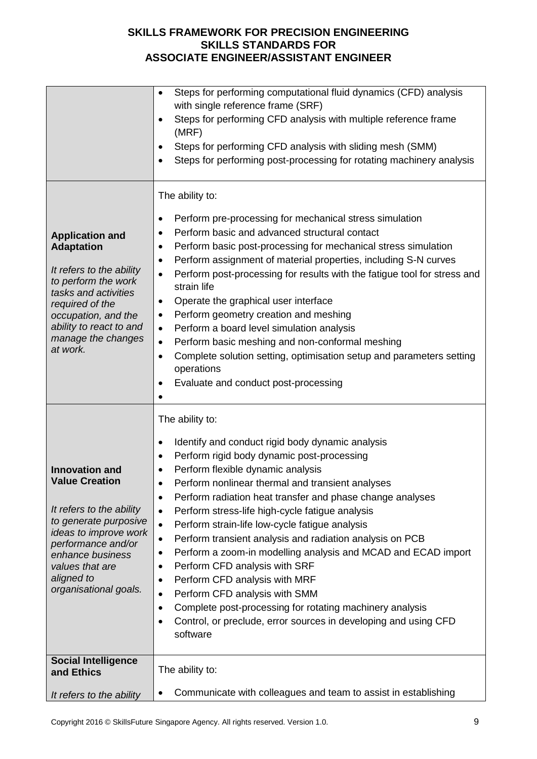| | |
|---|---|
| | • Steps for performing computational fluid dynamics (CFD) analysis with single reference frame (SRF)<br>• Steps for performing CFD analysis with multiple reference frame (MRF)<br>• Steps for performing CFD analysis with sliding mesh (SMM)<br>• Steps for performing post-processing for rotating machinery analysis |
| **Application and Adaptation**<br><br>*It refers to the ability to perform the work tasks and activities required of the occupation, and the ability to react to and manage the changes at work.* | The ability to:<br><br>• Perform pre-processing for mechanical stress simulation<br>• Perform basic and advanced structural contact<br>• Perform basic post-processing for mechanical stress simulation<br>• Perform assignment of material properties, including S-N curves<br>• Perform post-processing for results with the fatigue tool for stress and strain life<br>• Operate the graphical user interface<br>• Perform geometry creation and meshing<br>• Perform a board level simulation analysis<br>• Perform basic meshing and non-conformal meshing<br>• Complete solution setting, optimisation setup and parameters setting operations<br>• Evaluate and conduct post-processing<br>• |
| **Innovation and Value Creation**<br><br>*It refers to the ability to generate purposive ideas to improve work performance and/or enhance business values that are aligned to organisational goals.* | The ability to:<br><br>• Identify and conduct rigid body dynamic analysis<br>• Perform rigid body dynamic post-processing<br>• Perform flexible dynamic analysis<br>• Perform nonlinear thermal and transient analyses<br>• Perform radiation heat transfer and phase change analyses<br>• Perform stress-life high-cycle fatigue analysis<br>• Perform strain-life low-cycle fatigue analysis<br>• Perform transient analysis and radiation analysis on PCB<br>• Perform a zoom-in modelling analysis and MCAD and ECAD import<br>• Perform CFD analysis with SRF<br>• Perform CFD analysis with MRF<br>• Perform CFD analysis with SMM<br>• Complete post-processing for rotating machinery analysis<br>• Control, or preclude, error sources in developing and using CFD software |
| **Social Intelligence and Ethics**<br><br>*It refers to the ability* | The ability to:<br><br>• Communicate with colleagues and team to assist in establishing |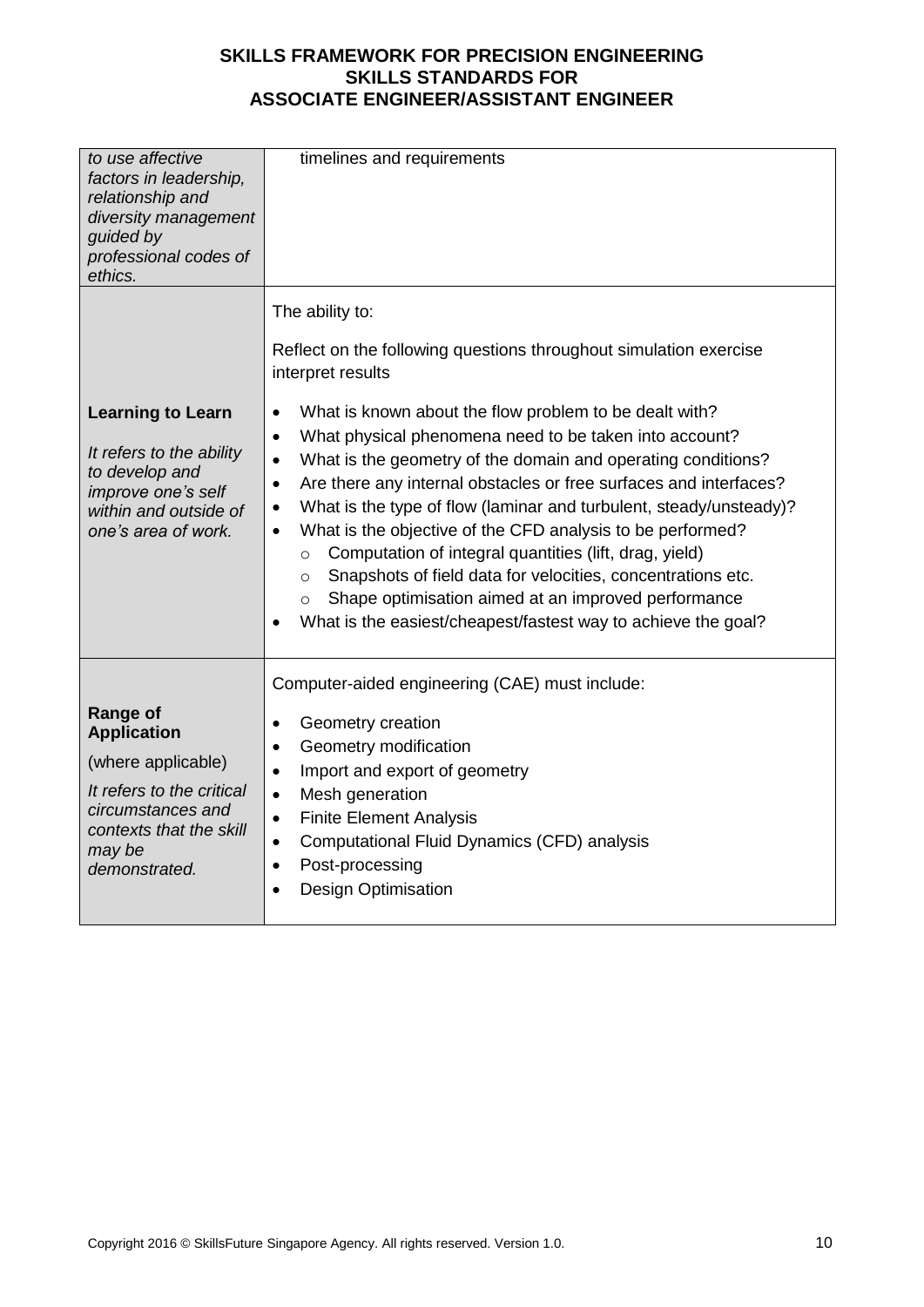| | |
|---|---|
| *to use affective factors in leadership, relationship and diversity management guided by professional codes of ethics.* | timelines and requirements |
| **Learning to Learn**<br><br>*It refers to the ability to develop and improve one's self within and outside of one's area of work.* | The ability to:<br><br>Reflect on the following questions throughout simulation exercise interpret results<br><br>• What is known about the flow problem to be dealt with?<br>• What physical phenomena need to be taken into account?<br>• What is the geometry of the domain and operating conditions?<br>• Are there any internal obstacles or free surfaces and interfaces?<br>• What is the type of flow (laminar and turbulent, steady/unsteady)?<br>• What is the objective of the CFD analysis to be performed?<br>  ○ Computation of integral quantities (lift, drag, yield)<br>  ○ Snapshots of field data for velocities, concentrations etc.<br>  ○ Shape optimisation aimed at an improved performance<br>• What is the easiest/cheapest/fastest way to achieve the goal? |
| **Range of Application**<br><br>(where applicable)<br><br>*It refers to the critical circumstances and contexts that the skill may be demonstrated.* | Computer-aided engineering (CAE) must include:<br><br>• Geometry creation<br>• Geometry modification<br>• Import and export of geometry<br>• Mesh generation<br>• Finite Element Analysis<br>• Computational Fluid Dynamics (CFD) analysis<br>• Post-processing<br>• Design Optimisation |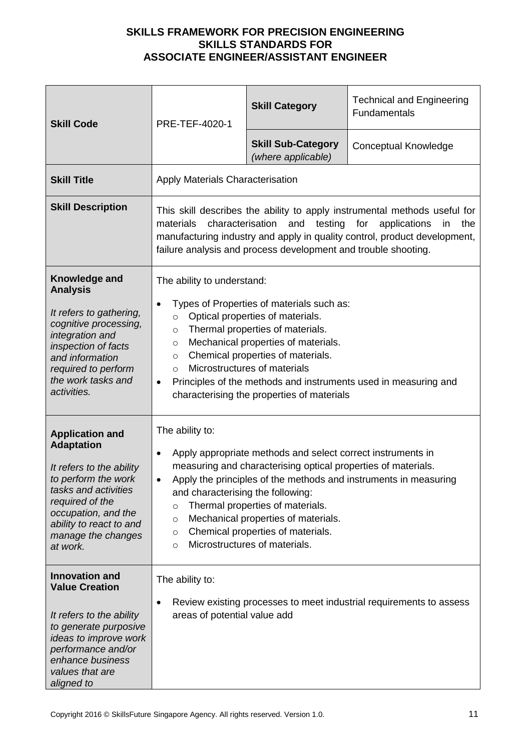**SKILLS FRAMEWORK FOR PRECISION ENGINEERING**
**SKILLS STANDARDS FOR**
**ASSOCIATE ENGINEER/ASSISTANT ENGINEER**

| **Skill Code** | PRE-TEF-4020-1 | **Skill Category** | Technical and Engineering Fundamentals |
|---|---|---|---|
| | | **Skill Sub-Category** *(where applicable)* | Conceptual Knowledge |
| **Skill Title** | Apply Materials Characterisation | | |
| **Skill Description** | This skill describes the ability to apply instrumental methods useful for materials characterisation and testing for applications in the manufacturing industry and apply in quality control, product development, failure analysis and process development and trouble shooting. | | |
| **Knowledge and Analysis** <br><br> *It refers to gathering, cognitive processing, integration and inspection of facts and information required to perform the work tasks and activities.* | The ability to understand: <br><br> • Types of Properties of materials such as: <br> &nbsp;&nbsp;○ Optical properties of materials. <br> &nbsp;&nbsp;○ Thermal properties of materials. <br> &nbsp;&nbsp;○ Mechanical properties of materials. <br> &nbsp;&nbsp;○ Chemical properties of materials. <br> &nbsp;&nbsp;○ Microstructures of materials <br> • Principles of the methods and instruments used in measuring and characterising the properties of materials | | |
| **Application and Adaptation** <br><br> *It refers to the ability to perform the work tasks and activities required of the occupation, and the ability to react to and manage the changes at work.* | The ability to: <br><br> • Apply appropriate methods and select correct instruments in measuring and characterising optical properties of materials. <br> • Apply the principles of the methods and instruments in measuring and characterising the following: <br> &nbsp;&nbsp;○ Thermal properties of materials. <br> &nbsp;&nbsp;○ Mechanical properties of materials. <br> &nbsp;&nbsp;○ Chemical properties of materials. <br> &nbsp;&nbsp;○ Microstructures of materials. | | |
| **Innovation and Value Creation** <br><br> *It refers to the ability to generate purposive ideas to improve work performance and/or enhance business values that are aligned to* | The ability to: <br><br> • Review existing processes to meet industrial requirements to assess areas of potential value add | | |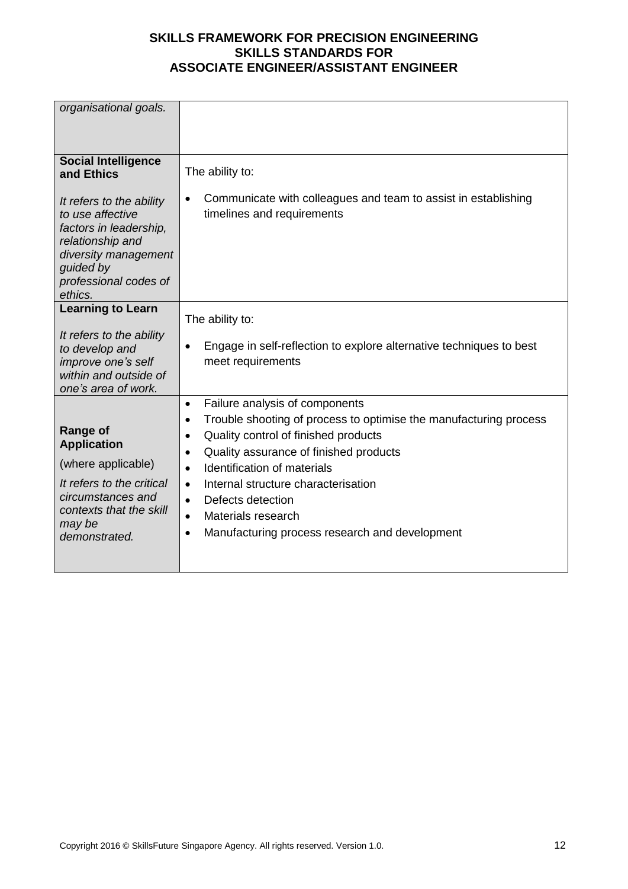| | |
|---|---|
| *organisational goals.* | |
| **Social Intelligence and Ethics**<br><br>*It refers to the ability to use affective factors in leadership, relationship and diversity management guided by professional codes of ethics.* | The ability to:<br><br>• Communicate with colleagues and team to assist in establishing timelines and requirements |
| **Learning to Learn**<br><br>*It refers to the ability to develop and improve one's self within and outside of one's area of work.* | The ability to:<br><br>• Engage in self-reflection to explore alternative techniques to best meet requirements |
| **Range of Application**<br><br>(where applicable)<br><br>*It refers to the critical circumstances and contexts that the skill may be demonstrated.* | • Failure analysis of components<br>• Trouble shooting of process to optimise the manufacturing process<br>• Quality control of finished products<br>• Quality assurance of finished products<br>• Identification of materials<br>• Internal structure characterisation<br>• Defects detection<br>• Materials research<br>• Manufacturing process research and development |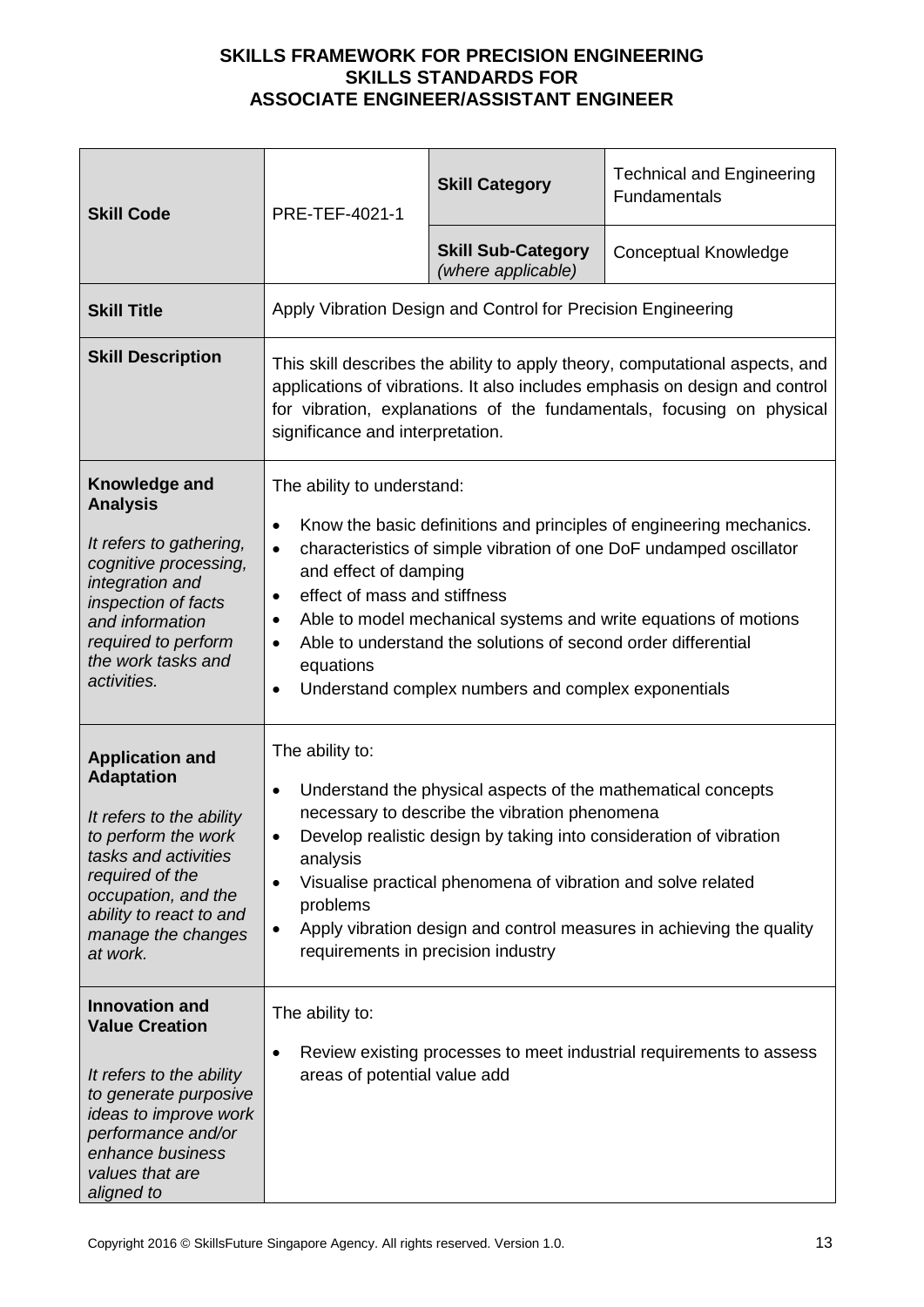**SKILLS FRAMEWORK FOR PRECISION ENGINEERING**
**SKILLS STANDARDS FOR**
**ASSOCIATE ENGINEER/ASSISTANT ENGINEER**

| **Skill Code** | PRE-TEF-4021-1 | **Skill Category** | Technical and Engineering Fundamentals |
|---|---|---|---|
| | | **Skill Sub-Category** *(where applicable)* | Conceptual Knowledge |
| **Skill Title** | Apply Vibration Design and Control for Precision Engineering | | |
| **Skill Description** | This skill describes the ability to apply theory, computational aspects, and applications of vibrations. It also includes emphasis on design and control for vibration, explanations of the fundamentals, focusing on physical significance and interpretation. | | |
| **Knowledge and Analysis** <br><br> *It refers to gathering, cognitive processing, integration and inspection of facts and information required to perform the work tasks and activities.* | The ability to understand: <br><br> • Know the basic definitions and principles of engineering mechanics. <br> • characteristics of simple vibration of one DoF undamped oscillator and effect of damping <br> • effect of mass and stiffness <br> • Able to model mechanical systems and write equations of motions <br> • Able to understand the solutions of second order differential equations <br> • Understand complex numbers and complex exponentials | | |
| **Application and Adaptation** <br><br> *It refers to the ability to perform the work tasks and activities required of the occupation, and the ability to react to and manage the changes at work.* | The ability to: <br><br> • Understand the physical aspects of the mathematical concepts necessary to describe the vibration phenomena <br> • Develop realistic design by taking into consideration of vibration analysis <br> • Visualise practical phenomena of vibration and solve related problems <br> • Apply vibration design and control measures in achieving the quality requirements in precision industry | | |
| **Innovation and Value Creation** <br><br> *It refers to the ability to generate purposive ideas to improve work performance and/or enhance business values that are aligned to* | The ability to: <br><br> • Review existing processes to meet industrial requirements to assess areas of potential value add | | |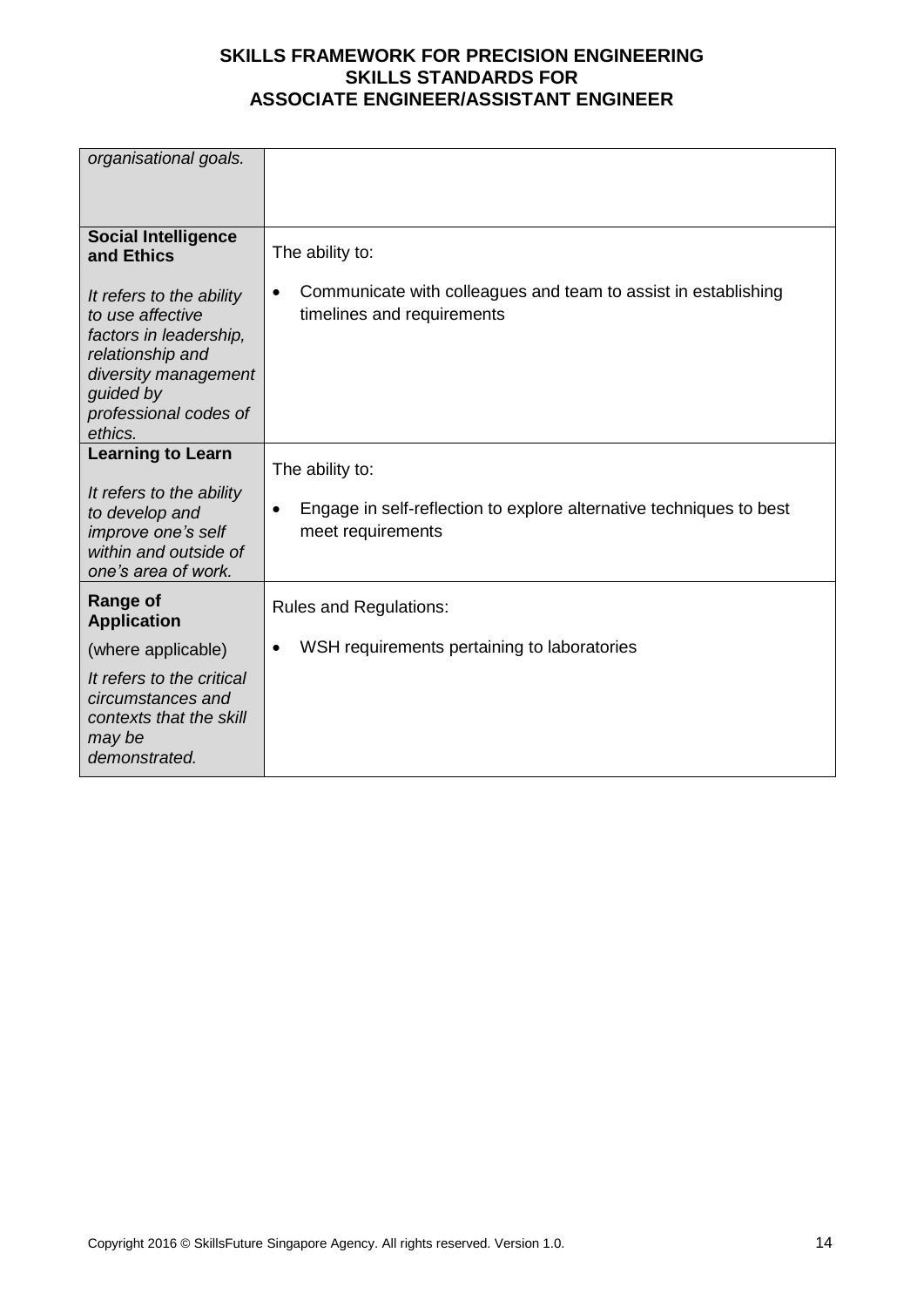| | |
|---|---|
| *organisational goals.* | |
| **Social Intelligence and Ethics**<br><br>*It refers to the ability to use affective factors in leadership, relationship and diversity management guided by professional codes of ethics.* | The ability to:<br><br>• Communicate with colleagues and team to assist in establishing timelines and requirements |
| **Learning to Learn**<br><br>*It refers to the ability to develop and improve one's self within and outside of one's area of work.* | The ability to:<br><br>• Engage in self-reflection to explore alternative techniques to best meet requirements |
| **Range of Application**<br><br>(where applicable)<br><br>*It refers to the critical circumstances and contexts that the skill may be demonstrated.* | Rules and Regulations:<br><br>• WSH requirements pertaining to laboratories |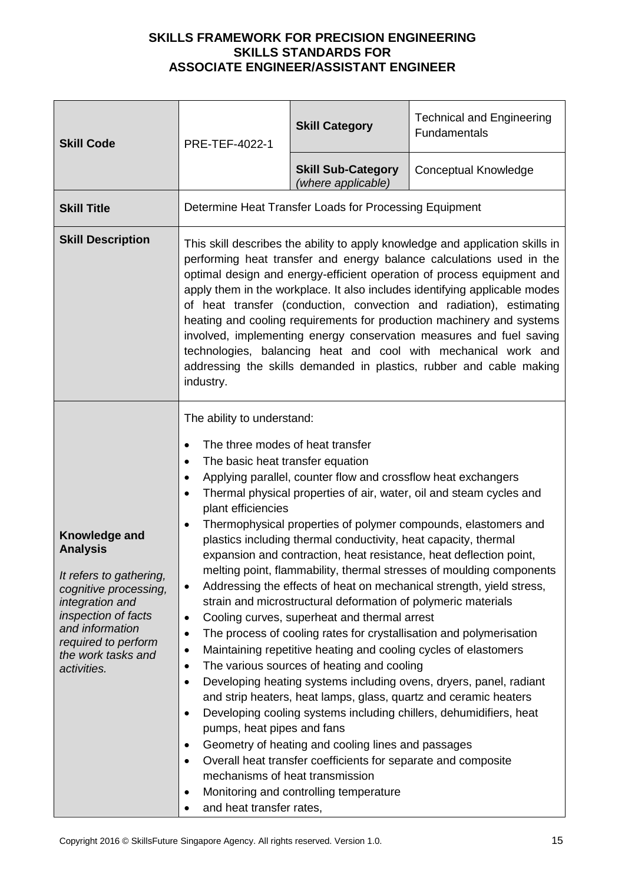**SKILLS FRAMEWORK FOR PRECISION ENGINEERING**
**SKILLS STANDARDS FOR**
**ASSOCIATE ENGINEER/ASSISTANT ENGINEER**

| **Skill Code** | PRE-TEF-4022-1 | **Skill Category** | Technical and Engineering Fundamentals |
|---|---|---|---|
| | | **Skill Sub-Category** *(where applicable)* | Conceptual Knowledge |
| **Skill Title** | Determine Heat Transfer Loads for Processing Equipment | | |
| **Skill Description** | This skill describes the ability to apply knowledge and application skills in performing heat transfer and energy balance calculations used in the optimal design and energy-efficient operation of process equipment and apply them in the workplace. It also includes identifying applicable modes of heat transfer (conduction, convection and radiation), estimating heating and cooling requirements for production machinery and systems involved, implementing energy conservation measures and fuel saving technologies, balancing heat and cool with mechanical work and addressing the skills demanded in plastics, rubber and cable making industry. | | |
| **Knowledge and Analysis**<br><br>*It refers to gathering, cognitive processing, integration and inspection of facts and information required to perform the work tasks and activities.* | The ability to understand:<br><br>• The three modes of heat transfer<br>• The basic heat transfer equation<br>• Applying parallel, counter flow and crossflow heat exchangers<br>• Thermal physical properties of air, water, oil and steam cycles and plant efficiencies<br>• Thermophysical properties of polymer compounds, elastomers and plastics including thermal conductivity, heat capacity, thermal expansion and contraction, heat resistance, heat deflection point, melting point, flammability, thermal stresses of moulding components<br>• Addressing the effects of heat on mechanical strength, yield stress, strain and microstructural deformation of polymeric materials<br>• Cooling curves, superheat and thermal arrest<br>• The process of cooling rates for crystallisation and polymerisation<br>• Maintaining repetitive heating and cooling cycles of elastomers<br>• The various sources of heating and cooling<br>• Developing heating systems including ovens, dryers, panel, radiant and strip heaters, heat lamps, glass, quartz and ceramic heaters<br>• Developing cooling systems including chillers, dehumidifiers, heat pumps, heat pipes and fans<br>• Geometry of heating and cooling lines and passages<br>• Overall heat transfer coefficients for separate and composite mechanisms of heat transmission<br>• Monitoring and controlling temperature<br>• and heat transfer rates, | | |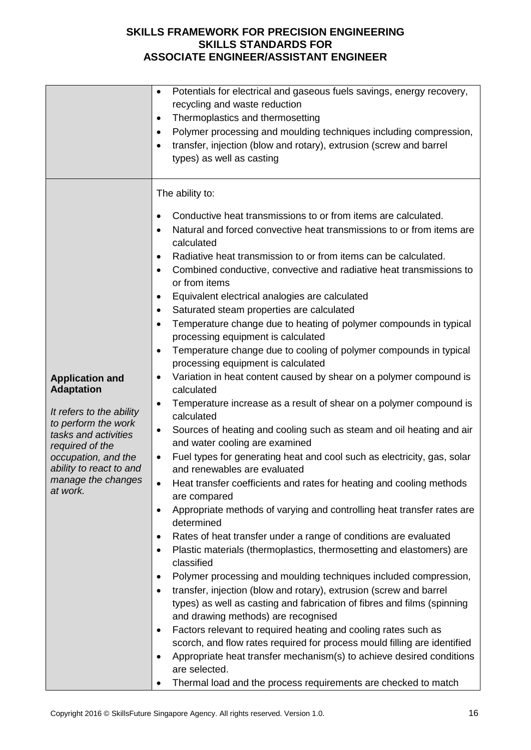| | |
|---|---|
| | • Potentials for electrical and gaseous fuels savings, energy recovery, recycling and waste reduction<br>• Thermoplastics and thermosetting<br>• Polymer processing and moulding techniques including compression,<br>• transfer, injection (blow and rotary), extrusion (screw and barrel types) as well as casting |
| **Application and Adaptation**<br><br>*It refers to the ability to perform the work tasks and activities required of the occupation, and the ability to react to and manage the changes at work.* | The ability to:<br><br>• Conductive heat transmissions to or from items are calculated.<br>• Natural and forced convective heat transmissions to or from items are calculated<br>• Radiative heat transmission to or from items can be calculated.<br>• Combined conductive, convective and radiative heat transmissions to or from items<br>• Equivalent electrical analogies are calculated<br>• Saturated steam properties are calculated<br>• Temperature change due to heating of polymer compounds in typical processing equipment is calculated<br>• Temperature change due to cooling of polymer compounds in typical processing equipment is calculated<br>• Variation in heat content caused by shear on a polymer compound is calculated<br>• Temperature increase as a result of shear on a polymer compound is calculated<br>• Sources of heating and cooling such as steam and oil heating and air and water cooling are examined<br>• Fuel types for generating heat and cool such as electricity, gas, solar and renewables are evaluated<br>• Heat transfer coefficients and rates for heating and cooling methods are compared<br>• Appropriate methods of varying and controlling heat transfer rates are determined<br>• Rates of heat transfer under a range of conditions are evaluated<br>• Plastic materials (thermoplastics, thermosetting and elastomers) are classified<br>• Polymer processing and moulding techniques included compression,<br>• transfer, injection (blow and rotary), extrusion (screw and barrel types) as well as casting and fabrication of fibres and films (spinning and drawing methods) are recognised<br>• Factors relevant to required heating and cooling rates such as scorch, and flow rates required for process mould filling are identified<br>• Appropriate heat transfer mechanism(s) to achieve desired conditions are selected.<br>• Thermal load and the process requirements are checked to match |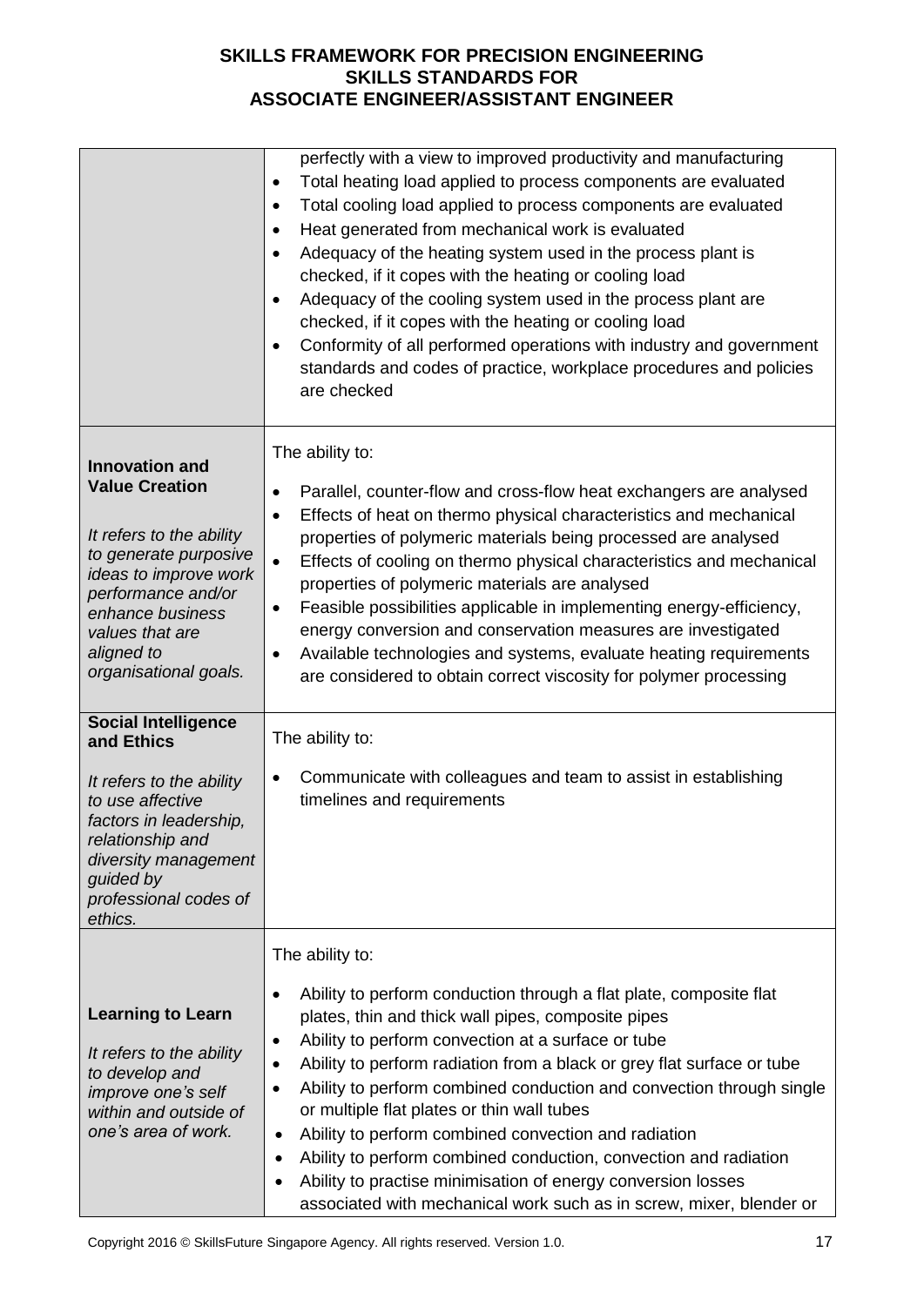**SKILLS FRAMEWORK FOR PRECISION ENGINEERING**
**SKILLS STANDARDS FOR**
**ASSOCIATE ENGINEER/ASSISTANT ENGINEER**

| | |
|---|---|
| | perfectly with a view to improved productivity and manufacturing<br>• Total heating load applied to process components are evaluated<br>• Total cooling load applied to process components are evaluated<br>• Heat generated from mechanical work is evaluated<br>• Adequacy of the heating system used in the process plant is checked, if it copes with the heating or cooling load<br>• Adequacy of the cooling system used in the process plant are checked, if it copes with the heating or cooling load<br>• Conformity of all performed operations with industry and government standards and codes of practice, workplace procedures and policies are checked |
| **Innovation and Value Creation**<br><br>*It refers to the ability to generate purposive ideas to improve work performance and/or enhance business values that are aligned to organisational goals.* | The ability to:<br>• Parallel, counter-flow and cross-flow heat exchangers are analysed<br>• Effects of heat on thermo physical characteristics and mechanical properties of polymeric materials being processed are analysed<br>• Effects of cooling on thermo physical characteristics and mechanical properties of polymeric materials are analysed<br>• Feasible possibilities applicable in implementing energy-efficiency, energy conversion and conservation measures are investigated<br>• Available technologies and systems, evaluate heating requirements are considered to obtain correct viscosity for polymer processing |
| **Social Intelligence and Ethics**<br><br>*It refers to the ability to use affective factors in leadership, relationship and diversity management guided by professional codes of ethics.* | The ability to:<br>• Communicate with colleagues and team to assist in establishing timelines and requirements |
| **Learning to Learn**<br><br>*It refers to the ability to develop and improve one's self within and outside of one's area of work.* | The ability to:<br>• Ability to perform conduction through a flat plate, composite flat plates, thin and thick wall pipes, composite pipes<br>• Ability to perform convection at a surface or tube<br>• Ability to perform radiation from a black or grey flat surface or tube<br>• Ability to perform combined conduction and convection through single or multiple flat plates or thin wall tubes<br>• Ability to perform combined convection and radiation<br>• Ability to perform combined conduction, convection and radiation<br>• Ability to practise minimisation of energy conversion losses associated with mechanical work such as in screw, mixer, blender or |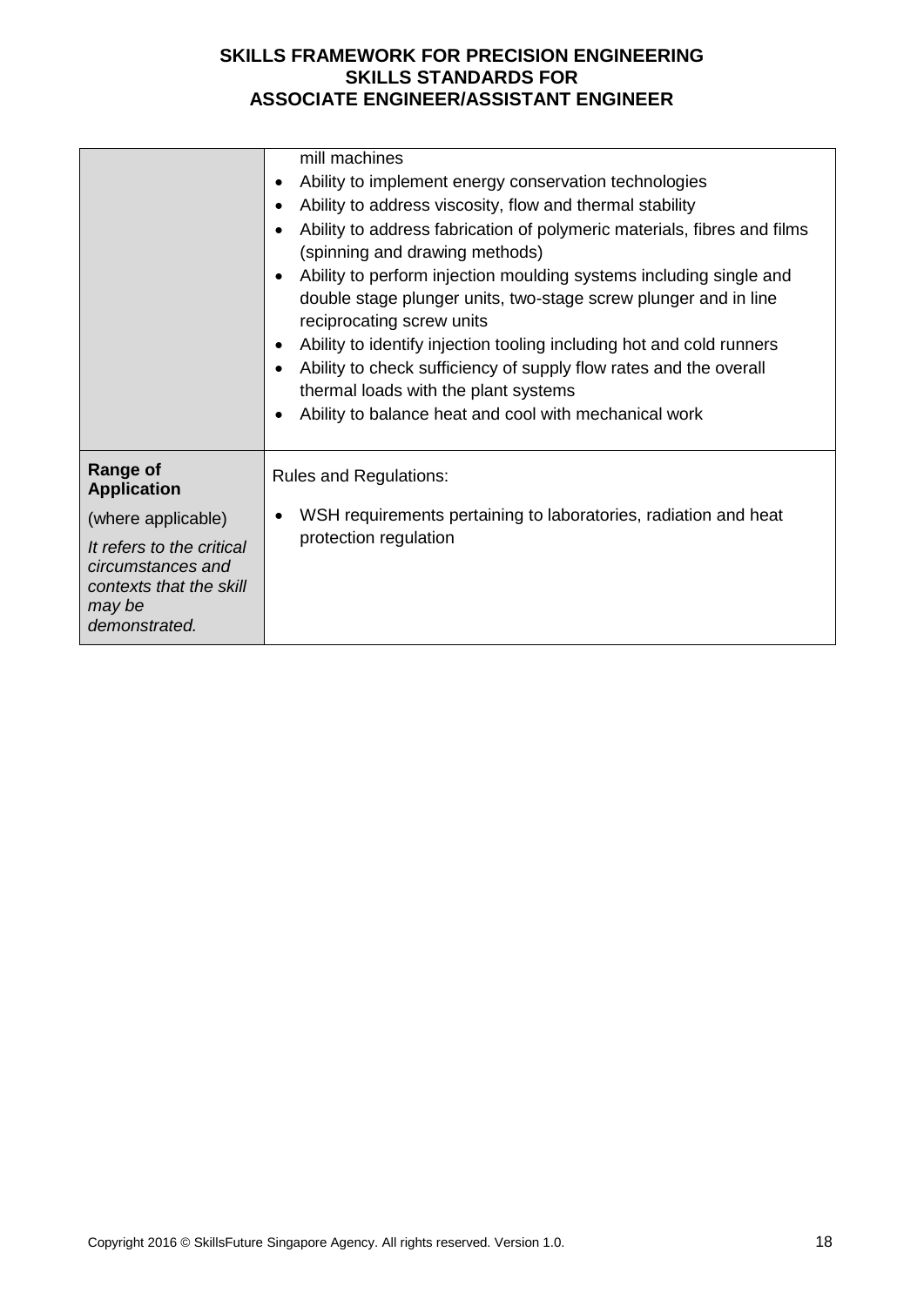| | |
|---|---|
| | mill machines<br>• Ability to implement energy conservation technologies<br>• Ability to address viscosity, flow and thermal stability<br>• Ability to address fabrication of polymeric materials, fibres and films (spinning and drawing methods)<br>• Ability to perform injection moulding systems including single and double stage plunger units, two-stage screw plunger and in line reciprocating screw units<br>• Ability to identify injection tooling including hot and cold runners<br>• Ability to check sufficiency of supply flow rates and the overall thermal loads with the plant systems<br>• Ability to balance heat and cool with mechanical work |
| **Range of Application**<br>(where applicable)<br>*It refers to the critical circumstances and contexts that the skill may be demonstrated.* | Rules and Regulations:<br>• WSH requirements pertaining to laboratories, radiation and heat protection regulation |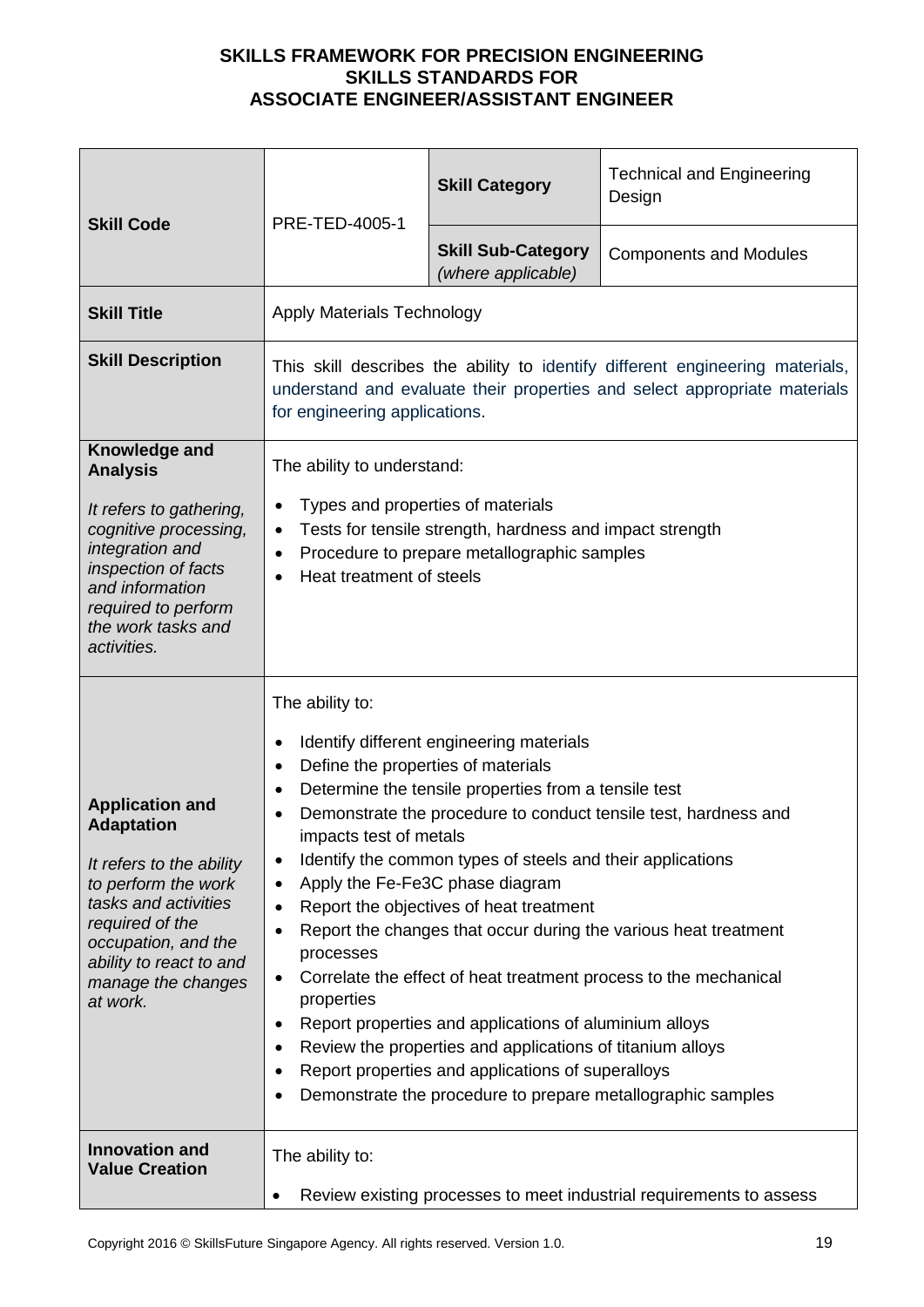**SKILLS FRAMEWORK FOR PRECISION ENGINEERING**
**SKILLS STANDARDS FOR**
**ASSOCIATE ENGINEER/ASSISTANT ENGINEER**

| | | | |
|---|---|---|---|
| **Skill Code** | PRE-TED-4005-1 | **Skill Category** | Technical and Engineering Design |
| | | **Skill Sub-Category** *(where applicable)* | Components and Modules |
| **Skill Title** | Apply Materials Technology | | |
| **Skill Description** | This skill describes the ability to identify different engineering materials, understand and evaluate their properties and select appropriate materials for engineering applications. | | |
| **Knowledge and Analysis**<br><br>*It refers to gathering, cognitive processing, integration and inspection of facts and information required to perform the work tasks and activities.* | The ability to understand:<br><br>• Types and properties of materials<br>• Tests for tensile strength, hardness and impact strength<br>• Procedure to prepare metallographic samples<br>• Heat treatment of steels | | |
| **Application and Adaptation**<br><br>*It refers to the ability to perform the work tasks and activities required of the occupation, and the ability to react to and manage the changes at work.* | The ability to:<br><br>• Identify different engineering materials<br>• Define the properties of materials<br>• Determine the tensile properties from a tensile test<br>• Demonstrate the procedure to conduct tensile test, hardness and impacts test of metals<br>• Identify the common types of steels and their applications<br>• Apply the Fe-Fe3C phase diagram<br>• Report the objectives of heat treatment<br>• Report the changes that occur during the various heat treatment processes<br>• Correlate the effect of heat treatment process to the mechanical properties<br>• Report properties and applications of aluminium alloys<br>• Review the properties and applications of titanium alloys<br>• Report properties and applications of superalloys<br>• Demonstrate the procedure to prepare metallographic samples | | |
| **Innovation and Value Creation** | The ability to:<br><br>• Review existing processes to meet industrial requirements to assess | | |

Copyright 2016 © SkillsFuture Singapore Agency. All rights reserved. Version 1.0.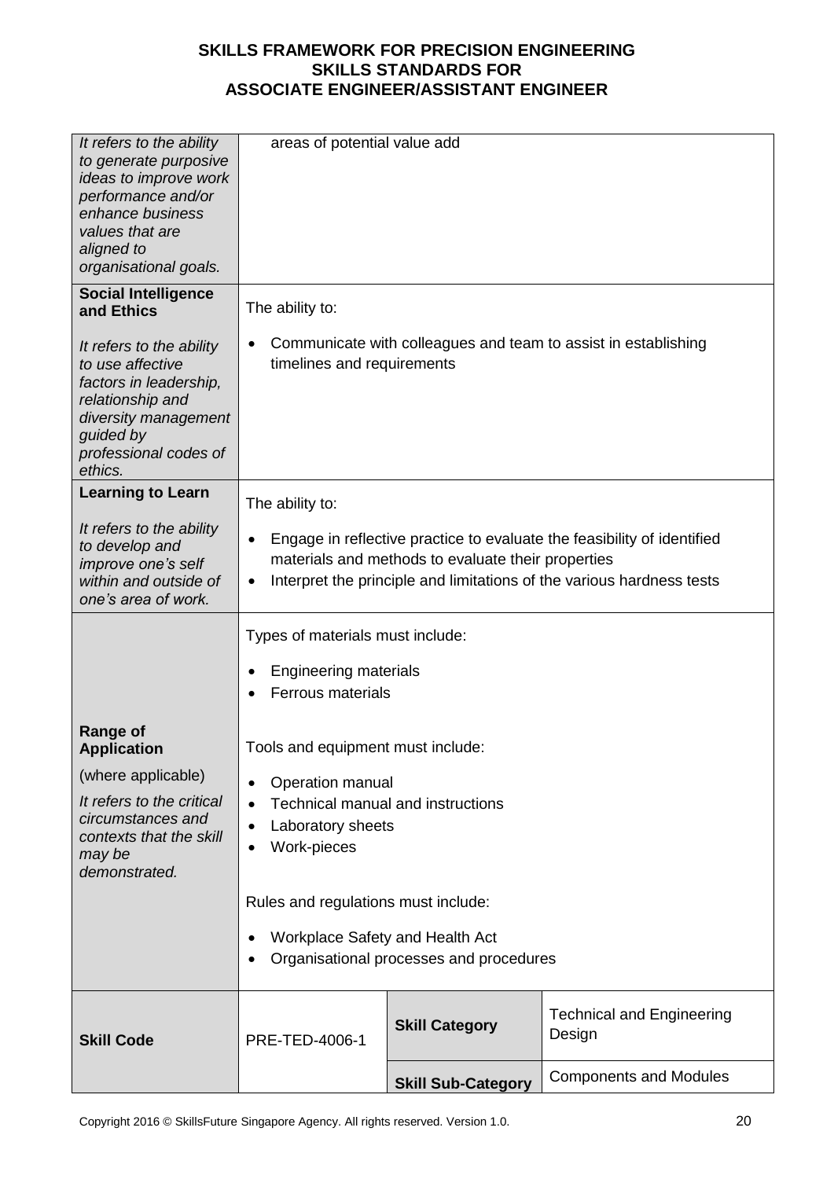| | | | |
|---|---|---|---|
| *It refers to the ability to generate purposive ideas to improve work performance and/or enhance business values that are aligned to organisational goals.* | areas of potential value add | | |
| **Social Intelligence and Ethics**<br><br>*It refers to the ability to use affective factors in leadership, relationship and diversity management guided by professional codes of ethics.* | The ability to:<br><br>• Communicate with colleagues and team to assist in establishing timelines and requirements | | |
| **Learning to Learn**<br><br>*It refers to the ability to develop and improve one's self within and outside of one's area of work.* | The ability to:<br><br>• Engage in reflective practice to evaluate the feasibility of identified materials and methods to evaluate their properties<br>• Interpret the principle and limitations of the various hardness tests | | |
| **Range of Application**<br><br>(where applicable)<br><br>*It refers to the critical circumstances and contexts that the skill may be demonstrated.* | Types of materials must include:<br><br>• Engineering materials<br>• Ferrous materials<br><br>Tools and equipment must include:<br><br>• Operation manual<br>• Technical manual and instructions<br>• Laboratory sheets<br>• Work-pieces<br><br>Rules and regulations must include:<br><br>• Workplace Safety and Health Act<br>• Organisational processes and procedures | | |
| **Skill Code** | PRE-TED-4006-1 | **Skill Category** | Technical and Engineering Design |
| | | **Skill Sub-Category** | Components and Modules |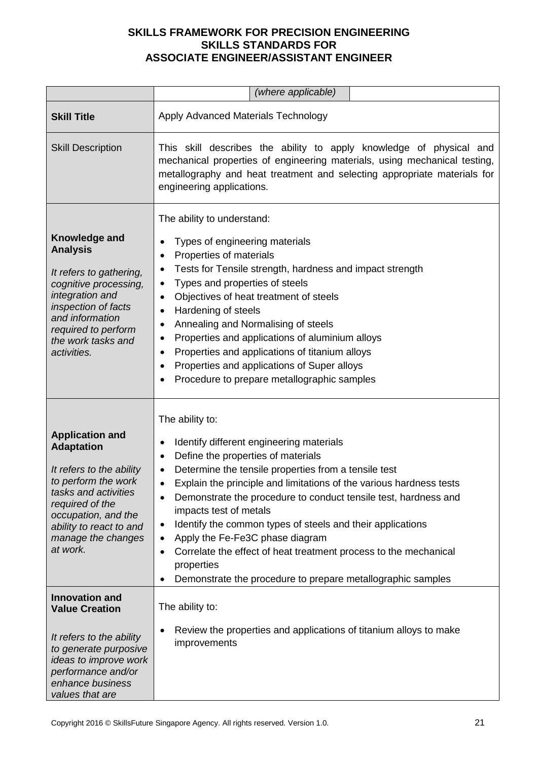**SKILLS FRAMEWORK FOR PRECISION ENGINEERING**
**SKILLS STANDARDS FOR**
**ASSOCIATE ENGINEER/ASSISTANT ENGINEER**

| | | | |
|---|---|---|---|
| | | *(where applicable)* | |
| **Skill Title** | Apply Advanced Materials Technology | | |
| Skill Description | This skill describes the ability to apply knowledge of physical and mechanical properties of engineering materials, using mechanical testing, metallography and heat treatment and selecting appropriate materials for engineering applications. | | |
| **Knowledge and Analysis**<br><br>*It refers to gathering, cognitive processing, integration and inspection of facts and information required to perform the work tasks and activities.* | The ability to understand:<br><br>• Types of engineering materials<br>• Properties of materials<br>• Tests for Tensile strength, hardness and impact strength<br>• Types and properties of steels<br>• Objectives of heat treatment of steels<br>• Hardening of steels<br>• Annealing and Normalising of steels<br>• Properties and applications of aluminium alloys<br>• Properties and applications of titanium alloys<br>• Properties and applications of Super alloys<br>• Procedure to prepare metallographic samples | | |
| **Application and Adaptation**<br><br>*It refers to the ability to perform the work tasks and activities required of the occupation, and the ability to react to and manage the changes at work.* | The ability to:<br><br>• Identify different engineering materials<br>• Define the properties of materials<br>• Determine the tensile properties from a tensile test<br>• Explain the principle and limitations of the various hardness tests<br>• Demonstrate the procedure to conduct tensile test, hardness and impacts test of metals<br>• Identify the common types of steels and their applications<br>• Apply the Fe-Fe3C phase diagram<br>• Correlate the effect of heat treatment process to the mechanical properties<br>• Demonstrate the procedure to prepare metallographic samples | | |
| **Innovation and Value Creation**<br><br>*It refers to the ability to generate purposive ideas to improve work performance and/or enhance business values that are* | The ability to:<br><br>• Review the properties and applications of titanium alloys to make improvements | | |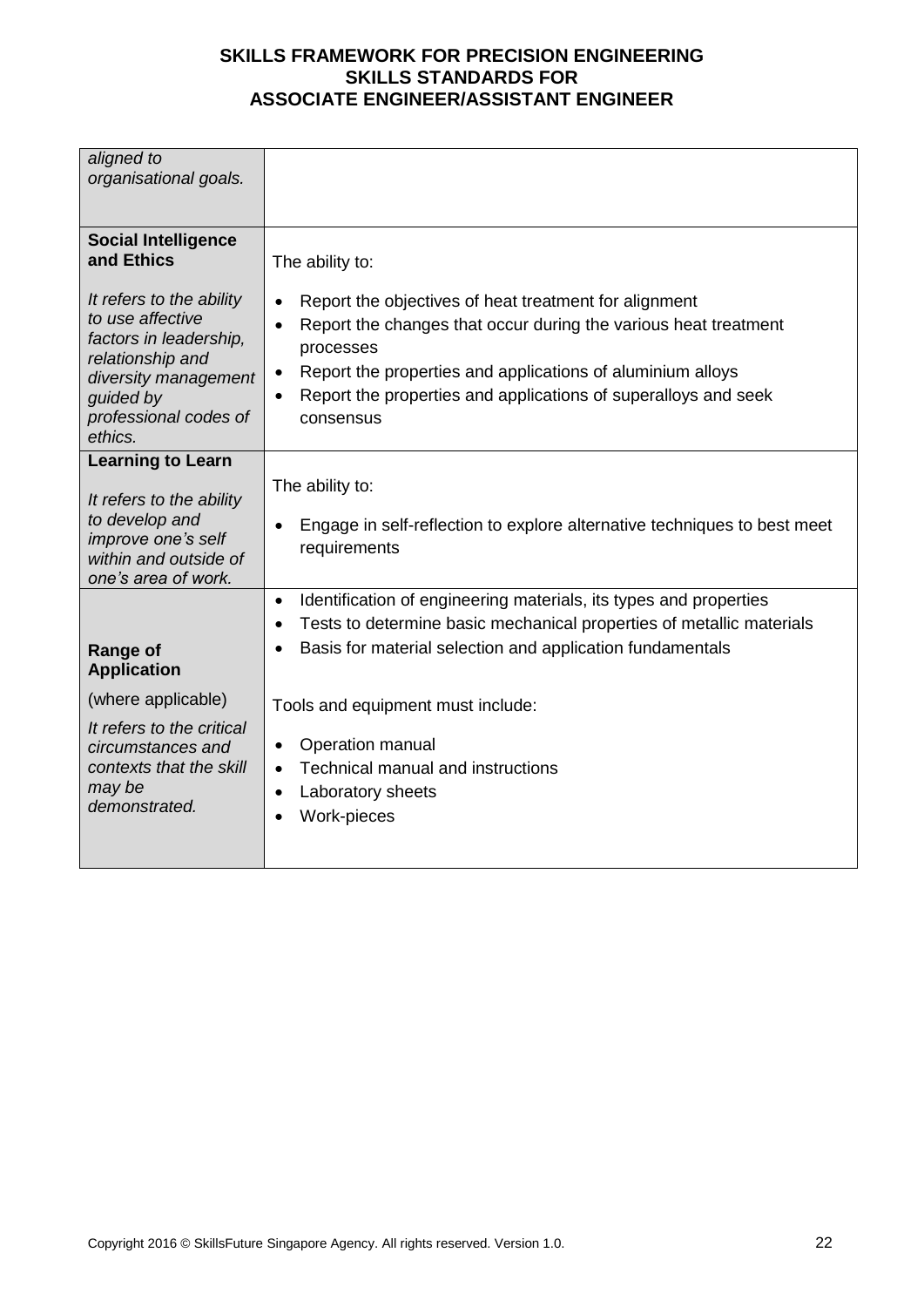| | |
|---|---|
| *aligned to organisational goals.* | |
| **Social Intelligence and Ethics**<br><br>*It refers to the ability to use affective factors in leadership, relationship and diversity management guided by professional codes of ethics.* | The ability to:<br><br>• Report the objectives of heat treatment for alignment<br>• Report the changes that occur during the various heat treatment processes<br>• Report the properties and applications of aluminium alloys<br>• Report the properties and applications of superalloys and seek consensus |
| **Learning to Learn**<br><br>*It refers to the ability to develop and improve one's self within and outside of one's area of work.* | The ability to:<br><br>• Engage in self-reflection to explore alternative techniques to best meet requirements |
| **Range of Application**<br><br>(where applicable)<br><br>*It refers to the critical circumstances and contexts that the skill may be demonstrated.* | • Identification of engineering materials, its types and properties<br>• Tests to determine basic mechanical properties of metallic materials<br>• Basis for material selection and application fundamentals<br><br>Tools and equipment must include:<br><br>• Operation manual<br>• Technical manual and instructions<br>• Laboratory sheets<br>• Work-pieces |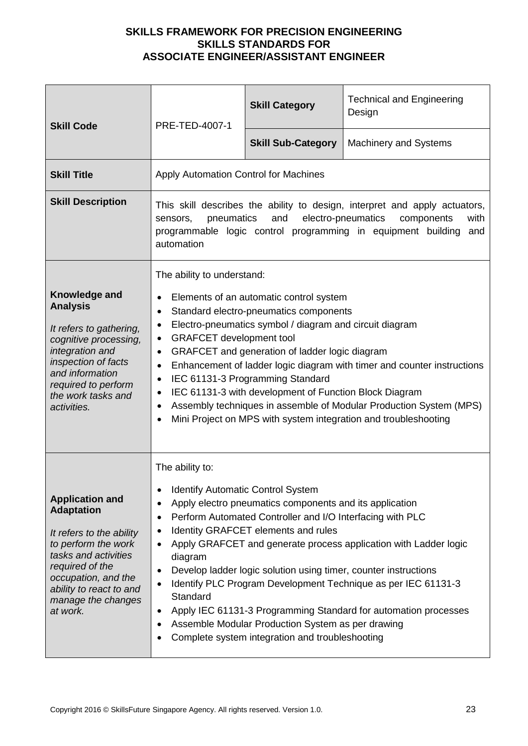**SKILLS FRAMEWORK FOR PRECISION ENGINEERING**
**SKILLS STANDARDS FOR**
**ASSOCIATE ENGINEER/ASSISTANT ENGINEER**

| **Skill Code** | PRE-TED-4007-1 | **Skill Category** | Technical and Engineering Design |
|---|---|---|---|
| | | **Skill Sub-Category** | Machinery and Systems |
| **Skill Title** | Apply Automation Control for Machines | | |
| **Skill Description** | This skill describes the ability to design, interpret and apply actuators, sensors, pneumatics and electro-pneumatics components with programmable logic control programming in equipment building and automation | | |
| **Knowledge and Analysis**<br><br>*It refers to gathering, cognitive processing, integration and inspection of facts and information required to perform the work tasks and activities.* | The ability to understand:<br>• Elements of an automatic control system<br>• Standard electro-pneumatics components<br>• Electro-pneumatics symbol / diagram and circuit diagram<br>• GRAFCET development tool<br>• GRAFCET and generation of ladder logic diagram<br>• Enhancement of ladder logic diagram with timer and counter instructions<br>• IEC 61131-3 Programming Standard<br>• IEC 61131-3 with development of Function Block Diagram<br>• Assembly techniques in assemble of Modular Production System (MPS)<br>• Mini Project on MPS with system integration and troubleshooting | | |
| **Application and Adaptation**<br><br>*It refers to the ability to perform the work tasks and activities required of the occupation, and the ability to react to and manage the changes at work.* | The ability to:<br>• Identify Automatic Control System<br>• Apply electro pneumatics components and its application<br>• Perform Automated Controller and I/O Interfacing with PLC<br>• Identity GRAFCET elements and rules<br>• Apply GRAFCET and generate process application with Ladder logic diagram<br>• Develop ladder logic solution using timer, counter instructions<br>• Identify PLC Program Development Technique as per IEC 61131-3 Standard<br>• Apply IEC 61131-3 Programming Standard for automation processes<br>• Assemble Modular Production System as per drawing<br>• Complete system integration and troubleshooting | | |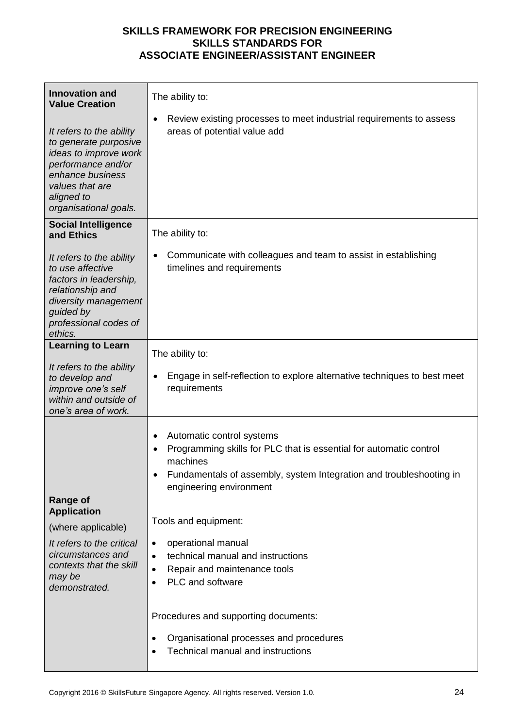| | |
|---|---|
| **Innovation and Value Creation**<br><br>*It refers to the ability to generate purposive ideas to improve work performance and/or enhance business values that are aligned to organisational goals.* | The ability to:<br><br>• Review existing processes to meet industrial requirements to assess areas of potential value add |
| **Social Intelligence and Ethics**<br><br>*It refers to the ability to use affective factors in leadership, relationship and diversity management guided by professional codes of ethics.* | The ability to:<br><br>• Communicate with colleagues and team to assist in establishing timelines and requirements |
| **Learning to Learn**<br><br>*It refers to the ability to develop and improve one's self within and outside of one's area of work.* | The ability to:<br><br>• Engage in self-reflection to explore alternative techniques to best meet requirements |
| **Range of Application**<br><br>(where applicable)<br><br>*It refers to the critical circumstances and contexts that the skill may be demonstrated.* | • Automatic control systems<br>• Programming skills for PLC that is essential for automatic control machines<br>• Fundamentals of assembly, system Integration and troubleshooting in engineering environment<br><br>Tools and equipment:<br><br>• operational manual<br>• technical manual and instructions<br>• Repair and maintenance tools<br>• PLC and software<br><br>Procedures and supporting documents:<br><br>• Organisational processes and procedures<br>• Technical manual and instructions |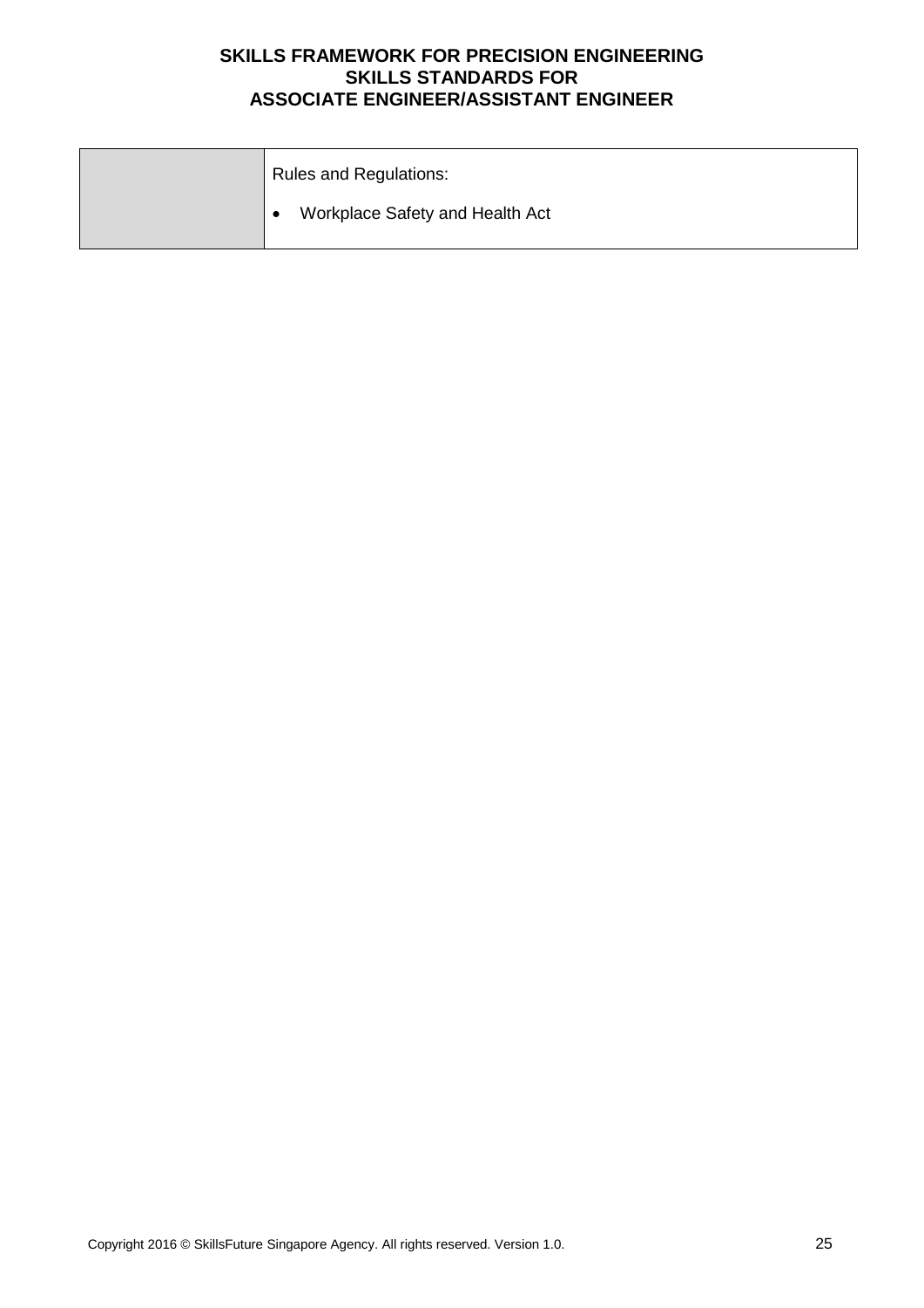|  | Rules and Regulations:<br><br>• Workplace Safety and Health Act |
|---|---|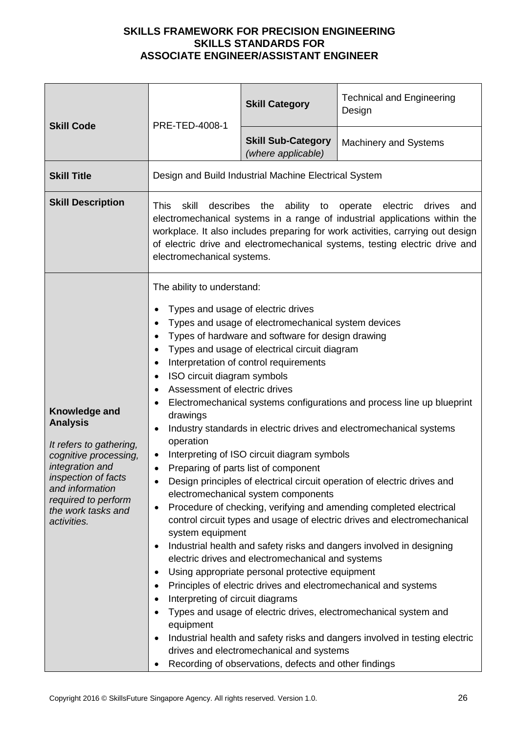**SKILLS FRAMEWORK FOR PRECISION ENGINEERING**
**SKILLS STANDARDS FOR**
**ASSOCIATE ENGINEER/ASSISTANT ENGINEER**

| **Skill Code** | PRE-TED-4008-1 | **Skill Category** | Technical and Engineering Design |
|---|---|---|---|
| | | **Skill Sub-Category** *(where applicable)* | Machinery and Systems |
| **Skill Title** | Design and Build Industrial Machine Electrical System | | |
| **Skill Description** | This skill describes the ability to operate electric drives and electromechanical systems in a range of industrial applications within the workplace. It also includes preparing for work activities, carrying out design of electric drive and electromechanical systems, testing electric drive and electromechanical systems. | | |
| **Knowledge and Analysis**<br><br>*It refers to gathering, cognitive processing, integration and inspection of facts and information required to perform the work tasks and activities.* | The ability to understand:<br><br>• Types and usage of electric drives<br>• Types and usage of electromechanical system devices<br>• Types of hardware and software for design drawing<br>• Types and usage of electrical circuit diagram<br>• Interpretation of control requirements<br>• ISO circuit diagram symbols<br>• Assessment of electric drives<br>• Electromechanical systems configurations and process line up blueprint drawings<br>• Industry standards in electric drives and electromechanical systems operation<br>• Interpreting of ISO circuit diagram symbols<br>• Preparing of parts list of component<br>• Design principles of electrical circuit operation of electric drives and electromechanical system components<br>• Procedure of checking, verifying and amending completed electrical control circuit types and usage of electric drives and electromechanical system equipment<br>• Industrial health and safety risks and dangers involved in designing electric drives and electromechanical and systems<br>• Using appropriate personal protective equipment<br>• Principles of electric drives and electromechanical and systems<br>• Interpreting of circuit diagrams<br>• Types and usage of electric drives, electromechanical system and equipment<br>• Industrial health and safety risks and dangers involved in testing electric drives and electromechanical and systems<br>• Recording of observations, defects and other findings | | |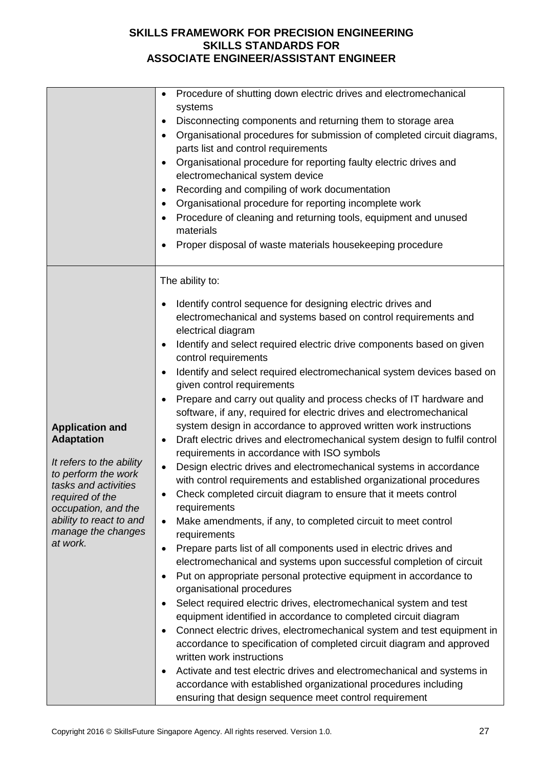| | |
|---|---|
| | <ul><li>Procedure of shutting down electric drives and electromechanical systems</li><li>Disconnecting components and returning them to storage area</li><li>Organisational procedures for submission of completed circuit diagrams, parts list and control requirements</li><li>Organisational procedure for reporting faulty electric drives and electromechanical system device</li><li>Recording and compiling of work documentation</li><li>Organisational procedure for reporting incomplete work</li><li>Procedure of cleaning and returning tools, equipment and unused materials</li><li>Proper disposal of waste materials housekeeping procedure</li></ul> |
| **Application and Adaptation**<br><br>*It refers to the ability to perform the work tasks and activities required of the occupation, and the ability to react to and manage the changes at work.* | The ability to:<ul><li>Identify control sequence for designing electric drives and electromechanical and systems based on control requirements and electrical diagram</li><li>Identify and select required electric drive components based on given control requirements</li><li>Identify and select required electromechanical system devices based on given control requirements</li><li>Prepare and carry out quality and process checks of IT hardware and software, if any, required for electric drives and electromechanical system design in accordance to approved written work instructions</li><li>Draft electric drives and electromechanical system design to fulfil control requirements in accordance with ISO symbols</li><li>Design electric drives and electromechanical systems in accordance with control requirements and established organizational procedures</li><li>Check completed circuit diagram to ensure that it meets control requirements</li><li>Make amendments, if any, to completed circuit to meet control requirements</li><li>Prepare parts list of all components used in electric drives and electromechanical and systems upon successful completion of circuit</li><li>Put on appropriate personal protective equipment in accordance to organisational procedures</li><li>Select required electric drives, electromechanical system and test equipment identified in accordance to completed circuit diagram</li><li>Connect electric drives, electromechanical system and test equipment in accordance to specification of completed circuit diagram and approved written work instructions</li><li>Activate and test electric drives and electromechanical and systems in accordance with established organizational procedures including ensuring that design sequence meet control requirement</li></ul> |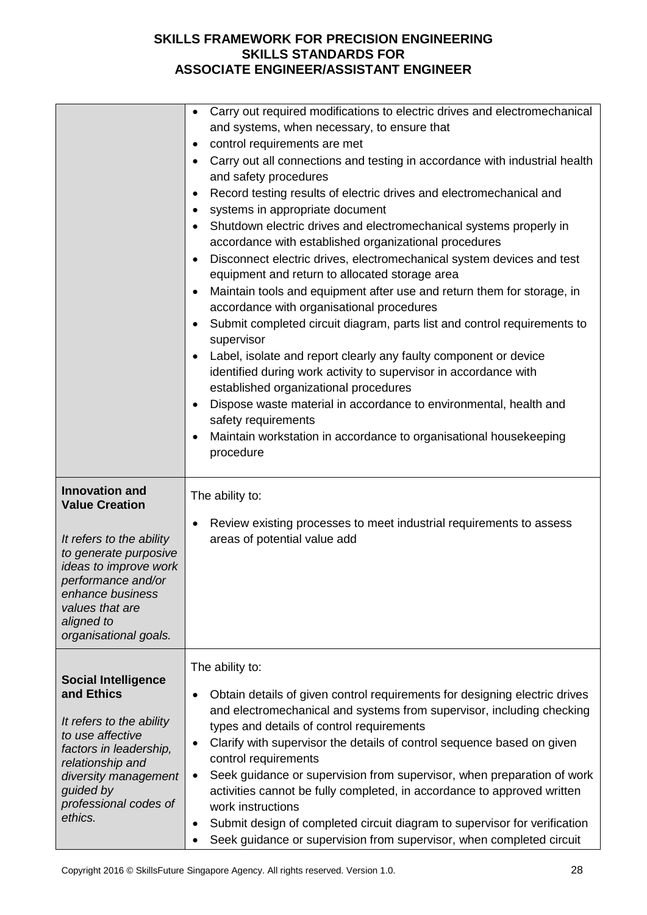| | |
|---|---|
| | • Carry out required modifications to electric drives and electromechanical and systems, when necessary, to ensure that<br>• control requirements are met<br>• Carry out all connections and testing in accordance with industrial health and safety procedures<br>• Record testing results of electric drives and electromechanical and<br>• systems in appropriate document<br>• Shutdown electric drives and electromechanical systems properly in accordance with established organizational procedures<br>• Disconnect electric drives, electromechanical system devices and test equipment and return to allocated storage area<br>• Maintain tools and equipment after use and return them for storage, in accordance with organisational procedures<br>• Submit completed circuit diagram, parts list and control requirements to supervisor<br>• Label, isolate and report clearly any faulty component or device identified during work activity to supervisor in accordance with established organizational procedures<br>• Dispose waste material in accordance to environmental, health and safety requirements<br>• Maintain workstation in accordance to organisational housekeeping procedure |
| **Innovation and Value Creation**<br><br>*It refers to the ability to generate purposive ideas to improve work performance and/or enhance business values that are aligned to organisational goals.* | The ability to:<br><br>• Review existing processes to meet industrial requirements to assess areas of potential value add |
| **Social Intelligence and Ethics**<br><br>*It refers to the ability to use affective factors in leadership, relationship and diversity management guided by professional codes of ethics.* | The ability to:<br><br>• Obtain details of given control requirements for designing electric drives and electromechanical and systems from supervisor, including checking types and details of control requirements<br>• Clarify with supervisor the details of control sequence based on given control requirements<br>• Seek guidance or supervision from supervisor, when preparation of work activities cannot be fully completed, in accordance to approved written work instructions<br>• Submit design of completed circuit diagram to supervisor for verification<br>• Seek guidance or supervision from supervisor, when completed circuit |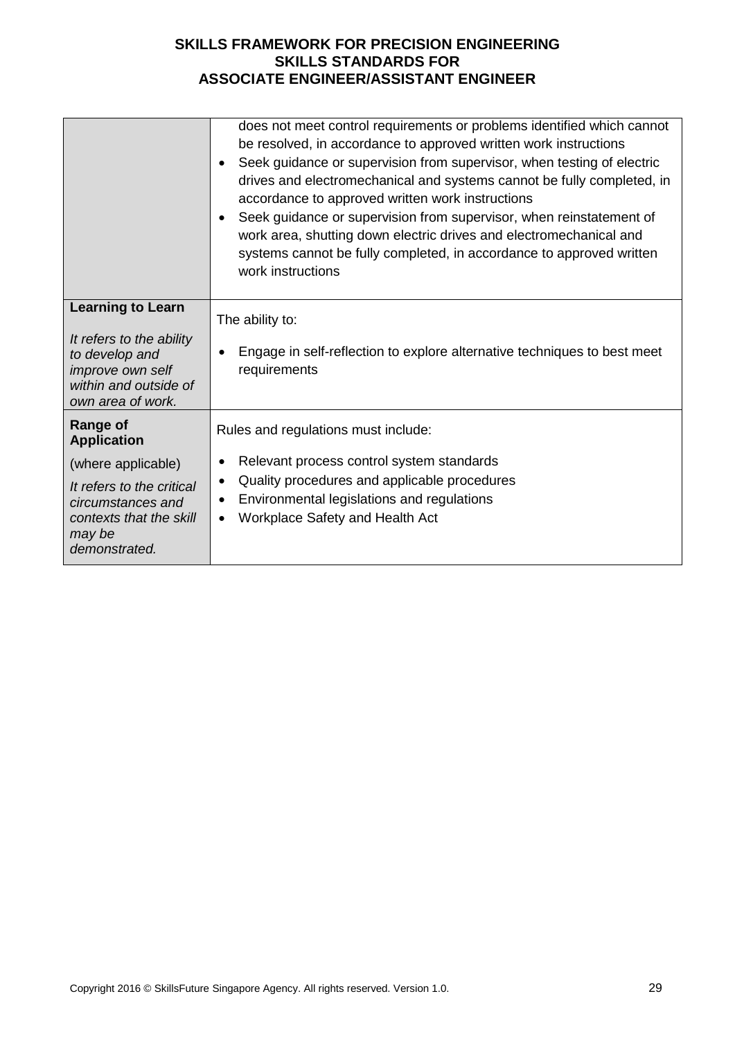| | |
|---|---|
| | does not meet control requirements or problems identified which cannot be resolved, in accordance to approved written work instructions<br>• Seek guidance or supervision from supervisor, when testing of electric drives and electromechanical and systems cannot be fully completed, in accordance to approved written work instructions<br>• Seek guidance or supervision from supervisor, when reinstatement of work area, shutting down electric drives and electromechanical and systems cannot be fully completed, in accordance to approved written work instructions |
| **Learning to Learn**<br><br>*It refers to the ability to develop and improve own self within and outside of own area of work.* | The ability to:<br><br>• Engage in self-reflection to explore alternative techniques to best meet requirements |
| **Range of Application**<br><br>(where applicable)<br><br>*It refers to the critical circumstances and contexts that the skill may be demonstrated.* | Rules and regulations must include:<br><br>• Relevant process control system standards<br>• Quality procedures and applicable procedures<br>• Environmental legislations and regulations<br>• Workplace Safety and Health Act |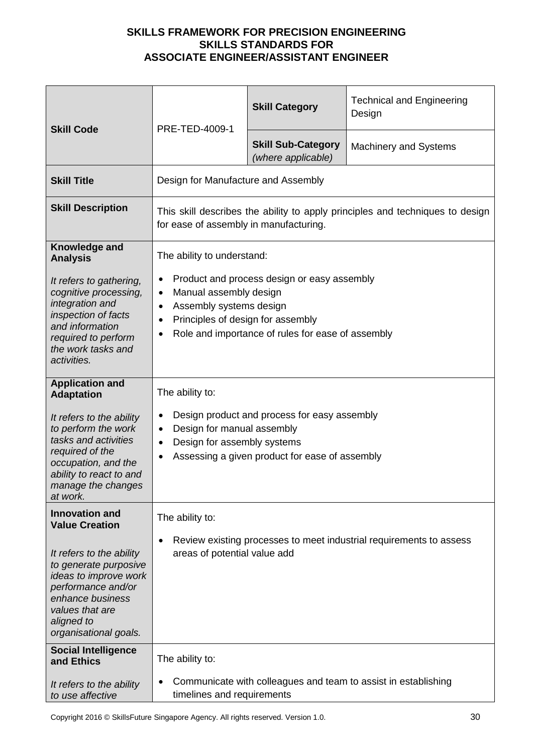**SKILLS FRAMEWORK FOR PRECISION ENGINEERING**
**SKILLS STANDARDS FOR**
**ASSOCIATE ENGINEER/ASSISTANT ENGINEER**

| **Skill Code** | PRE-TED-4009-1 | **Skill Category** | Technical and Engineering Design |
|---|---|---|---|
| | | **Skill Sub-Category** *(where applicable)* | Machinery and Systems |
| **Skill Title** | Design for Manufacture and Assembly | | |
| **Skill Description** | This skill describes the ability to apply principles and techniques to design for ease of assembly in manufacturing. | | |
| **Knowledge and Analysis**<br><br>*It refers to gathering, cognitive processing, integration and inspection of facts and information required to perform the work tasks and activities.* | The ability to understand:<br><br>• Product and process design or easy assembly<br>• Manual assembly design<br>• Assembly systems design<br>• Principles of design for assembly<br>• Role and importance of rules for ease of assembly | | |
| **Application and Adaptation**<br><br>*It refers to the ability to perform the work tasks and activities required of the occupation, and the ability to react to and manage the changes at work.* | The ability to:<br><br>• Design product and process for easy assembly<br>• Design for manual assembly<br>• Design for assembly systems<br>• Assessing a given product for ease of assembly | | |
| **Innovation and Value Creation**<br><br>*It refers to the ability to generate purposive ideas to improve work performance and/or enhance business values that are aligned to organisational goals.* | The ability to:<br><br>• Review existing processes to meet industrial requirements to assess areas of potential value add | | |
| **Social Intelligence and Ethics**<br><br>*It refers to the ability to use affective* | The ability to:<br><br>• Communicate with colleagues and team to assist in establishing timelines and requirements | | |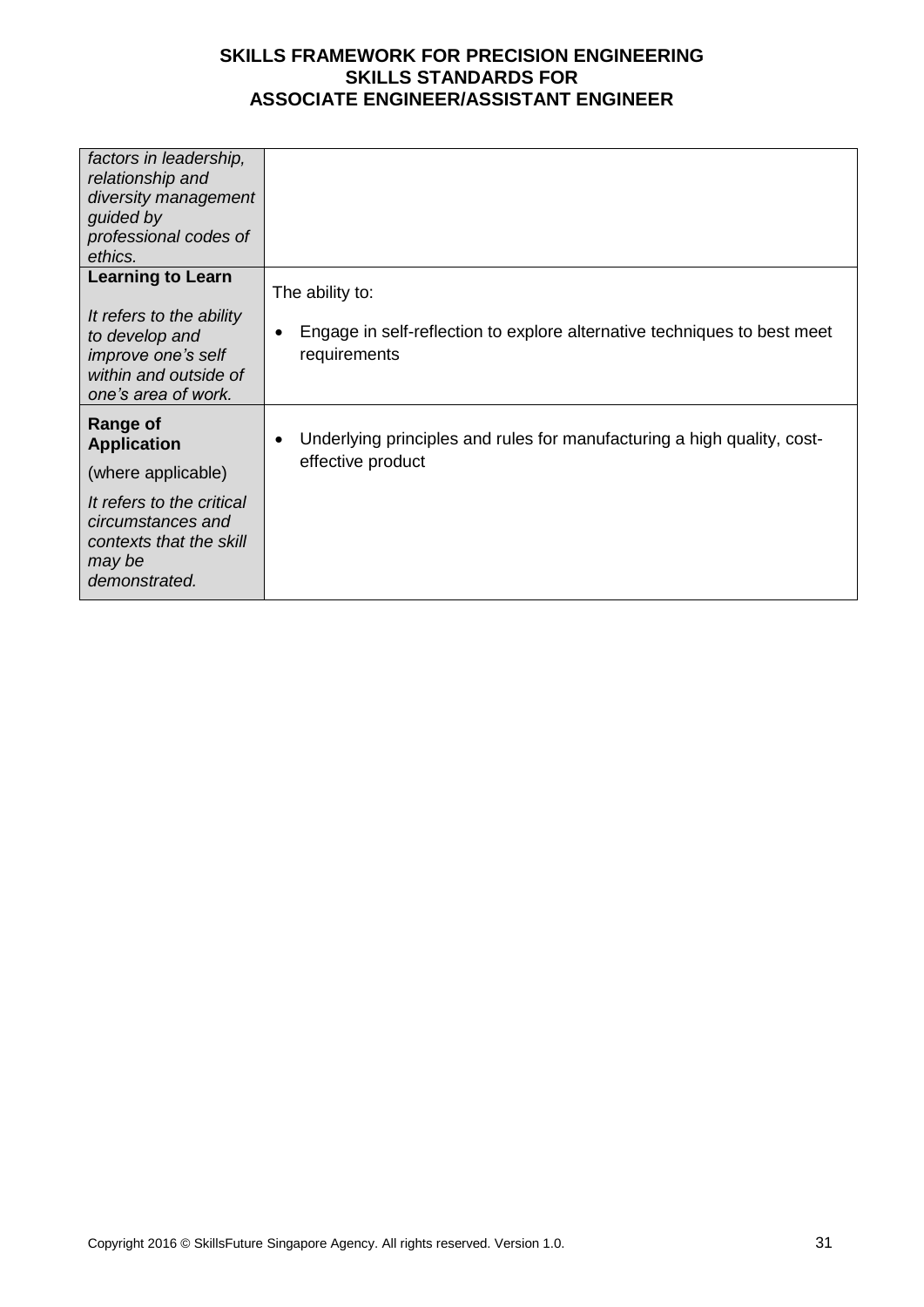| | |
|---|---|
| *factors in leadership, relationship and diversity management guided by professional codes of ethics.* | |
| **Learning to Learn**<br><br>*It refers to the ability to develop and improve one's self within and outside of one's area of work.* | The ability to:<br><br>• Engage in self-reflection to explore alternative techniques to best meet requirements |
| **Range of Application**<br><br>(where applicable)<br><br>*It refers to the critical circumstances and contexts that the skill may be demonstrated.* | • Underlying principles and rules for manufacturing a high quality, cost-effective product |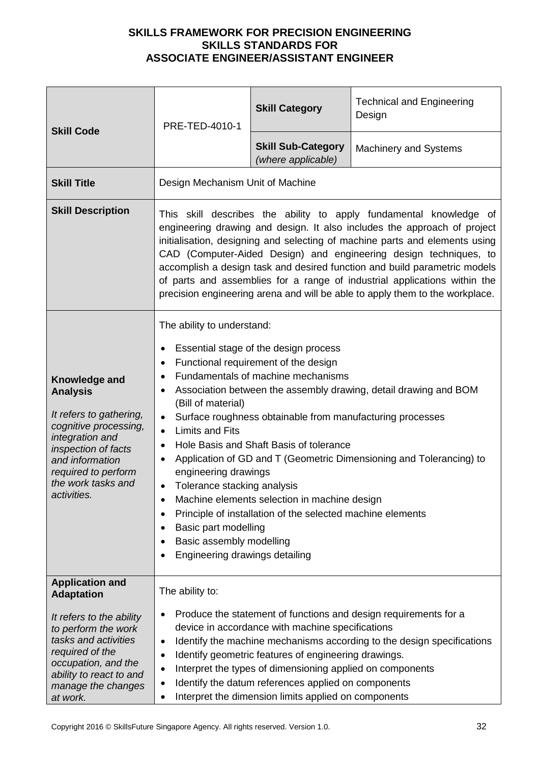**SKILLS FRAMEWORK FOR PRECISION ENGINEERING**
**SKILLS STANDARDS FOR**
**ASSOCIATE ENGINEER/ASSISTANT ENGINEER**

| **Skill Code** | PRE-TED-4010-1 | **Skill Category** | Technical and Engineering Design |
|---|---|---|---|
| | | **Skill Sub-Category** *(where applicable)* | Machinery and Systems |
| **Skill Title** | Design Mechanism Unit of Machine | | |
| **Skill Description** | This skill describes the ability to apply fundamental knowledge of engineering drawing and design. It also includes the approach of project initialisation, designing and selecting of machine parts and elements using CAD (Computer-Aided Design) and engineering design techniques, to accomplish a design task and desired function and build parametric models of parts and assemblies for a range of industrial applications within the precision engineering arena and will be able to apply them to the workplace. | | |
| **Knowledge and Analysis**<br><br>*It refers to gathering, cognitive processing, integration and inspection of facts and information required to perform the work tasks and activities.* | The ability to understand:<br><br>• Essential stage of the design process<br>• Functional requirement of the design<br>• Fundamentals of machine mechanisms<br>• Association between the assembly drawing, detail drawing and BOM (Bill of material)<br>• Surface roughness obtainable from manufacturing processes<br>• Limits and Fits<br>• Hole Basis and Shaft Basis of tolerance<br>• Application of GD and T (Geometric Dimensioning and Tolerancing) to engineering drawings<br>• Tolerance stacking analysis<br>• Machine elements selection in machine design<br>• Principle of installation of the selected machine elements<br>• Basic part modelling<br>• Basic assembly modelling<br>• Engineering drawings detailing | | |
| **Application and Adaptation**<br><br>*It refers to the ability to perform the work tasks and activities required of the occupation, and the ability to react to and manage the changes at work.* | The ability to:<br><br>• Produce the statement of functions and design requirements for a device in accordance with machine specifications<br>• Identify the machine mechanisms according to the design specifications<br>• Identify geometric features of engineering drawings.<br>• Interpret the types of dimensioning applied on components<br>• Identify the datum references applied on components<br>• Interpret the dimension limits applied on components | | |

Copyright 2016 © SkillsFuture Singapore Agency. All rights reserved. Version 1.0.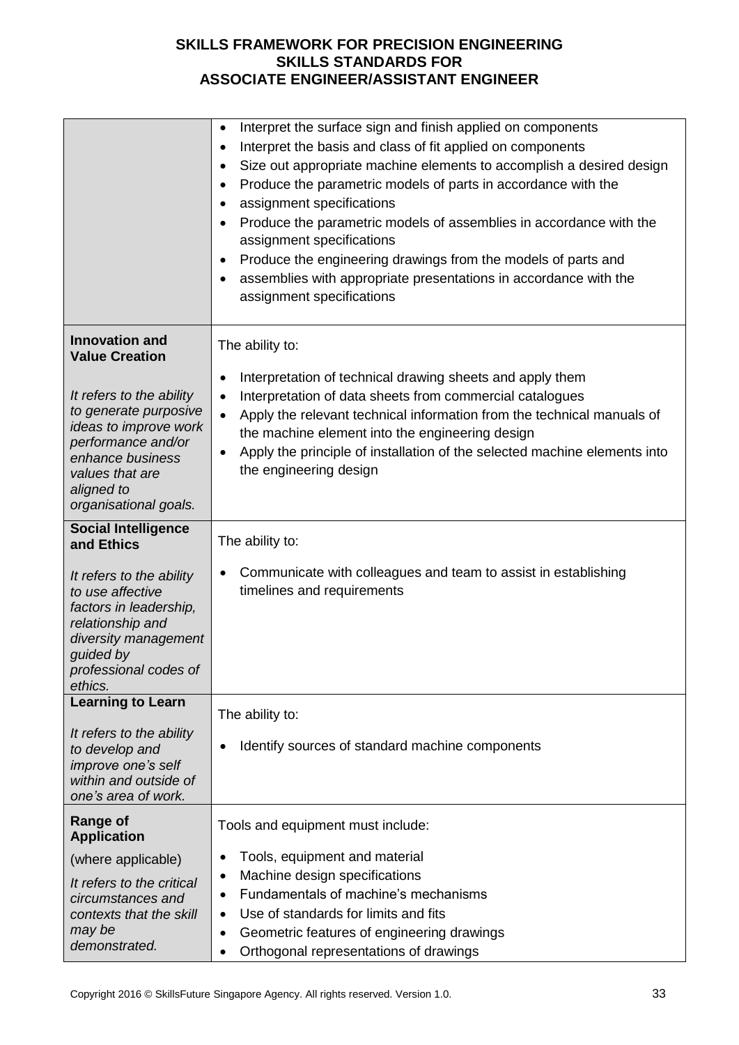| | |
|---|---|
| | • Interpret the surface sign and finish applied on components<br>• Interpret the basis and class of fit applied on components<br>• Size out appropriate machine elements to accomplish a desired design<br>• Produce the parametric models of parts in accordance with the<br>• assignment specifications<br>• Produce the parametric models of assemblies in accordance with the assignment specifications<br>• Produce the engineering drawings from the models of parts and<br>• assemblies with appropriate presentations in accordance with the assignment specifications |
| **Innovation and Value Creation**<br><br>*It refers to the ability to generate purposive ideas to improve work performance and/or enhance business values that are aligned to organisational goals.* | The ability to:<br><br>• Interpretation of technical drawing sheets and apply them<br>• Interpretation of data sheets from commercial catalogues<br>• Apply the relevant technical information from the technical manuals of the machine element into the engineering design<br>• Apply the principle of installation of the selected machine elements into the engineering design |
| **Social Intelligence and Ethics**<br><br>*It refers to the ability to use affective factors in leadership, relationship and diversity management guided by professional codes of ethics.* | The ability to:<br><br>• Communicate with colleagues and team to assist in establishing timelines and requirements |
| **Learning to Learn**<br><br>*It refers to the ability to develop and improve one's self within and outside of one's area of work.* | The ability to:<br><br>• Identify sources of standard machine components |
| **Range of Application**<br><br>(where applicable)<br><br>*It refers to the critical circumstances and contexts that the skill may be demonstrated.* | Tools and equipment must include:<br><br>• Tools, equipment and material<br>• Machine design specifications<br>• Fundamentals of machine's mechanisms<br>• Use of standards for limits and fits<br>• Geometric features of engineering drawings<br>• Orthogonal representations of drawings |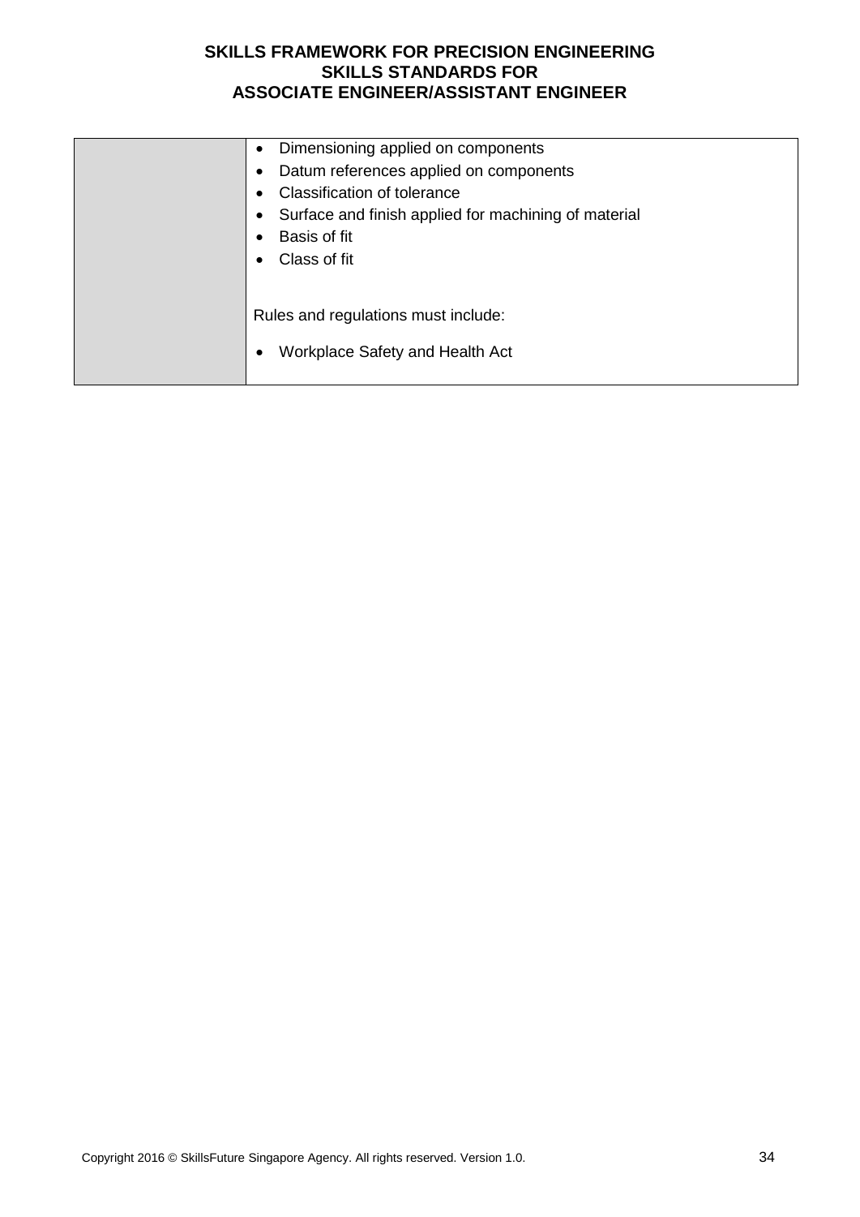| | |
|---|---|
| | • Dimensioning applied on components<br>• Datum references applied on components<br>• Classification of tolerance<br>• Surface and finish applied for machining of material<br>• Basis of fit<br>• Class of fit<br><br>Rules and regulations must include:<br><br>• Workplace Safety and Health Act |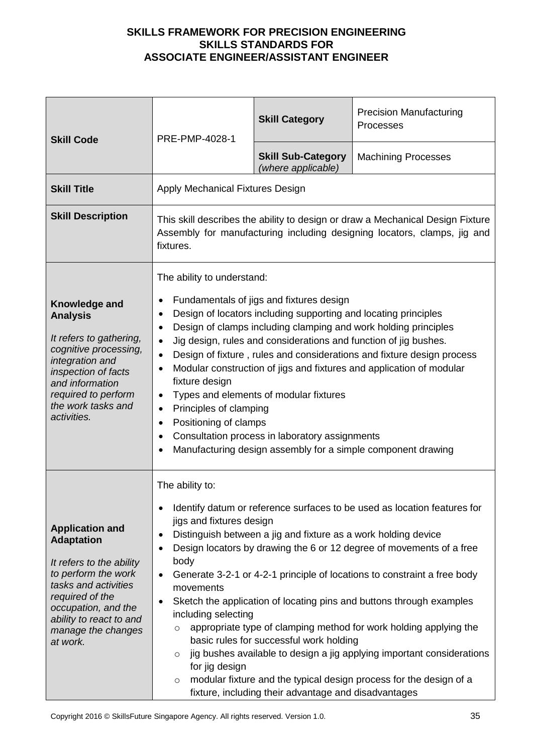**SKILLS FRAMEWORK FOR PRECISION ENGINEERING**
**SKILLS STANDARDS FOR**
**ASSOCIATE ENGINEER/ASSISTANT ENGINEER**

| **Skill Code** | PRE-PMP-4028-1 | **Skill Category** | Precision Manufacturing Processes |
|---|---|---|---|
| | | **Skill Sub-Category** *(where applicable)* | Machining Processes |
| **Skill Title** | Apply Mechanical Fixtures Design | | |
| **Skill Description** | This skill describes the ability to design or draw a Mechanical Design Fixture Assembly for manufacturing including designing locators, clamps, jig and fixtures. | | |
| **Knowledge and Analysis**<br><br>*It refers to gathering, cognitive processing, integration and inspection of facts and information required to perform the work tasks and activities.* | The ability to understand:<br><br>• Fundamentals of jigs and fixtures design<br>• Design of locators including supporting and locating principles<br>• Design of clamps including clamping and work holding principles<br>• Jig design, rules and considerations and function of jig bushes.<br>• Design of fixture , rules and considerations and fixture design process<br>• Modular construction of jigs and fixtures and application of modular fixture design<br>• Types and elements of modular fixtures<br>• Principles of clamping<br>• Positioning of clamps<br>• Consultation process in laboratory assignments<br>• Manufacturing design assembly for a simple component drawing | | |
| **Application and Adaptation**<br><br>*It refers to the ability to perform the work tasks and activities required of the occupation, and the ability to react to and manage the changes at work.* | The ability to:<br><br>• Identify datum or reference surfaces to be used as location features for jigs and fixtures design<br>• Distinguish between a jig and fixture as a work holding device<br>• Design locators by drawing the 6 or 12 degree of movements of a free body<br>• Generate 3-2-1 or 4-2-1 principle of locations to constraint a free body movements<br>• Sketch the application of locating pins and buttons through examples including selecting<br>&nbsp;&nbsp;&nbsp;&nbsp;○ appropriate type of clamping method for work holding applying the basic rules for successful work holding<br>&nbsp;&nbsp;&nbsp;&nbsp;○ jig bushes available to design a jig applying important considerations for jig design<br>&nbsp;&nbsp;&nbsp;&nbsp;○ modular fixture and the typical design process for the design of a fixture, including their advantage and disadvantages | | |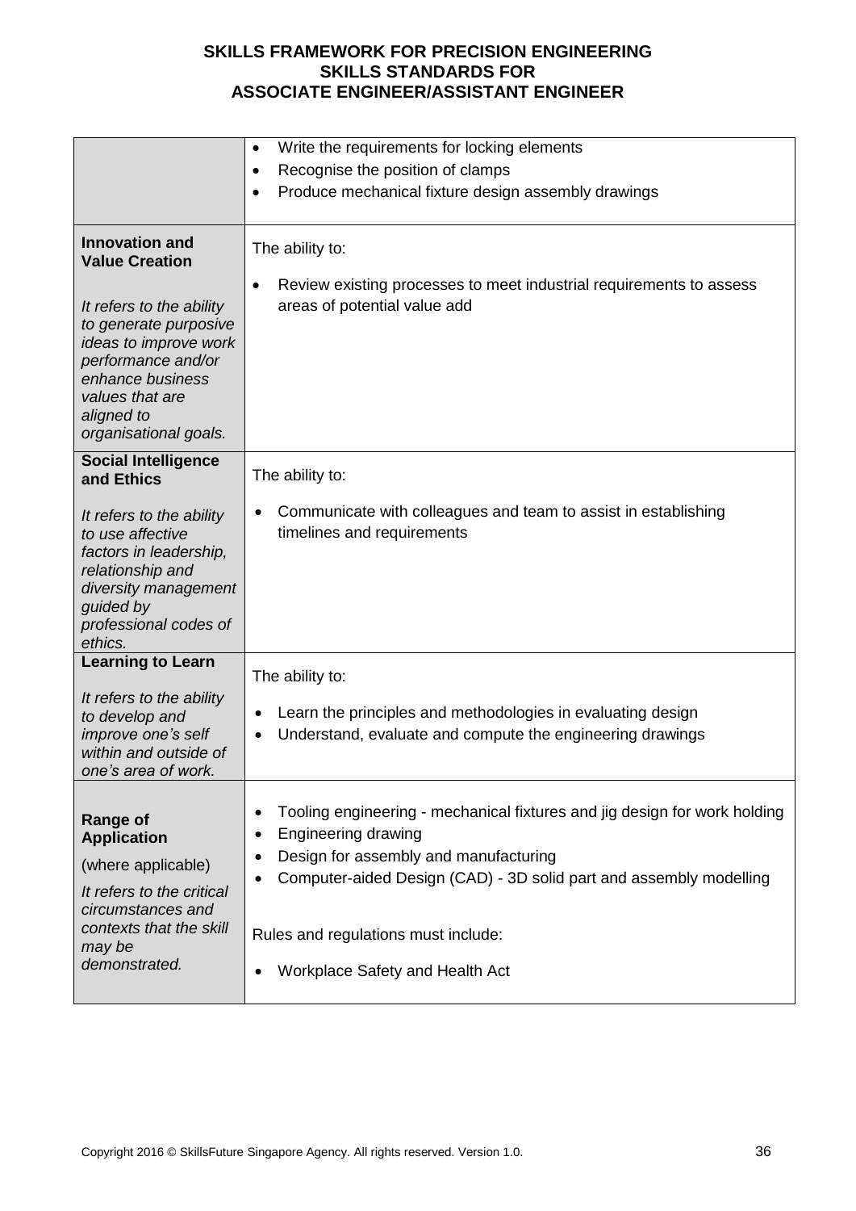| | |
|---|---|
| | • Write the requirements for locking elements<br>• Recognise the position of clamps<br>• Produce mechanical fixture design assembly drawings |
| **Innovation and Value Creation**<br><br>*It refers to the ability to generate purposive ideas to improve work performance and/or enhance business values that are aligned to organisational goals.* | The ability to:<br><br>• Review existing processes to meet industrial requirements to assess areas of potential value add |
| **Social Intelligence and Ethics**<br><br>*It refers to the ability to use affective factors in leadership, relationship and diversity management guided by professional codes of ethics.* | The ability to:<br><br>• Communicate with colleagues and team to assist in establishing timelines and requirements |
| **Learning to Learn**<br><br>*It refers to the ability to develop and improve one's self within and outside of one's area of work.* | The ability to:<br><br>• Learn the principles and methodologies in evaluating design<br>• Understand, evaluate and compute the engineering drawings |
| **Range of Application**<br><br>(where applicable)<br><br>*It refers to the critical circumstances and contexts that the skill may be demonstrated.* | • Tooling engineering - mechanical fixtures and jig design for work holding<br>• Engineering drawing<br>• Design for assembly and manufacturing<br>• Computer-aided Design (CAD) - 3D solid part and assembly modelling<br><br>Rules and regulations must include:<br><br>• Workplace Safety and Health Act |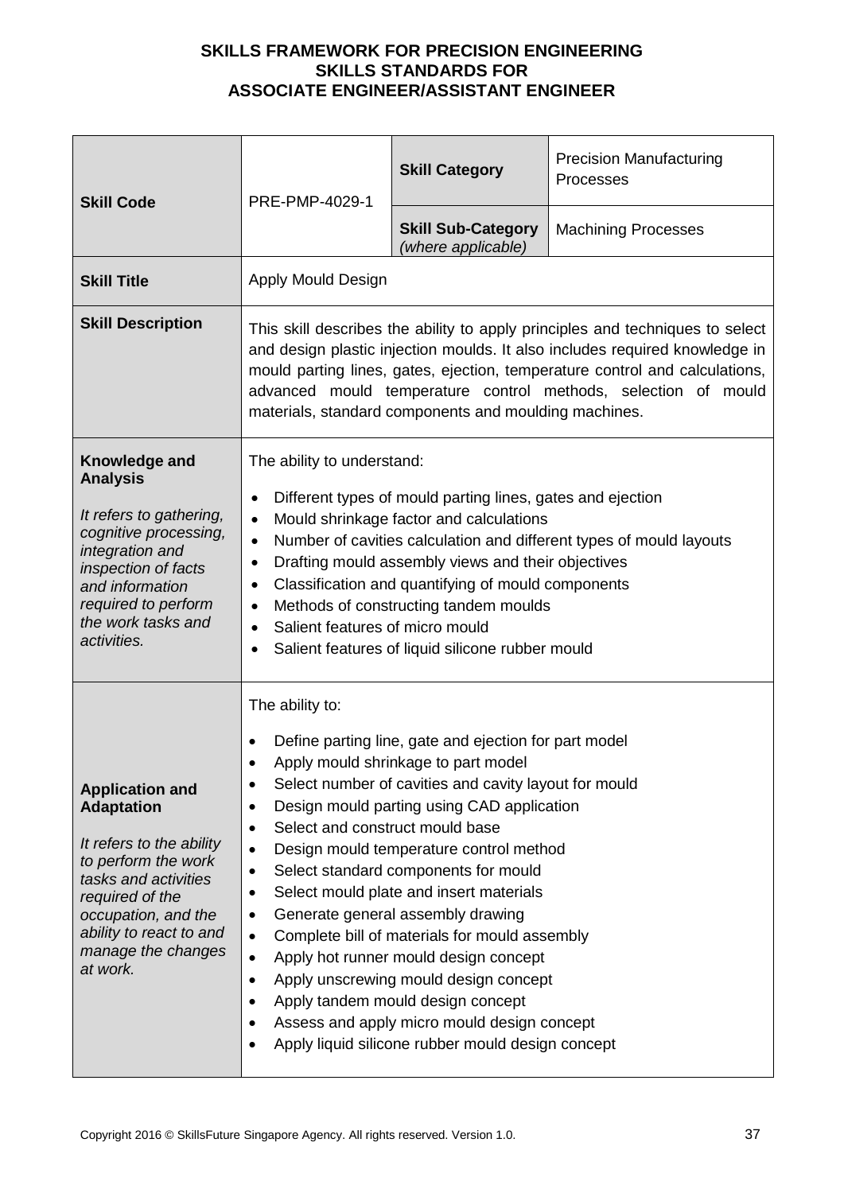**SKILLS FRAMEWORK FOR PRECISION ENGINEERING**
**SKILLS STANDARDS FOR**
**ASSOCIATE ENGINEER/ASSISTANT ENGINEER**

| **Skill Code** | PRE-PMP-4029-1 | **Skill Category** | Precision Manufacturing Processes |
|---|---|---|---|
| | | **Skill Sub-Category** *(where applicable)* | Machining Processes |
| **Skill Title** | Apply Mould Design | | |
| **Skill Description** | This skill describes the ability to apply principles and techniques to select and design plastic injection moulds. It also includes required knowledge in mould parting lines, gates, ejection, temperature control and calculations, advanced mould temperature control methods, selection of mould materials, standard components and moulding machines. | | |
| **Knowledge and Analysis**<br><br>*It refers to gathering, cognitive processing, integration and inspection of facts and information required to perform the work tasks and activities.* | The ability to understand:<br>• Different types of mould parting lines, gates and ejection<br>• Mould shrinkage factor and calculations<br>• Number of cavities calculation and different types of mould layouts<br>• Drafting mould assembly views and their objectives<br>• Classification and quantifying of mould components<br>• Methods of constructing tandem moulds<br>• Salient features of micro mould<br>• Salient features of liquid silicone rubber mould | | |
| **Application and Adaptation**<br><br>*It refers to the ability to perform the work tasks and activities required of the occupation, and the ability to react to and manage the changes at work.* | The ability to:<br>• Define parting line, gate and ejection for part model<br>• Apply mould shrinkage to part model<br>• Select number of cavities and cavity layout for mould<br>• Design mould parting using CAD application<br>• Select and construct mould base<br>• Design mould temperature control method<br>• Select standard components for mould<br>• Select mould plate and insert materials<br>• Generate general assembly drawing<br>• Complete bill of materials for mould assembly<br>• Apply hot runner mould design concept<br>• Apply unscrewing mould design concept<br>• Apply tandem mould design concept<br>• Assess and apply micro mould design concept<br>• Apply liquid silicone rubber mould design concept | | |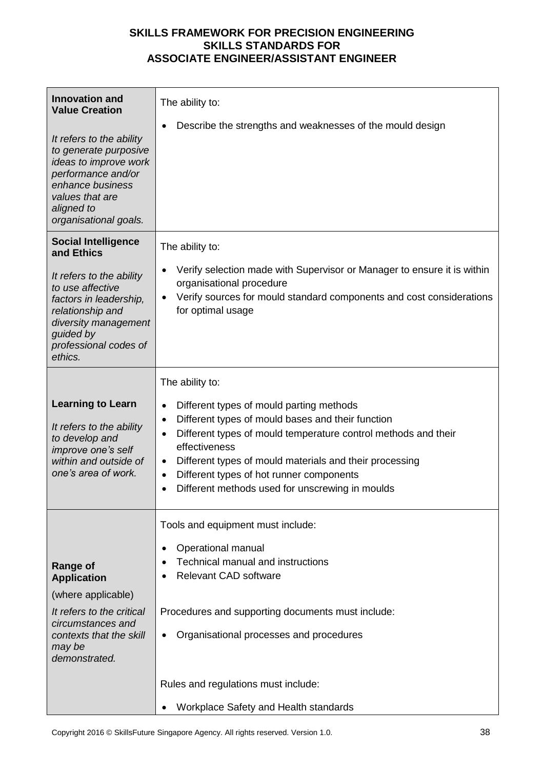| | |
|---|---|
| **Innovation and Value Creation**<br><br>*It refers to the ability to generate purposive ideas to improve work performance and/or enhance business values that are aligned to organisational goals.* | The ability to:<br><br>• Describe the strengths and weaknesses of the mould design |
| **Social Intelligence and Ethics**<br><br>*It refers to the ability to use affective factors in leadership, relationship and diversity management guided by professional codes of ethics.* | The ability to:<br><br>• Verify selection made with Supervisor or Manager to ensure it is within organisational procedure<br>• Verify sources for mould standard components and cost considerations for optimal usage |
| **Learning to Learn**<br><br>*It refers to the ability to develop and improve one's self within and outside of one's area of work.* | The ability to:<br><br>• Different types of mould parting methods<br>• Different types of mould bases and their function<br>• Different types of mould temperature control methods and their effectiveness<br>• Different types of mould materials and their processing<br>• Different types of hot runner components<br>• Different methods used for unscrewing in moulds |
| **Range of Application**<br><br>(where applicable)<br><br>*It refers to the critical circumstances and contexts that the skill may be demonstrated.* | Tools and equipment must include:<br><br>• Operational manual<br>• Technical manual and instructions<br>• Relevant CAD software<br><br>Procedures and supporting documents must include:<br><br>• Organisational processes and procedures<br><br>Rules and regulations must include:<br><br>• Workplace Safety and Health standards |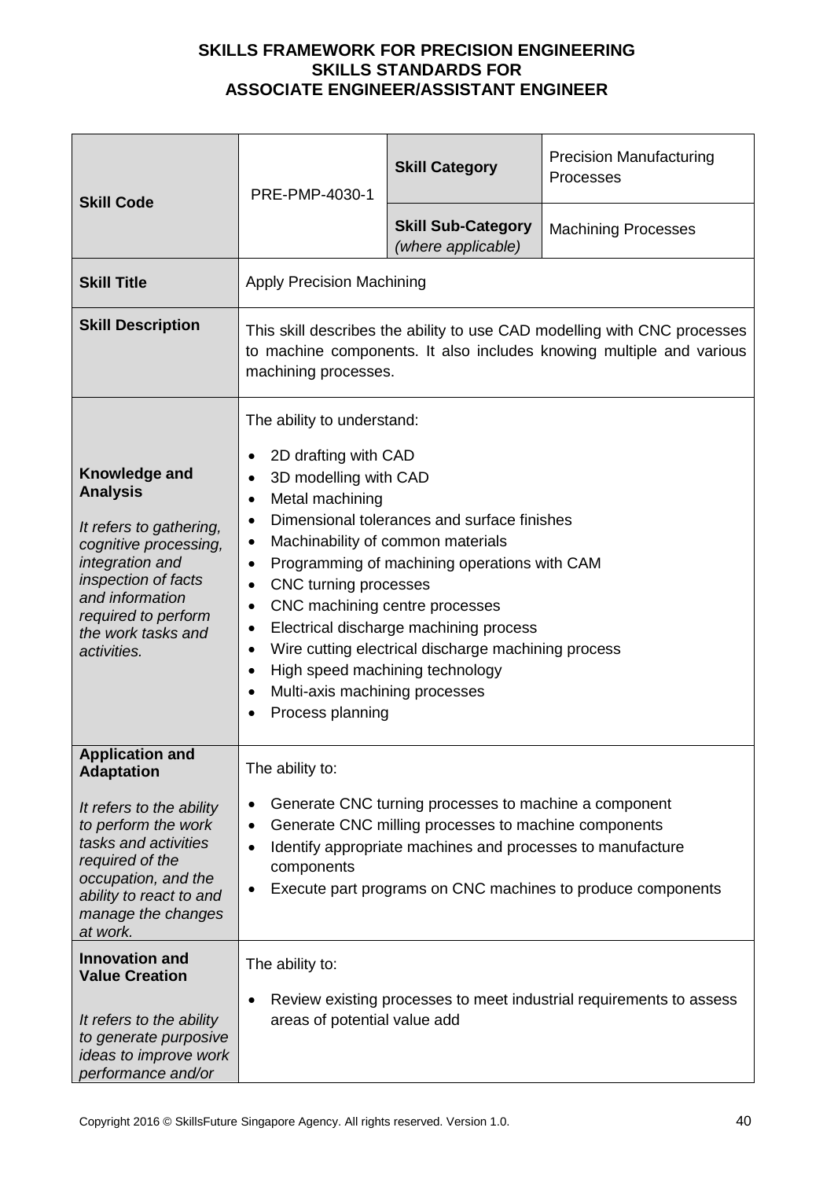**SKILLS FRAMEWORK FOR PRECISION ENGINEERING**
**SKILLS STANDARDS FOR**
**ASSOCIATE ENGINEER/ASSISTANT ENGINEER**

| **Skill Code** | PRE-PMP-4030-1 | **Skill Category** | Precision Manufacturing Processes |
|---|---|---|---|
| | | **Skill Sub-Category** *(where applicable)* | Machining Processes |
| **Skill Title** | Apply Precision Machining | | |
| **Skill Description** | This skill describes the ability to use CAD modelling with CNC processes to machine components. It also includes knowing multiple and various machining processes. | | |
| **Knowledge and Analysis**<br><br>*It refers to gathering, cognitive processing, integration and inspection of facts and information required to perform the work tasks and activities.* | The ability to understand:<br><br>• 2D drafting with CAD<br>• 3D modelling with CAD<br>• Metal machining<br>• Dimensional tolerances and surface finishes<br>• Machinability of common materials<br>• Programming of machining operations with CAM<br>• CNC turning processes<br>• CNC machining centre processes<br>• Electrical discharge machining process<br>• Wire cutting electrical discharge machining process<br>• High speed machining technology<br>• Multi-axis machining processes<br>• Process planning | | |
| **Application and Adaptation**<br><br>*It refers to the ability to perform the work tasks and activities required of the occupation, and the ability to react to and manage the changes at work.* | The ability to:<br><br>• Generate CNC turning processes to machine a component<br>• Generate CNC milling processes to machine components<br>• Identify appropriate machines and processes to manufacture components<br>• Execute part programs on CNC machines to produce components | | |
| **Innovation and Value Creation**<br><br>*It refers to the ability to generate purposive ideas to improve work performance and/or* | The ability to:<br><br>• Review existing processes to meet industrial requirements to assess areas of potential value add | | |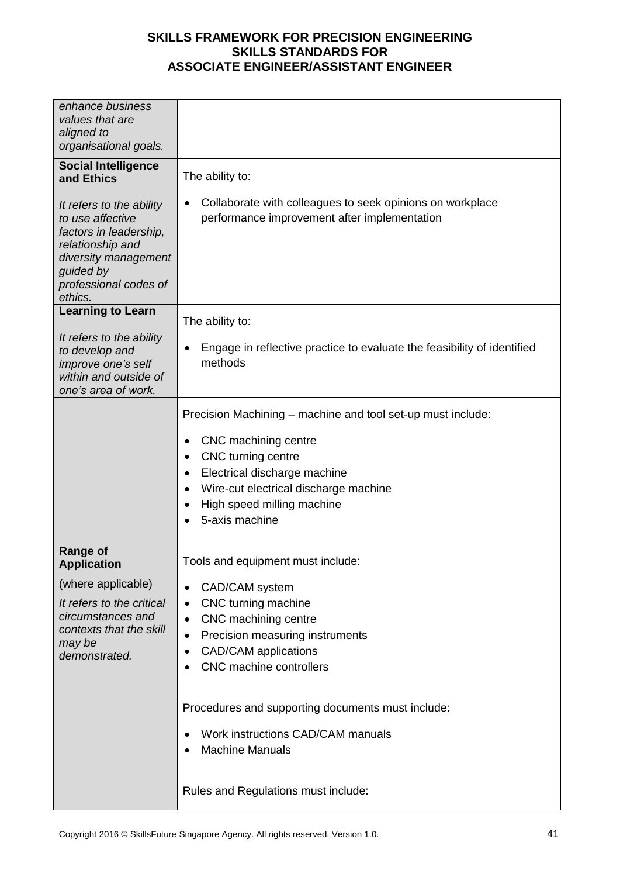| | |
|---|---|
| *enhance business values that are aligned to organisational goals.* | |
| **Social Intelligence and Ethics**<br><br>*It refers to the ability to use affective factors in leadership, relationship and diversity management guided by professional codes of ethics.* | The ability to:<br><br>• Collaborate with colleagues to seek opinions on workplace performance improvement after implementation |
| **Learning to Learn**<br><br>*It refers to the ability to develop and improve one's self within and outside of one's area of work.* | The ability to:<br><br>• Engage in reflective practice to evaluate the feasibility of identified methods |
| **Range of Application**<br><br>(where applicable)<br><br>*It refers to the critical circumstances and contexts that the skill may be demonstrated.* | Precision Machining – machine and tool set-up must include:<br><br>• CNC machining centre<br>• CNC turning centre<br>• Electrical discharge machine<br>• Wire-cut electrical discharge machine<br>• High speed milling machine<br>• 5-axis machine<br><br>Tools and equipment must include:<br><br>• CAD/CAM system<br>• CNC turning machine<br>• CNC machining centre<br>• Precision measuring instruments<br>• CAD/CAM applications<br>• CNC machine controllers<br><br>Procedures and supporting documents must include:<br><br>• Work instructions CAD/CAM manuals<br>• Machine Manuals<br><br>Rules and Regulations must include: |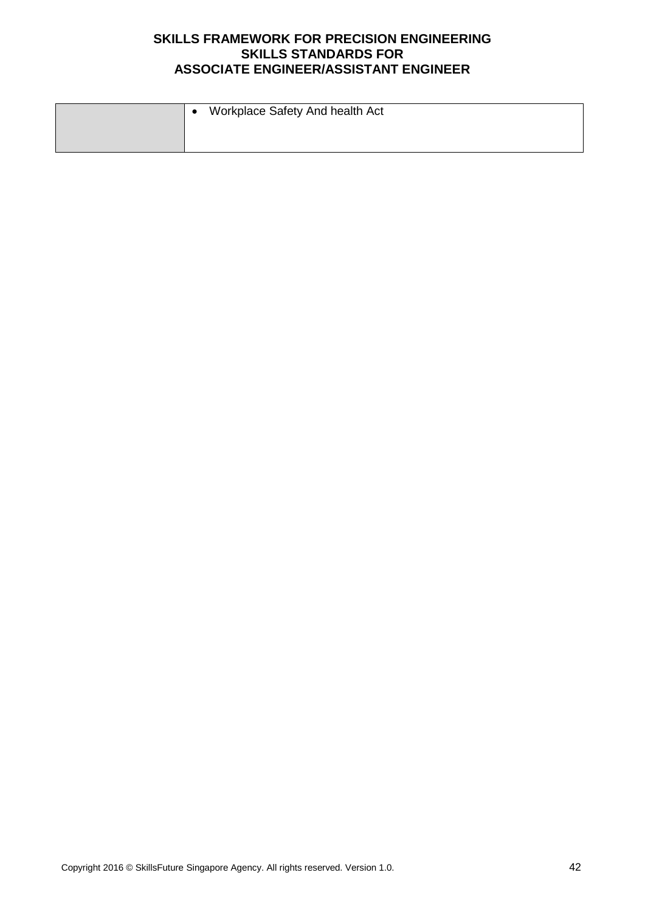| | |
|---|---|
| | • Workplace Safety And health Act |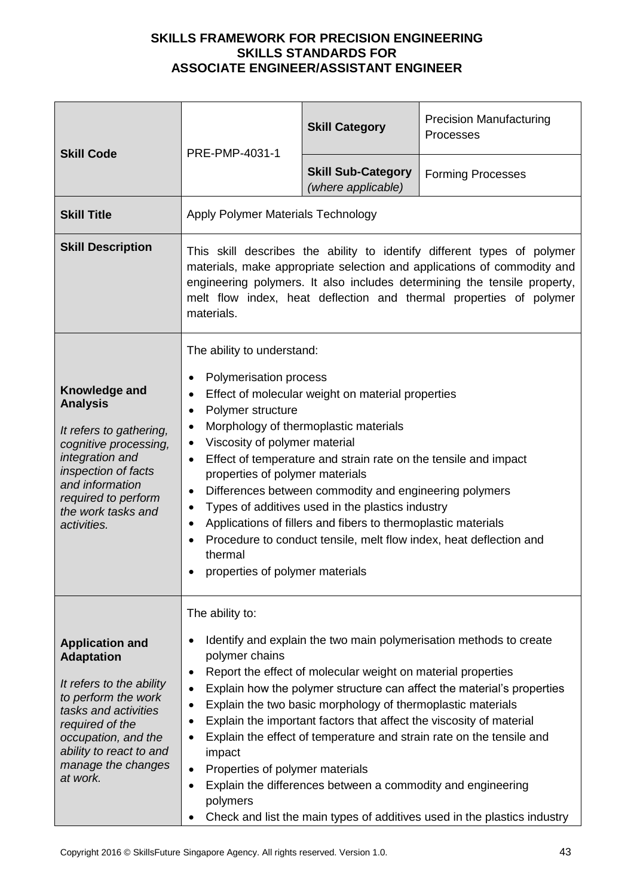**SKILLS FRAMEWORK FOR PRECISION ENGINEERING**
**SKILLS STANDARDS FOR**
**ASSOCIATE ENGINEER/ASSISTANT ENGINEER**

| | | | |
|---|---|---|---|
| **Skill Code** | PRE-PMP-4031-1 | **Skill Category** | Precision Manufacturing Processes |
| | | **Skill Sub-Category** *(where applicable)* | Forming Processes |
| **Skill Title** | Apply Polymer Materials Technology | | |
| **Skill Description** | This skill describes the ability to identify different types of polymer materials, make appropriate selection and applications of commodity and engineering polymers. It also includes determining the tensile property, melt flow index, heat deflection and thermal properties of polymer materials. | | |
| **Knowledge and Analysis**<br><br>*It refers to gathering, cognitive processing, integration and inspection of facts and information required to perform the work tasks and activities.* | The ability to understand:<br>• Polymerisation process<br>• Effect of molecular weight on material properties<br>• Polymer structure<br>• Morphology of thermoplastic materials<br>• Viscosity of polymer material<br>• Effect of temperature and strain rate on the tensile and impact properties of polymer materials<br>• Differences between commodity and engineering polymers<br>• Types of additives used in the plastics industry<br>• Applications of fillers and fibers to thermoplastic materials<br>• Procedure to conduct tensile, melt flow index, heat deflection and thermal<br>• properties of polymer materials | | |
| **Application and Adaptation**<br><br>*It refers to the ability to perform the work tasks and activities required of the occupation, and the ability to react to and manage the changes at work.* | The ability to:<br>• Identify and explain the two main polymerisation methods to create polymer chains<br>• Report the effect of molecular weight on material properties<br>• Explain how the polymer structure can affect the material's properties<br>• Explain the two basic morphology of thermoplastic materials<br>• Explain the important factors that affect the viscosity of material<br>• Explain the effect of temperature and strain rate on the tensile and impact<br>• Properties of polymer materials<br>• Explain the differences between a commodity and engineering polymers<br>• Check and list the main types of additives used in the plastics industry | | |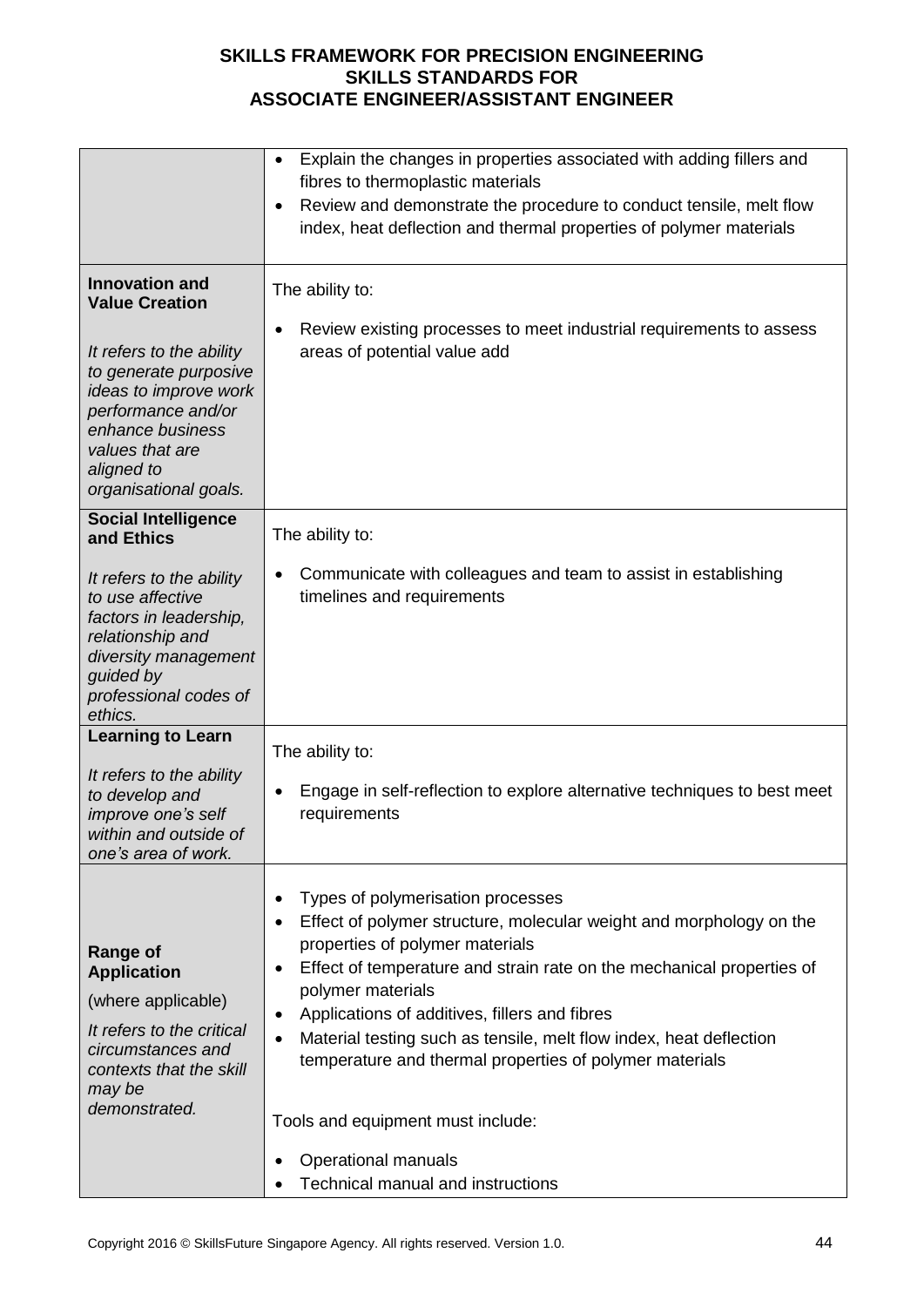| | |
|---|---|
| | • Explain the changes in properties associated with adding fillers and fibres to thermoplastic materials<br>• Review and demonstrate the procedure to conduct tensile, melt flow index, heat deflection and thermal properties of polymer materials |
| **Innovation and Value Creation**<br><br>*It refers to the ability to generate purposive ideas to improve work performance and/or enhance business values that are aligned to organisational goals.* | The ability to:<br><br>• Review existing processes to meet industrial requirements to assess areas of potential value add |
| **Social Intelligence and Ethics**<br><br>*It refers to the ability to use affective factors in leadership, relationship and diversity management guided by professional codes of ethics.* | The ability to:<br><br>• Communicate with colleagues and team to assist in establishing timelines and requirements |
| **Learning to Learn**<br><br>*It refers to the ability to develop and improve one's self within and outside of one's area of work.* | The ability to:<br><br>• Engage in self-reflection to explore alternative techniques to best meet requirements |
| **Range of Application**<br><br>(where applicable)<br><br>*It refers to the critical circumstances and contexts that the skill may be demonstrated.* | • Types of polymerisation processes<br>• Effect of polymer structure, molecular weight and morphology on the properties of polymer materials<br>• Effect of temperature and strain rate on the mechanical properties of polymer materials<br>• Applications of additives, fillers and fibres<br>• Material testing such as tensile, melt flow index, heat deflection temperature and thermal properties of polymer materials<br><br>Tools and equipment must include:<br><br>• Operational manuals<br>• Technical manual and instructions |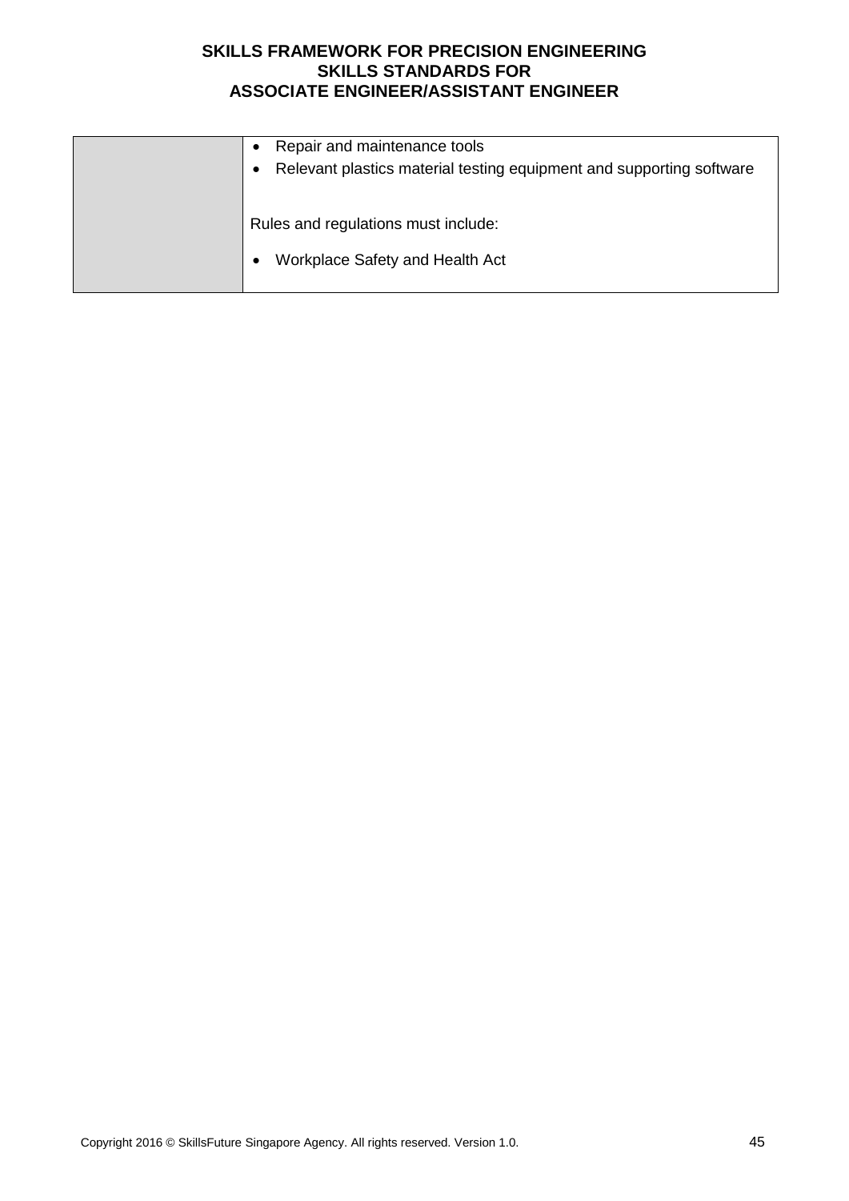| | |
|---|---|
| | • Repair and maintenance tools<br>• Relevant plastics material testing equipment and supporting software<br><br>Rules and regulations must include:<br><br>• Workplace Safety and Health Act |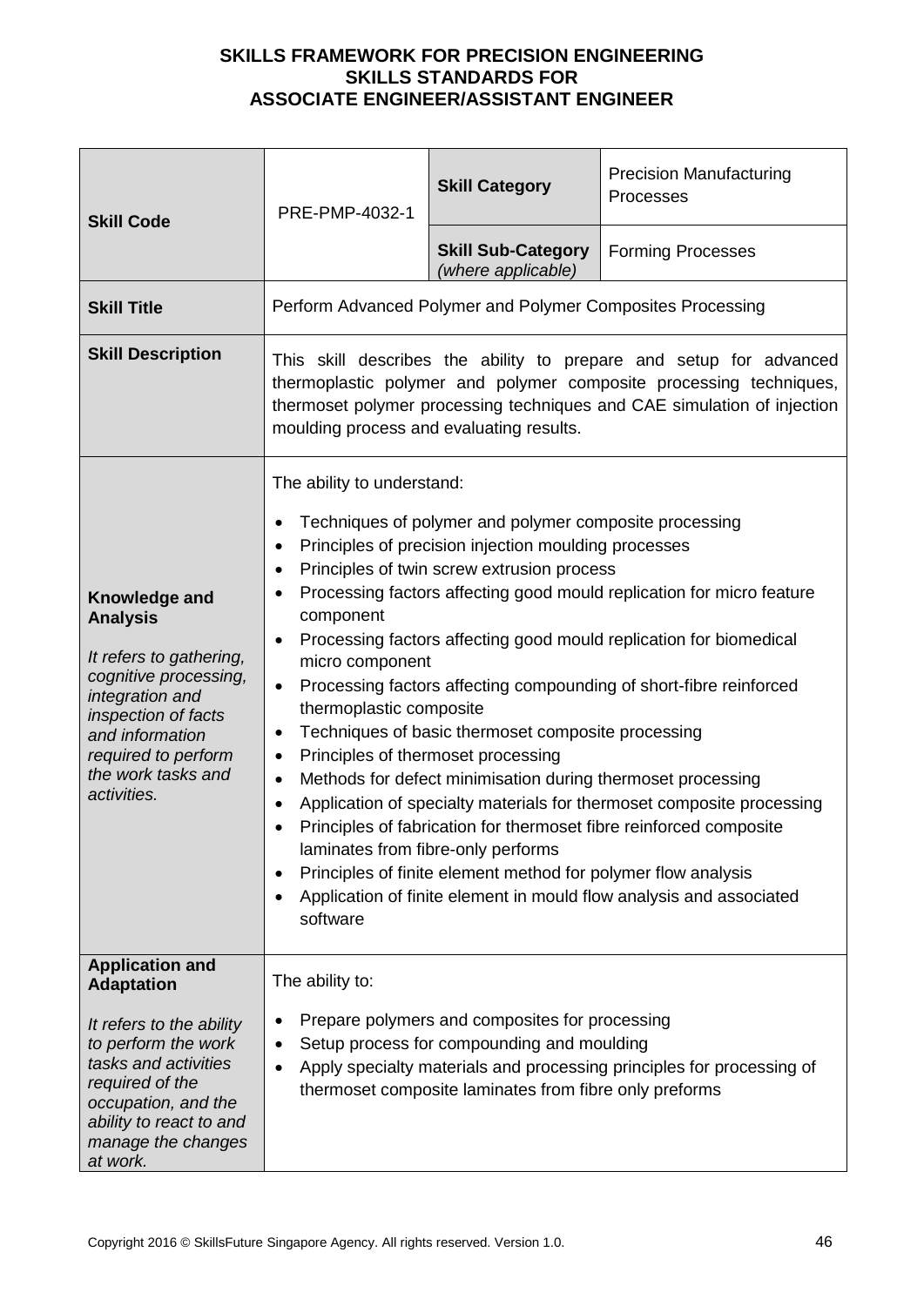**SKILLS FRAMEWORK FOR PRECISION ENGINEERING**
**SKILLS STANDARDS FOR**
**ASSOCIATE ENGINEER/ASSISTANT ENGINEER**

| **Skill Code** | PRE-PMP-4032-1 | **Skill Category** | Precision Manufacturing Processes |
|---|---|---|---|
| | | **Skill Sub-Category** *(where applicable)* | Forming Processes |
| **Skill Title** | Perform Advanced Polymer and Polymer Composites Processing | | |
| **Skill Description** | This skill describes the ability to prepare and setup for advanced thermoplastic polymer and polymer composite processing techniques, thermoset polymer processing techniques and CAE simulation of injection moulding process and evaluating results. | | |
| **Knowledge and Analysis** <br><br> *It refers to gathering, cognitive processing, integration and inspection of facts and information required to perform the work tasks and activities.* | The ability to understand: <br><br> • Techniques of polymer and polymer composite processing <br> • Principles of precision injection moulding processes <br> • Principles of twin screw extrusion process <br> • Processing factors affecting good mould replication for micro feature component <br> • Processing factors affecting good mould replication for biomedical micro component <br> • Processing factors affecting compounding of short-fibre reinforced thermoplastic composite <br> • Techniques of basic thermoset composite processing <br> • Principles of thermoset processing <br> • Methods for defect minimisation during thermoset processing <br> • Application of specialty materials for thermoset composite processing <br> • Principles of fabrication for thermoset fibre reinforced composite laminates from fibre-only performs <br> • Principles of finite element method for polymer flow analysis <br> • Application of finite element in mould flow analysis and associated software | | |
| **Application and Adaptation** <br><br> *It refers to the ability to perform the work tasks and activities required of the occupation, and the ability to react to and manage the changes at work.* | The ability to: <br><br> • Prepare polymers and composites for processing <br> • Setup process for compounding and moulding <br> • Apply specialty materials and processing principles for processing of thermoset composite laminates from fibre only preforms | | |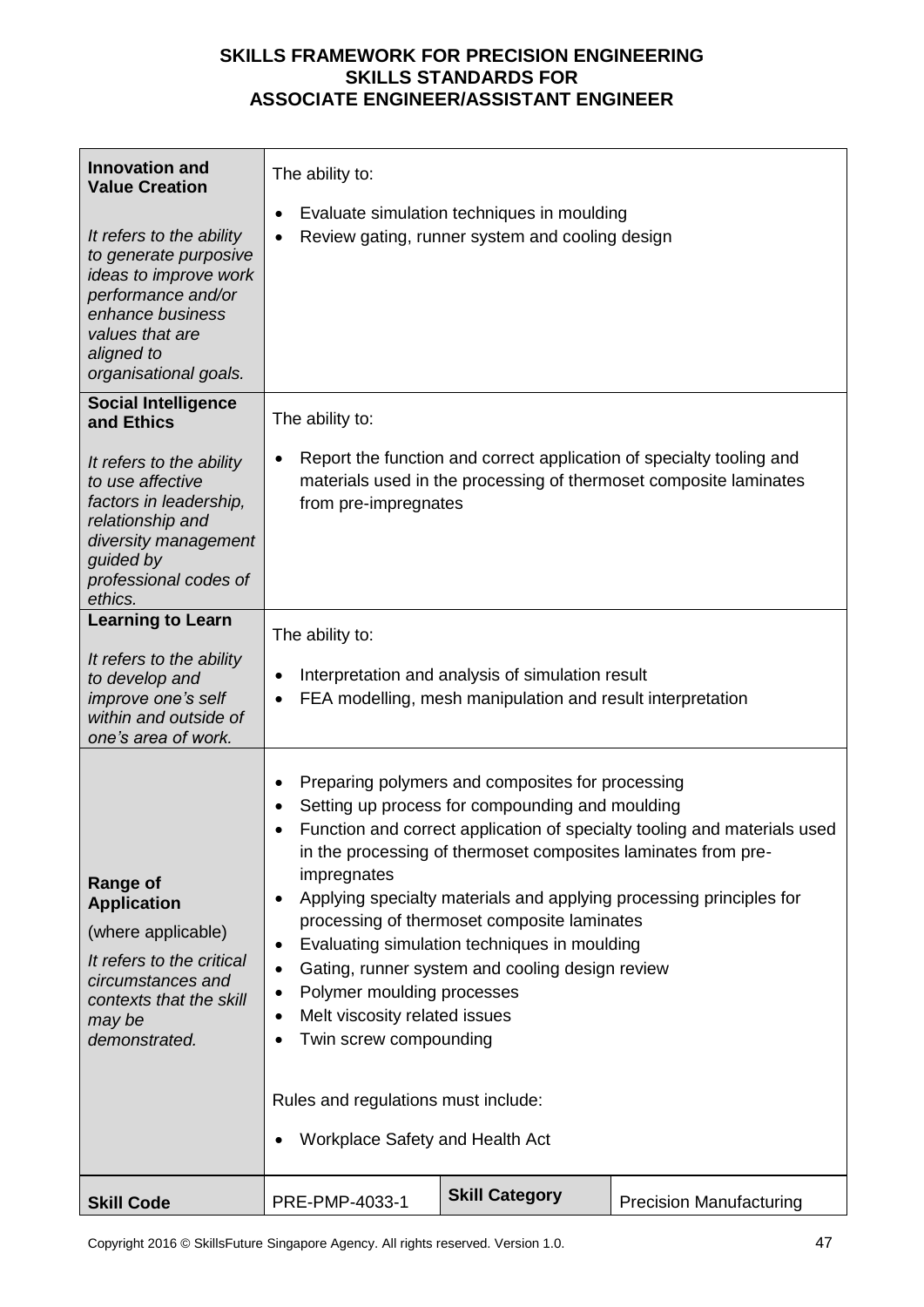**SKILLS FRAMEWORK FOR PRECISION ENGINEERING**
**SKILLS STANDARDS FOR**
**ASSOCIATE ENGINEER/ASSISTANT ENGINEER**

| | | | |
|---|---|---|---|
| **Innovation and Value Creation**<br><br>*It refers to the ability to generate purposive ideas to improve work performance and/or enhance business values that are aligned to organisational goals.* | The ability to:<br><br>• Evaluate simulation techniques in moulding<br>• Review gating, runner system and cooling design | | |
| **Social Intelligence and Ethics**<br><br>*It refers to the ability to use affective factors in leadership, relationship and diversity management guided by professional codes of ethics.* | The ability to:<br><br>• Report the function and correct application of specialty tooling and materials used in the processing of thermoset composite laminates from pre-impregnates | | |
| **Learning to Learn**<br><br>*It refers to the ability to develop and improve one's self within and outside of one's area of work.* | The ability to:<br><br>• Interpretation and analysis of simulation result<br>• FEA modelling, mesh manipulation and result interpretation | | |
| **Range of Application**<br><br>(where applicable)<br><br>*It refers to the critical circumstances and contexts that the skill may be demonstrated.* | • Preparing polymers and composites for processing<br>• Setting up process for compounding and moulding<br>• Function and correct application of specialty tooling and materials used in the processing of thermoset composites laminates from pre-impregnates<br>• Applying specialty materials and applying processing principles for processing of thermoset composite laminates<br>• Evaluating simulation techniques in moulding<br>• Gating, runner system and cooling design review<br>• Polymer moulding processes<br>• Melt viscosity related issues<br>• Twin screw compounding<br><br>Rules and regulations must include:<br><br>• Workplace Safety and Health Act | | |
| **Skill Code** | PRE-PMP-4033-1 | **Skill Category** | Precision Manufacturing |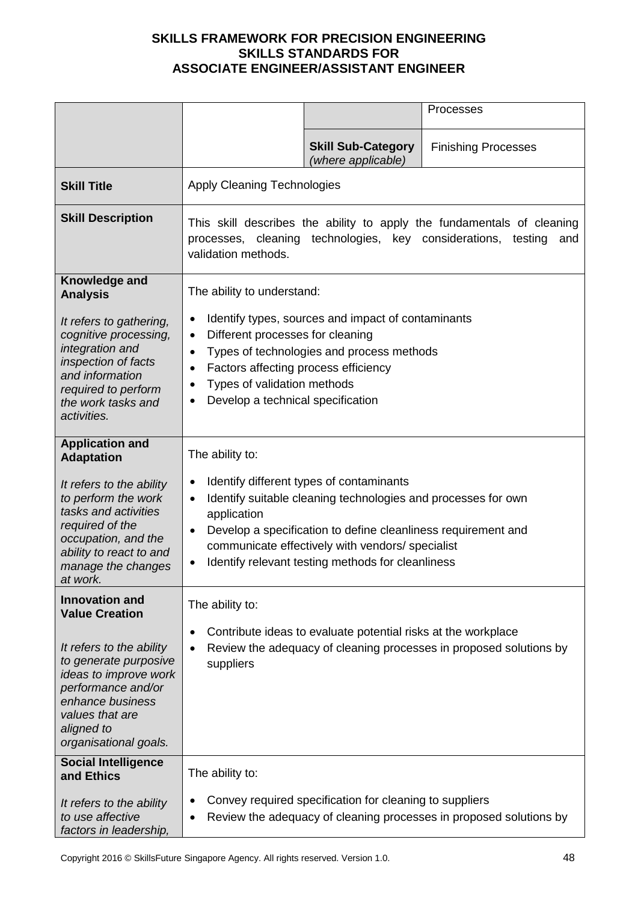**SKILLS FRAMEWORK FOR PRECISION ENGINEERING**
**SKILLS STANDARDS FOR**
**ASSOCIATE ENGINEER/ASSISTANT ENGINEER**

| | | | |
|---|---|---|---|
| | | | Processes |
| | | **Skill Sub-Category** *(where applicable)* | Finishing Processes |
| **Skill Title** | Apply Cleaning Technologies | | |
| **Skill Description** | This skill describes the ability to apply the fundamentals of cleaning processes, cleaning technologies, key considerations, testing and validation methods. | | |
| **Knowledge and Analysis**<br><br>*It refers to gathering, cognitive processing, integration and inspection of facts and information required to perform the work tasks and activities.* | The ability to understand:<br><br>• Identify types, sources and impact of contaminants<br>• Different processes for cleaning<br>• Types of technologies and process methods<br>• Factors affecting process efficiency<br>• Types of validation methods<br>• Develop a technical specification | | |
| **Application and Adaptation**<br><br>*It refers to the ability to perform the work tasks and activities required of the occupation, and the ability to react to and manage the changes at work.* | The ability to:<br><br>• Identify different types of contaminants<br>• Identify suitable cleaning technologies and processes for own application<br>• Develop a specification to define cleanliness requirement and communicate effectively with vendors/ specialist<br>• Identify relevant testing methods for cleanliness | | |
| **Innovation and Value Creation**<br><br>*It refers to the ability to generate purposive ideas to improve work performance and/or enhance business values that are aligned to organisational goals.* | The ability to:<br><br>• Contribute ideas to evaluate potential risks at the workplace<br>• Review the adequacy of cleaning processes in proposed solutions by suppliers | | |
| **Social Intelligence and Ethics**<br><br>*It refers to the ability to use affective factors in leadership,* | The ability to:<br><br>• Convey required specification for cleaning to suppliers<br>• Review the adequacy of cleaning processes in proposed solutions by | | |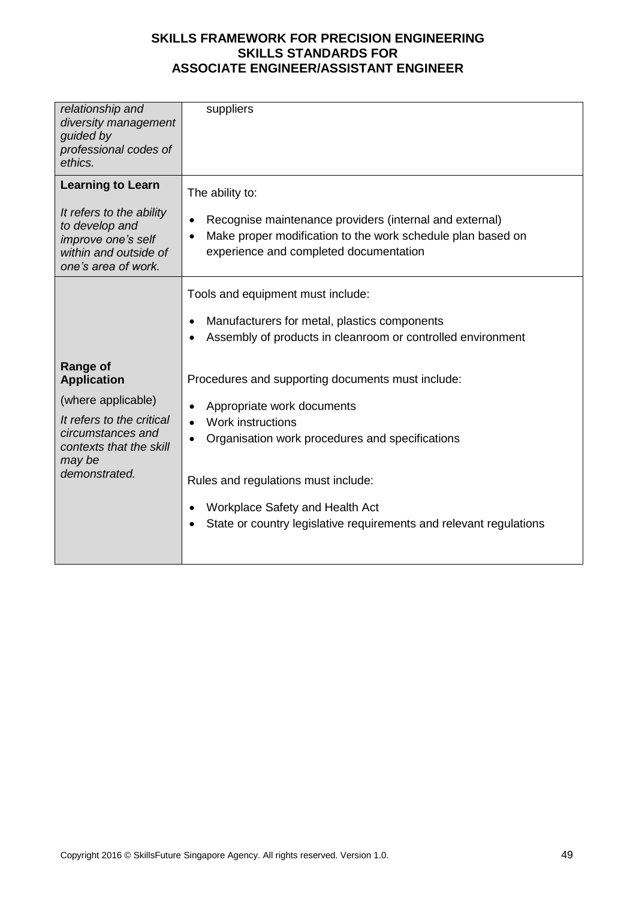| | |
|---|---|
| *relationship and diversity management guided by professional codes of ethics.* | suppliers |
| **Learning to Learn**<br><br>*It refers to the ability to develop and improve one's self within and outside of one's area of work.* | The ability to:<br><br>• Recognise maintenance providers (internal and external)<br>• Make proper modification to the work schedule plan based on experience and completed documentation |
| **Range of Application**<br><br>(where applicable)<br><br>*It refers to the critical circumstances and contexts that the skill may be demonstrated.* | Tools and equipment must include:<br><br>• Manufacturers for metal, plastics components<br>• Assembly of products in cleanroom or controlled environment<br><br>Procedures and supporting documents must include:<br><br>• Appropriate work documents<br>• Work instructions<br>• Organisation work procedures and specifications<br><br>Rules and regulations must include:<br><br>• Workplace Safety and Health Act<br>• State or country legislative requirements and relevant regulations |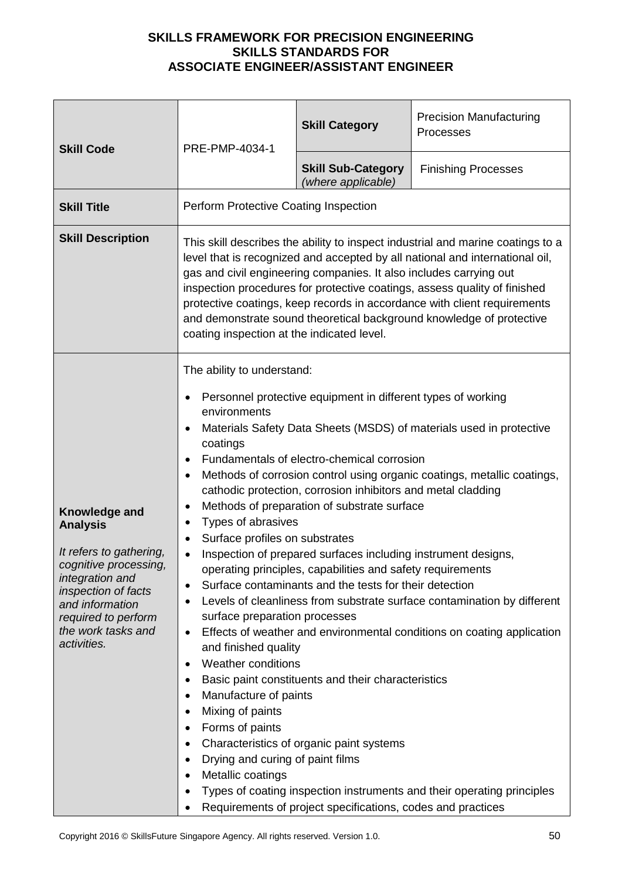**SKILLS FRAMEWORK FOR PRECISION ENGINEERING**
**SKILLS STANDARDS FOR**
**ASSOCIATE ENGINEER/ASSISTANT ENGINEER**

| | | | |
|---|---|---|---|
| **Skill Code** | PRE-PMP-4034-1 | **Skill Category** | Precision Manufacturing Processes |
| | | **Skill Sub-Category** *(where applicable)* | Finishing Processes |
| **Skill Title** | Perform Protective Coating Inspection | | |
| **Skill Description** | This skill describes the ability to inspect industrial and marine coatings to a level that is recognized and accepted by all national and international oil, gas and civil engineering companies. It also includes carrying out inspection procedures for protective coatings, assess quality of finished protective coatings, keep records in accordance with client requirements and demonstrate sound theoretical background knowledge of protective coating inspection at the indicated level. | | |
| **Knowledge and Analysis**<br><br>*It refers to gathering, cognitive processing, integration and inspection of facts and information required to perform the work tasks and activities.* | The ability to understand:<br>• Personnel protective equipment in different types of working environments<br>• Materials Safety Data Sheets (MSDS) of materials used in protective coatings<br>• Fundamentals of electro-chemical corrosion<br>• Methods of corrosion control using organic coatings, metallic coatings, cathodic protection, corrosion inhibitors and metal cladding<br>• Methods of preparation of substrate surface<br>• Types of abrasives<br>• Surface profiles on substrates<br>• Inspection of prepared surfaces including instrument designs, operating principles, capabilities and safety requirements<br>• Surface contaminants and the tests for their detection<br>• Levels of cleanliness from substrate surface contamination by different surface preparation processes<br>• Effects of weather and environmental conditions on coating application and finished quality<br>• Weather conditions<br>• Basic paint constituents and their characteristics<br>• Manufacture of paints<br>• Mixing of paints<br>• Forms of paints<br>• Characteristics of organic paint systems<br>• Drying and curing of paint films<br>• Metallic coatings<br>• Types of coating inspection instruments and their operating principles<br>• Requirements of project specifications, codes and practices | | |

Copyright 2016 © SkillsFuture Singapore Agency. All rights reserved. Version 1.0.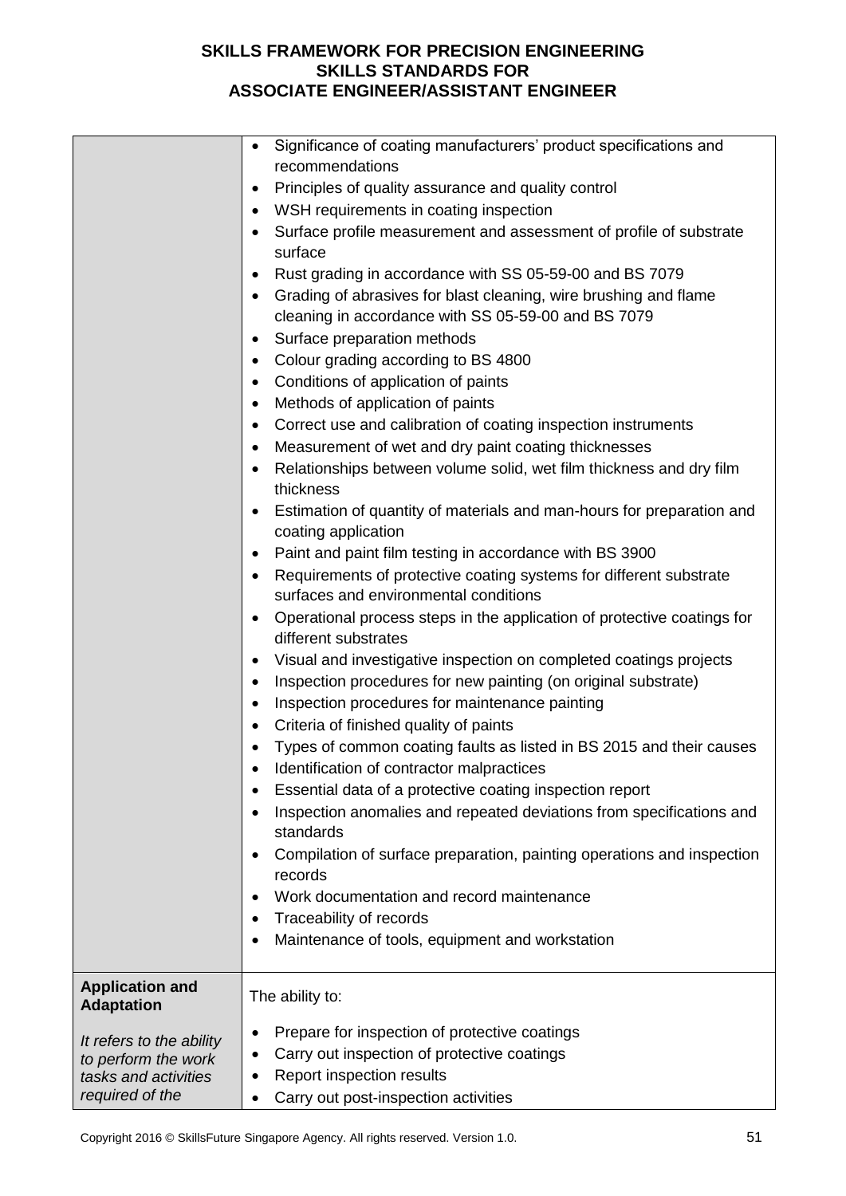| | |
|---|---|
| | • Significance of coating manufacturers' product specifications and recommendations<br>• Principles of quality assurance and quality control<br>• WSH requirements in coating inspection<br>• Surface profile measurement and assessment of profile of substrate surface<br>• Rust grading in accordance with SS 05-59-00 and BS 7079<br>• Grading of abrasives for blast cleaning, wire brushing and flame cleaning in accordance with SS 05-59-00 and BS 7079<br>• Surface preparation methods<br>• Colour grading according to BS 4800<br>• Conditions of application of paints<br>• Methods of application of paints<br>• Correct use and calibration of coating inspection instruments<br>• Measurement of wet and dry paint coating thicknesses<br>• Relationships between volume solid, wet film thickness and dry film thickness<br>• Estimation of quantity of materials and man-hours for preparation and coating application<br>• Paint and paint film testing in accordance with BS 3900<br>• Requirements of protective coating systems for different substrate surfaces and environmental conditions<br>• Operational process steps in the application of protective coatings for different substrates<br>• Visual and investigative inspection on completed coatings projects<br>• Inspection procedures for new painting (on original substrate)<br>• Inspection procedures for maintenance painting<br>• Criteria of finished quality of paints<br>• Types of common coating faults as listed in BS 2015 and their causes<br>• Identification of contractor malpractices<br>• Essential data of a protective coating inspection report<br>• Inspection anomalies and repeated deviations from specifications and standards<br>• Compilation of surface preparation, painting operations and inspection records<br>• Work documentation and record maintenance<br>• Traceability of records<br>• Maintenance of tools, equipment and workstation |
| **Application and Adaptation**<br><br>*It refers to the ability to perform the work tasks and activities required of the* | The ability to:<br><br>• Prepare for inspection of protective coatings<br>• Carry out inspection of protective coatings<br>• Report inspection results<br>• Carry out post-inspection activities |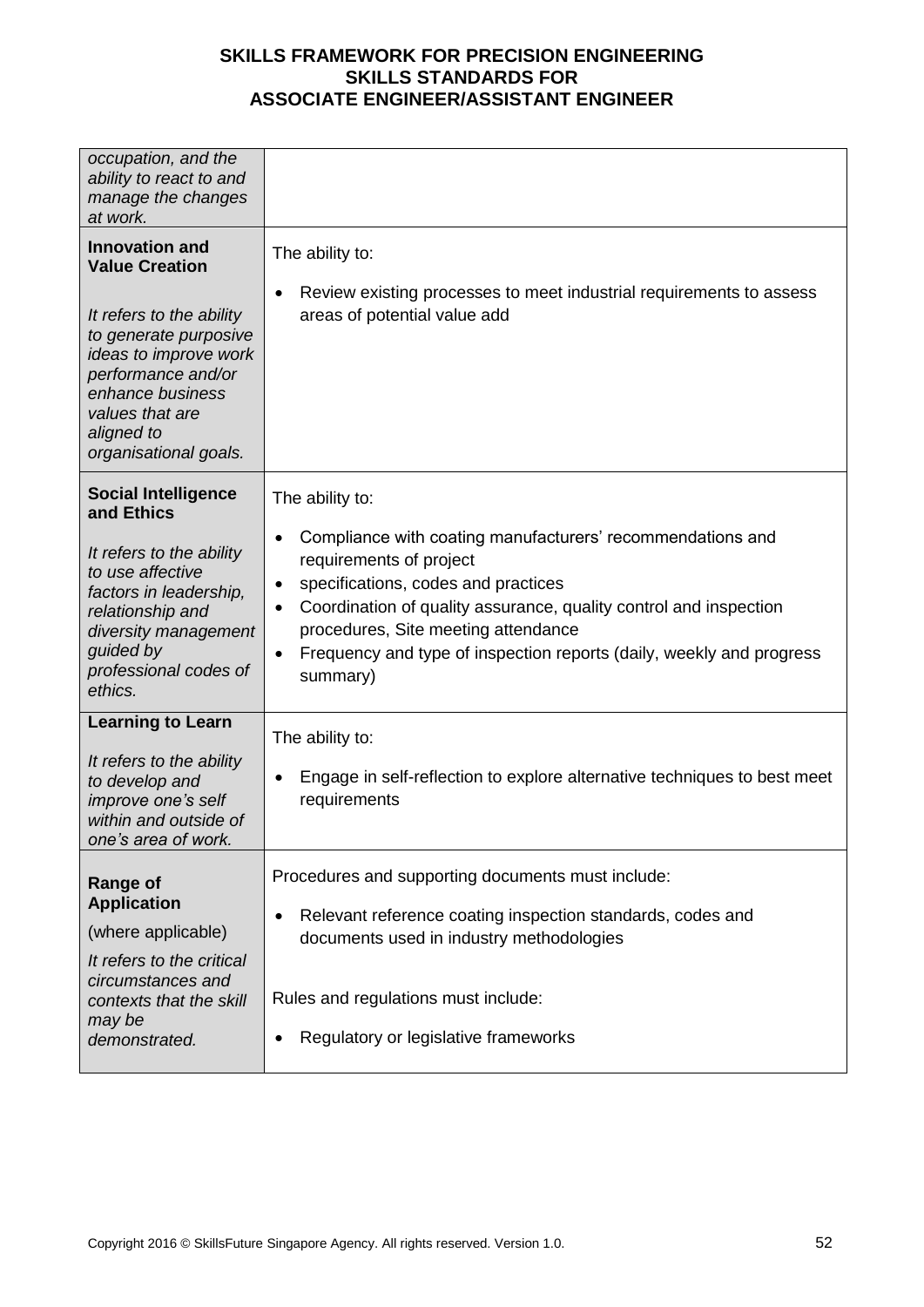| | |
|---|---|
| *occupation, and the ability to react to and manage the changes at work.* | |
| **Innovation and Value Creation**<br><br>*It refers to the ability to generate purposive ideas to improve work performance and/or enhance business values that are aligned to organisational goals.* | The ability to:<br><br>• Review existing processes to meet industrial requirements to assess areas of potential value add |
| **Social Intelligence and Ethics**<br><br>*It refers to the ability to use affective factors in leadership, relationship and diversity management guided by professional codes of ethics.* | The ability to:<br><br>• Compliance with coating manufacturers' recommendations and requirements of project<br>• specifications, codes and practices<br>• Coordination of quality assurance, quality control and inspection procedures, Site meeting attendance<br>• Frequency and type of inspection reports (daily, weekly and progress summary) |
| **Learning to Learn**<br><br>*It refers to the ability to develop and improve one's self within and outside of one's area of work.* | The ability to:<br><br>• Engage in self-reflection to explore alternative techniques to best meet requirements |
| **Range of Application**<br><br>(where applicable)<br><br>*It refers to the critical circumstances and contexts that the skill may be demonstrated.* | Procedures and supporting documents must include:<br><br>• Relevant reference coating inspection standards, codes and documents used in industry methodologies<br><br>Rules and regulations must include:<br><br>• Regulatory or legislative frameworks |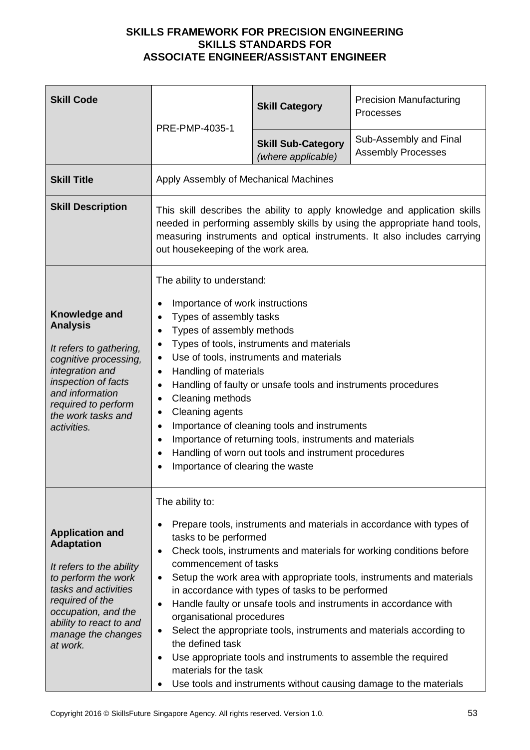**SKILLS FRAMEWORK FOR PRECISION ENGINEERING**
**SKILLS STANDARDS FOR**
**ASSOCIATE ENGINEER/ASSISTANT ENGINEER**

| **Skill Code** | PRE-PMP-4035-1 | **Skill Category** | Precision Manufacturing Processes |
|---|---|---|---|
| | | **Skill Sub-Category** *(where applicable)* | Sub-Assembly and Final Assembly Processes |
| **Skill Title** | Apply Assembly of Mechanical Machines | | |
| **Skill Description** | This skill describes the ability to apply knowledge and application skills needed in performing assembly skills by using the appropriate hand tools, measuring instruments and optical instruments. It also includes carrying out housekeeping of the work area. | | |
| **Knowledge and Analysis**<br><br>*It refers to gathering, cognitive processing, integration and inspection of facts and information required to perform the work tasks and activities.* | The ability to understand:<br><br>• Importance of work instructions<br>• Types of assembly tasks<br>• Types of assembly methods<br>• Types of tools, instruments and materials<br>• Use of tools, instruments and materials<br>• Handling of materials<br>• Handling of faulty or unsafe tools and instruments procedures<br>• Cleaning methods<br>• Cleaning agents<br>• Importance of cleaning tools and instruments<br>• Importance of returning tools, instruments and materials<br>• Handling of worn out tools and instrument procedures<br>• Importance of clearing the waste | | |
| **Application and Adaptation**<br><br>*It refers to the ability to perform the work tasks and activities required of the occupation, and the ability to react to and manage the changes at work.* | The ability to:<br><br>• Prepare tools, instruments and materials in accordance with types of tasks to be performed<br>• Check tools, instruments and materials for working conditions before commencement of tasks<br>• Setup the work area with appropriate tools, instruments and materials in accordance with types of tasks to be performed<br>• Handle faulty or unsafe tools and instruments in accordance with organisational procedures<br>• Select the appropriate tools, instruments and materials according to the defined task<br>• Use appropriate tools and instruments to assemble the required materials for the task<br>• Use tools and instruments without causing damage to the materials | | |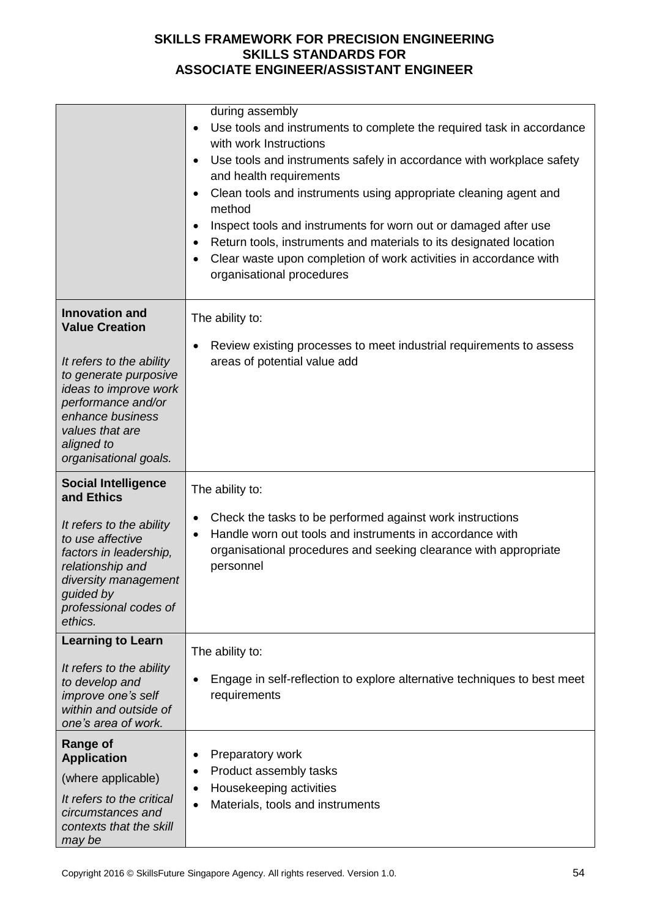| | |
|---|---|
| | during assembly<br>• Use tools and instruments to complete the required task in accordance with work Instructions<br>• Use tools and instruments safely in accordance with workplace safety and health requirements<br>• Clean tools and instruments using appropriate cleaning agent and method<br>• Inspect tools and instruments for worn out or damaged after use<br>• Return tools, instruments and materials to its designated location<br>• Clear waste upon completion of work activities in accordance with organisational procedures |
| **Innovation and Value Creation**<br><br>*It refers to the ability to generate purposive ideas to improve work performance and/or enhance business values that are aligned to organisational goals.* | The ability to:<br><br>• Review existing processes to meet industrial requirements to assess areas of potential value add |
| **Social Intelligence and Ethics**<br><br>*It refers to the ability to use affective factors in leadership, relationship and diversity management guided by professional codes of ethics.* | The ability to:<br><br>• Check the tasks to be performed against work instructions<br>• Handle worn out tools and instruments in accordance with organisational procedures and seeking clearance with appropriate personnel |
| **Learning to Learn**<br><br>*It refers to the ability to develop and improve one's self within and outside of one's area of work.* | The ability to:<br><br>• Engage in self-reflection to explore alternative techniques to best meet requirements |
| **Range of Application**<br><br>(where applicable)<br><br>*It refers to the critical circumstances and contexts that the skill may be* | • Preparatory work<br>• Product assembly tasks<br>• Housekeeping activities<br>• Materials, tools and instruments |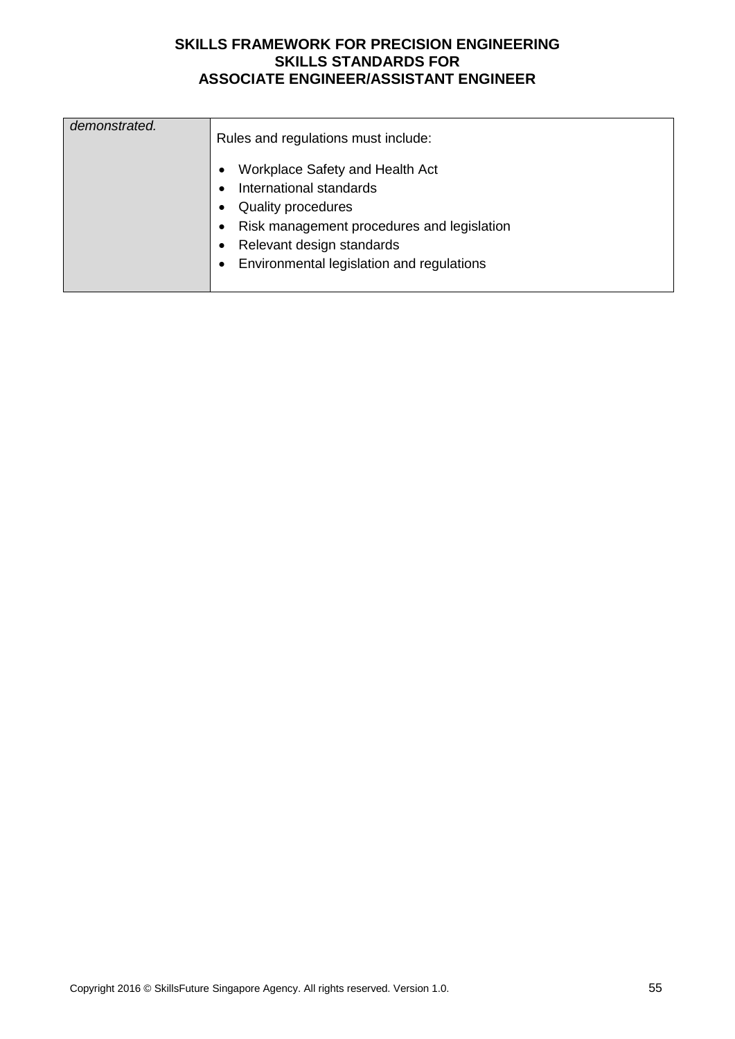| | |
|---|---|
| *demonstrated.* | Rules and regulations must include:<br><br>• Workplace Safety and Health Act<br>• International standards<br>• Quality procedures<br>• Risk management procedures and legislation<br>• Relevant design standards<br>• Environmental legislation and regulations |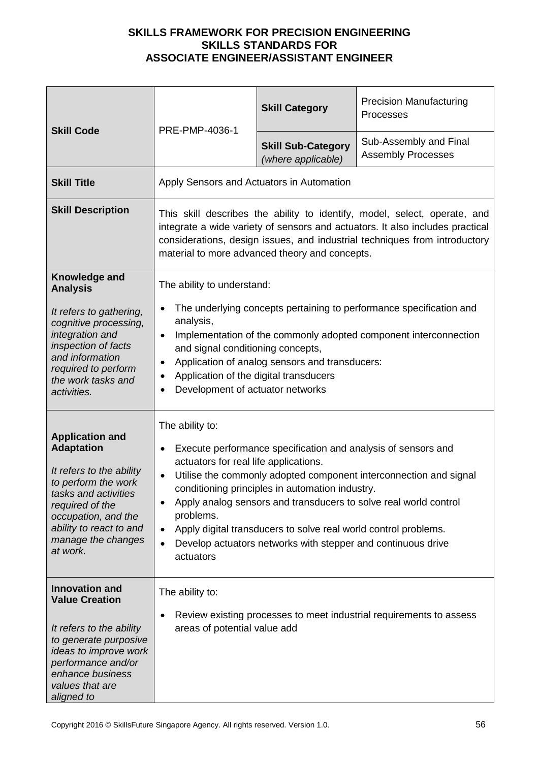**SKILLS FRAMEWORK FOR PRECISION ENGINEERING**
**SKILLS STANDARDS FOR**
**ASSOCIATE ENGINEER/ASSISTANT ENGINEER**

| **Skill Code** | PRE-PMP-4036-1 | **Skill Category** | Precision Manufacturing Processes |
|---|---|---|---|
| | | **Skill Sub-Category** *(where applicable)* | Sub-Assembly and Final Assembly Processes |
| **Skill Title** | Apply Sensors and Actuators in Automation | | |
| **Skill Description** | This skill describes the ability to identify, model, select, operate, and integrate a wide variety of sensors and actuators. It also includes practical considerations, design issues, and industrial techniques from introductory material to more advanced theory and concepts. | | |
| **Knowledge and Analysis**<br><br>*It refers to gathering, cognitive processing, integration and inspection of facts and information required to perform the work tasks and activities.* | The ability to understand:<br><br>• The underlying concepts pertaining to performance specification and analysis,<br>• Implementation of the commonly adopted component interconnection and signal conditioning concepts,<br>• Application of analog sensors and transducers:<br>• Application of the digital transducers<br>• Development of actuator networks | | |
| **Application and Adaptation**<br><br>*It refers to the ability to perform the work tasks and activities required of the occupation, and the ability to react to and manage the changes at work.* | The ability to:<br><br>• Execute performance specification and analysis of sensors and actuators for real life applications.<br>• Utilise the commonly adopted component interconnection and signal conditioning principles in automation industry.<br>• Apply analog sensors and transducers to solve real world control problems.<br>• Apply digital transducers to solve real world control problems.<br>• Develop actuators networks with stepper and continuous drive actuators | | |
| **Innovation and Value Creation**<br><br>*It refers to the ability to generate purposive ideas to improve work performance and/or enhance business values that are aligned to* | The ability to:<br><br>• Review existing processes to meet industrial requirements to assess areas of potential value add | | |

Copyright 2016 © SkillsFuture Singapore Agency. All rights reserved. Version 1.0.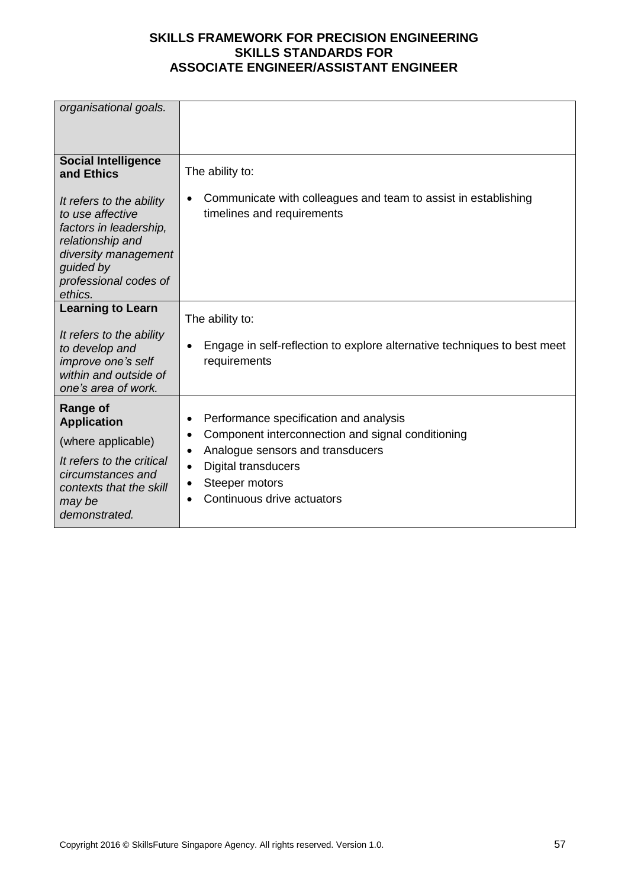| | |
|---|---|
| *organisational goals.* | |
| **Social Intelligence and Ethics**<br><br>*It refers to the ability to use affective factors in leadership, relationship and diversity management guided by professional codes of ethics.* | The ability to:<br><br>• Communicate with colleagues and team to assist in establishing timelines and requirements |
| **Learning to Learn**<br><br>*It refers to the ability to develop and improve one's self within and outside of one's area of work.* | The ability to:<br><br>• Engage in self-reflection to explore alternative techniques to best meet requirements |
| **Range of Application**<br><br>(where applicable)<br><br>*It refers to the critical circumstances and contexts that the skill may be demonstrated.* | • Performance specification and analysis<br>• Component interconnection and signal conditioning<br>• Analogue sensors and transducers<br>• Digital transducers<br>• Steeper motors<br>• Continuous drive actuators |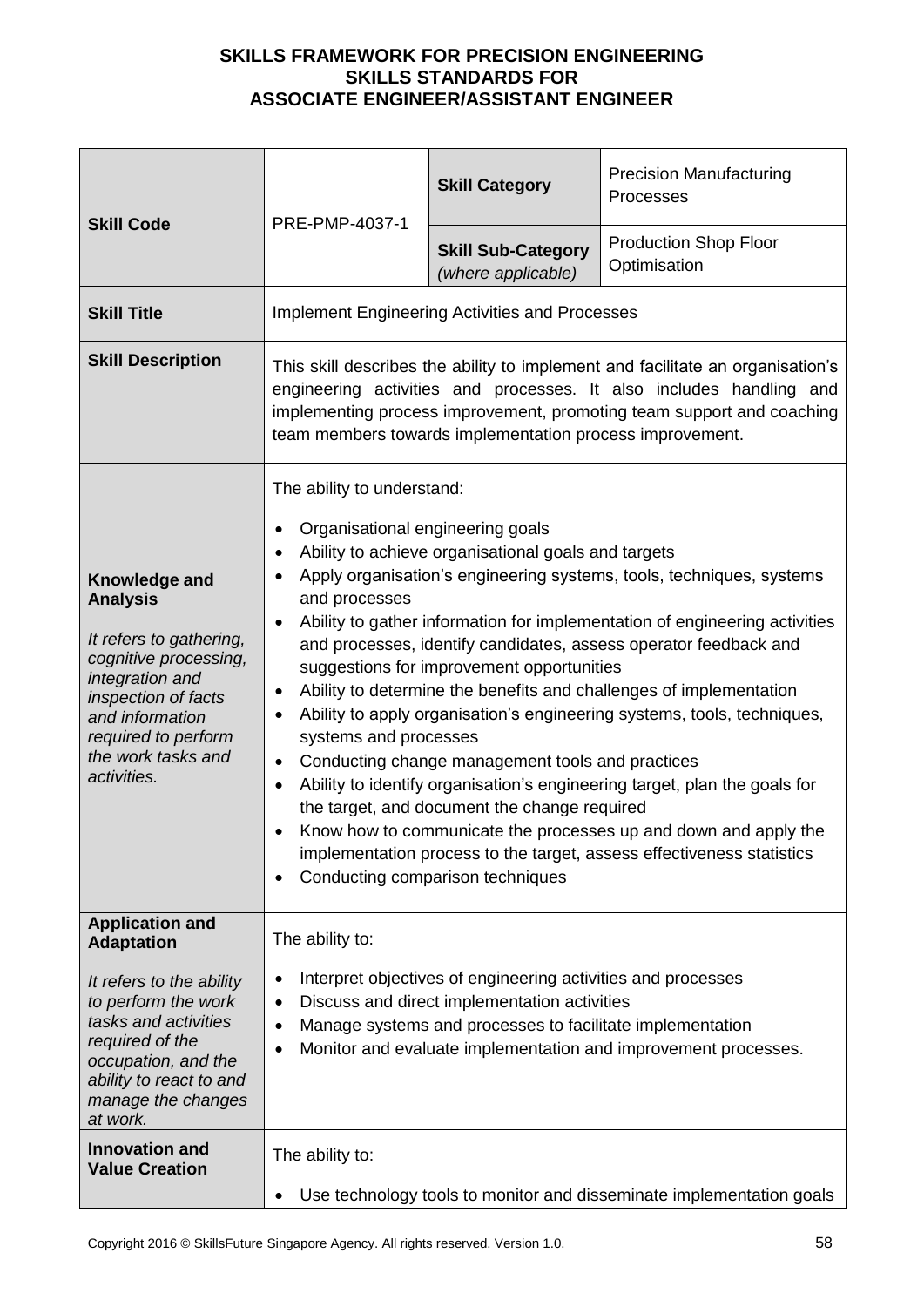**SKILLS FRAMEWORK FOR PRECISION ENGINEERING**
**SKILLS STANDARDS FOR**
**ASSOCIATE ENGINEER/ASSISTANT ENGINEER**

| **Skill Code** | PRE-PMP-4037-1 | **Skill Category** | Precision Manufacturing Processes |
|---|---|---|---|
| | | **Skill Sub-Category** *(where applicable)* | Production Shop Floor Optimisation |
| **Skill Title** | Implement Engineering Activities and Processes | | |
| **Skill Description** | This skill describes the ability to implement and facilitate an organisation's engineering activities and processes. It also includes handling and implementing process improvement, promoting team support and coaching team members towards implementation process improvement. | | |
| **Knowledge and Analysis**<br><br>*It refers to gathering, cognitive processing, integration and inspection of facts and information required to perform the work tasks and activities.* | The ability to understand:<br><br>• Organisational engineering goals<br>• Ability to achieve organisational goals and targets<br>• Apply organisation's engineering systems, tools, techniques, systems and processes<br>• Ability to gather information for implementation of engineering activities and processes, identify candidates, assess operator feedback and suggestions for improvement opportunities<br>• Ability to determine the benefits and challenges of implementation<br>• Ability to apply organisation's engineering systems, tools, techniques, systems and processes<br>• Conducting change management tools and practices<br>• Ability to identify organisation's engineering target, plan the goals for the target, and document the change required<br>• Know how to communicate the processes up and down and apply the implementation process to the target, assess effectiveness statistics<br>• Conducting comparison techniques | | |
| **Application and Adaptation**<br><br>*It refers to the ability to perform the work tasks and activities required of the occupation, and the ability to react to and manage the changes at work.* | The ability to:<br><br>• Interpret objectives of engineering activities and processes<br>• Discuss and direct implementation activities<br>• Manage systems and processes to facilitate implementation<br>• Monitor and evaluate implementation and improvement processes. | | |
| **Innovation and Value Creation** | The ability to:<br><br>• Use technology tools to monitor and disseminate implementation goals | | |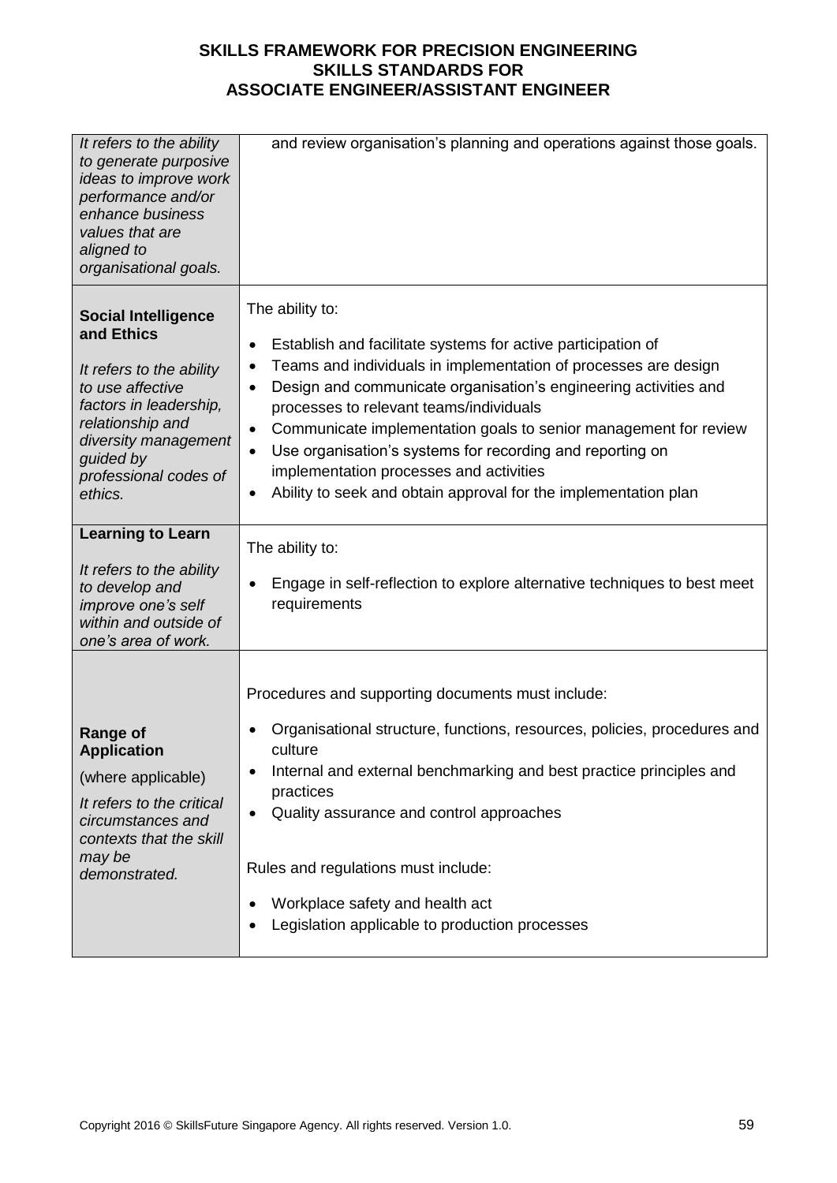| | |
|---|---|
| *It refers to the ability to generate purposive ideas to improve work performance and/or enhance business values that are aligned to organisational goals.* | and review organisation's planning and operations against those goals. |
| **Social Intelligence and Ethics**<br><br>*It refers to the ability to use affective factors in leadership, relationship and diversity management guided by professional codes of ethics.* | The ability to:<br><br>• Establish and facilitate systems for active participation of<br>• Teams and individuals in implementation of processes are design<br>• Design and communicate organisation's engineering activities and processes to relevant teams/individuals<br>• Communicate implementation goals to senior management for review<br>• Use organisation's systems for recording and reporting on implementation processes and activities<br>• Ability to seek and obtain approval for the implementation plan |
| **Learning to Learn**<br><br>*It refers to the ability to develop and improve one's self within and outside of one's area of work.* | The ability to:<br><br>• Engage in self-reflection to explore alternative techniques to best meet requirements |
| **Range of Application**<br><br>(where applicable)<br><br>*It refers to the critical circumstances and contexts that the skill may be demonstrated.* | Procedures and supporting documents must include:<br><br>• Organisational structure, functions, resources, policies, procedures and culture<br>• Internal and external benchmarking and best practice principles and practices<br>• Quality assurance and control approaches<br><br>Rules and regulations must include:<br><br>• Workplace safety and health act<br>• Legislation applicable to production processes |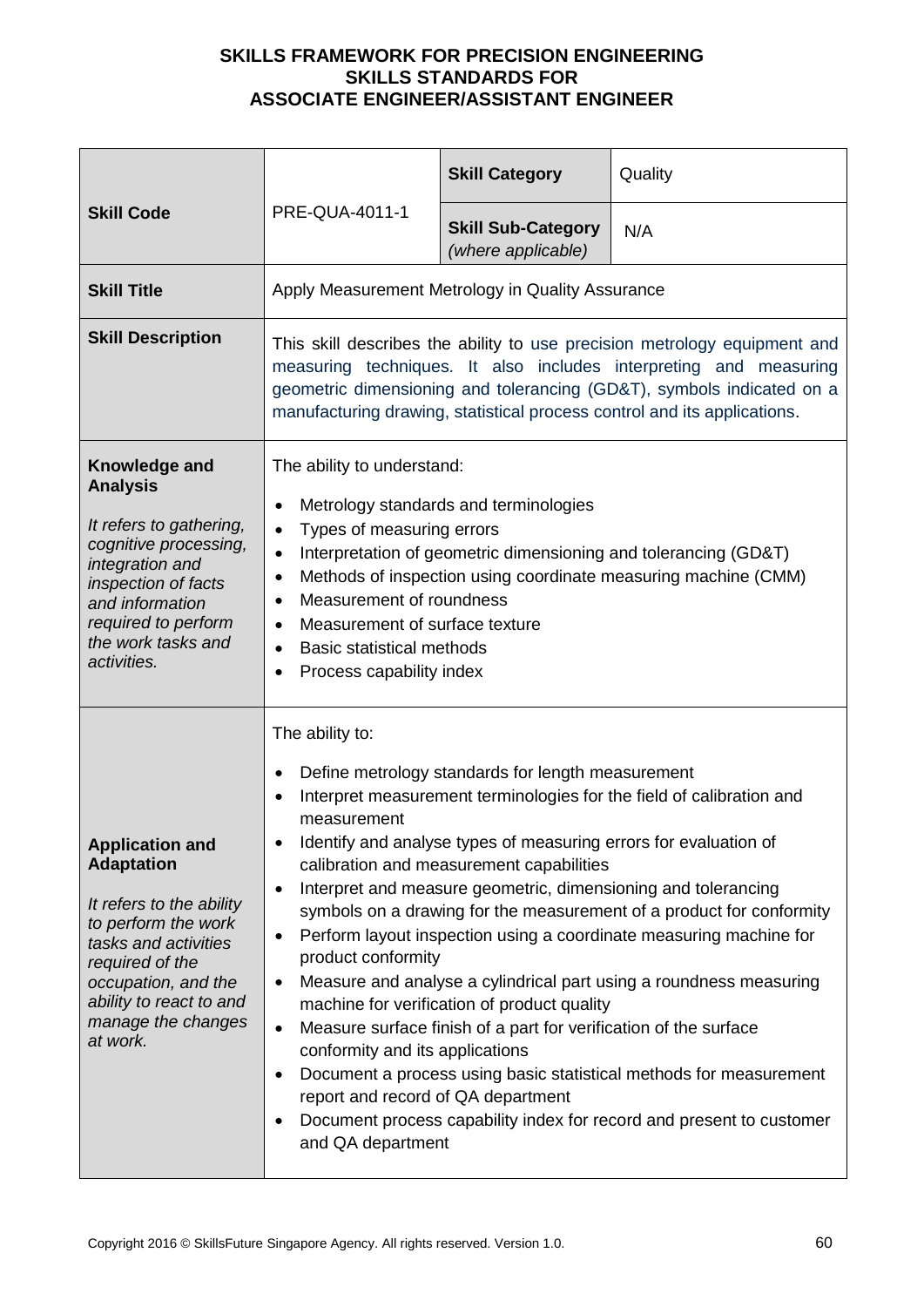**SKILLS FRAMEWORK FOR PRECISION ENGINEERING**
**SKILLS STANDARDS FOR**
**ASSOCIATE ENGINEER/ASSISTANT ENGINEER**

| **Skill Code** | PRE-QUA-4011-1 | **Skill Category** | Quality |
|---|---|---|---|
| | | **Skill Sub-Category** *(where applicable)* | N/A |
| **Skill Title** | Apply Measurement Metrology in Quality Assurance | | |
| **Skill Description** | This skill describes the ability to use precision metrology equipment and measuring techniques. It also includes interpreting and measuring geometric dimensioning and tolerancing (GD&T), symbols indicated on a manufacturing drawing, statistical process control and its applications. | | |
| **Knowledge and Analysis** *It refers to gathering, cognitive processing, integration and inspection of facts and information required to perform the work tasks and activities.* | The ability to understand: <br>• Metrology standards and terminologies <br>• Types of measuring errors <br>• Interpretation of geometric dimensioning and tolerancing (GD&T) <br>• Methods of inspection using coordinate measuring machine (CMM) <br>• Measurement of roundness <br>• Measurement of surface texture <br>• Basic statistical methods <br>• Process capability index | | |
| **Application and Adaptation** *It refers to the ability to perform the work tasks and activities required of the occupation, and the ability to react to and manage the changes at work.* | The ability to: <br>• Define metrology standards for length measurement <br>• Interpret measurement terminologies for the field of calibration and measurement <br>• Identify and analyse types of measuring errors for evaluation of calibration and measurement capabilities <br>• Interpret and measure geometric, dimensioning and tolerancing symbols on a drawing for the measurement of a product for conformity <br>• Perform layout inspection using a coordinate measuring machine for product conformity <br>• Measure and analyse a cylindrical part using a roundness measuring machine for verification of product quality <br>• Measure surface finish of a part for verification of the surface conformity and its applications <br>• Document a process using basic statistical methods for measurement report and record of QA department <br>• Document process capability index for record and present to customer and QA department | | |

Copyright 2016 © SkillsFuture Singapore Agency. All rights reserved. Version 1.0.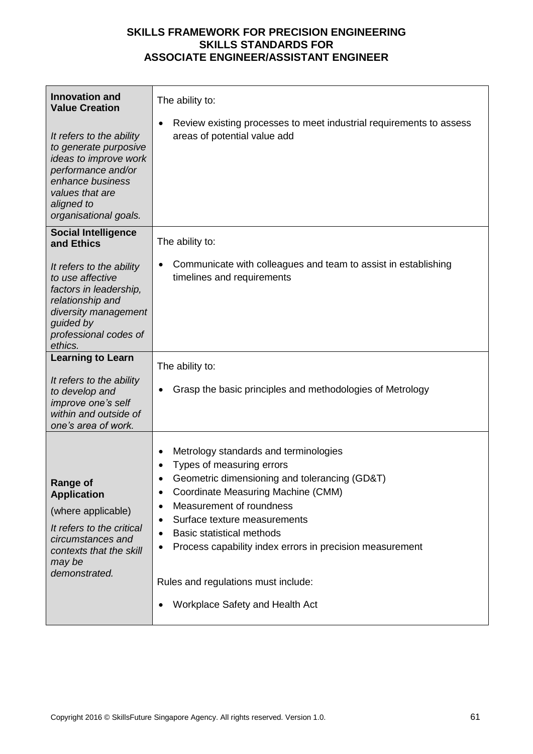**SKILLS FRAMEWORK FOR PRECISION ENGINEERING**
**SKILLS STANDARDS FOR**
**ASSOCIATE ENGINEER/ASSISTANT ENGINEER**

| | |
|---|---|
| **Innovation and Value Creation**<br><br>*It refers to the ability to generate purposive ideas to improve work performance and/or enhance business values that are aligned to organisational goals.* | The ability to:<br><br>• Review existing processes to meet industrial requirements to assess areas of potential value add |
| **Social Intelligence and Ethics**<br><br>*It refers to the ability to use affective factors in leadership, relationship and diversity management guided by professional codes of ethics.* | The ability to:<br><br>• Communicate with colleagues and team to assist in establishing timelines and requirements |
| **Learning to Learn**<br><br>*It refers to the ability to develop and improve one's self within and outside of one's area of work.* | The ability to:<br><br>• Grasp the basic principles and methodologies of Metrology |
| **Range of Application**<br><br>(where applicable)<br><br>*It refers to the critical circumstances and contexts that the skill may be demonstrated.* | • Metrology standards and terminologies<br>• Types of measuring errors<br>• Geometric dimensioning and tolerancing (GD&T)<br>• Coordinate Measuring Machine (CMM)<br>• Measurement of roundness<br>• Surface texture measurements<br>• Basic statistical methods<br>• Process capability index errors in precision measurement<br><br>Rules and regulations must include:<br><br>• Workplace Safety and Health Act |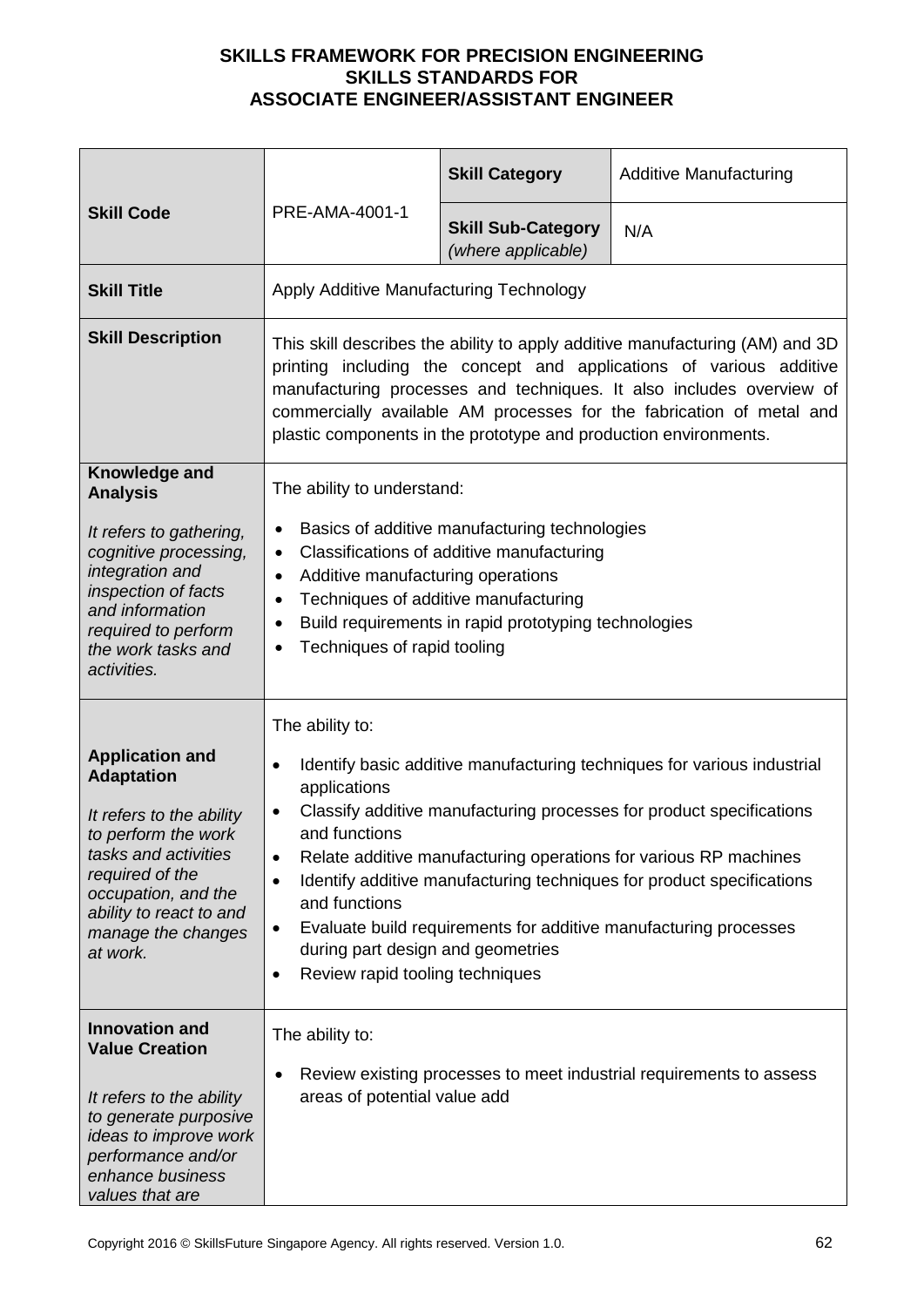**SKILLS FRAMEWORK FOR PRECISION ENGINEERING**
**SKILLS STANDARDS FOR**
**ASSOCIATE ENGINEER/ASSISTANT ENGINEER**

| **Skill Code** | PRE-AMA-4001-1 | **Skill Category** | Additive Manufacturing |
|---|---|---|---|
| | | **Skill Sub-Category** *(where applicable)* | N/A |
| **Skill Title** | Apply Additive Manufacturing Technology | | |
| **Skill Description** | This skill describes the ability to apply additive manufacturing (AM) and 3D printing including the concept and applications of various additive manufacturing processes and techniques. It also includes overview of commercially available AM processes for the fabrication of metal and plastic components in the prototype and production environments. | | |
| **Knowledge and Analysis**<br><br>*It refers to gathering, cognitive processing, integration and inspection of facts and information required to perform the work tasks and activities.* | The ability to understand:<br><br>• Basics of additive manufacturing technologies<br>• Classifications of additive manufacturing<br>• Additive manufacturing operations<br>• Techniques of additive manufacturing<br>• Build requirements in rapid prototyping technologies<br>• Techniques of rapid tooling | | |
| **Application and Adaptation**<br><br>*It refers to the ability to perform the work tasks and activities required of the occupation, and the ability to react to and manage the changes at work.* | The ability to:<br><br>• Identify basic additive manufacturing techniques for various industrial applications<br>• Classify additive manufacturing processes for product specifications and functions<br>• Relate additive manufacturing operations for various RP machines<br>• Identify additive manufacturing techniques for product specifications and functions<br>• Evaluate build requirements for additive manufacturing processes during part design and geometries<br>• Review rapid tooling techniques | | |
| **Innovation and Value Creation**<br><br>*It refers to the ability to generate purposive ideas to improve work performance and/or enhance business values that are* | The ability to:<br><br>• Review existing processes to meet industrial requirements to assess areas of potential value add | | |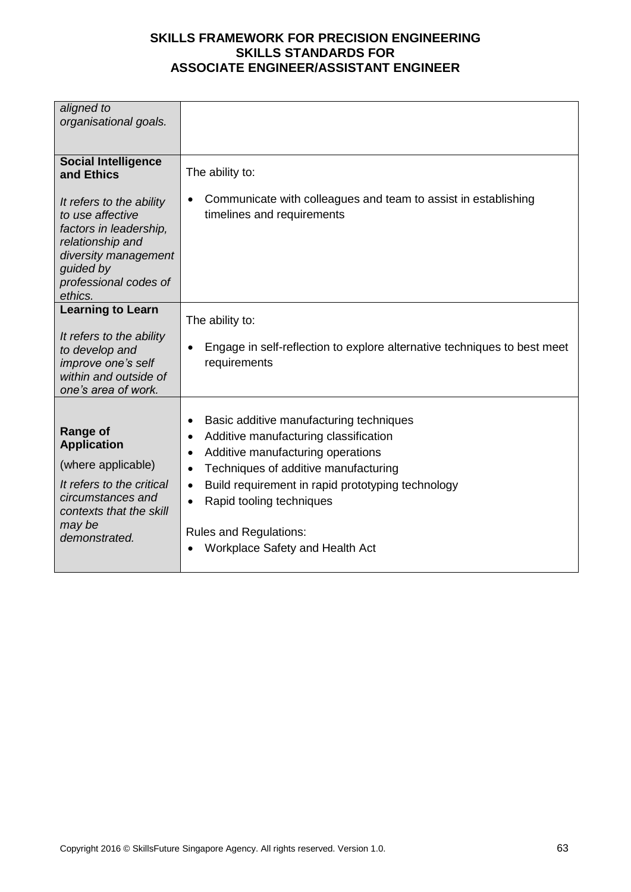| | |
|---|---|
| *aligned to organisational goals.* | |
| **Social Intelligence and Ethics**<br><br>*It refers to the ability to use affective factors in leadership, relationship and diversity management guided by professional codes of ethics.* | The ability to:<br><br>• Communicate with colleagues and team to assist in establishing timelines and requirements |
| **Learning to Learn**<br><br>*It refers to the ability to develop and improve one's self within and outside of one's area of work.* | The ability to:<br><br>• Engage in self-reflection to explore alternative techniques to best meet requirements |
| **Range of Application**<br><br>(where applicable)<br><br>*It refers to the critical circumstances and contexts that the skill may be demonstrated.* | • Basic additive manufacturing techniques<br>• Additive manufacturing classification<br>• Additive manufacturing operations<br>• Techniques of additive manufacturing<br>• Build requirement in rapid prototyping technology<br>• Rapid tooling techniques<br><br>Rules and Regulations:<br>• Workplace Safety and Health Act |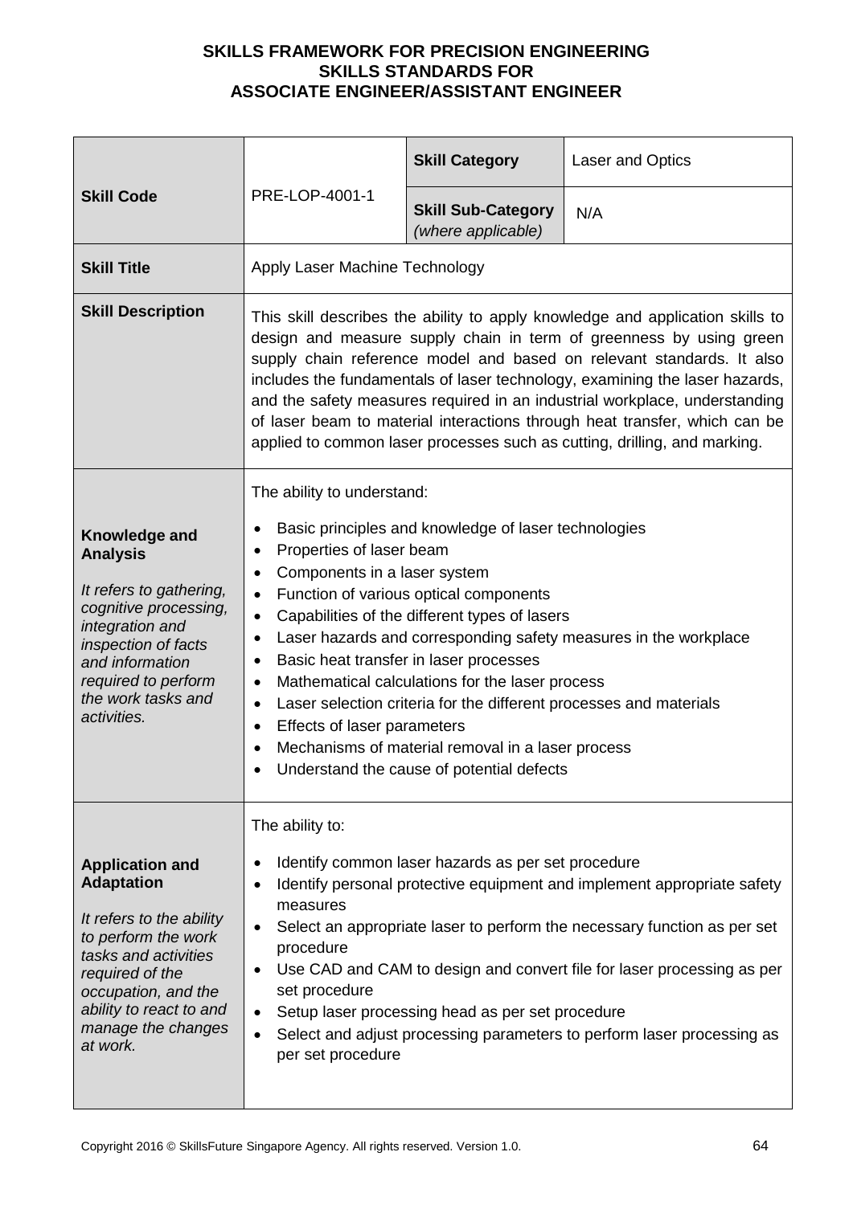**SKILLS FRAMEWORK FOR PRECISION ENGINEERING**
**SKILLS STANDARDS FOR**
**ASSOCIATE ENGINEER/ASSISTANT ENGINEER**

| **Skill Code** | PRE-LOP-4001-1 | **Skill Category** | Laser and Optics |
|---|---|---|---|
| | | **Skill Sub-Category** *(where applicable)* | N/A |
| **Skill Title** | Apply Laser Machine Technology | | |
| **Skill Description** | This skill describes the ability to apply knowledge and application skills to design and measure supply chain in term of greenness by using green supply chain reference model and based on relevant standards. It also includes the fundamentals of laser technology, examining the laser hazards, and the safety measures required in an industrial workplace, understanding of laser beam to material interactions through heat transfer, which can be applied to common laser processes such as cutting, drilling, and marking. | | |
| **Knowledge and Analysis** *It refers to gathering, cognitive processing, integration and inspection of facts and information required to perform the work tasks and activities.* | The ability to understand:<br>• Basic principles and knowledge of laser technologies<br>• Properties of laser beam<br>• Components in a laser system<br>• Function of various optical components<br>• Capabilities of the different types of lasers<br>• Laser hazards and corresponding safety measures in the workplace<br>• Basic heat transfer in laser processes<br>• Mathematical calculations for the laser process<br>• Laser selection criteria for the different processes and materials<br>• Effects of laser parameters<br>• Mechanisms of material removal in a laser process<br>• Understand the cause of potential defects | | |
| **Application and Adaptation** *It refers to the ability to perform the work tasks and activities required of the occupation, and the ability to react to and manage the changes at work.* | The ability to:<br>• Identify common laser hazards as per set procedure<br>• Identify personal protective equipment and implement appropriate safety measures<br>• Select an appropriate laser to perform the necessary function as per set procedure<br>• Use CAD and CAM to design and convert file for laser processing as per set procedure<br>• Setup laser processing head as per set procedure<br>• Select and adjust processing parameters to perform laser processing as per set procedure | | |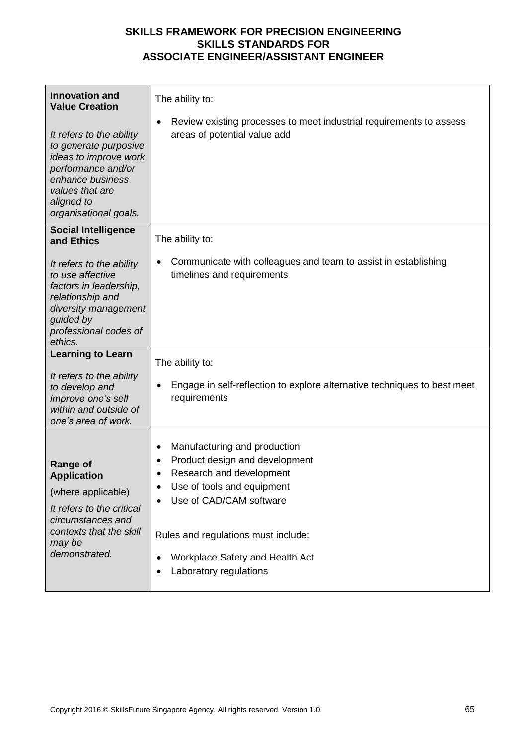| | |
|---|---|
| **Innovation and Value Creation**<br><br>*It refers to the ability to generate purposive ideas to improve work performance and/or enhance business values that are aligned to organisational goals.* | The ability to:<br><br>• Review existing processes to meet industrial requirements to assess areas of potential value add |
| **Social Intelligence and Ethics**<br><br>*It refers to the ability to use affective factors in leadership, relationship and diversity management guided by professional codes of ethics.* | The ability to:<br><br>• Communicate with colleagues and team to assist in establishing timelines and requirements |
| **Learning to Learn**<br><br>*It refers to the ability to develop and improve one's self within and outside of one's area of work.* | The ability to:<br><br>• Engage in self-reflection to explore alternative techniques to best meet requirements |
| **Range of Application**<br><br>(where applicable)<br><br>*It refers to the critical circumstances and contexts that the skill may be demonstrated.* | • Manufacturing and production<br>• Product design and development<br>• Research and development<br>• Use of tools and equipment<br>• Use of CAD/CAM software<br><br>Rules and regulations must include:<br><br>• Workplace Safety and Health Act<br>• Laboratory regulations |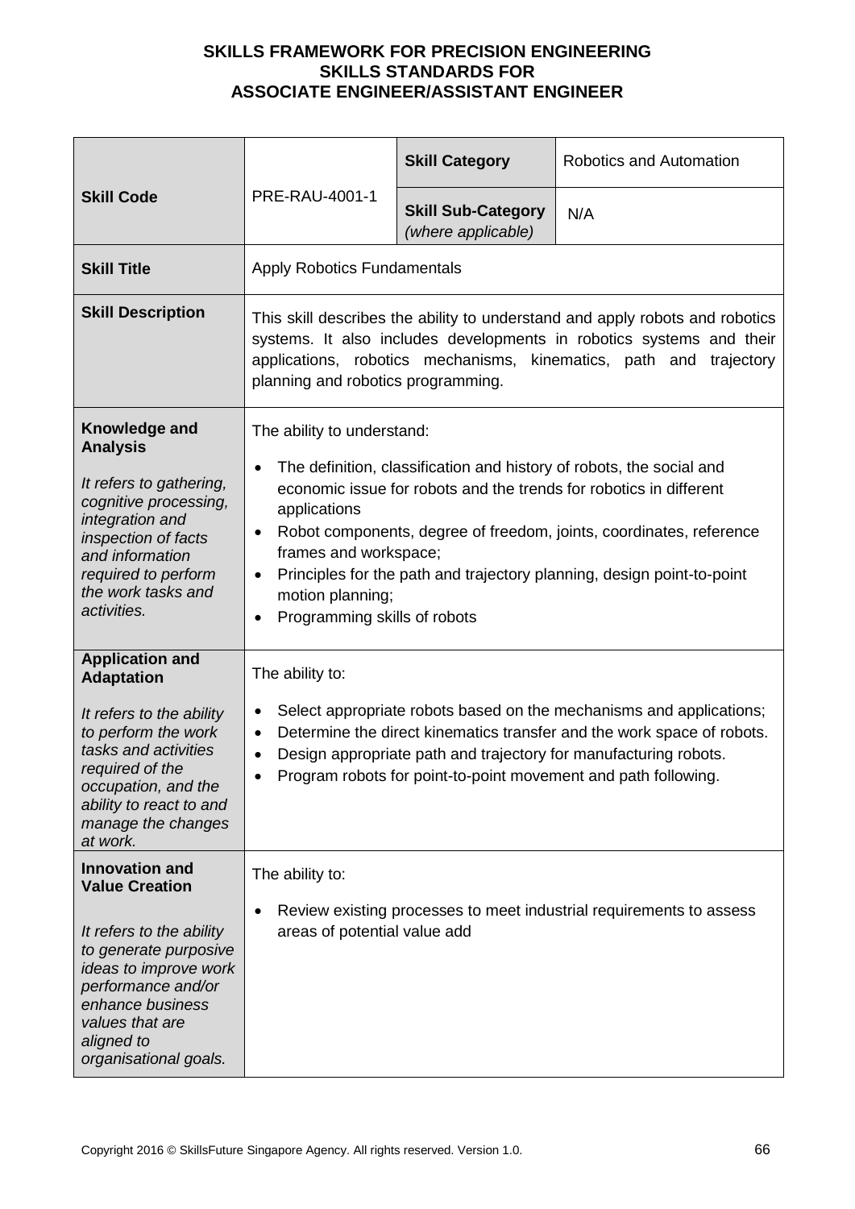**SKILLS FRAMEWORK FOR PRECISION ENGINEERING**
**SKILLS STANDARDS FOR**
**ASSOCIATE ENGINEER/ASSISTANT ENGINEER**

| | | | |
|---|---|---|---|
| **Skill Code** | PRE-RAU-4001-1 | **Skill Category** | Robotics and Automation |
| | | **Skill Sub-Category** *(where applicable)* | N/A |
| **Skill Title** | Apply Robotics Fundamentals | | |
| **Skill Description** | This skill describes the ability to understand and apply robots and robotics systems. It also includes developments in robotics systems and their applications, robotics mechanisms, kinematics, path and trajectory planning and robotics programming. | | |
| **Knowledge and Analysis**<br><br>*It refers to gathering, cognitive processing, integration and inspection of facts and information required to perform the work tasks and activities.* | The ability to understand:<br>• The definition, classification and history of robots, the social and economic issue for robots and the trends for robotics in different applications<br>• Robot components, degree of freedom, joints, coordinates, reference frames and workspace;<br>• Principles for the path and trajectory planning, design point-to-point motion planning;<br>• Programming skills of robots | | |
| **Application and Adaptation**<br><br>*It refers to the ability to perform the work tasks and activities required of the occupation, and the ability to react to and manage the changes at work.* | The ability to:<br>• Select appropriate robots based on the mechanisms and applications;<br>• Determine the direct kinematics transfer and the work space of robots.<br>• Design appropriate path and trajectory for manufacturing robots.<br>• Program robots for point-to-point movement and path following. | | |
| **Innovation and Value Creation**<br><br>*It refers to the ability to generate purposive ideas to improve work performance and/or enhance business values that are aligned to organisational goals.* | The ability to:<br>• Review existing processes to meet industrial requirements to assess areas of potential value add | | |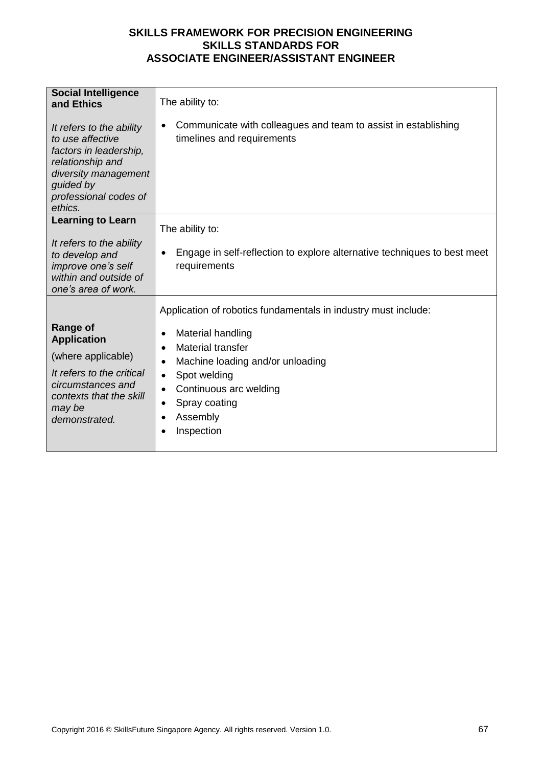| | |
|---|---|
| **Social Intelligence and Ethics**<br><br>*It refers to the ability to use affective factors in leadership, relationship and diversity management guided by professional codes of ethics.* | The ability to:<br><br>• Communicate with colleagues and team to assist in establishing timelines and requirements |
| **Learning to Learn**<br><br>*It refers to the ability to develop and improve one's self within and outside of one's area of work.* | The ability to:<br><br>• Engage in self-reflection to explore alternative techniques to best meet requirements |
| **Range of Application**<br><br>(where applicable)<br><br>*It refers to the critical circumstances and contexts that the skill may be demonstrated.* | Application of robotics fundamentals in industry must include:<br><br>• Material handling<br>• Material transfer<br>• Machine loading and/or unloading<br>• Spot welding<br>• Continuous arc welding<br>• Spray coating<br>• Assembly<br>• Inspection |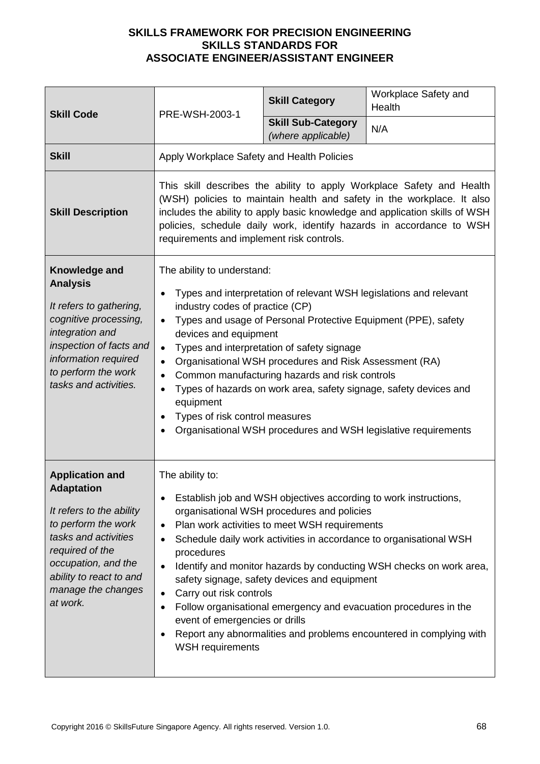**SKILLS FRAMEWORK FOR PRECISION ENGINEERING**
**SKILLS STANDARDS FOR**
**ASSOCIATE ENGINEER/ASSISTANT ENGINEER**

| **Skill Code** | PRE-WSH-2003-1 | **Skill Category** | Workplace Safety and Health |
|---|---|---|---|
| | | **Skill Sub-Category** *(where applicable)* | N/A |
| **Skill** | Apply Workplace Safety and Health Policies | | |
| **Skill Description** | This skill describes the ability to apply Workplace Safety and Health (WSH) policies to maintain health and safety in the workplace. It also includes the ability to apply basic knowledge and application skills of WSH policies, schedule daily work, identify hazards in accordance to WSH requirements and implement risk controls. | | |
| **Knowledge and Analysis** *It refers to gathering, cognitive processing, integration and inspection of facts and information required to perform the work tasks and activities.* | The ability to understand: <br>• Types and interpretation of relevant WSH legislations and relevant industry codes of practice (CP) <br>• Types and usage of Personal Protective Equipment (PPE), safety devices and equipment <br>• Types and interpretation of safety signage <br>• Organisational WSH procedures and Risk Assessment (RA) <br>• Common manufacturing hazards and risk controls <br>• Types of hazards on work area, safety signage, safety devices and equipment <br>• Types of risk control measures <br>• Organisational WSH procedures and WSH legislative requirements | | |
| **Application and Adaptation** *It refers to the ability to perform the work tasks and activities required of the occupation, and the ability to react to and manage the changes at work.* | The ability to: <br>• Establish job and WSH objectives according to work instructions, organisational WSH procedures and policies <br>• Plan work activities to meet WSH requirements <br>• Schedule daily work activities in accordance to organisational WSH procedures <br>• Identify and monitor hazards by conducting WSH checks on work area, safety signage, safety devices and equipment <br>• Carry out risk controls <br>• Follow organisational emergency and evacuation procedures in the event of emergencies or drills <br>• Report any abnormalities and problems encountered in complying with WSH requirements | | |

Copyright 2016 © SkillsFuture Singapore Agency. All rights reserved. Version 1.0.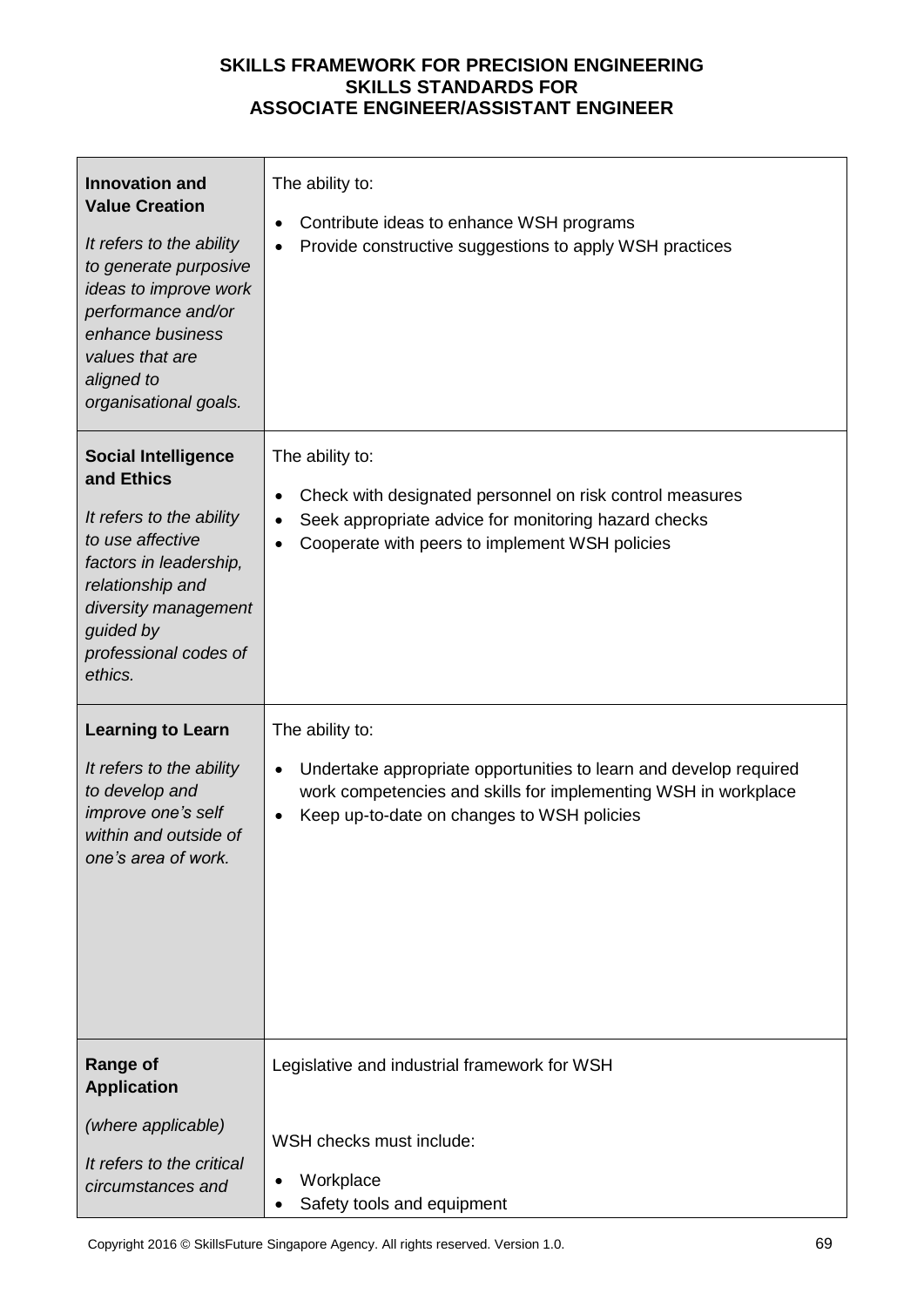| | |
|---|---|
| **Innovation and Value Creation**<br><br>*It refers to the ability to generate purposive ideas to improve work performance and/or enhance business values that are aligned to organisational goals.* | The ability to:<br><br>• Contribute ideas to enhance WSH programs<br>• Provide constructive suggestions to apply WSH practices |
| **Social Intelligence and Ethics**<br><br>*It refers to the ability to use affective factors in leadership, relationship and diversity management guided by professional codes of ethics.* | The ability to:<br><br>• Check with designated personnel on risk control measures<br>• Seek appropriate advice for monitoring hazard checks<br>• Cooperate with peers to implement WSH policies |
| **Learning to Learn**<br><br>*It refers to the ability to develop and improve one's self within and outside of one's area of work.* | The ability to:<br><br>• Undertake appropriate opportunities to learn and develop required work competencies and skills for implementing WSH in workplace<br>• Keep up-to-date on changes to WSH policies |
| **Range of Application**<br><br>*(where applicable)*<br><br>*It refers to the critical circumstances and* | Legislative and industrial framework for WSH<br><br>WSH checks must include:<br><br>• Workplace<br>• Safety tools and equipment |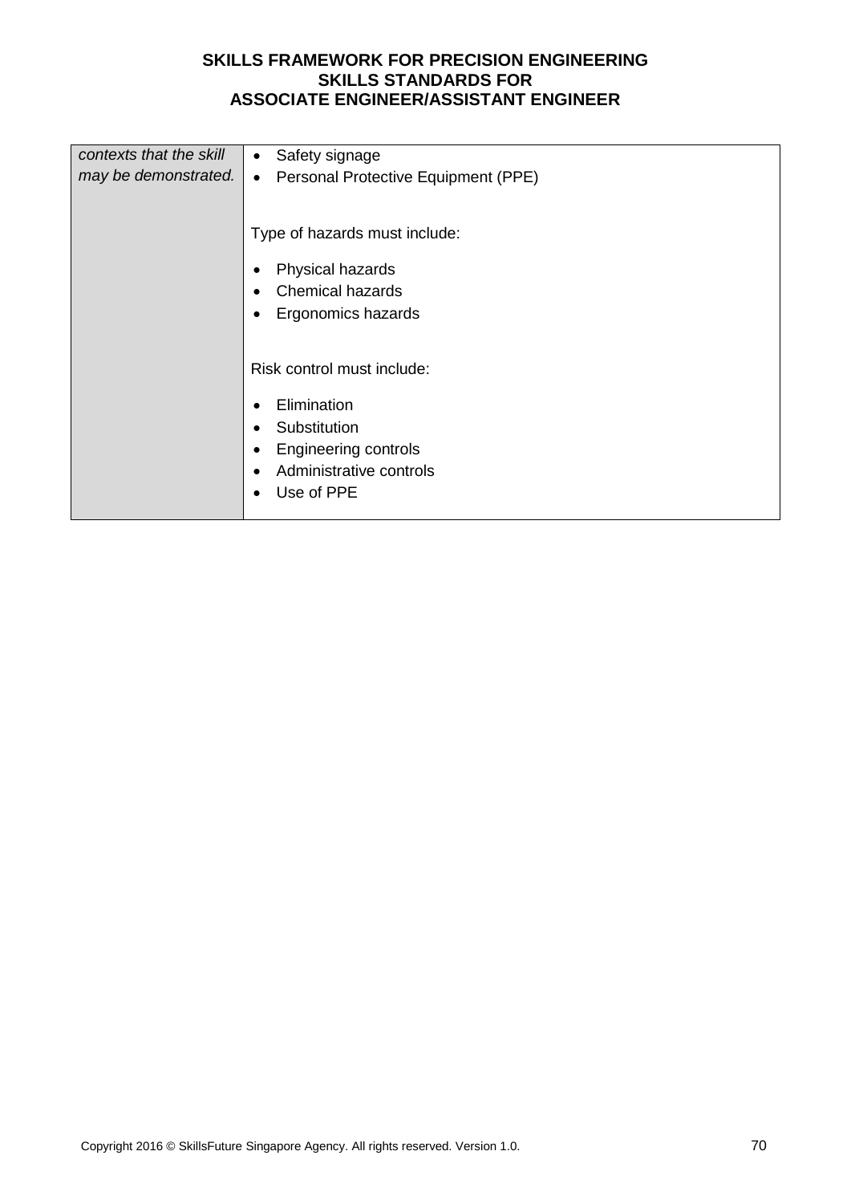| | |
|---|---|
| *contexts that the skill may be demonstrated.* | • Safety signage<br>• Personal Protective Equipment (PPE)<br><br>Type of hazards must include:<br>• Physical hazards<br>• Chemical hazards<br>• Ergonomics hazards<br><br>Risk control must include:<br>• Elimination<br>• Substitution<br>• Engineering controls<br>• Administrative controls<br>• Use of PPE |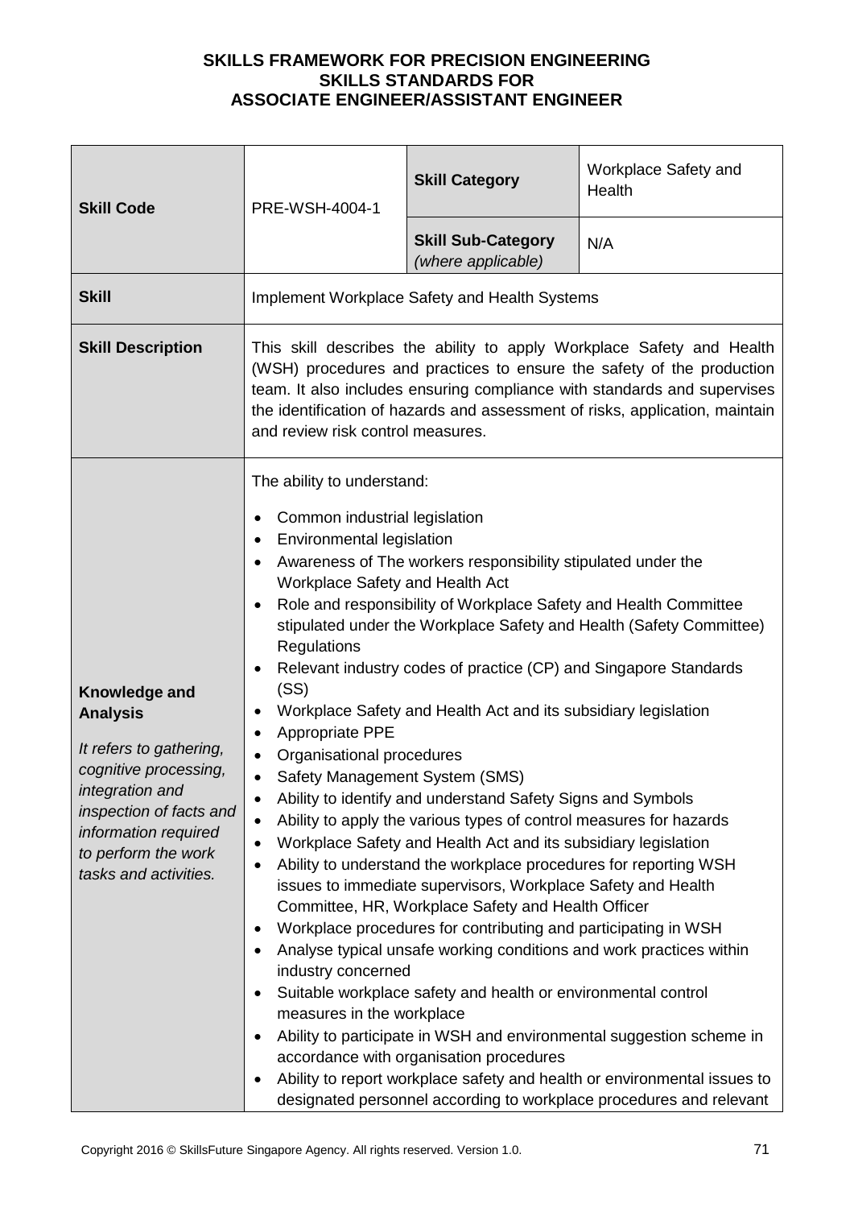**SKILLS FRAMEWORK FOR PRECISION ENGINEERING**
**SKILLS STANDARDS FOR**
**ASSOCIATE ENGINEER/ASSISTANT ENGINEER**

| **Skill Code** | PRE-WSH-4004-1 | **Skill Category** | Workplace Safety and Health |
|---|---|---|---|
| | | **Skill Sub-Category** *(where applicable)* | N/A |
| **Skill** | Implement Workplace Safety and Health Systems | | |
| **Skill Description** | This skill describes the ability to apply Workplace Safety and Health (WSH) procedures and practices to ensure the safety of the production team. It also includes ensuring compliance with standards and supervises the identification of hazards and assessment of risks, application, maintain and review risk control measures. | | |
| **Knowledge and Analysis** *It refers to gathering, cognitive processing, integration and inspection of facts and information required to perform the work tasks and activities.* | The ability to understand:<br>• Common industrial legislation<br>• Environmental legislation<br>• Awareness of The workers responsibility stipulated under the Workplace Safety and Health Act<br>• Role and responsibility of Workplace Safety and Health Committee stipulated under the Workplace Safety and Health (Safety Committee) Regulations<br>• Relevant industry codes of practice (CP) and Singapore Standards (SS)<br>• Workplace Safety and Health Act and its subsidiary legislation<br>• Appropriate PPE<br>• Organisational procedures<br>• Safety Management System (SMS)<br>• Ability to identify and understand Safety Signs and Symbols<br>• Ability to apply the various types of control measures for hazards<br>• Workplace Safety and Health Act and its subsidiary legislation<br>• Ability to understand the workplace procedures for reporting WSH issues to immediate supervisors, Workplace Safety and Health Committee, HR, Workplace Safety and Health Officer<br>• Workplace procedures for contributing and participating in WSH<br>• Analyse typical unsafe working conditions and work practices within industry concerned<br>• Suitable workplace safety and health or environmental control measures in the workplace<br>• Ability to participate in WSH and environmental suggestion scheme in accordance with organisation procedures<br>• Ability to report workplace safety and health or environmental issues to designated personnel according to workplace procedures and relevant | | |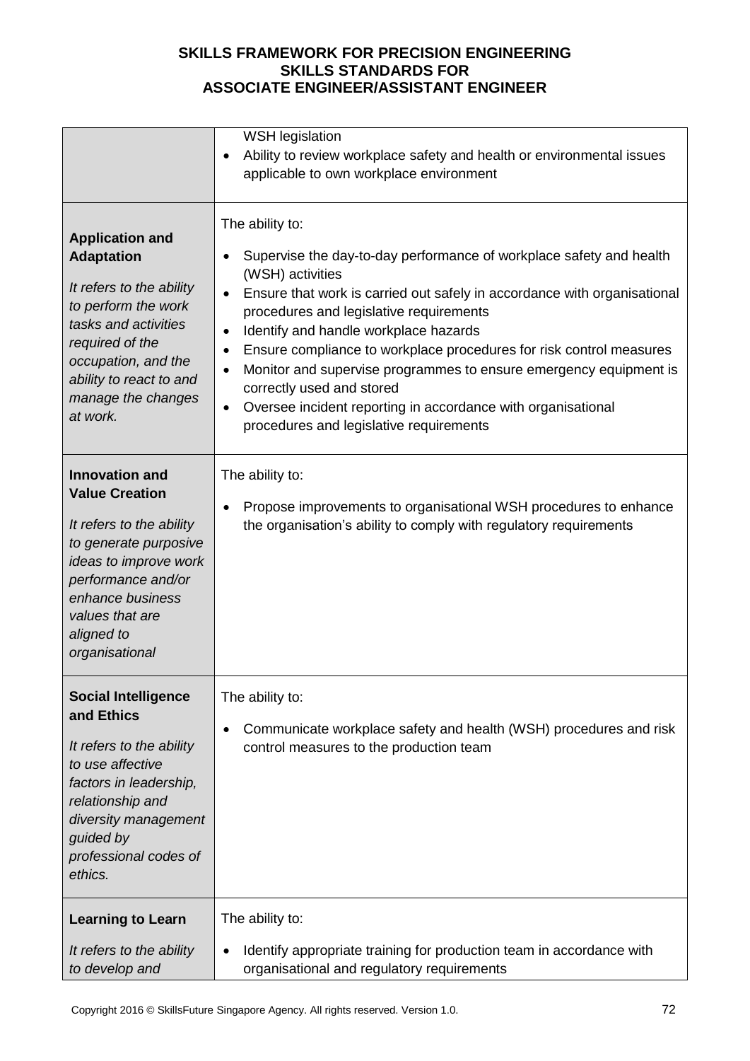| | |
|---|---|
| | WSH legislation<br>• Ability to review workplace safety and health or environmental issues applicable to own workplace environment |
| **Application and Adaptation**<br><br>*It refers to the ability to perform the work tasks and activities required of the occupation, and the ability to react to and manage the changes at work.* | The ability to:<br>• Supervise the day-to-day performance of workplace safety and health (WSH) activities<br>• Ensure that work is carried out safely in accordance with organisational procedures and legislative requirements<br>• Identify and handle workplace hazards<br>• Ensure compliance to workplace procedures for risk control measures<br>• Monitor and supervise programmes to ensure emergency equipment is correctly used and stored<br>• Oversee incident reporting in accordance with organisational procedures and legislative requirements |
| **Innovation and Value Creation**<br><br>*It refers to the ability to generate purposive ideas to improve work performance and/or enhance business values that are aligned to organisational* | The ability to:<br>• Propose improvements to organisational WSH procedures to enhance the organisation's ability to comply with regulatory requirements |
| **Social Intelligence and Ethics**<br><br>*It refers to the ability to use affective factors in leadership, relationship and diversity management guided by professional codes of ethics.* | The ability to:<br>• Communicate workplace safety and health (WSH) procedures and risk control measures to the production team |
| **Learning to Learn**<br><br>*It refers to the ability to develop and* | The ability to:<br>• Identify appropriate training for production team in accordance with organisational and regulatory requirements |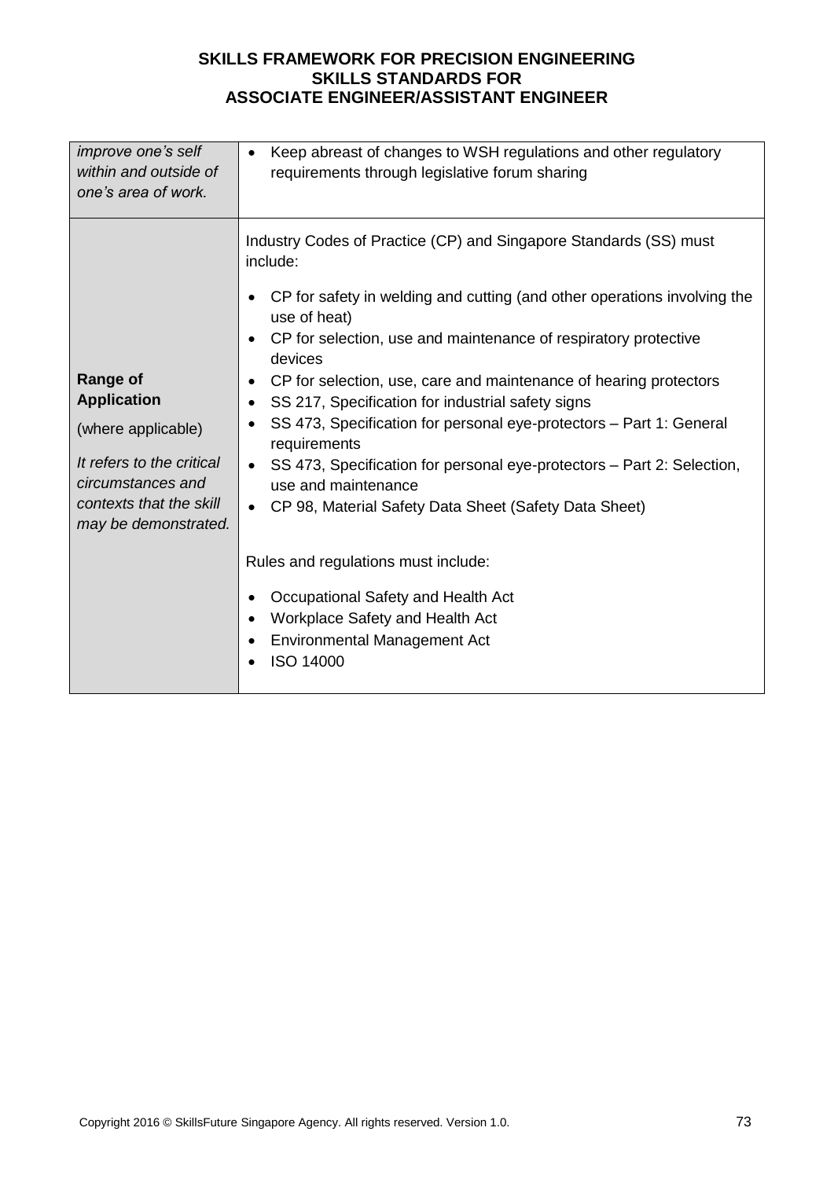| | |
|---|---|
| *improve one's self within and outside of one's area of work.* | • Keep abreast of changes to WSH regulations and other regulatory requirements through legislative forum sharing |
| **Range of Application** (where applicable) *It refers to the critical circumstances and contexts that the skill may be demonstrated.* | Industry Codes of Practice (CP) and Singapore Standards (SS) must include: <br>• CP for safety in welding and cutting (and other operations involving the use of heat)<br>• CP for selection, use and maintenance of respiratory protective devices<br>• CP for selection, use, care and maintenance of hearing protectors<br>• SS 217, Specification for industrial safety signs<br>• SS 473, Specification for personal eye-protectors – Part 1: General requirements<br>• SS 473, Specification for personal eye-protectors – Part 2: Selection, use and maintenance<br>• CP 98, Material Safety Data Sheet (Safety Data Sheet)<br><br>Rules and regulations must include:<br>• Occupational Safety and Health Act<br>• Workplace Safety and Health Act<br>• Environmental Management Act<br>• ISO 14000 |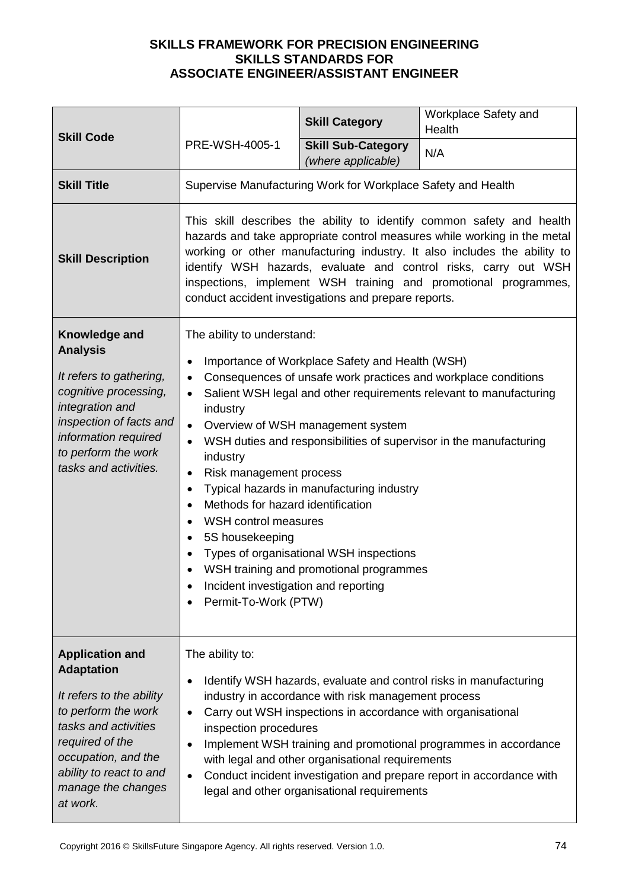# SKILLS FRAMEWORK FOR PRECISION ENGINEERING
## SKILLS STANDARDS FOR
## ASSOCIATE ENGINEER/ASSISTANT ENGINEER

| **Skill Code** | PRE-WSH-4005-1 | **Skill Category** | Workplace Safety and Health |
|---|---|---|---|
| | | **Skill Sub-Category** *(where applicable)* | N/A |
| **Skill Title** | Supervise Manufacturing Work for Workplace Safety and Health | | |
| **Skill Description** | This skill describes the ability to identify common safety and health hazards and take appropriate control measures while working in the metal working or other manufacturing industry. It also includes the ability to identify WSH hazards, evaluate and control risks, carry out WSH inspections, implement WSH training and promotional programmes, conduct accident investigations and prepare reports. | | |
| **Knowledge and Analysis**<br><br>*It refers to gathering, cognitive processing, integration and inspection of facts and information required to perform the work tasks and activities.* | The ability to understand:<br>• Importance of Workplace Safety and Health (WSH)<br>• Consequences of unsafe work practices and workplace conditions<br>• Salient WSH legal and other requirements relevant to manufacturing industry<br>• Overview of WSH management system<br>• WSH duties and responsibilities of supervisor in the manufacturing industry<br>• Risk management process<br>• Typical hazards in manufacturing industry<br>• Methods for hazard identification<br>• WSH control measures<br>• 5S housekeeping<br>• Types of organisational WSH inspections<br>• WSH training and promotional programmes<br>• Incident investigation and reporting<br>• Permit-To-Work (PTW) | | |
| **Application and Adaptation**<br><br>*It refers to the ability to perform the work tasks and activities required of the occupation, and the ability to react to and manage the changes at work.* | The ability to:<br>• Identify WSH hazards, evaluate and control risks in manufacturing industry in accordance with risk management process<br>• Carry out WSH inspections in accordance with organisational inspection procedures<br>• Implement WSH training and promotional programmes in accordance with legal and other organisational requirements<br>• Conduct incident investigation and prepare report in accordance with legal and other organisational requirements | | |

Copyright 2016 © SkillsFuture Singapore Agency. All rights reserved. Version 1.0.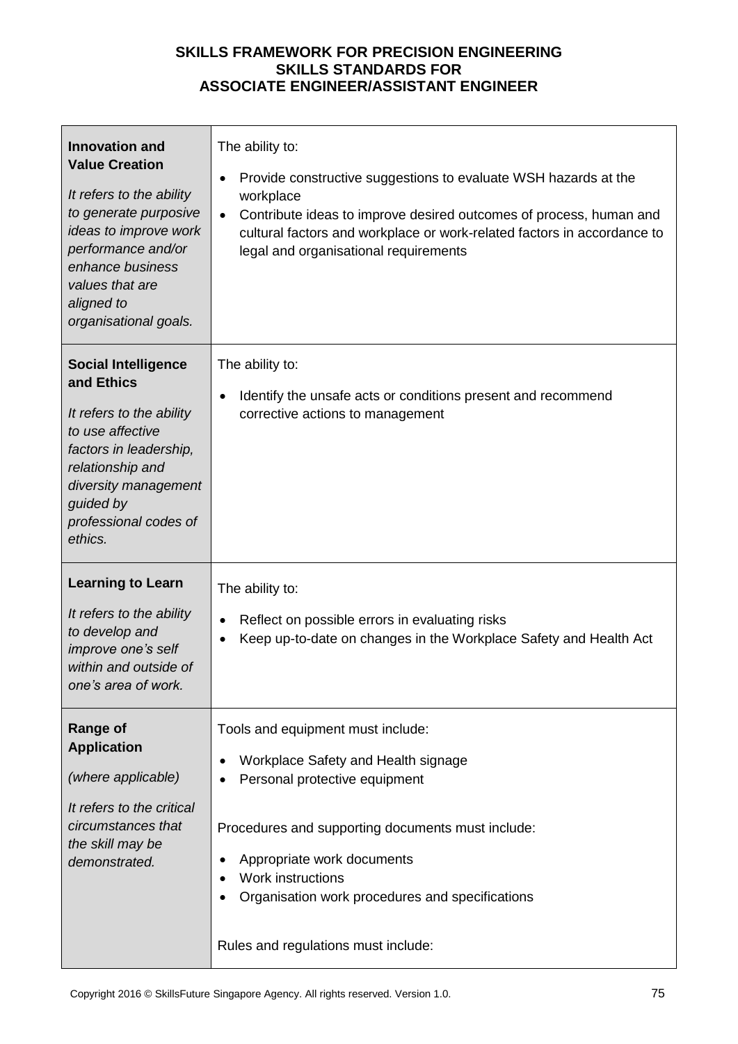| | |
|---|---|
| **Innovation and Value Creation**<br><br>*It refers to the ability to generate purposive ideas to improve work performance and/or enhance business values that are aligned to organisational goals.* | The ability to:<br><br>• Provide constructive suggestions to evaluate WSH hazards at the workplace<br>• Contribute ideas to improve desired outcomes of process, human and cultural factors and workplace or work-related factors in accordance to legal and organisational requirements |
| **Social Intelligence and Ethics**<br><br>*It refers to the ability to use affective factors in leadership, relationship and diversity management guided by professional codes of ethics.* | The ability to:<br><br>• Identify the unsafe acts or conditions present and recommend corrective actions to management |
| **Learning to Learn**<br><br>*It refers to the ability to develop and improve one's self within and outside of one's area of work.* | The ability to:<br><br>• Reflect on possible errors in evaluating risks<br>• Keep up-to-date on changes in the Workplace Safety and Health Act |
| **Range of Application**<br><br>*(where applicable)*<br><br>*It refers to the critical circumstances that the skill may be demonstrated.* | Tools and equipment must include:<br><br>• Workplace Safety and Health signage<br>• Personal protective equipment<br><br>Procedures and supporting documents must include:<br><br>• Appropriate work documents<br>• Work instructions<br>• Organisation work procedures and specifications<br><br>Rules and regulations must include: |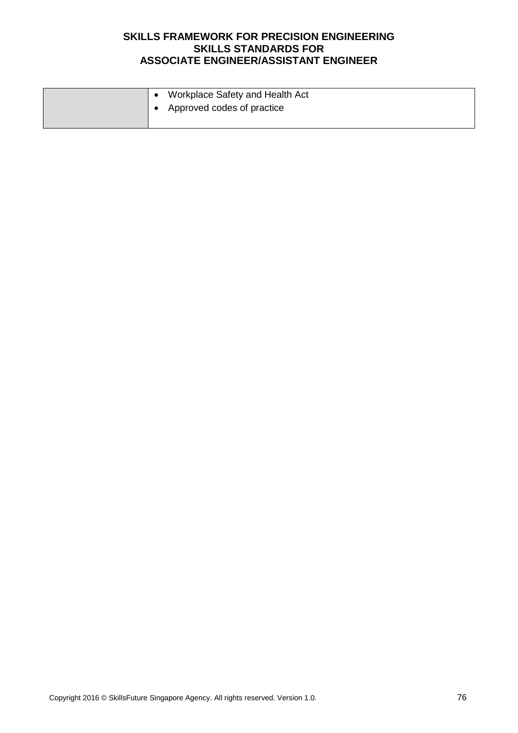| | |
|---|---|
| | • Workplace Safety and Health Act<br>• Approved codes of practice |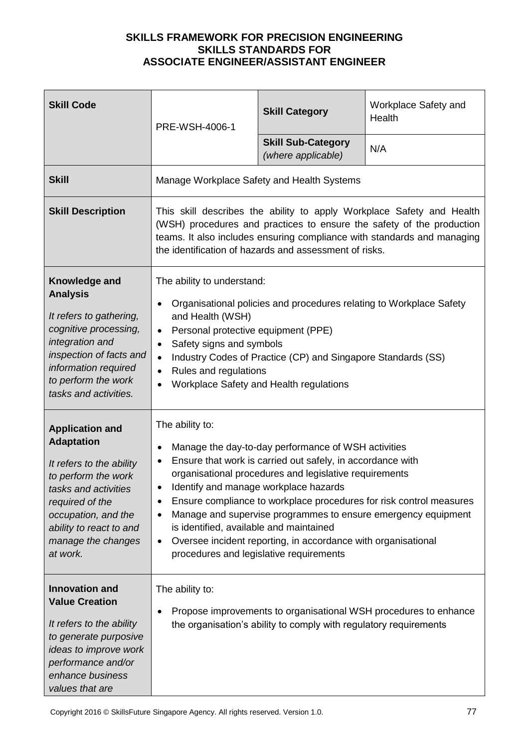**SKILLS FRAMEWORK FOR PRECISION ENGINEERING**
**SKILLS STANDARDS FOR**
**ASSOCIATE ENGINEER/ASSISTANT ENGINEER**

| **Skill Code** | PRE-WSH-4006-1 | **Skill Category** | Workplace Safety and Health |
|---|---|---|---|
| | | **Skill Sub-Category** *(where applicable)* | N/A |
| **Skill** | Manage Workplace Safety and Health Systems | | |
| **Skill Description** | This skill describes the ability to apply Workplace Safety and Health (WSH) procedures and practices to ensure the safety of the production teams. It also includes ensuring compliance with standards and managing the identification of hazards and assessment of risks. | | |
| **Knowledge and Analysis** <br> *It refers to gathering, cognitive processing, integration and inspection of facts and information required to perform the work tasks and activities.* | The ability to understand: <br> • Organisational policies and procedures relating to Workplace Safety and Health (WSH) <br> • Personal protective equipment (PPE) <br> • Safety signs and symbols <br> • Industry Codes of Practice (CP) and Singapore Standards (SS) <br> • Rules and regulations <br> • Workplace Safety and Health regulations | | |
| **Application and Adaptation** <br> *It refers to the ability to perform the work tasks and activities required of the occupation, and the ability to react to and manage the changes at work.* | The ability to: <br> • Manage the day-to-day performance of WSH activities <br> • Ensure that work is carried out safely, in accordance with organisational procedures and legislative requirements <br> • Identify and manage workplace hazards <br> • Ensure compliance to workplace procedures for risk control measures <br> • Manage and supervise programmes to ensure emergency equipment is identified, available and maintained <br> • Oversee incident reporting, in accordance with organisational procedures and legislative requirements | | |
| **Innovation and Value Creation** <br> *It refers to the ability to generate purposive ideas to improve work performance and/or enhance business values that are* | The ability to: <br> • Propose improvements to organisational WSH procedures to enhance the organisation's ability to comply with regulatory requirements | | |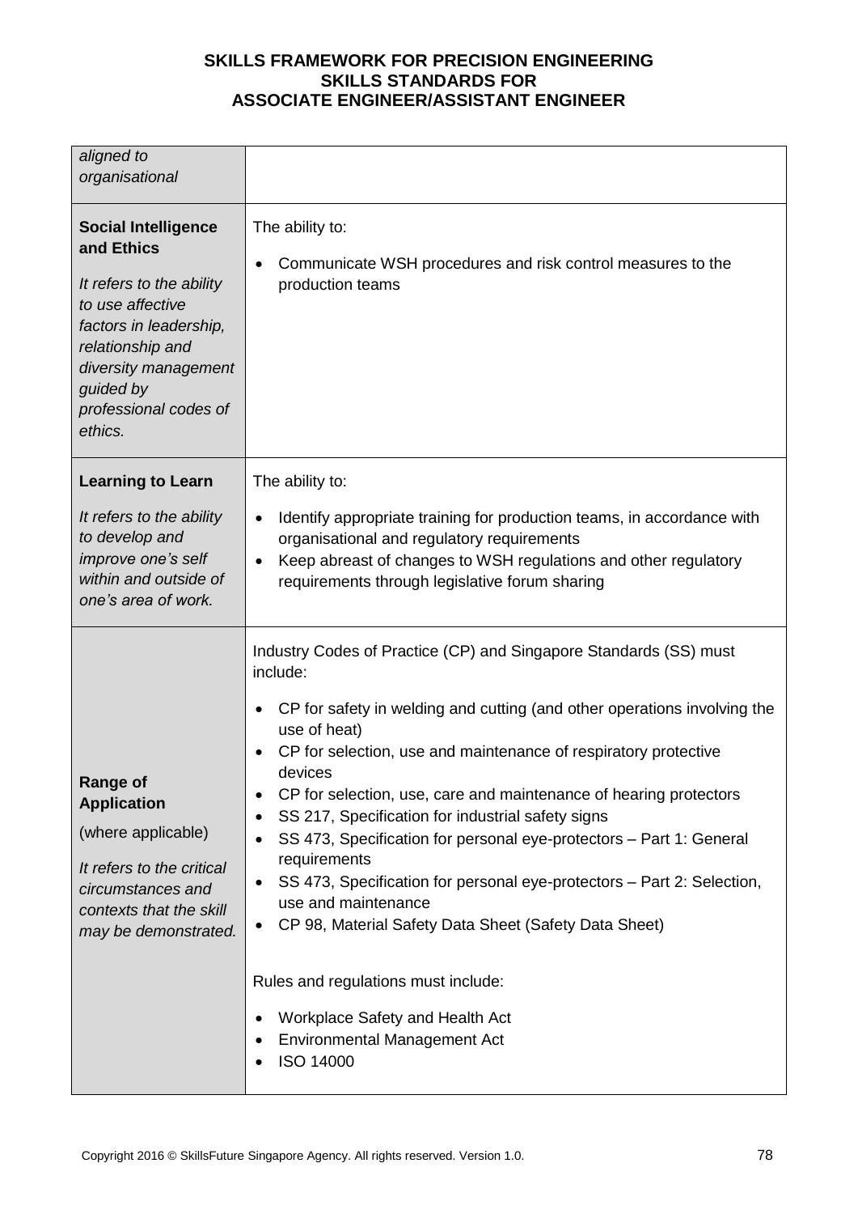| | |
|---|---|
| *aligned to organisational* | |
| **Social Intelligence and Ethics**<br><br>*It refers to the ability to use affective factors in leadership, relationship and diversity management guided by professional codes of ethics.* | The ability to:<br><br>• Communicate WSH procedures and risk control measures to the production teams |
| **Learning to Learn**<br><br>*It refers to the ability to develop and improve one's self within and outside of one's area of work.* | The ability to:<br><br>• Identify appropriate training for production teams, in accordance with organisational and regulatory requirements<br>• Keep abreast of changes to WSH regulations and other regulatory requirements through legislative forum sharing |
| **Range of Application**<br><br>(where applicable)<br><br>*It refers to the critical circumstances and contexts that the skill may be demonstrated.* | Industry Codes of Practice (CP) and Singapore Standards (SS) must include:<br><br>• CP for safety in welding and cutting (and other operations involving the use of heat)<br>• CP for selection, use and maintenance of respiratory protective devices<br>• CP for selection, use, care and maintenance of hearing protectors<br>• SS 217, Specification for industrial safety signs<br>• SS 473, Specification for personal eye-protectors – Part 1: General requirements<br>• SS 473, Specification for personal eye-protectors – Part 2: Selection, use and maintenance<br>• CP 98, Material Safety Data Sheet (Safety Data Sheet)<br><br>Rules and regulations must include:<br><br>• Workplace Safety and Health Act<br>• Environmental Management Act<br>• ISO 14000 |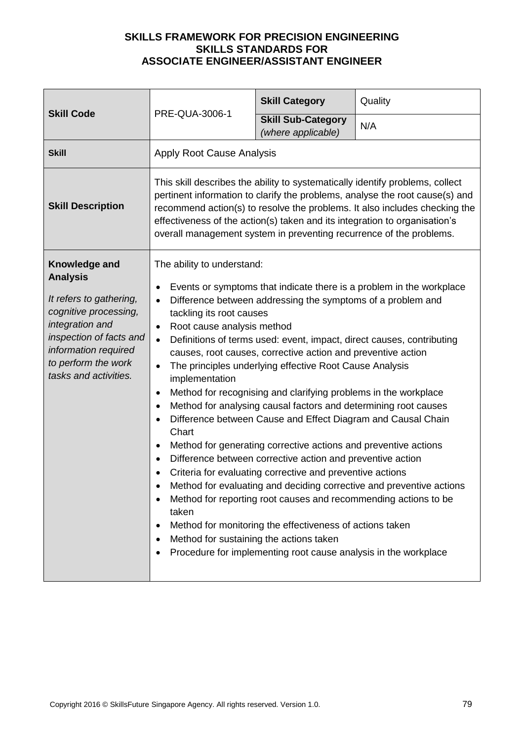**SKILLS FRAMEWORK FOR PRECISION ENGINEERING**
**SKILLS STANDARDS FOR**
**ASSOCIATE ENGINEER/ASSISTANT ENGINEER**

| **Skill Code** | PRE-QUA-3006-1 | **Skill Category** | Quality |
|---|---|---|---|
| | | **Skill Sub-Category** *(where applicable)* | N/A |
| **Skill** | Apply Root Cause Analysis | | |
| **Skill Description** | This skill describes the ability to systematically identify problems, collect pertinent information to clarify the problems, analyse the root cause(s) and recommend action(s) to resolve the problems. It also includes checking the effectiveness of the action(s) taken and its integration to organisation's overall management system in preventing recurrence of the problems. | | |
| **Knowledge and Analysis** <br> *It refers to gathering, cognitive processing, integration and inspection of facts and information required to perform the work tasks and activities.* | The ability to understand: <br> • Events or symptoms that indicate there is a problem in the workplace <br> • Difference between addressing the symptoms of a problem and tackling its root causes <br> • Root cause analysis method <br> • Definitions of terms used: event, impact, direct causes, contributing causes, root causes, corrective action and preventive action <br> • The principles underlying effective Root Cause Analysis implementation <br> • Method for recognising and clarifying problems in the workplace <br> • Method for analysing causal factors and determining root causes <br> • Difference between Cause and Effect Diagram and Causal Chain Chart <br> • Method for generating corrective actions and preventive actions <br> • Difference between corrective action and preventive action <br> • Criteria for evaluating corrective and preventive actions <br> • Method for evaluating and deciding corrective and preventive actions <br> • Method for reporting root causes and recommending actions to be taken <br> • Method for monitoring the effectiveness of actions taken <br> • Method for sustaining the actions taken <br> • Procedure for implementing root cause analysis in the workplace | | |

Copyright 2016 © SkillsFuture Singapore Agency. All rights reserved. Version 1.0.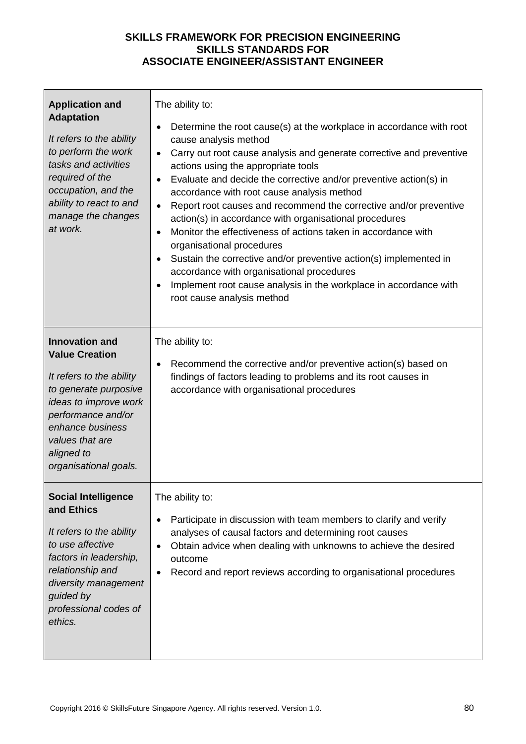| | |
|---|---|
| **Application and Adaptation**<br><br>*It refers to the ability to perform the work tasks and activities required of the occupation, and the ability to react to and manage the changes at work.* | The ability to:<br><br>• Determine the root cause(s) at the workplace in accordance with root cause analysis method<br>• Carry out root cause analysis and generate corrective and preventive actions using the appropriate tools<br>• Evaluate and decide the corrective and/or preventive action(s) in accordance with root cause analysis method<br>• Report root causes and recommend the corrective and/or preventive action(s) in accordance with organisational procedures<br>• Monitor the effectiveness of actions taken in accordance with organisational procedures<br>• Sustain the corrective and/or preventive action(s) implemented in accordance with organisational procedures<br>• Implement root cause analysis in the workplace in accordance with root cause analysis method |
| **Innovation and Value Creation**<br><br>*It refers to the ability to generate purposive ideas to improve work performance and/or enhance business values that are aligned to organisational goals.* | The ability to:<br><br>• Recommend the corrective and/or preventive action(s) based on findings of factors leading to problems and its root causes in accordance with organisational procedures |
| **Social Intelligence and Ethics**<br><br>*It refers to the ability to use affective factors in leadership, relationship and diversity management guided by professional codes of ethics.* | The ability to:<br><br>• Participate in discussion with team members to clarify and verify analyses of causal factors and determining root causes<br>• Obtain advice when dealing with unknowns to achieve the desired outcome<br>• Record and report reviews according to organisational procedures |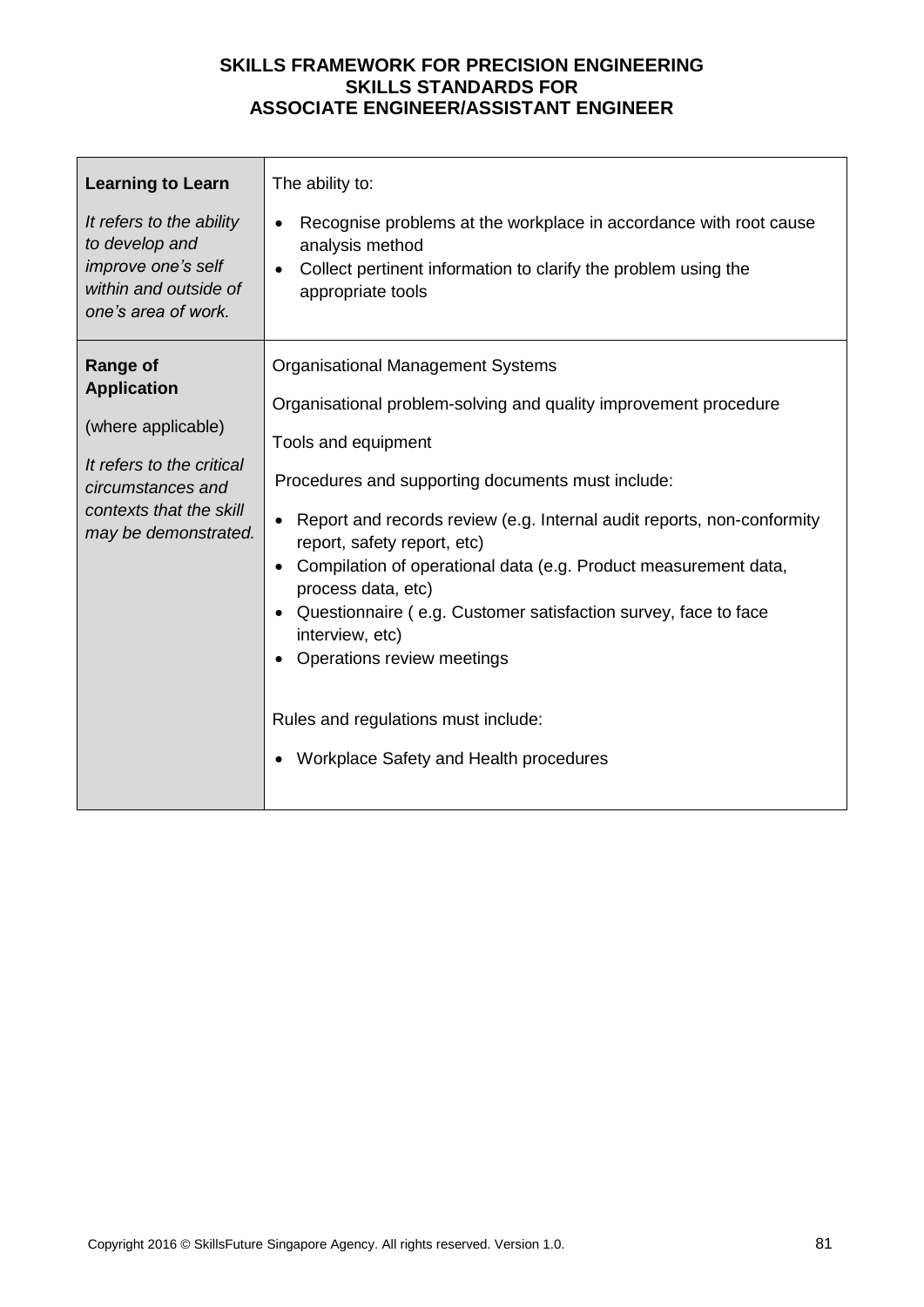**SKILLS FRAMEWORK FOR PRECISION ENGINEERING**
**SKILLS STANDARDS FOR**
**ASSOCIATE ENGINEER/ASSISTANT ENGINEER**

| | |
|---|---|
| **Learning to Learn**<br><br>*It refers to the ability to develop and improve one's self within and outside of one's area of work.* | The ability to:<br><br>• Recognise problems at the workplace in accordance with root cause analysis method<br>• Collect pertinent information to clarify the problem using the appropriate tools |
| **Range of Application**<br><br>(where applicable)<br><br>*It refers to the critical circumstances and contexts that the skill may be demonstrated.* | Organisational Management Systems<br><br>Organisational problem-solving and quality improvement procedure<br><br>Tools and equipment<br><br>Procedures and supporting documents must include:<br><br>• Report and records review (e.g. Internal audit reports, non-conformity report, safety report, etc)<br>• Compilation of operational data (e.g. Product measurement data, process data, etc)<br>• Questionnaire ( e.g. Customer satisfaction survey, face to face interview, etc)<br>• Operations review meetings<br><br>Rules and regulations must include:<br><br>• Workplace Safety and Health procedures |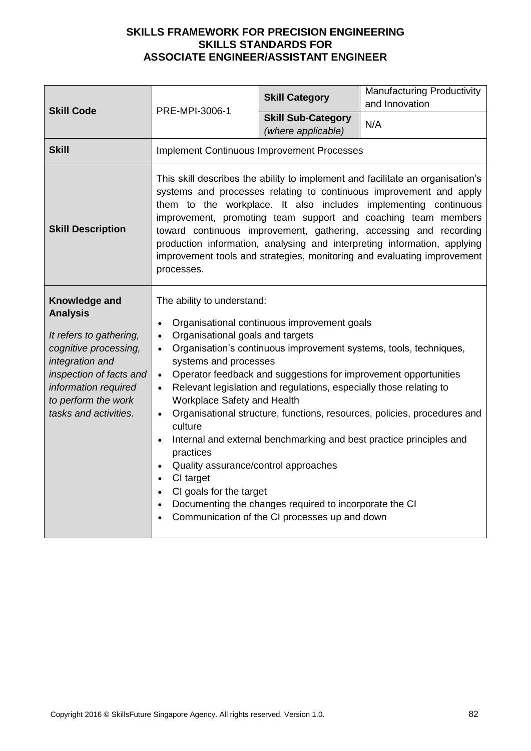**SKILLS FRAMEWORK FOR PRECISION ENGINEERING**
**SKILLS STANDARDS FOR**
**ASSOCIATE ENGINEER/ASSISTANT ENGINEER**

| **Skill Code** | PRE-MPI-3006-1 | **Skill Category** | Manufacturing Productivity and Innovation |
|---|---|---|---|
| | | **Skill Sub-Category** *(where applicable)* | N/A |
| **Skill** | Implement Continuous Improvement Processes | | |
| **Skill Description** | This skill describes the ability to implement and facilitate an organisation's systems and processes relating to continuous improvement and apply them to the workplace. It also includes implementing continuous improvement, promoting team support and coaching team members toward continuous improvement, gathering, accessing and recording production information, analysing and interpreting information, applying improvement tools and strategies, monitoring and evaluating improvement processes. | | |
| **Knowledge and Analysis** <br><br> *It refers to gathering, cognitive processing, integration and inspection of facts and information required to perform the work tasks and activities.* | The ability to understand: <br><br> • Organisational continuous improvement goals <br> • Organisational goals and targets <br> • Organisation's continuous improvement systems, tools, techniques, systems and processes <br> • Operator feedback and suggestions for improvement opportunities <br> • Relevant legislation and regulations, especially those relating to Workplace Safety and Health <br> • Organisational structure, functions, resources, policies, procedures and culture <br> • Internal and external benchmarking and best practice principles and practices <br> • Quality assurance/control approaches <br> • CI target <br> • CI goals for the target <br> • Documenting the changes required to incorporate the CI <br> • Communication of the CI processes up and down | | |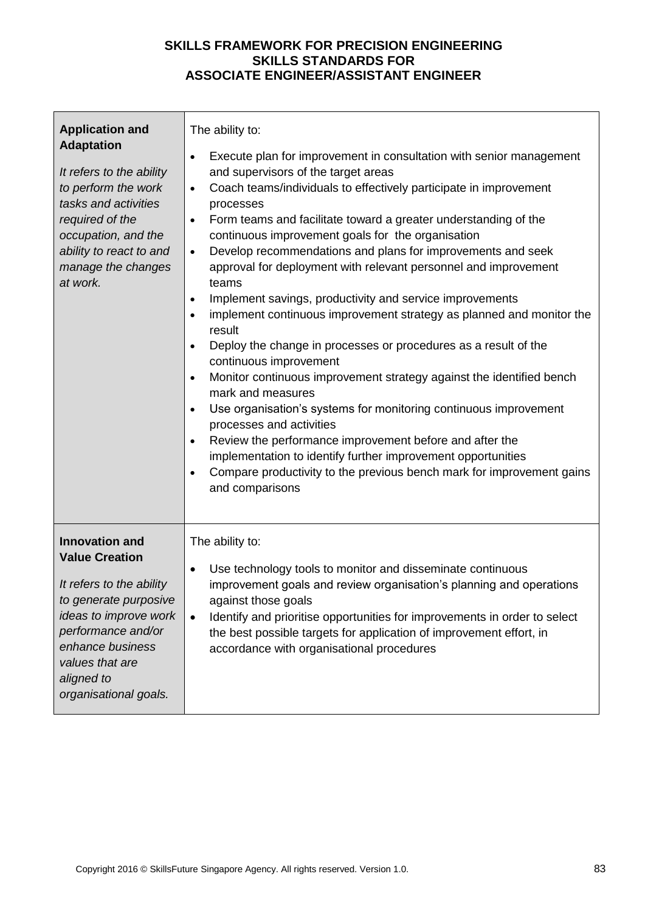| **Application and Adaptation**<br><br>*It refers to the ability to perform the work tasks and activities required of the occupation, and the ability to react to and manage the changes at work.* | The ability to:<br><br>• Execute plan for improvement in consultation with senior management and supervisors of the target areas<br>• Coach teams/individuals to effectively participate in improvement processes<br>• Form teams and facilitate toward a greater understanding of the continuous improvement goals for the organisation<br>• Develop recommendations and plans for improvements and seek approval for deployment with relevant personnel and improvement teams<br>• Implement savings, productivity and service improvements<br>• implement continuous improvement strategy as planned and monitor the result<br>• Deploy the change in processes or procedures as a result of the continuous improvement<br>• Monitor continuous improvement strategy against the identified bench mark and measures<br>• Use organisation's systems for monitoring continuous improvement processes and activities<br>• Review the performance improvement before and after the implementation to identify further improvement opportunities<br>• Compare productivity to the previous bench mark for improvement gains and comparisons |
|---|---|
| **Innovation and Value Creation**<br><br>*It refers to the ability to generate purposive ideas to improve work performance and/or enhance business values that are aligned to organisational goals.* | The ability to:<br><br>• Use technology tools to monitor and disseminate continuous improvement goals and review organisation's planning and operations against those goals<br>• Identify and prioritise opportunities for improvements in order to select the best possible targets for application of improvement effort, in accordance with organisational procedures |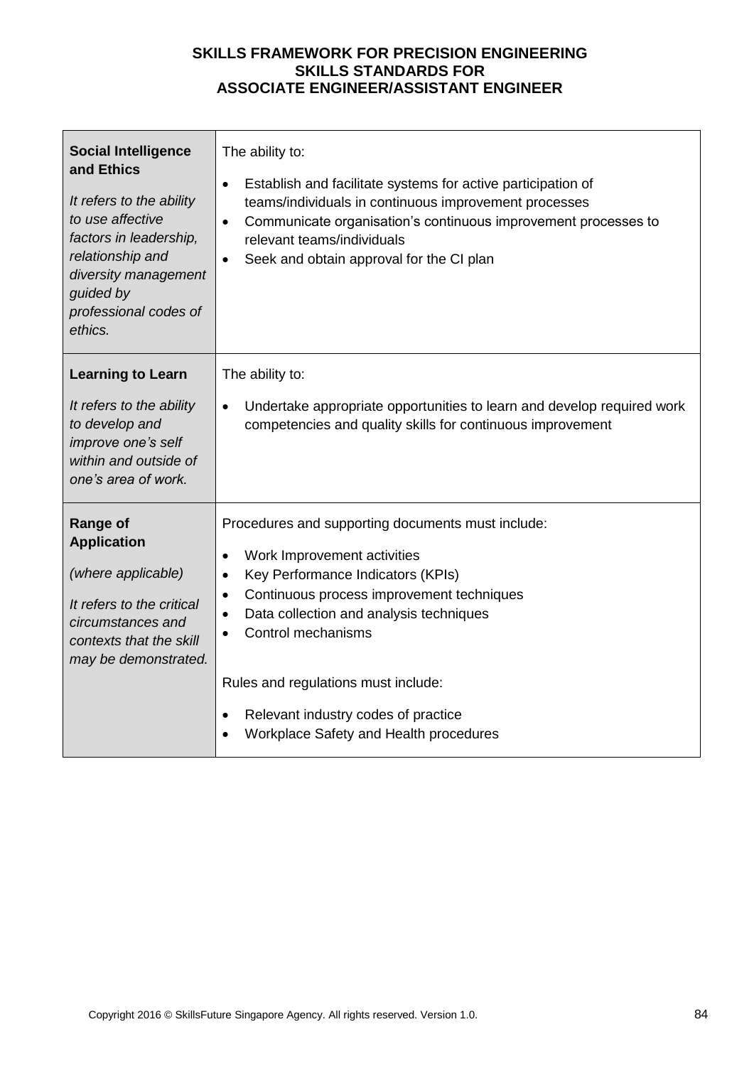| | |
|---|---|
| **Social Intelligence and Ethics**<br><br>*It refers to the ability to use affective factors in leadership, relationship and diversity management guided by professional codes of ethics.* | The ability to:<br><br>• Establish and facilitate systems for active participation of teams/individuals in continuous improvement processes<br>• Communicate organisation's continuous improvement processes to relevant teams/individuals<br>• Seek and obtain approval for the CI plan |
| **Learning to Learn**<br><br>*It refers to the ability to develop and improve one's self within and outside of one's area of work.* | The ability to:<br><br>• Undertake appropriate opportunities to learn and develop required work competencies and quality skills for continuous improvement |
| **Range of Application**<br><br>*(where applicable)*<br><br>*It refers to the critical circumstances and contexts that the skill may be demonstrated.* | Procedures and supporting documents must include:<br><br>• Work Improvement activities<br>• Key Performance Indicators (KPIs)<br>• Continuous process improvement techniques<br>• Data collection and analysis techniques<br>• Control mechanisms<br><br>Rules and regulations must include:<br><br>• Relevant industry codes of practice<br>• Workplace Safety and Health procedures |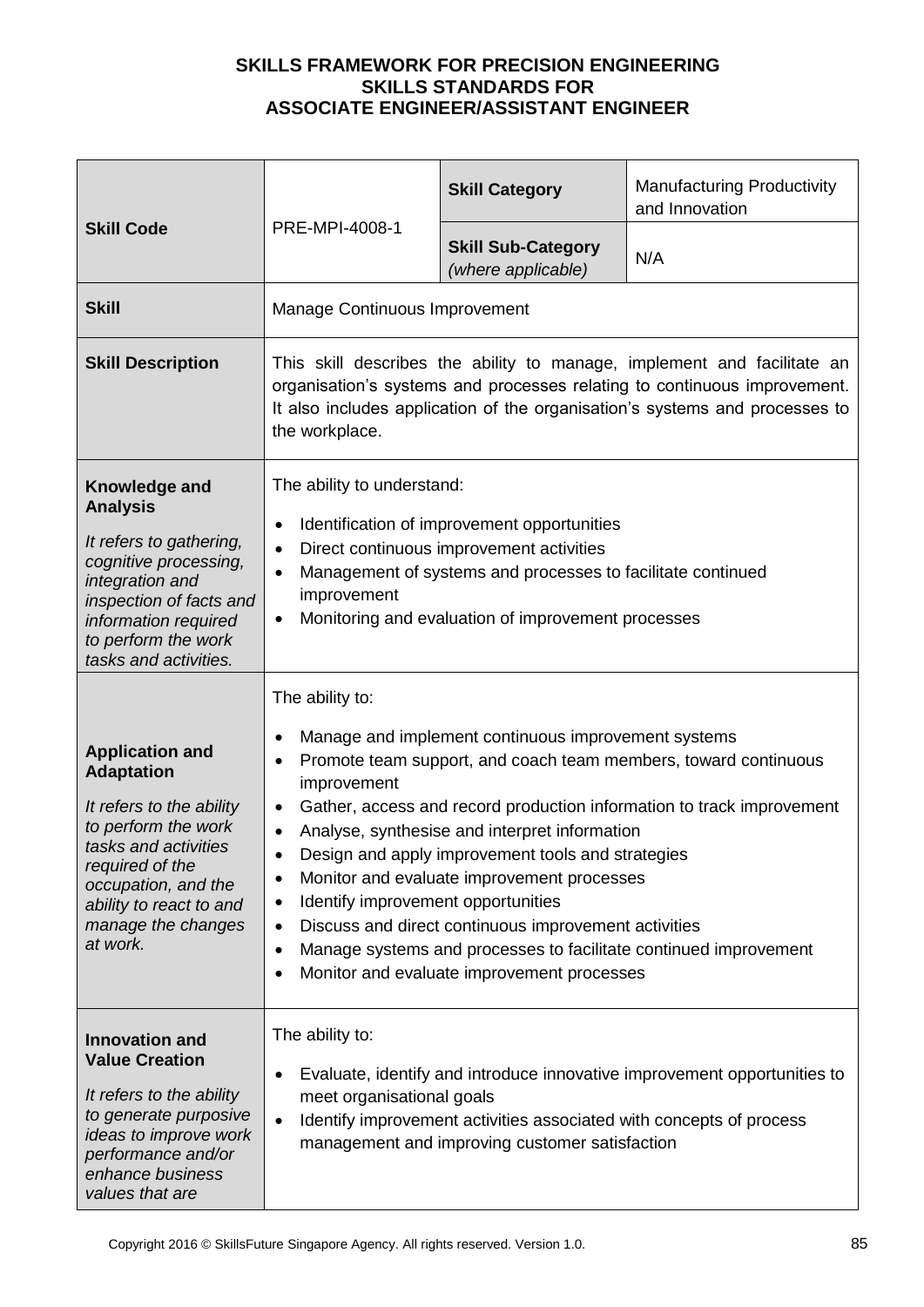**SKILLS FRAMEWORK FOR PRECISION ENGINEERING**
**SKILLS STANDARDS FOR**
**ASSOCIATE ENGINEER/ASSISTANT ENGINEER**

| **Skill Code** | PRE-MPI-4008-1 | **Skill Category** | Manufacturing Productivity and Innovation |
|---|---|---|---|
| | | **Skill Sub-Category** *(where applicable)* | N/A |
| **Skill** | Manage Continuous Improvement | | |
| **Skill Description** | This skill describes the ability to manage, implement and facilitate an organisation's systems and processes relating to continuous improvement. It also includes application of the organisation's systems and processes to the workplace. | | |
| **Knowledge and Analysis** *It refers to gathering, cognitive processing, integration and inspection of facts and information required to perform the work tasks and activities.* | The ability to understand: <br>• Identification of improvement opportunities <br>• Direct continuous improvement activities <br>• Management of systems and processes to facilitate continued improvement <br>• Monitoring and evaluation of improvement processes | | |
| **Application and Adaptation** *It refers to the ability to perform the work tasks and activities required of the occupation, and the ability to react to and manage the changes at work.* | The ability to: <br>• Manage and implement continuous improvement systems <br>• Promote team support, and coach team members, toward continuous improvement <br>• Gather, access and record production information to track improvement <br>• Analyse, synthesise and interpret information <br>• Design and apply improvement tools and strategies <br>• Monitor and evaluate improvement processes <br>• Identify improvement opportunities <br>• Discuss and direct continuous improvement activities <br>• Manage systems and processes to facilitate continued improvement <br>• Monitor and evaluate improvement processes | | |
| **Innovation and Value Creation** *It refers to the ability to generate purposive ideas to improve work performance and/or enhance business values that are* | The ability to: <br>• Evaluate, identify and introduce innovative improvement opportunities to meet organisational goals <br>• Identify improvement activities associated with concepts of process management and improving customer satisfaction | | |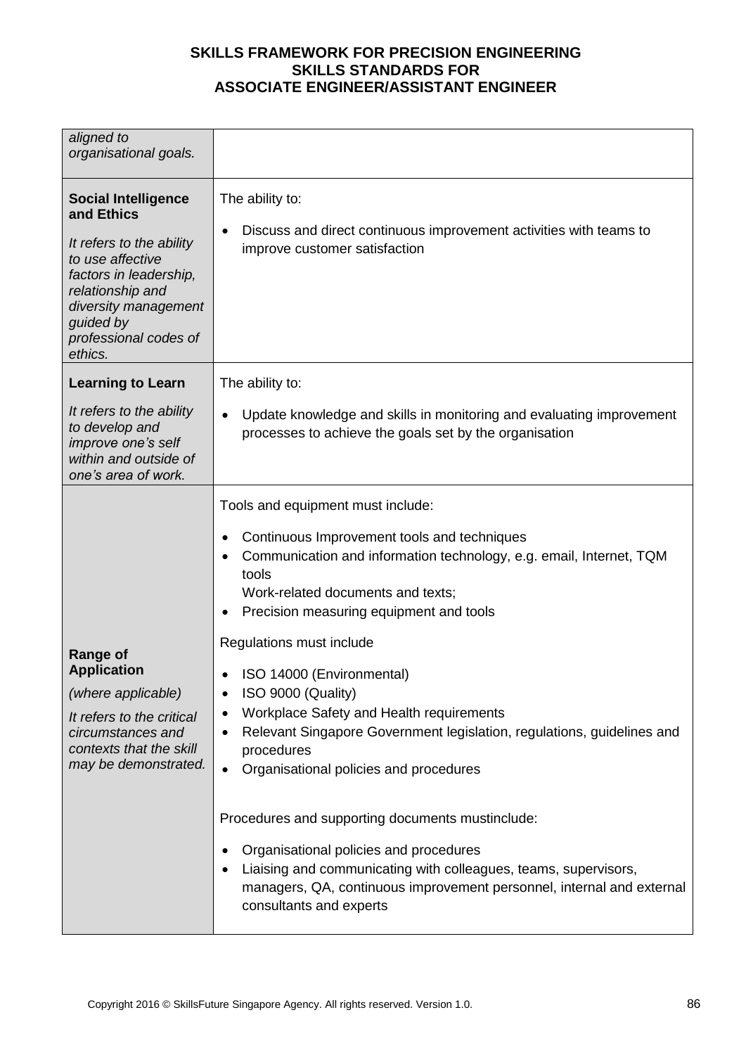| | |
|---|---|
| *aligned to organisational goals.* | |
| **Social Intelligence and Ethics**<br><br>*It refers to the ability to use affective factors in leadership, relationship and diversity management guided by professional codes of ethics.* | The ability to:<br><br>• Discuss and direct continuous improvement activities with teams to improve customer satisfaction |
| **Learning to Learn**<br><br>*It refers to the ability to develop and improve one's self within and outside of one's area of work.* | The ability to:<br><br>• Update knowledge and skills in monitoring and evaluating improvement processes to achieve the goals set by the organisation |
| **Range of Application**<br><br>*(where applicable)*<br><br>*It refers to the critical circumstances and contexts that the skill may be demonstrated.* | Tools and equipment must include:<br><br>• Continuous Improvement tools and techniques<br>• Communication and information technology, e.g. email, Internet, TQM tools<br>Work-related documents and texts;<br>• Precision measuring equipment and tools<br><br>Regulations must include<br><br>• ISO 14000 (Environmental)<br>• ISO 9000 (Quality)<br>• Workplace Safety and Health requirements<br>• Relevant Singapore Government legislation, regulations, guidelines and procedures<br>• Organisational policies and procedures<br><br>Procedures and supporting documents mustinclude:<br><br>• Organisational policies and procedures<br>• Liaising and communicating with colleagues, teams, supervisors, managers, QA, continuous improvement personnel, internal and external consultants and experts |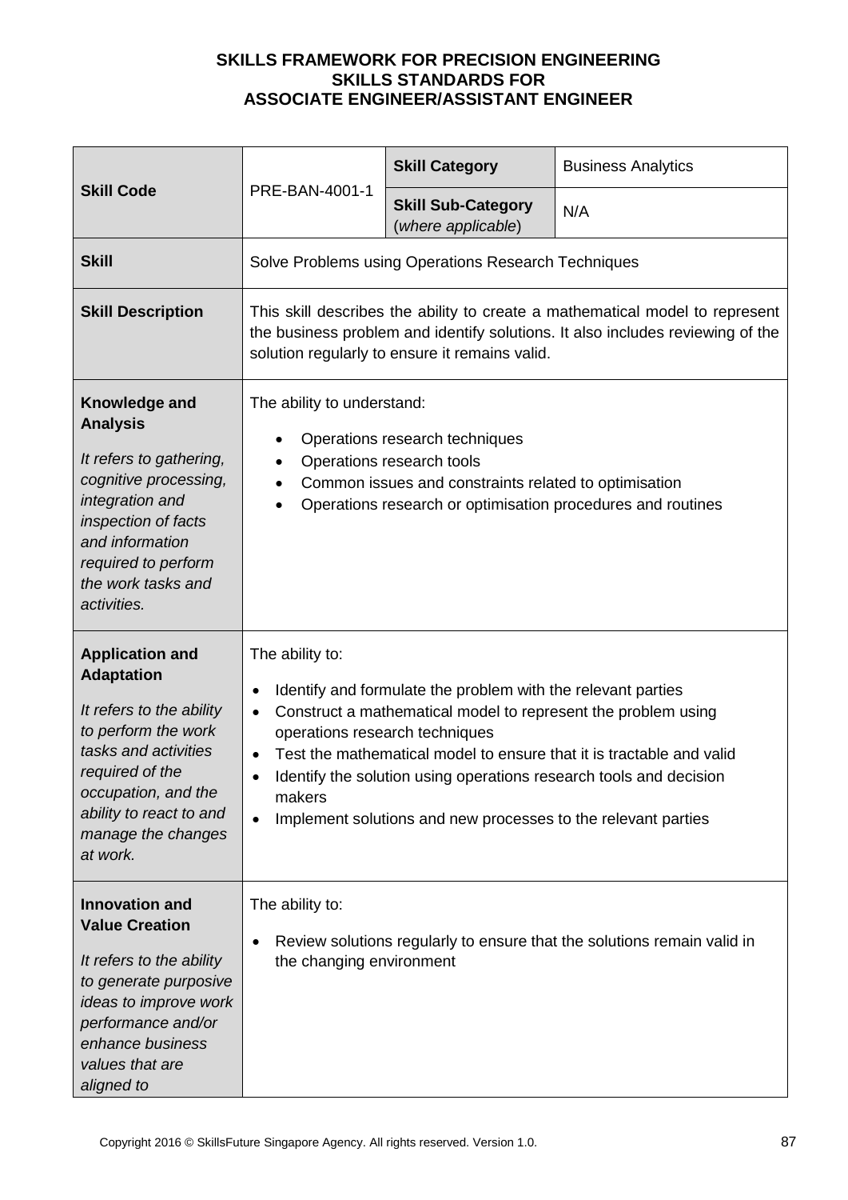**SKILLS FRAMEWORK FOR PRECISION ENGINEERING**
**SKILLS STANDARDS FOR**
**ASSOCIATE ENGINEER/ASSISTANT ENGINEER**

| **Skill Code** | PRE-BAN-4001-1 | **Skill Category** | Business Analytics |
|---|---|---|---|
| | | **Skill Sub-Category** (*where applicable*) | N/A |
| **Skill** | Solve Problems using Operations Research Techniques | | |
| **Skill Description** | This skill describes the ability to create a mathematical model to represent the business problem and identify solutions. It also includes reviewing of the solution regularly to ensure it remains valid. | | |
| **Knowledge and Analysis**<br><br>*It refers to gathering, cognitive processing, integration and inspection of facts and information required to perform the work tasks and activities.* | The ability to understand:<br><br>• Operations research techniques<br>• Operations research tools<br>• Common issues and constraints related to optimisation<br>• Operations research or optimisation procedures and routines | | |
| **Application and Adaptation**<br><br>*It refers to the ability to perform the work tasks and activities required of the occupation, and the ability to react to and manage the changes at work.* | The ability to:<br><br>• Identify and formulate the problem with the relevant parties<br>• Construct a mathematical model to represent the problem using operations research techniques<br>• Test the mathematical model to ensure that it is tractable and valid<br>• Identify the solution using operations research tools and decision makers<br>• Implement solutions and new processes to the relevant parties | | |
| **Innovation and Value Creation**<br><br>*It refers to the ability to generate purposive ideas to improve work performance and/or enhance business values that are aligned to* | The ability to:<br><br>• Review solutions regularly to ensure that the solutions remain valid in the changing environment | | |

Copyright 2016 © SkillsFuture Singapore Agency. All rights reserved. Version 1.0.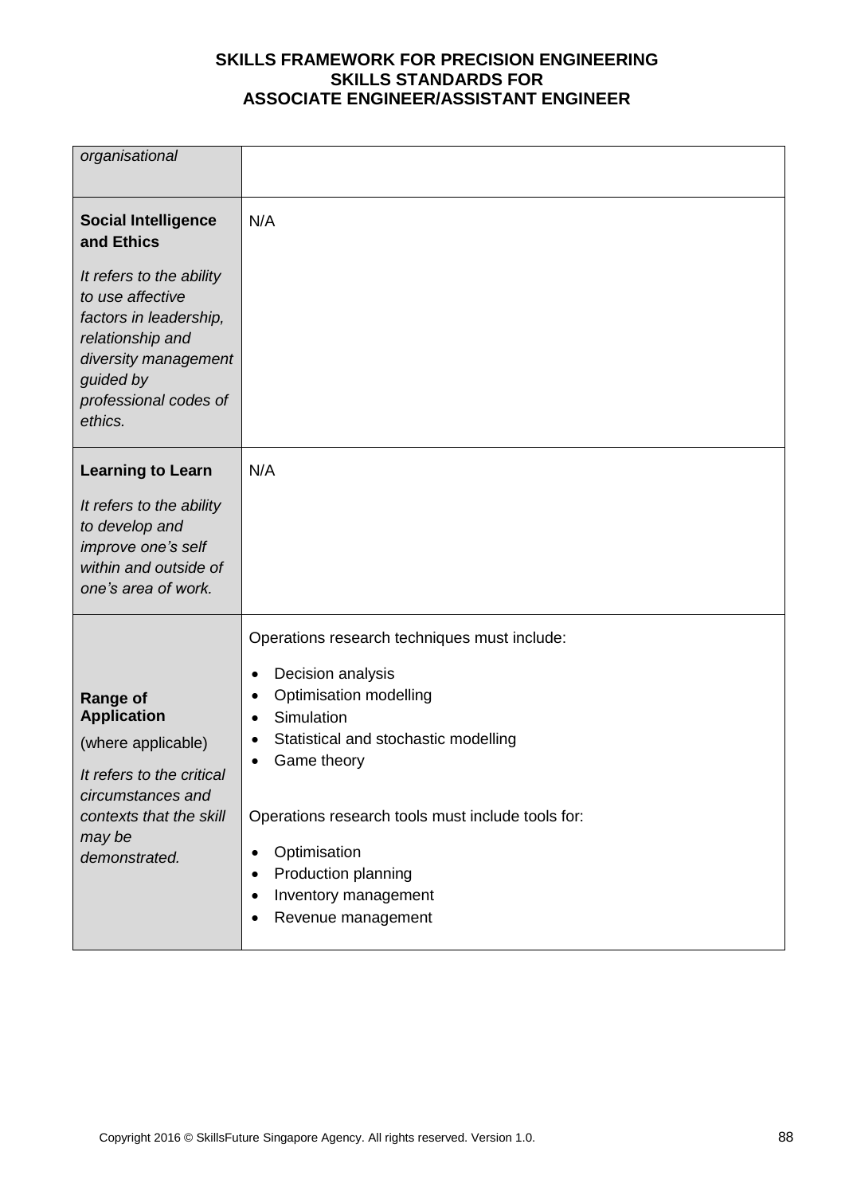| | |
|---|---|
| *organisational* | |
| **Social Intelligence and Ethics**<br><br>*It refers to the ability to use affective factors in leadership, relationship and diversity management guided by professional codes of ethics.* | N/A |
| **Learning to Learn**<br><br>*It refers to the ability to develop and improve one's self within and outside of one's area of work.* | N/A |
| **Range of Application**<br><br>(where applicable)<br><br>*It refers to the critical circumstances and contexts that the skill may be demonstrated.* | Operations research techniques must include:<br><br>• Decision analysis<br>• Optimisation modelling<br>• Simulation<br>• Statistical and stochastic modelling<br>• Game theory<br><br>Operations research tools must include tools for:<br><br>• Optimisation<br>• Production planning<br>• Inventory management<br>• Revenue management |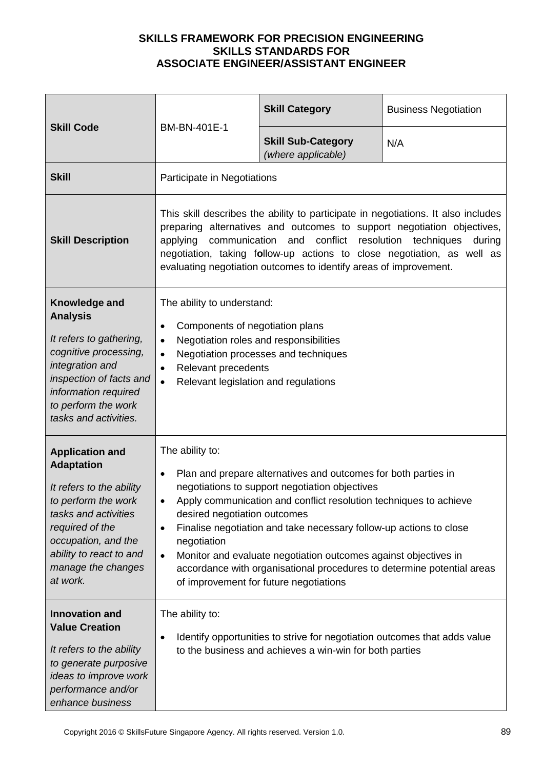**SKILLS FRAMEWORK FOR PRECISION ENGINEERING**
**SKILLS STANDARDS FOR**
**ASSOCIATE ENGINEER/ASSISTANT ENGINEER**

| **Skill Code** | BM-BN-401E-1 | **Skill Category** | Business Negotiation |
|---|---|---|---|
| | | **Skill Sub-Category** *(where applicable)* | N/A |
| **Skill** | Participate in Negotiations | | |
| **Skill Description** | This skill describes the ability to participate in negotiations. It also includes preparing alternatives and outcomes to support negotiation objectives, applying communication and conflict resolution techniques during negotiation, taking follow-up actions to close negotiation, as well as evaluating negotiation outcomes to identify areas of improvement. | | |
| **Knowledge and Analysis** <br> *It refers to gathering, cognitive processing, integration and inspection of facts and information required to perform the work tasks and activities.* | The ability to understand: <br> • Components of negotiation plans <br> • Negotiation roles and responsibilities <br> • Negotiation processes and techniques <br> • Relevant precedents <br> • Relevant legislation and regulations | | |
| **Application and Adaptation** <br> *It refers to the ability to perform the work tasks and activities required of the occupation, and the ability to react to and manage the changes at work.* | The ability to: <br> • Plan and prepare alternatives and outcomes for both parties in negotiations to support negotiation objectives <br> • Apply communication and conflict resolution techniques to achieve desired negotiation outcomes <br> • Finalise negotiation and take necessary follow-up actions to close negotiation <br> • Monitor and evaluate negotiation outcomes against objectives in accordance with organisational procedures to determine potential areas of improvement for future negotiations | | |
| **Innovation and Value Creation** <br> *It refers to the ability to generate purposive ideas to improve work performance and/or enhance business* | The ability to: <br> • Identify opportunities to strive for negotiation outcomes that adds value to the business and achieves a win-win for both parties | | |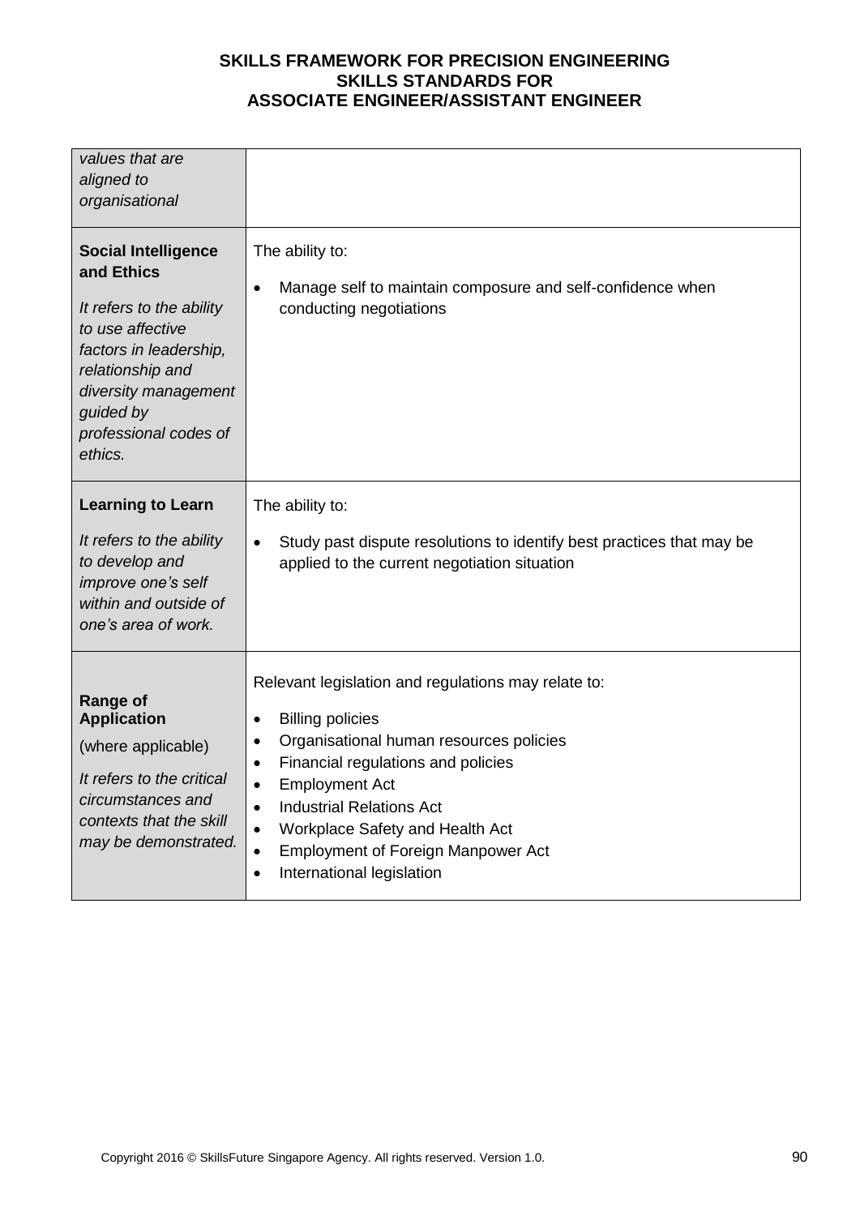| | |
|---|---|
| *values that are aligned to organisational* | |
| **Social Intelligence and Ethics**<br><br>*It refers to the ability to use affective factors in leadership, relationship and diversity management guided by professional codes of ethics.* | The ability to:<br><br>• Manage self to maintain composure and self-confidence when conducting negotiations |
| **Learning to Learn**<br><br>*It refers to the ability to develop and improve one's self within and outside of one's area of work.* | The ability to:<br><br>• Study past dispute resolutions to identify best practices that may be applied to the current negotiation situation |
| **Range of Application**<br><br>(where applicable)<br><br>*It refers to the critical circumstances and contexts that the skill may be demonstrated.* | Relevant legislation and regulations may relate to:<br><br>• Billing policies<br>• Organisational human resources policies<br>• Financial regulations and policies<br>• Employment Act<br>• Industrial Relations Act<br>• Workplace Safety and Health Act<br>• Employment of Foreign Manpower Act<br>• International legislation |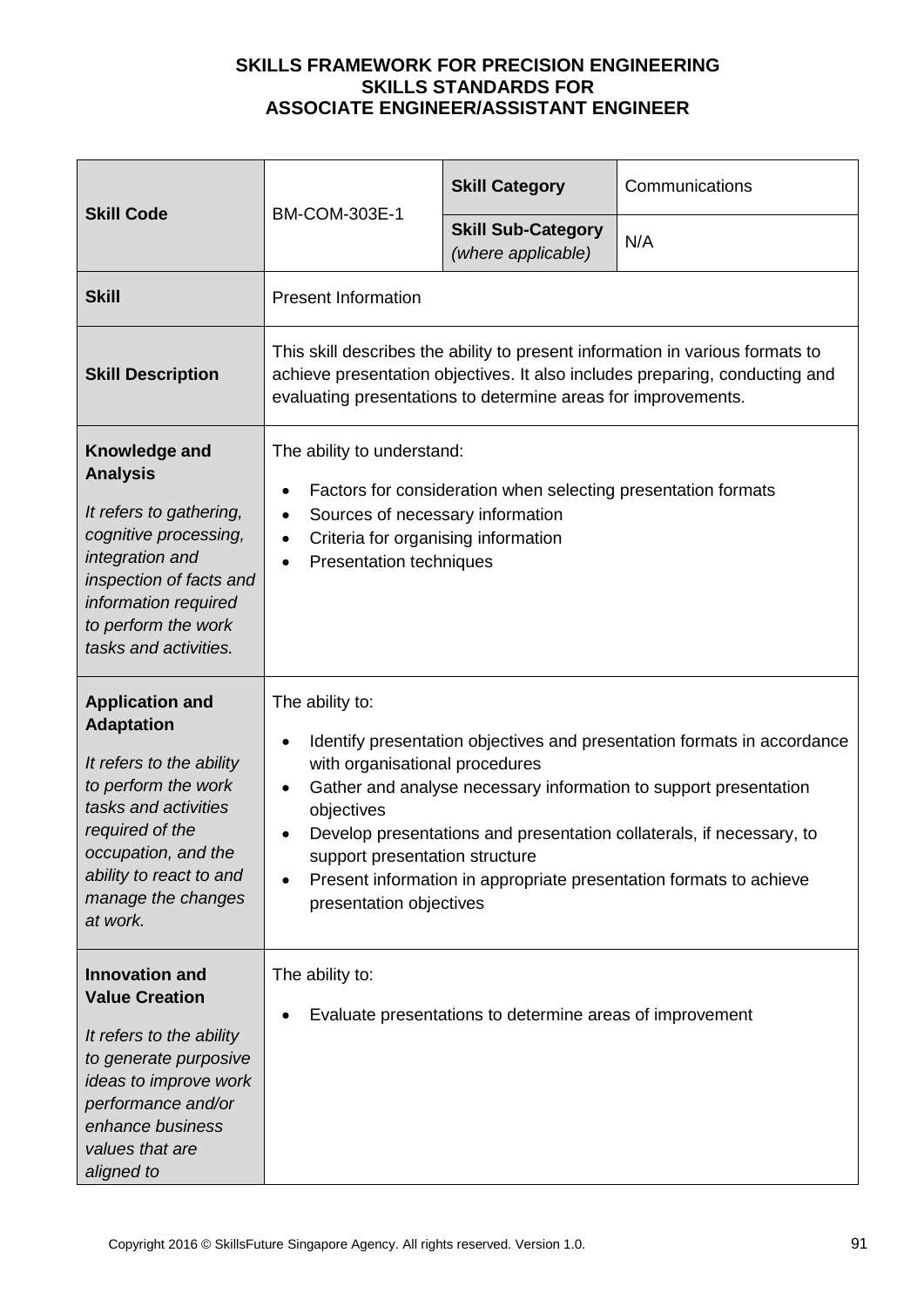**SKILLS FRAMEWORK FOR PRECISION ENGINEERING**
**SKILLS STANDARDS FOR**
**ASSOCIATE ENGINEER/ASSISTANT ENGINEER**

| **Skill Code** | BM-COM-303E-1 | **Skill Category** | Communications |
|---|---|---|---|
| | | **Skill Sub-Category** *(where applicable)* | N/A |
| **Skill** | Present Information | | |
| **Skill Description** | This skill describes the ability to present information in various formats to achieve presentation objectives. It also includes preparing, conducting and evaluating presentations to determine areas for improvements. | | |
| **Knowledge and Analysis** *It refers to gathering, cognitive processing, integration and inspection of facts and information required to perform the work tasks and activities.* | The ability to understand: <br>• Factors for consideration when selecting presentation formats <br>• Sources of necessary information <br>• Criteria for organising information <br>• Presentation techniques | | |
| **Application and Adaptation** *It refers to the ability to perform the work tasks and activities required of the occupation, and the ability to react to and manage the changes at work.* | The ability to: <br>• Identify presentation objectives and presentation formats in accordance with organisational procedures <br>• Gather and analyse necessary information to support presentation objectives <br>• Develop presentations and presentation collaterals, if necessary, to support presentation structure <br>• Present information in appropriate presentation formats to achieve presentation objectives | | |
| **Innovation and Value Creation** *It refers to the ability to generate purposive ideas to improve work performance and/or enhance business values that are aligned to* | The ability to: <br>• Evaluate presentations to determine areas of improvement | | |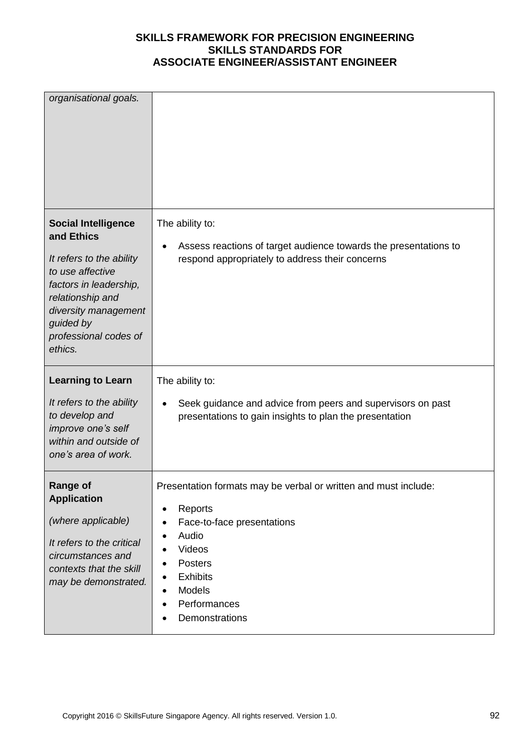| | |
|---|---|
| *organisational goals.* | |
| **Social Intelligence and Ethics**<br><br>*It refers to the ability to use affective factors in leadership, relationship and diversity management guided by professional codes of ethics.* | The ability to:<br><br>• Assess reactions of target audience towards the presentations to respond appropriately to address their concerns |
| **Learning to Learn**<br><br>*It refers to the ability to develop and improve one's self within and outside of one's area of work.* | The ability to:<br><br>• Seek guidance and advice from peers and supervisors on past presentations to gain insights to plan the presentation |
| **Range of Application**<br><br>*(where applicable)*<br><br>*It refers to the critical circumstances and contexts that the skill may be demonstrated.* | Presentation formats may be verbal or written and must include:<br><br>• Reports<br>• Face-to-face presentations<br>• Audio<br>• Videos<br>• Posters<br>• Exhibits<br>• Models<br>• Performances<br>• Demonstrations |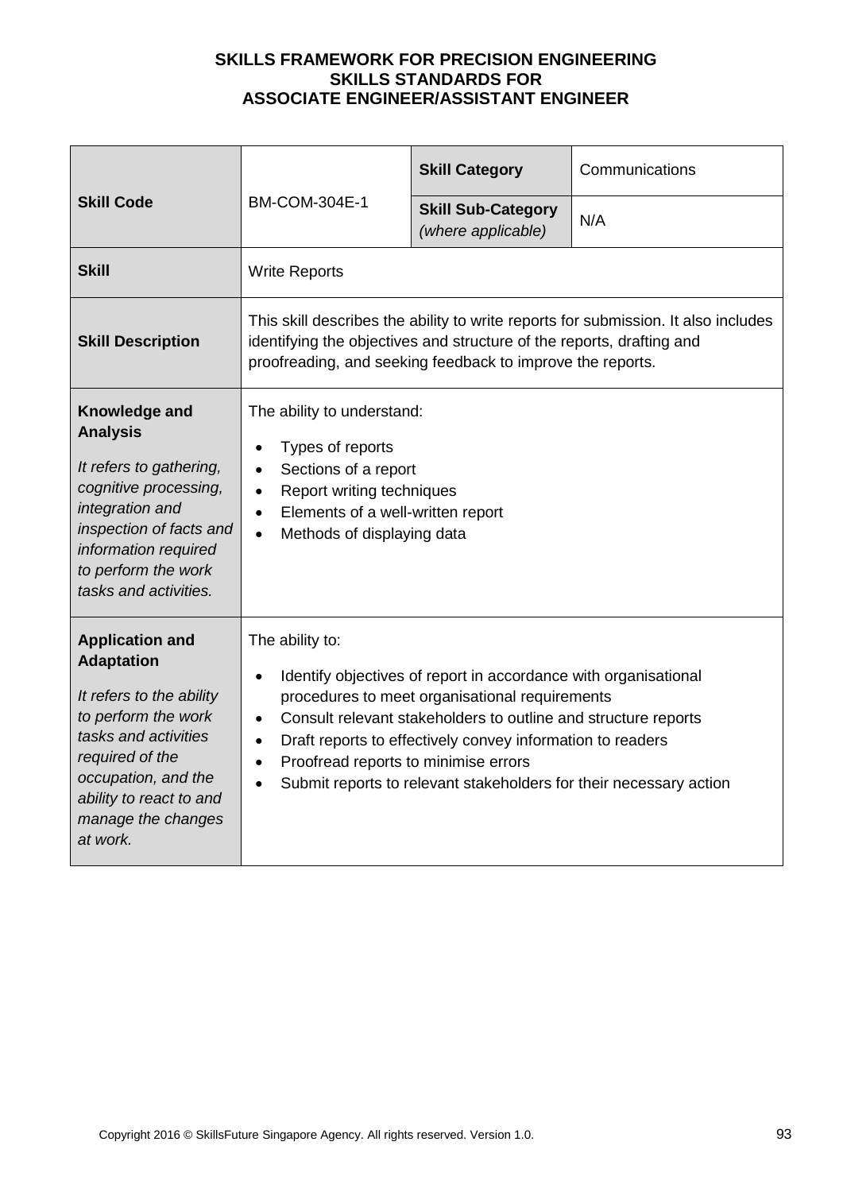**SKILLS FRAMEWORK FOR PRECISION ENGINEERING**
**SKILLS STANDARDS FOR**
**ASSOCIATE ENGINEER/ASSISTANT ENGINEER**

| **Skill Code** | BM-COM-304E-1 | **Skill Category** | Communications |
|---|---|---|---|
| | | **Skill Sub-Category** *(where applicable)* | N/A |
| **Skill** | Write Reports | | |
| **Skill Description** | This skill describes the ability to write reports for submission. It also includes identifying the objectives and structure of the reports, drafting and proofreading, and seeking feedback to improve the reports. | | |
| **Knowledge and Analysis** *It refers to gathering, cognitive processing, integration and inspection of facts and information required to perform the work tasks and activities.* | The ability to understand: <br>• Types of reports <br>• Sections of a report <br>• Report writing techniques <br>• Elements of a well-written report <br>• Methods of displaying data | | |
| **Application and Adaptation** *It refers to the ability to perform the work tasks and activities required of the occupation, and the ability to react to and manage the changes at work.* | The ability to: <br>• Identify objectives of report in accordance with organisational procedures to meet organisational requirements <br>• Consult relevant stakeholders to outline and structure reports <br>• Draft reports to effectively convey information to readers <br>• Proofread reports to minimise errors <br>• Submit reports to relevant stakeholders for their necessary action | | |

Copyright 2016 © SkillsFuture Singapore Agency. All rights reserved. Version 1.0.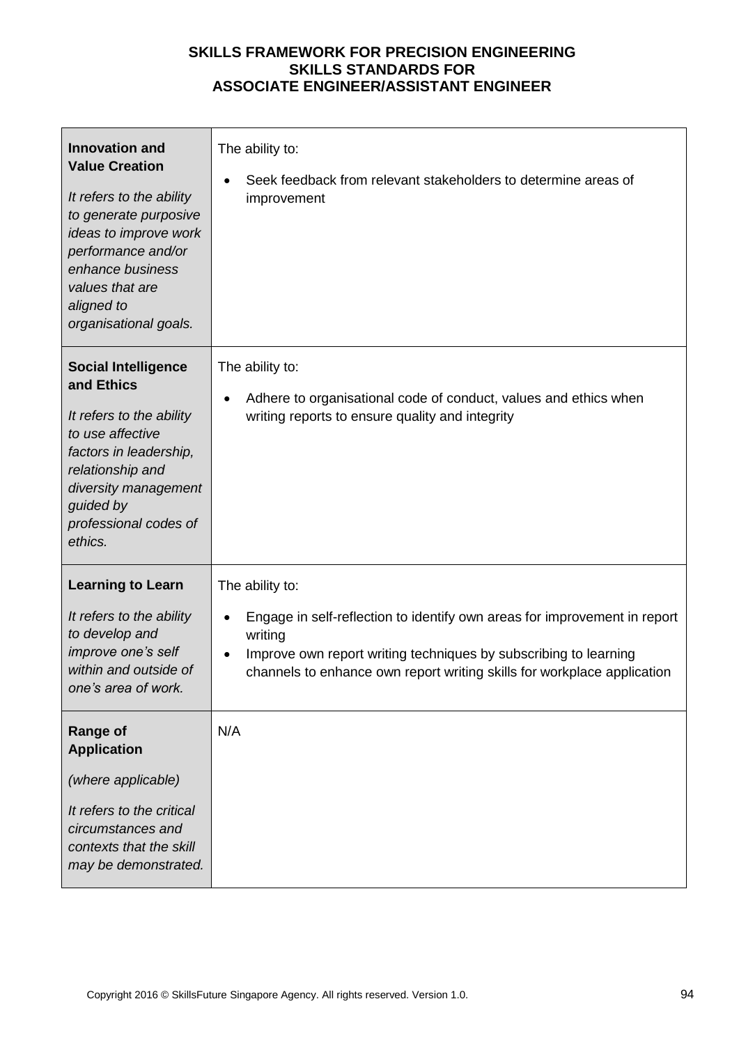| | |
|---|---|
| **Innovation and Value Creation**<br><br>*It refers to the ability to generate purposive ideas to improve work performance and/or enhance business values that are aligned to organisational goals.* | The ability to:<br><br>• Seek feedback from relevant stakeholders to determine areas of improvement |
| **Social Intelligence and Ethics**<br><br>*It refers to the ability to use affective factors in leadership, relationship and diversity management guided by professional codes of ethics.* | The ability to:<br><br>• Adhere to organisational code of conduct, values and ethics when writing reports to ensure quality and integrity |
| **Learning to Learn**<br><br>*It refers to the ability to develop and improve one's self within and outside of one's area of work.* | The ability to:<br><br>• Engage in self-reflection to identify own areas for improvement in report writing<br>• Improve own report writing techniques by subscribing to learning channels to enhance own report writing skills for workplace application |
| **Range of Application**<br><br>*(where applicable)*<br><br>*It refers to the critical circumstances and contexts that the skill may be demonstrated.* | N/A |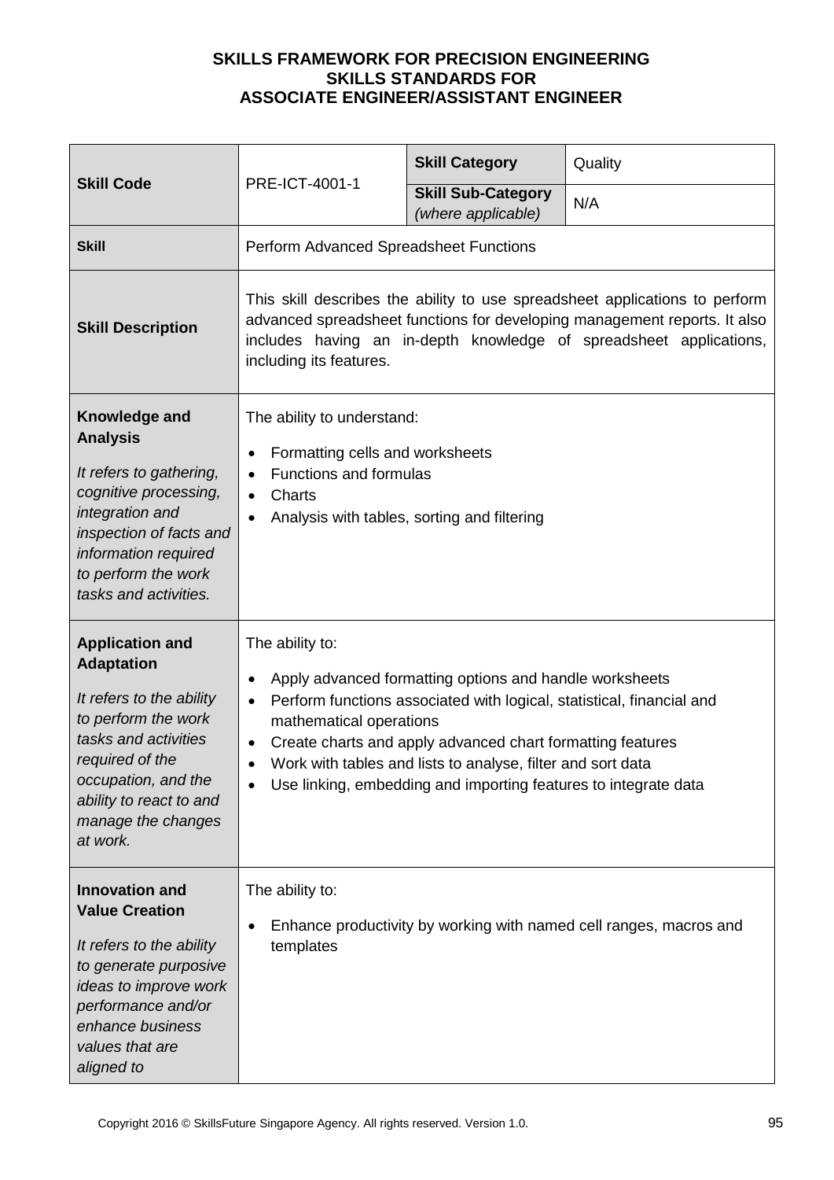**SKILLS FRAMEWORK FOR PRECISION ENGINEERING**
**SKILLS STANDARDS FOR**
**ASSOCIATE ENGINEER/ASSISTANT ENGINEER**

| **Skill Code** | PRE-ICT-4001-1 | **Skill Category** | Quality |
|---|---|---|---|
| | | **Skill Sub-Category** *(where applicable)* | N/A |
| **Skill** | Perform Advanced Spreadsheet Functions | | |
| **Skill Description** | This skill describes the ability to use spreadsheet applications to perform advanced spreadsheet functions for developing management reports. It also includes having an in-depth knowledge of spreadsheet applications, including its features. | | |
| **Knowledge and Analysis** <br> *It refers to gathering, cognitive processing, integration and inspection of facts and information required to perform the work tasks and activities.* | The ability to understand: <br> • Formatting cells and worksheets <br> • Functions and formulas <br> • Charts <br> • Analysis with tables, sorting and filtering | | |
| **Application and Adaptation** <br> *It refers to the ability to perform the work tasks and activities required of the occupation, and the ability to react to and manage the changes at work.* | The ability to: <br> • Apply advanced formatting options and handle worksheets <br> • Perform functions associated with logical, statistical, financial and mathematical operations <br> • Create charts and apply advanced chart formatting features <br> • Work with tables and lists to analyse, filter and sort data <br> • Use linking, embedding and importing features to integrate data | | |
| **Innovation and Value Creation** <br> *It refers to the ability to generate purposive ideas to improve work performance and/or enhance business values that are aligned to* | The ability to: <br> • Enhance productivity by working with named cell ranges, macros and templates | | |

Copyright 2016 © SkillsFuture Singapore Agency. All rights reserved. Version 1.0.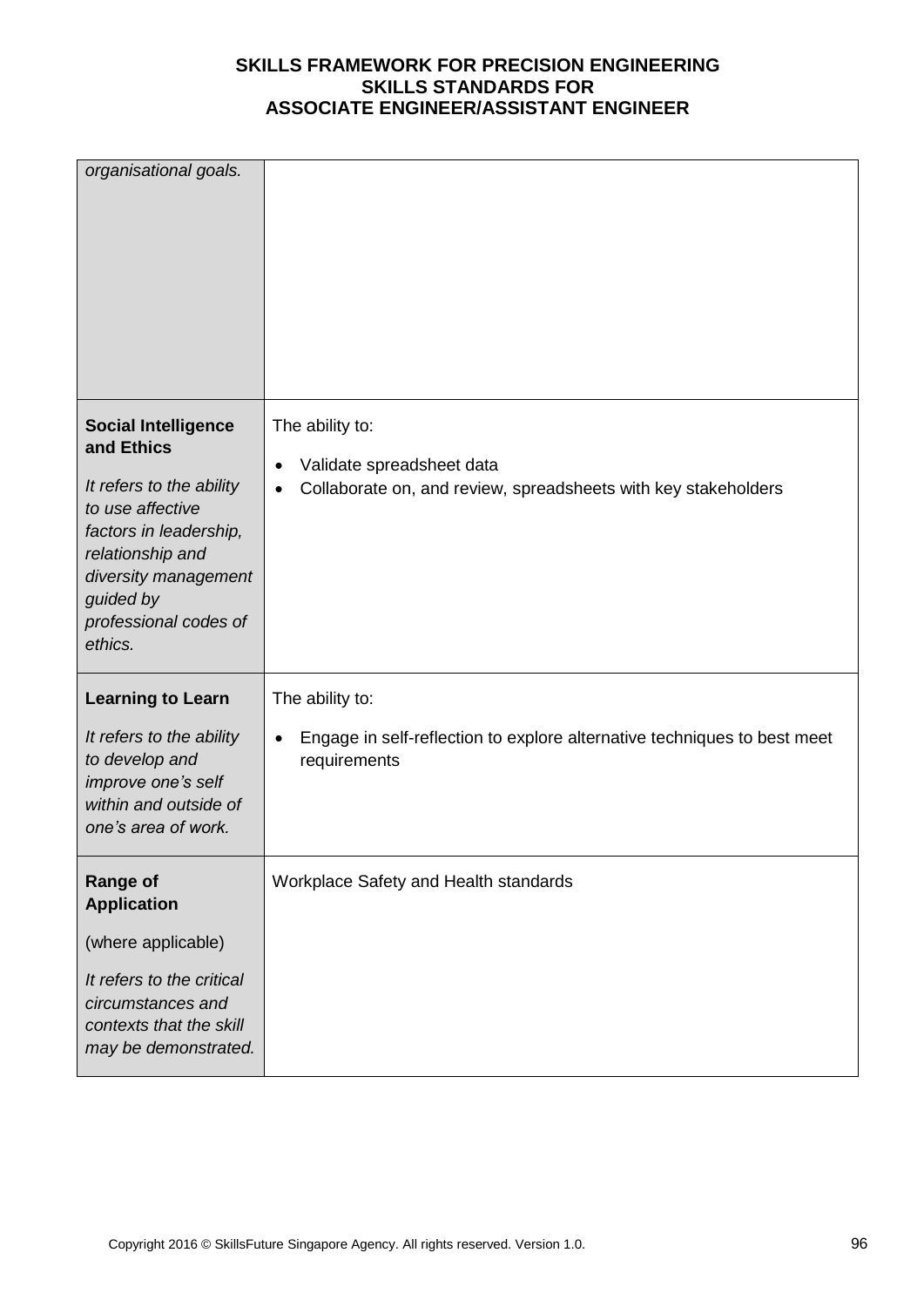| | |
|---|---|
| *organisational goals.* | |
| **Social Intelligence and Ethics**<br><br>*It refers to the ability to use affective factors in leadership, relationship and diversity management guided by professional codes of ethics.* | The ability to:<br><br>• Validate spreadsheet data<br>• Collaborate on, and review, spreadsheets with key stakeholders |
| **Learning to Learn**<br><br>*It refers to the ability to develop and improve one's self within and outside of one's area of work.* | The ability to:<br><br>• Engage in self-reflection to explore alternative techniques to best meet requirements |
| **Range of Application**<br><br>(where applicable)<br><br>*It refers to the critical circumstances and contexts that the skill may be demonstrated.* | Workplace Safety and Health standards |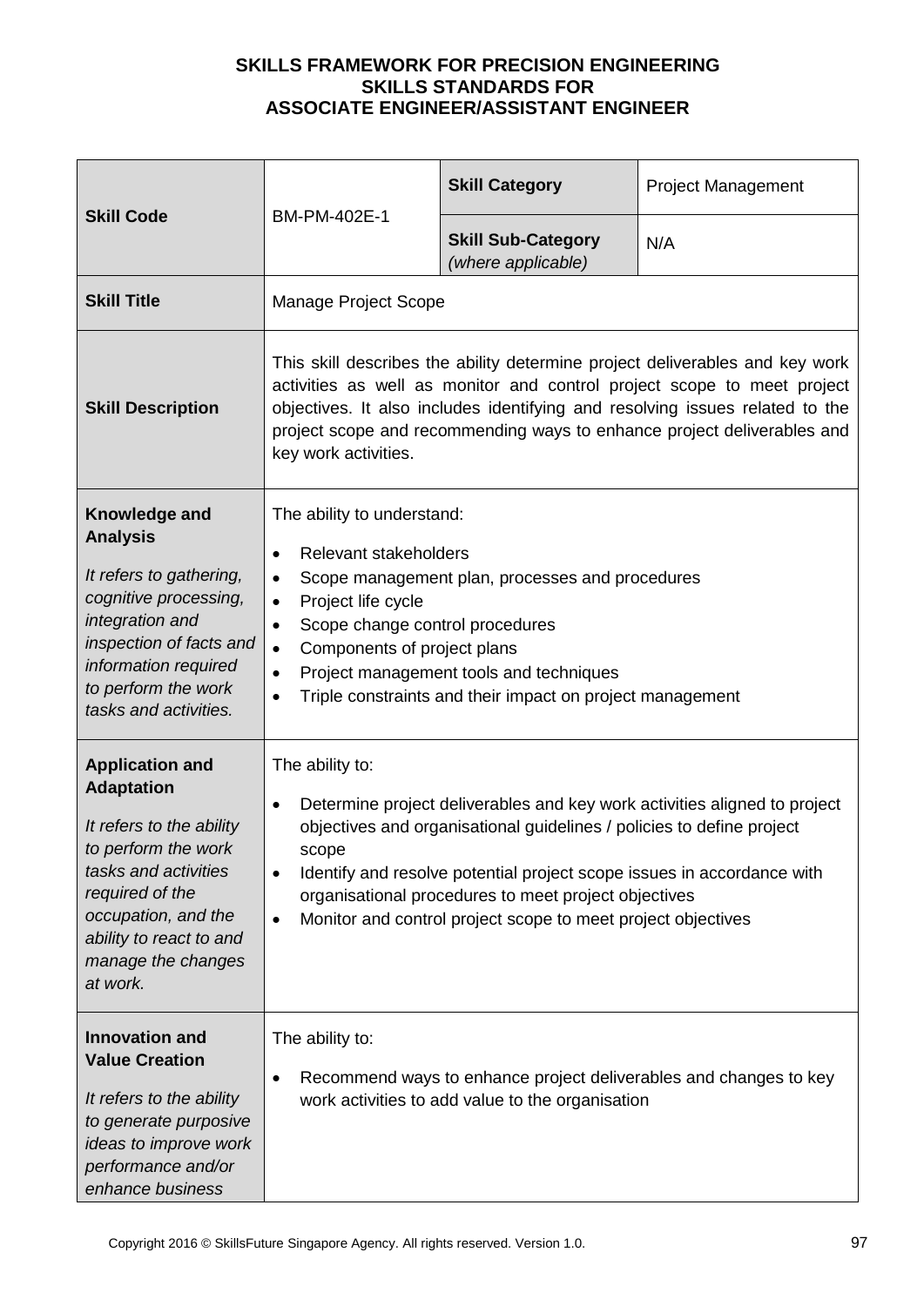**SKILLS FRAMEWORK FOR PRECISION ENGINEERING**
**SKILLS STANDARDS FOR**
**ASSOCIATE ENGINEER/ASSISTANT ENGINEER**

| **Skill Code** | BM-PM-402E-1 | **Skill Category** | Project Management |
|---|---|---|---|
| | | **Skill Sub-Category** *(where applicable)* | N/A |
| **Skill Title** | Manage Project Scope | | |
| **Skill Description** | This skill describes the ability determine project deliverables and key work activities as well as monitor and control project scope to meet project objectives. It also includes identifying and resolving issues related to the project scope and recommending ways to enhance project deliverables and key work activities. | | |
| **Knowledge and Analysis** *It refers to gathering, cognitive processing, integration and inspection of facts and information required to perform the work tasks and activities.* | The ability to understand: <br>• Relevant stakeholders <br>• Scope management plan, processes and procedures <br>• Project life cycle <br>• Scope change control procedures <br>• Components of project plans <br>• Project management tools and techniques <br>• Triple constraints and their impact on project management | | |
| **Application and Adaptation** *It refers to the ability to perform the work tasks and activities required of the occupation, and the ability to react to and manage the changes at work.* | The ability to: <br>• Determine project deliverables and key work activities aligned to project objectives and organisational guidelines / policies to define project scope <br>• Identify and resolve potential project scope issues in accordance with organisational procedures to meet project objectives <br>• Monitor and control project scope to meet project objectives | | |
| **Innovation and Value Creation** *It refers to the ability to generate purposive ideas to improve work performance and/or enhance business* | The ability to: <br>• Recommend ways to enhance project deliverables and changes to key work activities to add value to the organisation | | |

Copyright 2016 © SkillsFuture Singapore Agency. All rights reserved. Version 1.0.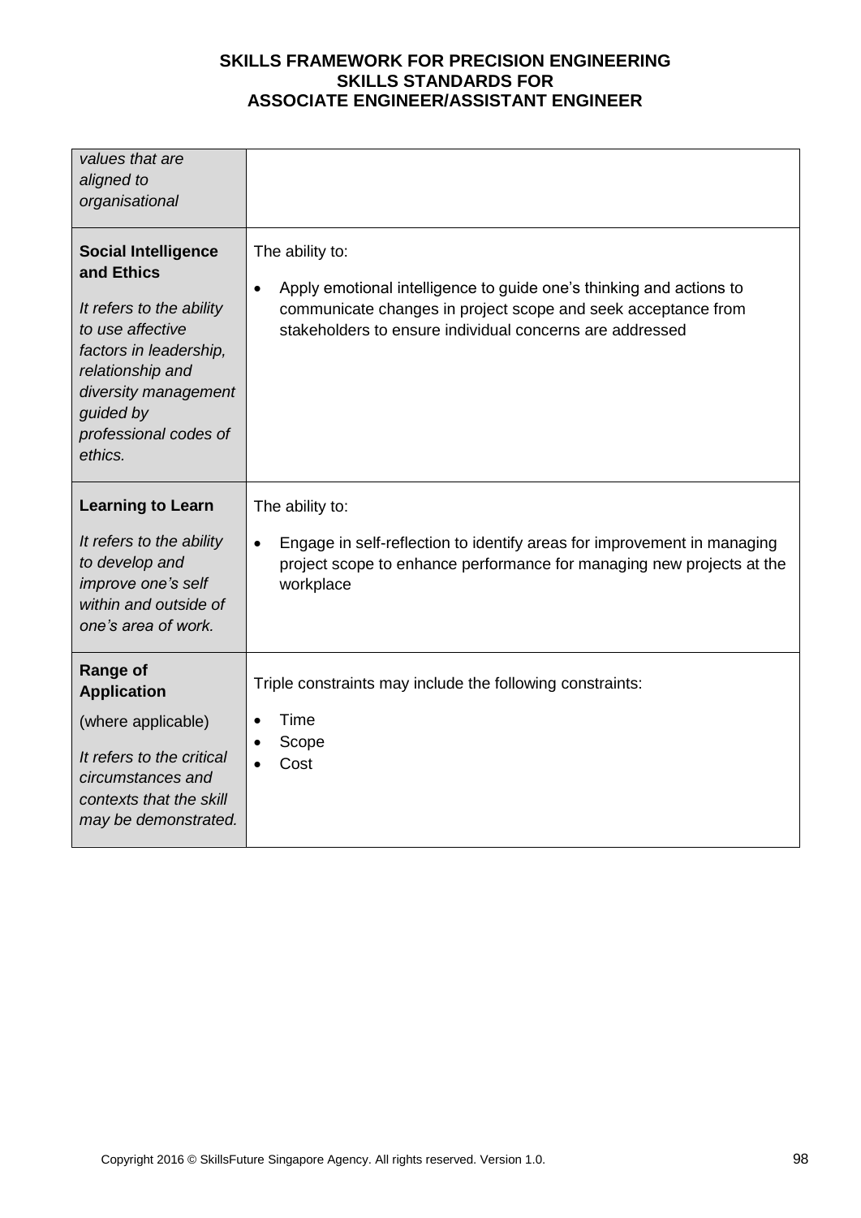| | |
|---|---|
| *values that are aligned to organisational* | |
| **Social Intelligence and Ethics**<br><br>*It refers to the ability to use affective factors in leadership, relationship and diversity management guided by professional codes of ethics.* | The ability to:<br><br>• Apply emotional intelligence to guide one's thinking and actions to communicate changes in project scope and seek acceptance from stakeholders to ensure individual concerns are addressed |
| **Learning to Learn**<br><br>*It refers to the ability to develop and improve one's self within and outside of one's area of work.* | The ability to:<br><br>• Engage in self-reflection to identify areas for improvement in managing project scope to enhance performance for managing new projects at the workplace |
| **Range of Application**<br><br>(where applicable)<br><br>*It refers to the critical circumstances and contexts that the skill may be demonstrated.* | Triple constraints may include the following constraints:<br><br>• Time<br>• Scope<br>• Cost |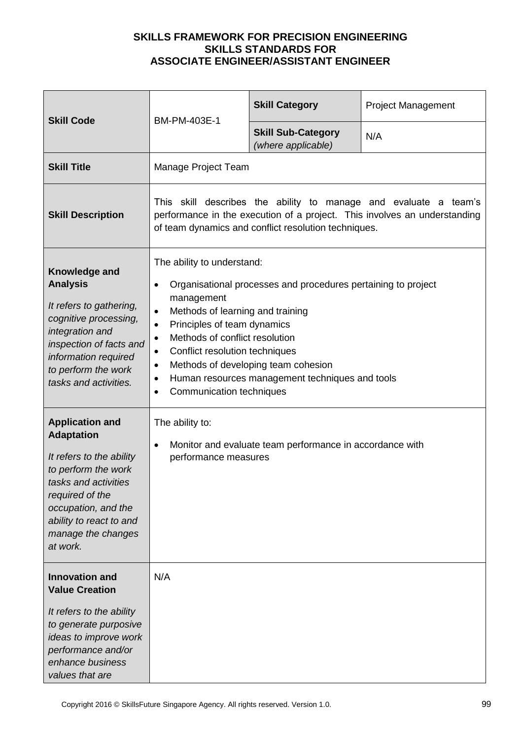**SKILLS FRAMEWORK FOR PRECISION ENGINEERING**
**SKILLS STANDARDS FOR**
**ASSOCIATE ENGINEER/ASSISTANT ENGINEER**

| **Skill Code** | BM-PM-403E-1 | **Skill Category** | Project Management |
|---|---|---|---|
| | | **Skill Sub-Category** *(where applicable)* | N/A |
| **Skill Title** | Manage Project Team | | |
| **Skill Description** | This skill describes the ability to manage and evaluate a team's performance in the execution of a project. This involves an understanding of team dynamics and conflict resolution techniques. | | |
| **Knowledge and Analysis** *It refers to gathering, cognitive processing, integration and inspection of facts and information required to perform the work tasks and activities.* | The ability to understand: <br>• Organisational processes and procedures pertaining to project management <br>• Methods of learning and training <br>• Principles of team dynamics <br>• Methods of conflict resolution <br>• Conflict resolution techniques <br>• Methods of developing team cohesion <br>• Human resources management techniques and tools <br>• Communication techniques | | |
| **Application and Adaptation** *It refers to the ability to perform the work tasks and activities required of the occupation, and the ability to react to and manage the changes at work.* | The ability to: <br>• Monitor and evaluate team performance in accordance with performance measures | | |
| **Innovation and Value Creation** *It refers to the ability to generate purposive ideas to improve work performance and/or enhance business values that are* | N/A | | |

Copyright 2016 © SkillsFuture Singapore Agency. All rights reserved. Version 1.0.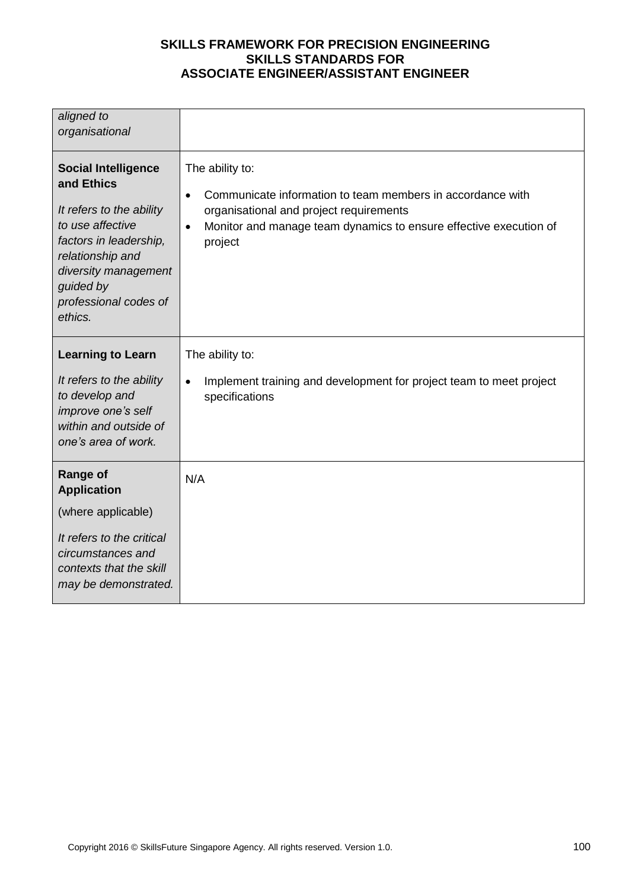| | |
|---|---|
| *aligned to organisational* | |
| **Social Intelligence and Ethics**<br><br>*It refers to the ability to use affective factors in leadership, relationship and diversity management guided by professional codes of ethics.* | The ability to:<br><br>• Communicate information to team members in accordance with organisational and project requirements<br>• Monitor and manage team dynamics to ensure effective execution of project |
| **Learning to Learn**<br><br>*It refers to the ability to develop and improve one's self within and outside of one's area of work.* | The ability to:<br><br>• Implement training and development for project team to meet project specifications |
| **Range of Application**<br><br>(where applicable)<br><br>*It refers to the critical circumstances and contexts that the skill may be demonstrated.* | N/A |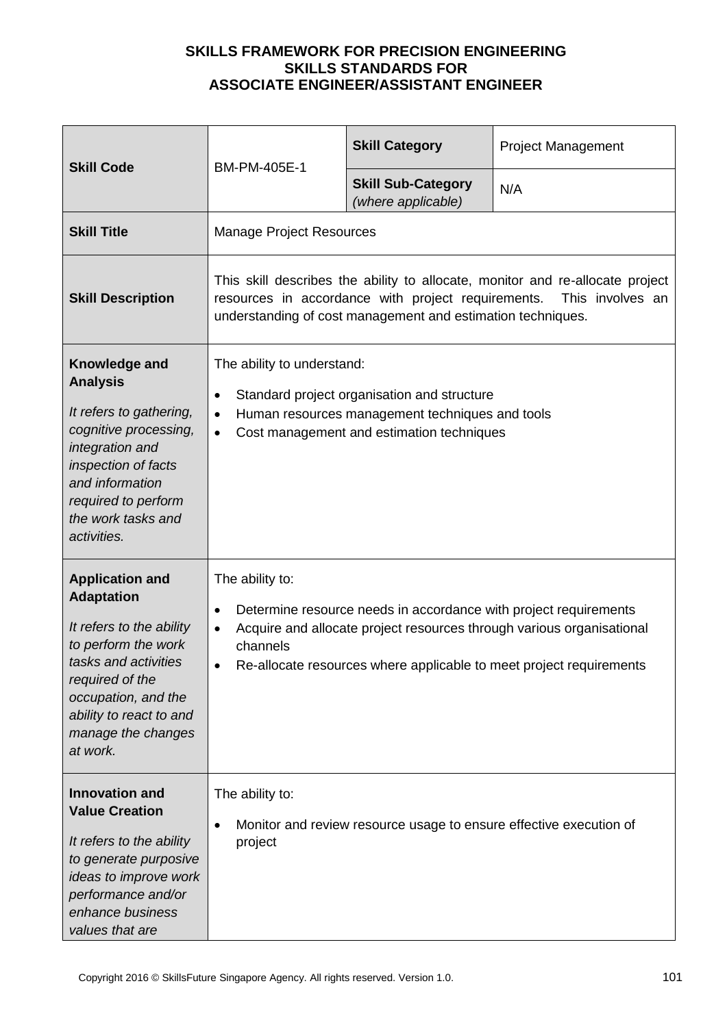**SKILLS FRAMEWORK FOR PRECISION ENGINEERING**
**SKILLS STANDARDS FOR**
**ASSOCIATE ENGINEER/ASSISTANT ENGINEER**

| **Skill Code** | BM-PM-405E-1 | **Skill Category** | Project Management |
|---|---|---|---|
| | | **Skill Sub-Category** *(where applicable)* | N/A |
| **Skill Title** | Manage Project Resources | | |
| **Skill Description** | This skill describes the ability to allocate, monitor and re-allocate project resources in accordance with project requirements. This involves an understanding of cost management and estimation techniques. | | |
| **Knowledge and Analysis** *It refers to gathering, cognitive processing, integration and inspection of facts and information required to perform the work tasks and activities.* | The ability to understand: <br>• Standard project organisation and structure <br>• Human resources management techniques and tools <br>• Cost management and estimation techniques | | |
| **Application and Adaptation** *It refers to the ability to perform the work tasks and activities required of the occupation, and the ability to react to and manage the changes at work.* | The ability to: <br>• Determine resource needs in accordance with project requirements <br>• Acquire and allocate project resources through various organisational channels <br>• Re-allocate resources where applicable to meet project requirements | | |
| **Innovation and Value Creation** *It refers to the ability to generate purposive ideas to improve work performance and/or enhance business values that are* | The ability to: <br>• Monitor and review resource usage to ensure effective execution of project | | |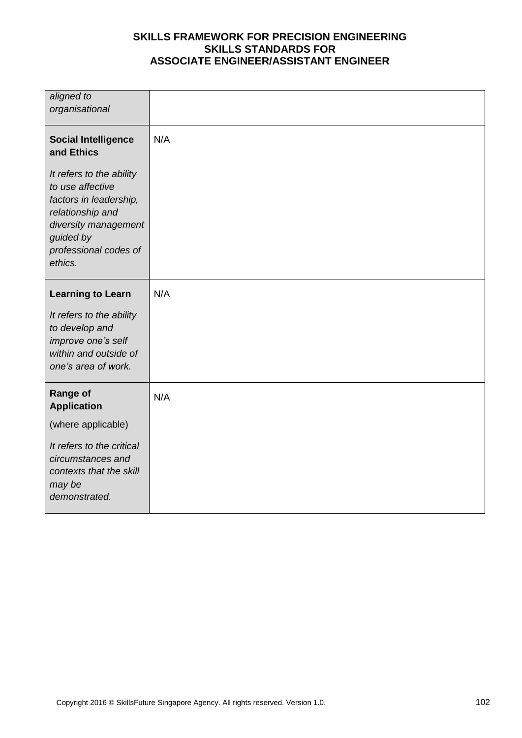| | |
|---|---|
| *aligned to organisational* | |
| **Social Intelligence and Ethics**<br><br>*It refers to the ability to use affective factors in leadership, relationship and diversity management guided by professional codes of ethics.* | N/A |
| **Learning to Learn**<br><br>*It refers to the ability to develop and improve one's self within and outside of one's area of work.* | N/A |
| **Range of Application**<br><br>(where applicable)<br><br>*It refers to the critical circumstances and contexts that the skill may be demonstrated.* | N/A |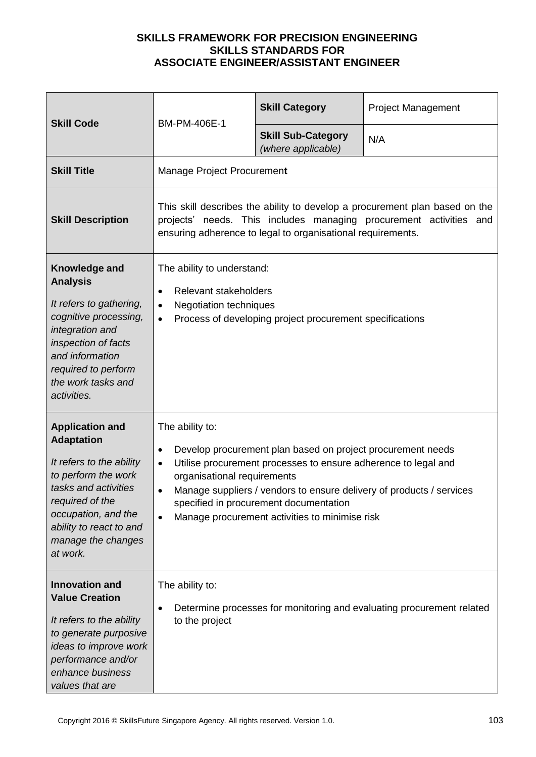**SKILLS FRAMEWORK FOR PRECISION ENGINEERING**
**SKILLS STANDARDS FOR**
**ASSOCIATE ENGINEER/ASSISTANT ENGINEER**

| **Skill Code** | BM-PM-406E-1 | **Skill Category** | Project Management |
|---|---|---|---|
| | | **Skill Sub-Category** *(where applicable)* | N/A |
| **Skill Title** | Manage Project Procurement | | |
| **Skill Description** | This skill describes the ability to develop a procurement plan based on the projects' needs. This includes managing procurement activities and ensuring adherence to legal to organisational requirements. | | |
| **Knowledge and Analysis** *It refers to gathering, cognitive processing, integration and inspection of facts and information required to perform the work tasks and activities.* | The ability to understand: <br>• Relevant stakeholders <br>• Negotiation techniques <br>• Process of developing project procurement specifications | | |
| **Application and Adaptation** *It refers to the ability to perform the work tasks and activities required of the occupation, and the ability to react to and manage the changes at work.* | The ability to: <br>• Develop procurement plan based on project procurement needs <br>• Utilise procurement processes to ensure adherence to legal and organisational requirements <br>• Manage suppliers / vendors to ensure delivery of products / services specified in procurement documentation <br>• Manage procurement activities to minimise risk | | |
| **Innovation and Value Creation** *It refers to the ability to generate purposive ideas to improve work performance and/or enhance business values that are* | The ability to: <br>• Determine processes for monitoring and evaluating procurement related to the project | | |

Copyright 2016 © SkillsFuture Singapore Agency. All rights reserved. Version 1.0.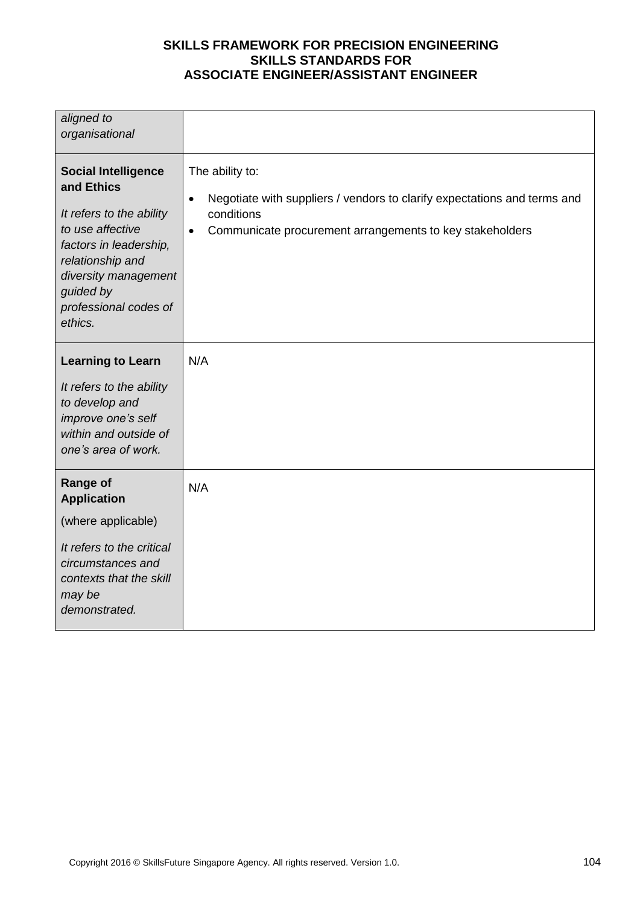| | |
|---|---|
| *aligned to organisational* | |
| **Social Intelligence and Ethics**<br><br>*It refers to the ability to use affective factors in leadership, relationship and diversity management guided by professional codes of ethics.* | The ability to:<br><br>• Negotiate with suppliers / vendors to clarify expectations and terms and conditions<br>• Communicate procurement arrangements to key stakeholders |
| **Learning to Learn**<br><br>*It refers to the ability to develop and improve one's self within and outside of one's area of work.* | N/A |
| **Range of Application**<br><br>(where applicable)<br><br>*It refers to the critical circumstances and contexts that the skill may be demonstrated.* | N/A |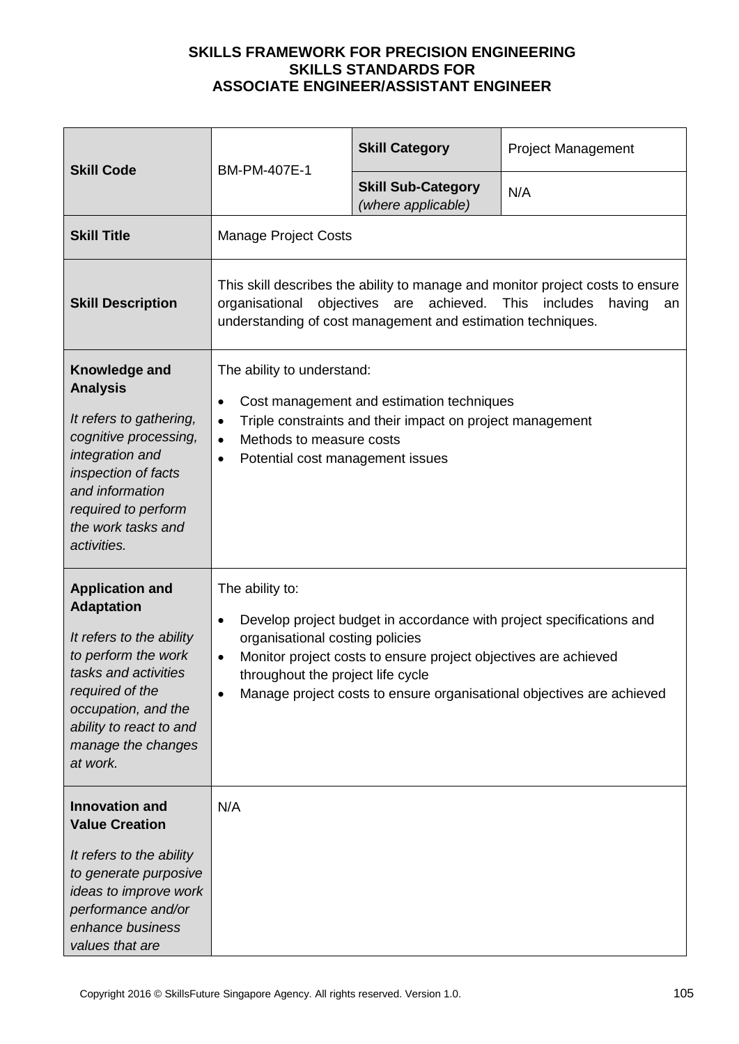**SKILLS FRAMEWORK FOR PRECISION ENGINEERING**
**SKILLS STANDARDS FOR**
**ASSOCIATE ENGINEER/ASSISTANT ENGINEER**

| **Skill Code** | BM-PM-407E-1 | **Skill Category** | Project Management |
|---|---|---|---|
| | | **Skill Sub-Category** *(where applicable)* | N/A |
| **Skill Title** | Manage Project Costs | | |
| **Skill Description** | This skill describes the ability to manage and monitor project costs to ensure organisational objectives are achieved. This includes having an understanding of cost management and estimation techniques. | | |
| **Knowledge and Analysis** *It refers to gathering, cognitive processing, integration and inspection of facts and information required to perform the work tasks and activities.* | The ability to understand: <br>• Cost management and estimation techniques <br>• Triple constraints and their impact on project management <br>• Methods to measure costs <br>• Potential cost management issues | | |
| **Application and Adaptation** *It refers to the ability to perform the work tasks and activities required of the occupation, and the ability to react to and manage the changes at work.* | The ability to: <br>• Develop project budget in accordance with project specifications and organisational costing policies <br>• Monitor project costs to ensure project objectives are achieved throughout the project life cycle <br>• Manage project costs to ensure organisational objectives are achieved | | |
| **Innovation and Value Creation** *It refers to the ability to generate purposive ideas to improve work performance and/or enhance business values that are* | N/A | | |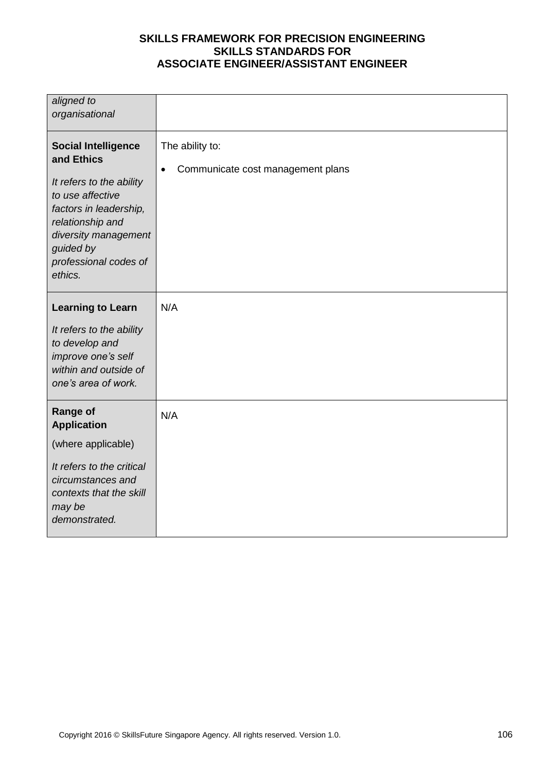| | |
|---|---|
| *aligned to organisational* | |
| **Social Intelligence and Ethics**<br><br>*It refers to the ability to use affective factors in leadership, relationship and diversity management guided by professional codes of ethics.* | The ability to:<br><br>• Communicate cost management plans |
| **Learning to Learn**<br><br>*It refers to the ability to develop and improve one's self within and outside of one's area of work.* | N/A |
| **Range of Application**<br><br>(where applicable)<br><br>*It refers to the critical circumstances and contexts that the skill may be demonstrated.* | N/A |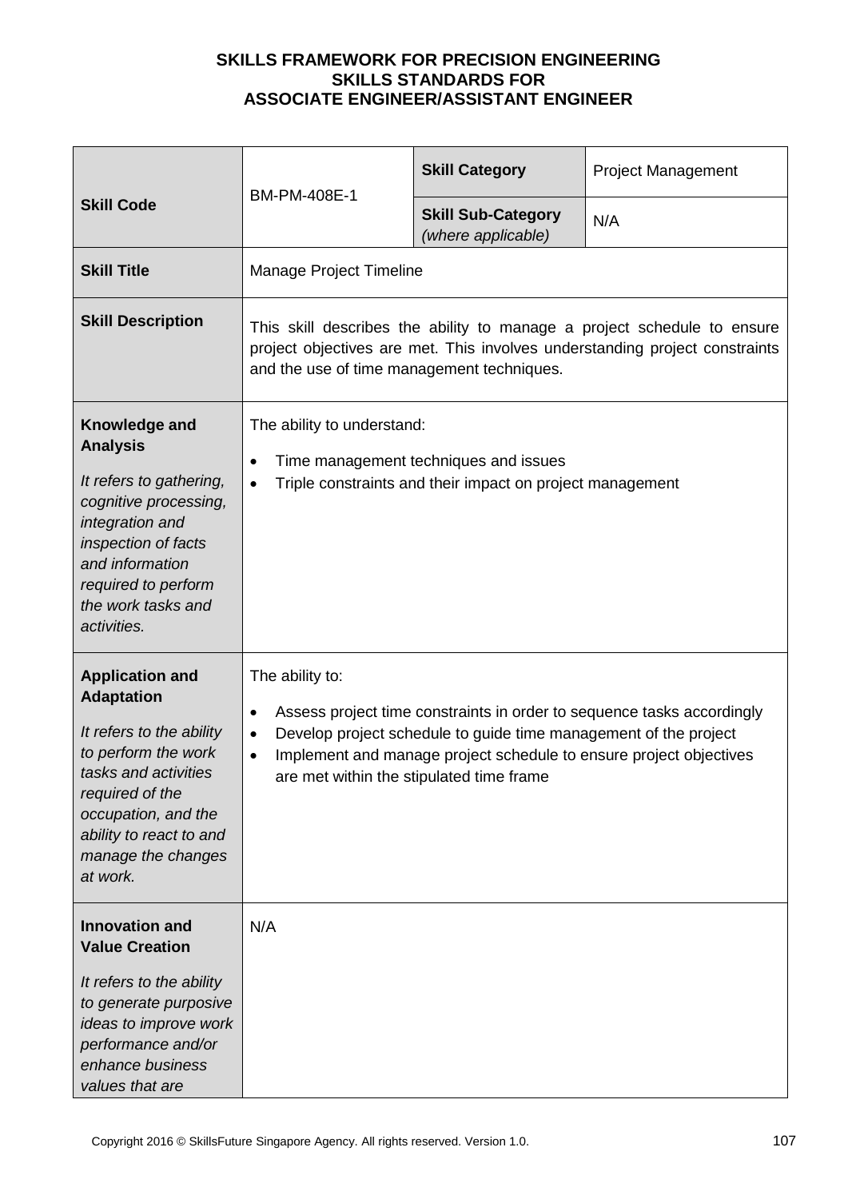**SKILLS FRAMEWORK FOR PRECISION ENGINEERING**
**SKILLS STANDARDS FOR**
**ASSOCIATE ENGINEER/ASSISTANT ENGINEER**

| **Skill Code** | BM-PM-408E-1 | **Skill Category** | Project Management |
|---|---|---|---|
| | | **Skill Sub-Category** *(where applicable)* | N/A |
| **Skill Title** | Manage Project Timeline | | |
| **Skill Description** | This skill describes the ability to manage a project schedule to ensure project objectives are met. This involves understanding project constraints and the use of time management techniques. | | |
| **Knowledge and Analysis** *It refers to gathering, cognitive processing, integration and inspection of facts and information required to perform the work tasks and activities.* | The ability to understand: <br>• Time management techniques and issues <br>• Triple constraints and their impact on project management | | |
| **Application and Adaptation** *It refers to the ability to perform the work tasks and activities required of the occupation, and the ability to react to and manage the changes at work.* | The ability to: <br>• Assess project time constraints in order to sequence tasks accordingly <br>• Develop project schedule to guide time management of the project <br>• Implement and manage project schedule to ensure project objectives are met within the stipulated time frame | | |
| **Innovation and Value Creation** *It refers to the ability to generate purposive ideas to improve work performance and/or enhance business values that are* | N/A | | |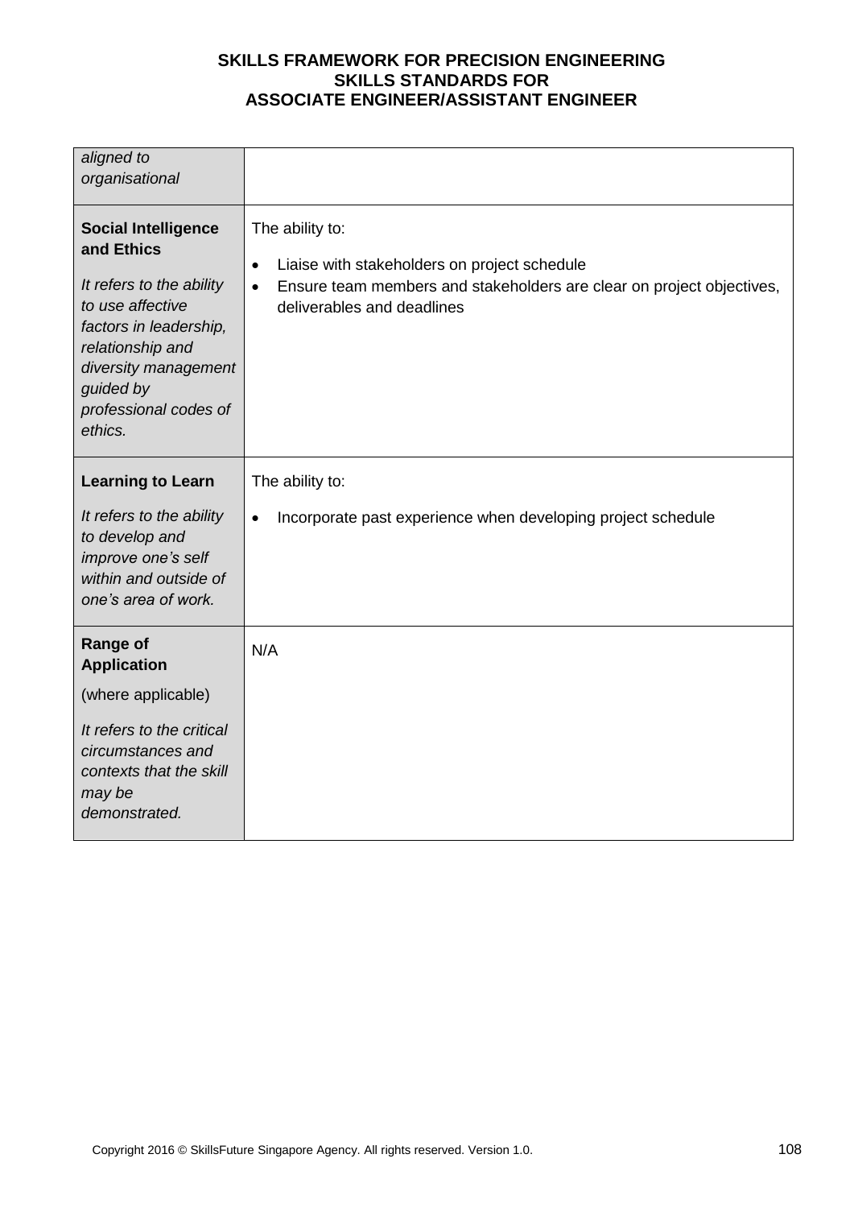| | |
|---|---|
| *aligned to organisational* | |
| **Social Intelligence and Ethics**<br><br>*It refers to the ability to use affective factors in leadership, relationship and diversity management guided by professional codes of ethics.* | The ability to:<br><br>• Liaise with stakeholders on project schedule<br>• Ensure team members and stakeholders are clear on project objectives, deliverables and deadlines |
| **Learning to Learn**<br><br>*It refers to the ability to develop and improve one's self within and outside of one's area of work.* | The ability to:<br><br>• Incorporate past experience when developing project schedule |
| **Range of Application**<br><br>(where applicable)<br><br>*It refers to the critical circumstances and contexts that the skill may be demonstrated.* | N/A |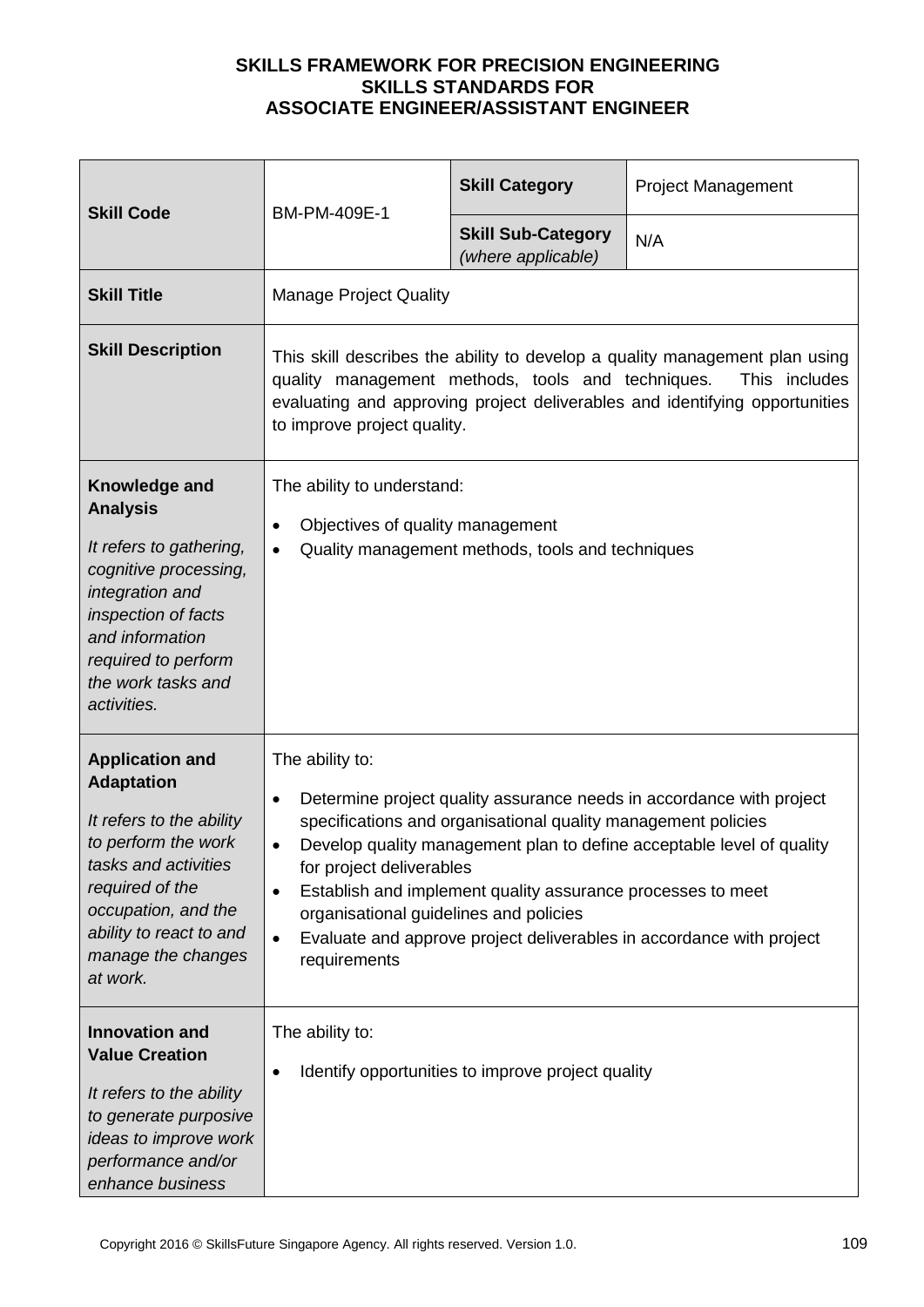**SKILLS FRAMEWORK FOR PRECISION ENGINEERING**
**SKILLS STANDARDS FOR**
**ASSOCIATE ENGINEER/ASSISTANT ENGINEER**

| **Skill Code** | BM-PM-409E-1 | **Skill Category** | Project Management |
|---|---|---|---|
| | | **Skill Sub-Category** *(where applicable)* | N/A |
| **Skill Title** | Manage Project Quality | | |
| **Skill Description** | This skill describes the ability to develop a quality management plan using quality management methods, tools and techniques. This includes evaluating and approving project deliverables and identifying opportunities to improve project quality. | | |
| **Knowledge and Analysis** *It refers to gathering, cognitive processing, integration and inspection of facts and information required to perform the work tasks and activities.* | The ability to understand: <br>• Objectives of quality management <br>• Quality management methods, tools and techniques | | |
| **Application and Adaptation** *It refers to the ability to perform the work tasks and activities required of the occupation, and the ability to react to and manage the changes at work.* | The ability to: <br>• Determine project quality assurance needs in accordance with project specifications and organisational quality management policies <br>• Develop quality management plan to define acceptable level of quality for project deliverables <br>• Establish and implement quality assurance processes to meet organisational guidelines and policies <br>• Evaluate and approve project deliverables in accordance with project requirements | | |
| **Innovation and Value Creation** *It refers to the ability to generate purposive ideas to improve work performance and/or enhance business* | The ability to: <br>• Identify opportunities to improve project quality | | |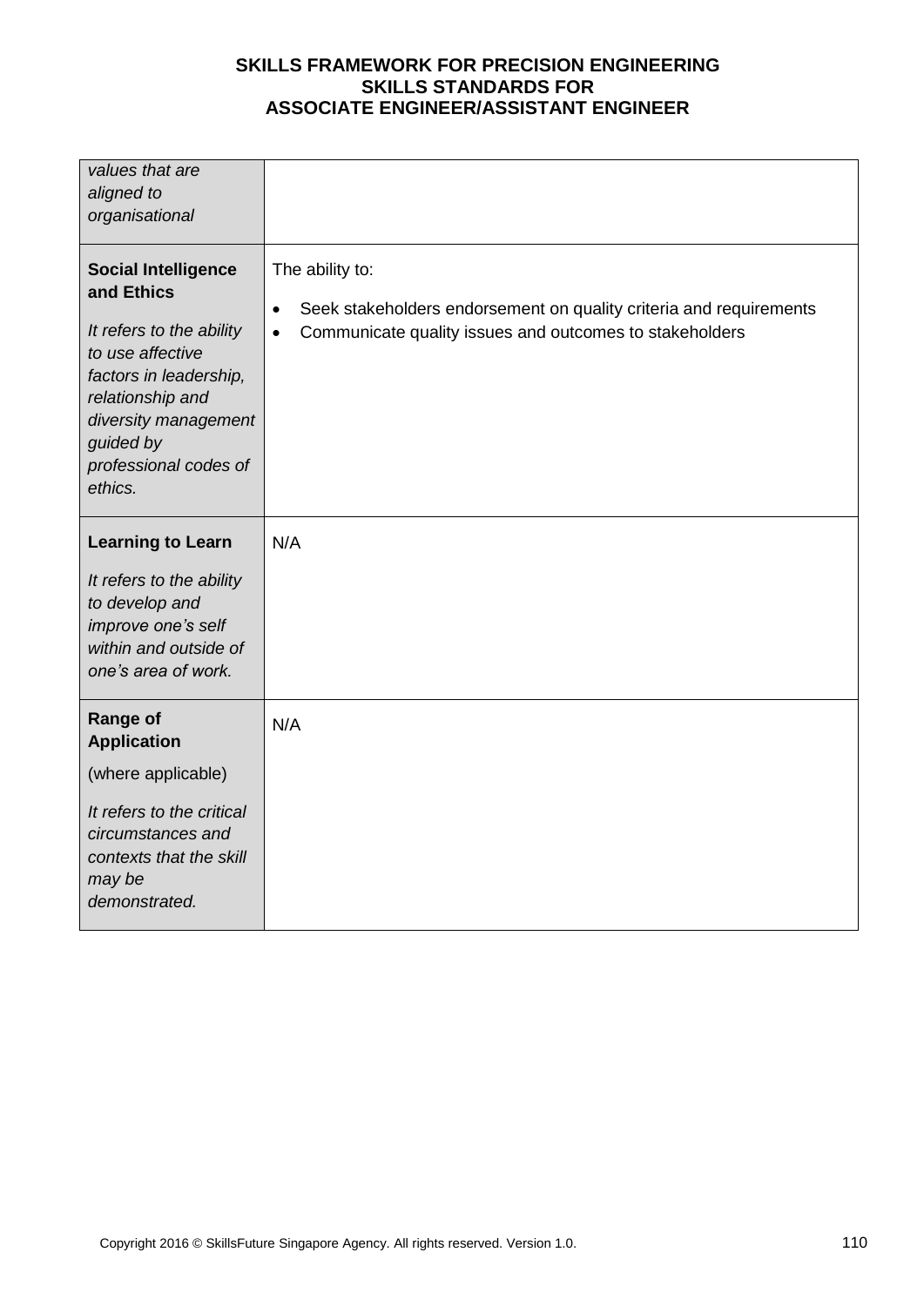| | |
|---|---|
| *values that are aligned to organisational* | |
| **Social Intelligence and Ethics**<br><br>*It refers to the ability to use affective factors in leadership, relationship and diversity management guided by professional codes of ethics.* | The ability to:<br><br>• Seek stakeholders endorsement on quality criteria and requirements<br>• Communicate quality issues and outcomes to stakeholders |
| **Learning to Learn**<br><br>*It refers to the ability to develop and improve one's self within and outside of one's area of work.* | N/A |
| **Range of Application**<br><br>(where applicable)<br><br>*It refers to the critical circumstances and contexts that the skill may be demonstrated.* | N/A |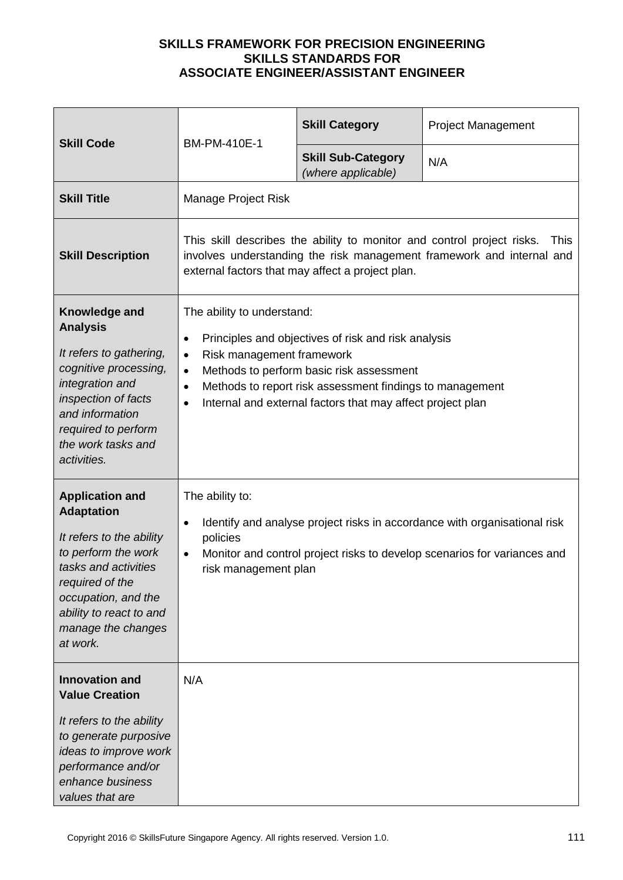**SKILLS FRAMEWORK FOR PRECISION ENGINEERING**
**SKILLS STANDARDS FOR**
**ASSOCIATE ENGINEER/ASSISTANT ENGINEER**

| **Skill Code** | BM-PM-410E-1 | **Skill Category** | Project Management |
|---|---|---|---|
| | | **Skill Sub-Category** *(where applicable)* | N/A |
| **Skill Title** | Manage Project Risk | | |
| **Skill Description** | This skill describes the ability to monitor and control project risks. This involves understanding the risk management framework and internal and external factors that may affect a project plan. | | |
| **Knowledge and Analysis** *It refers to gathering, cognitive processing, integration and inspection of facts and information required to perform the work tasks and activities.* | The ability to understand: <br>• Principles and objectives of risk and risk analysis <br>• Risk management framework <br>• Methods to perform basic risk assessment <br>• Methods to report risk assessment findings to management <br>• Internal and external factors that may affect project plan | | |
| **Application and Adaptation** *It refers to the ability to perform the work tasks and activities required of the occupation, and the ability to react to and manage the changes at work.* | The ability to: <br>• Identify and analyse project risks in accordance with organisational risk policies <br>• Monitor and control project risks to develop scenarios for variances and risk management plan | | |
| **Innovation and Value Creation** *It refers to the ability to generate purposive ideas to improve work performance and/or enhance business values that are* | N/A | | |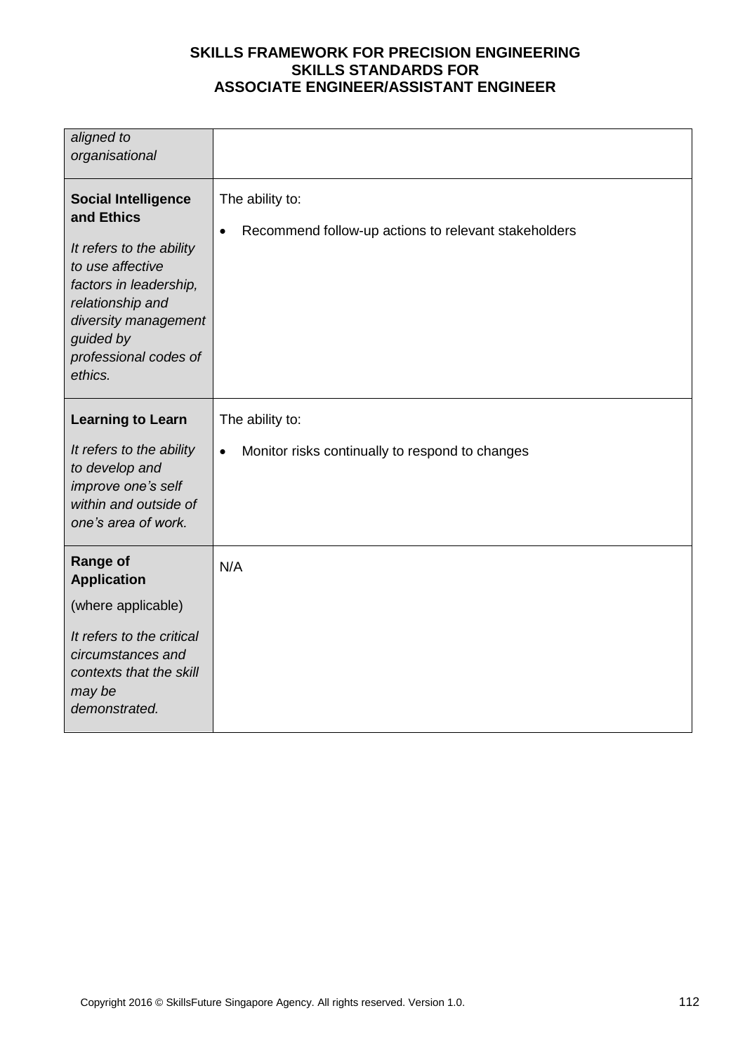| | |
|---|---|
| *aligned to organisational* | |
| **Social Intelligence and Ethics**<br><br>*It refers to the ability to use affective factors in leadership, relationship and diversity management guided by professional codes of ethics.* | The ability to:<br><br>• Recommend follow-up actions to relevant stakeholders |
| **Learning to Learn**<br><br>*It refers to the ability to develop and improve one's self within and outside of one's area of work.* | The ability to:<br><br>• Monitor risks continually to respond to changes |
| **Range of Application**<br><br>(where applicable)<br><br>*It refers to the critical circumstances and contexts that the skill may be demonstrated.* | N/A |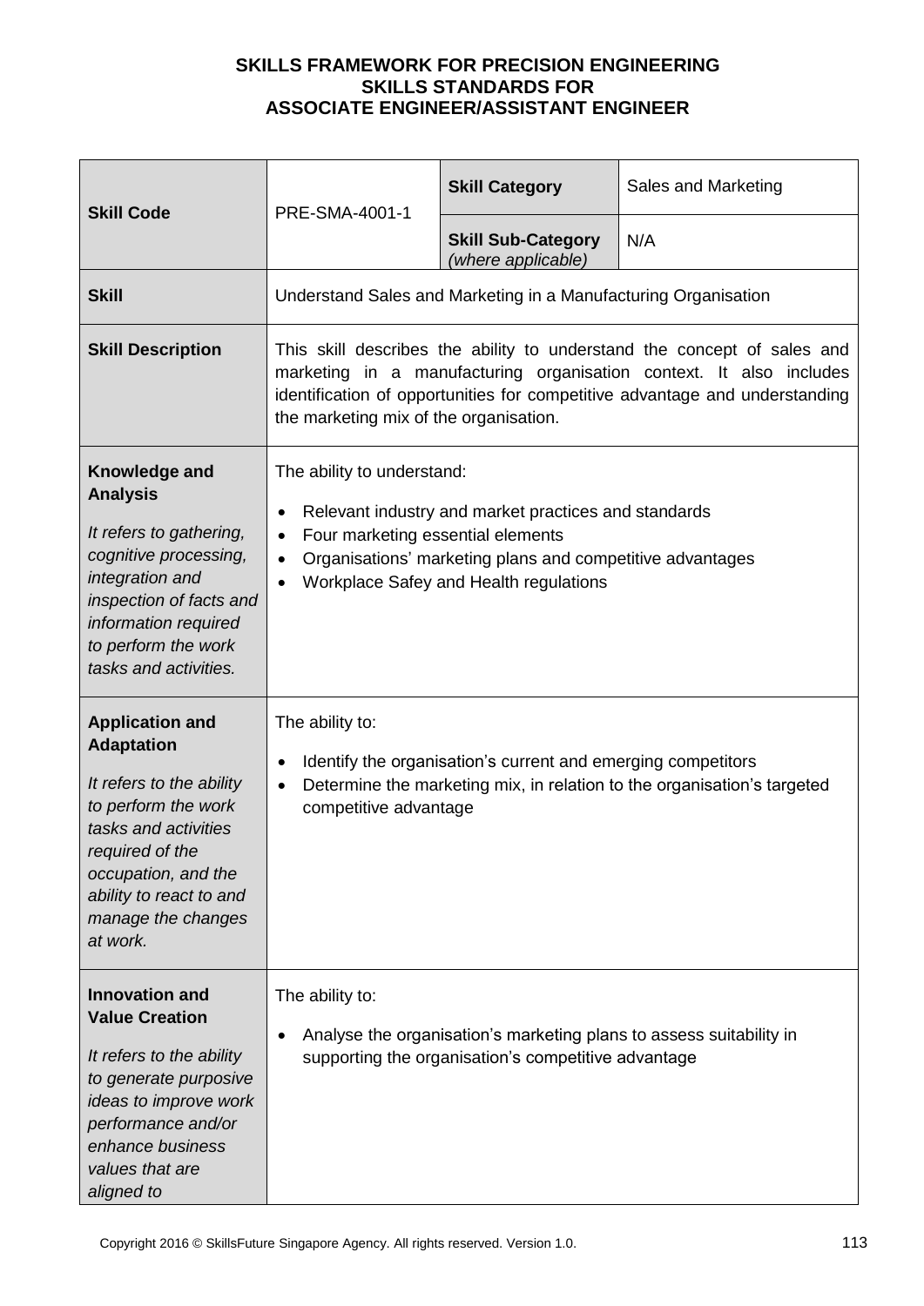**SKILLS FRAMEWORK FOR PRECISION ENGINEERING**
**SKILLS STANDARDS FOR**
**ASSOCIATE ENGINEER/ASSISTANT ENGINEER**

| **Skill Code** | PRE-SMA-4001-1 | **Skill Category** | Sales and Marketing |
|---|---|---|---|
| | | **Skill Sub-Category** *(where applicable)* | N/A |
| **Skill** | Understand Sales and Marketing in a Manufacturing Organisation | | |
| **Skill Description** | This skill describes the ability to understand the concept of sales and marketing in a manufacturing organisation context. It also includes identification of opportunities for competitive advantage and understanding the marketing mix of the organisation. | | |
| **Knowledge and Analysis** <br> *It refers to gathering, cognitive processing, integration and inspection of facts and information required to perform the work tasks and activities.* | The ability to understand: <br> • Relevant industry and market practices and standards <br> • Four marketing essential elements <br> • Organisations' marketing plans and competitive advantages <br> • Workplace Safey and Health regulations | | |
| **Application and Adaptation** <br> *It refers to the ability to perform the work tasks and activities required of the occupation, and the ability to react to and manage the changes at work.* | The ability to: <br> • Identify the organisation's current and emerging competitors <br> • Determine the marketing mix, in relation to the organisation's targeted competitive advantage | | |
| **Innovation and Value Creation** <br> *It refers to the ability to generate purposive ideas to improve work performance and/or enhance business values that are aligned to* | The ability to: <br> • Analyse the organisation's marketing plans to assess suitability in supporting the organisation's competitive advantage | | |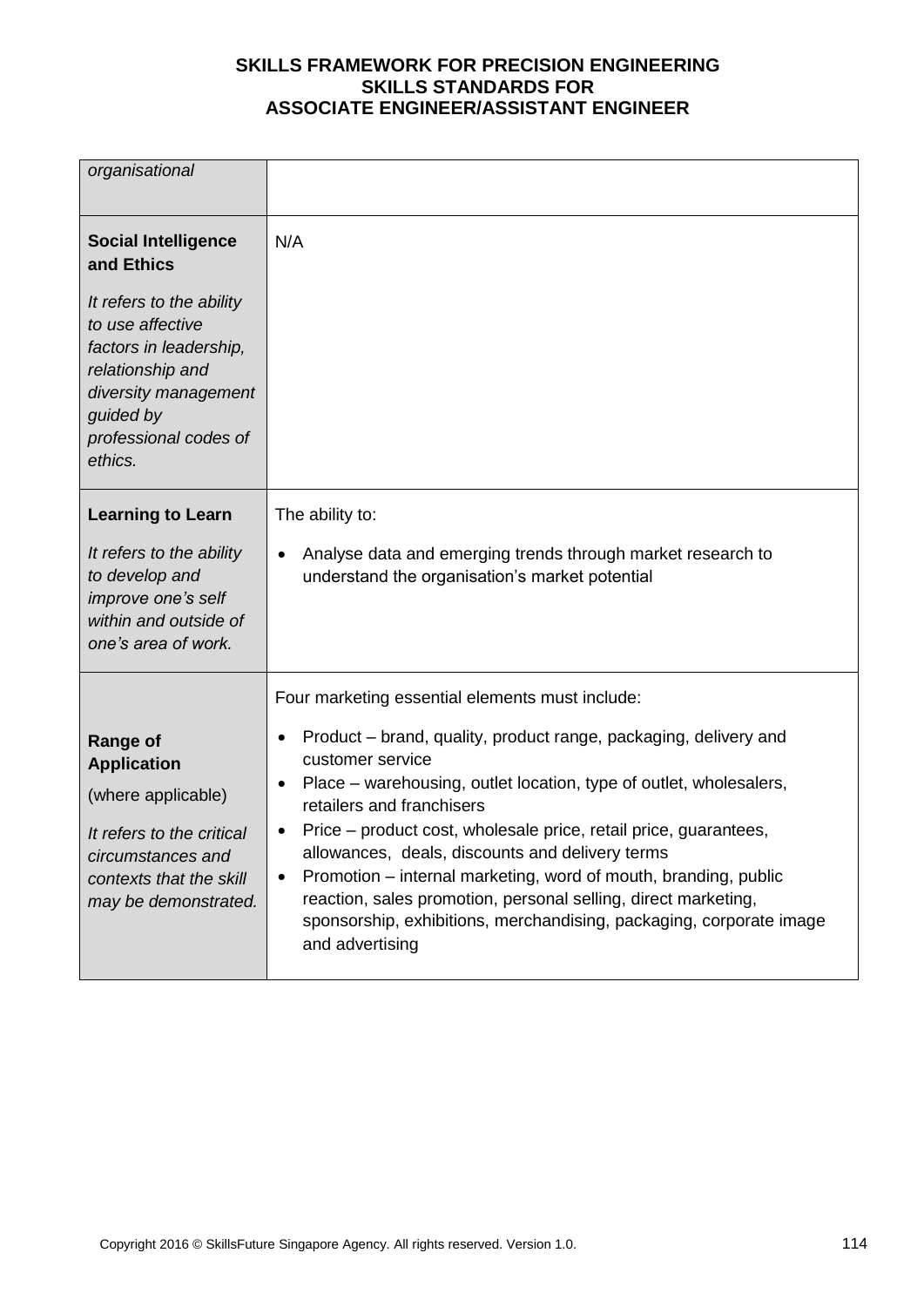| | |
|---|---|
| *organisational* | |
| **Social Intelligence and Ethics**<br><br>*It refers to the ability to use affective factors in leadership, relationship and diversity management guided by professional codes of ethics.* | N/A |
| **Learning to Learn**<br><br>*It refers to the ability to develop and improve one's self within and outside of one's area of work.* | The ability to:<br><br>• Analyse data and emerging trends through market research to understand the organisation's market potential |
| **Range of Application**<br><br>(where applicable)<br><br>*It refers to the critical circumstances and contexts that the skill may be demonstrated.* | Four marketing essential elements must include:<br><br>• Product – brand, quality, product range, packaging, delivery and customer service<br>• Place – warehousing, outlet location, type of outlet, wholesalers, retailers and franchisers<br>• Price – product cost, wholesale price, retail price, guarantees, allowances, deals, discounts and delivery terms<br>• Promotion – internal marketing, word of mouth, branding, public reaction, sales promotion, personal selling, direct marketing, sponsorship, exhibitions, merchandising, packaging, corporate image and advertising |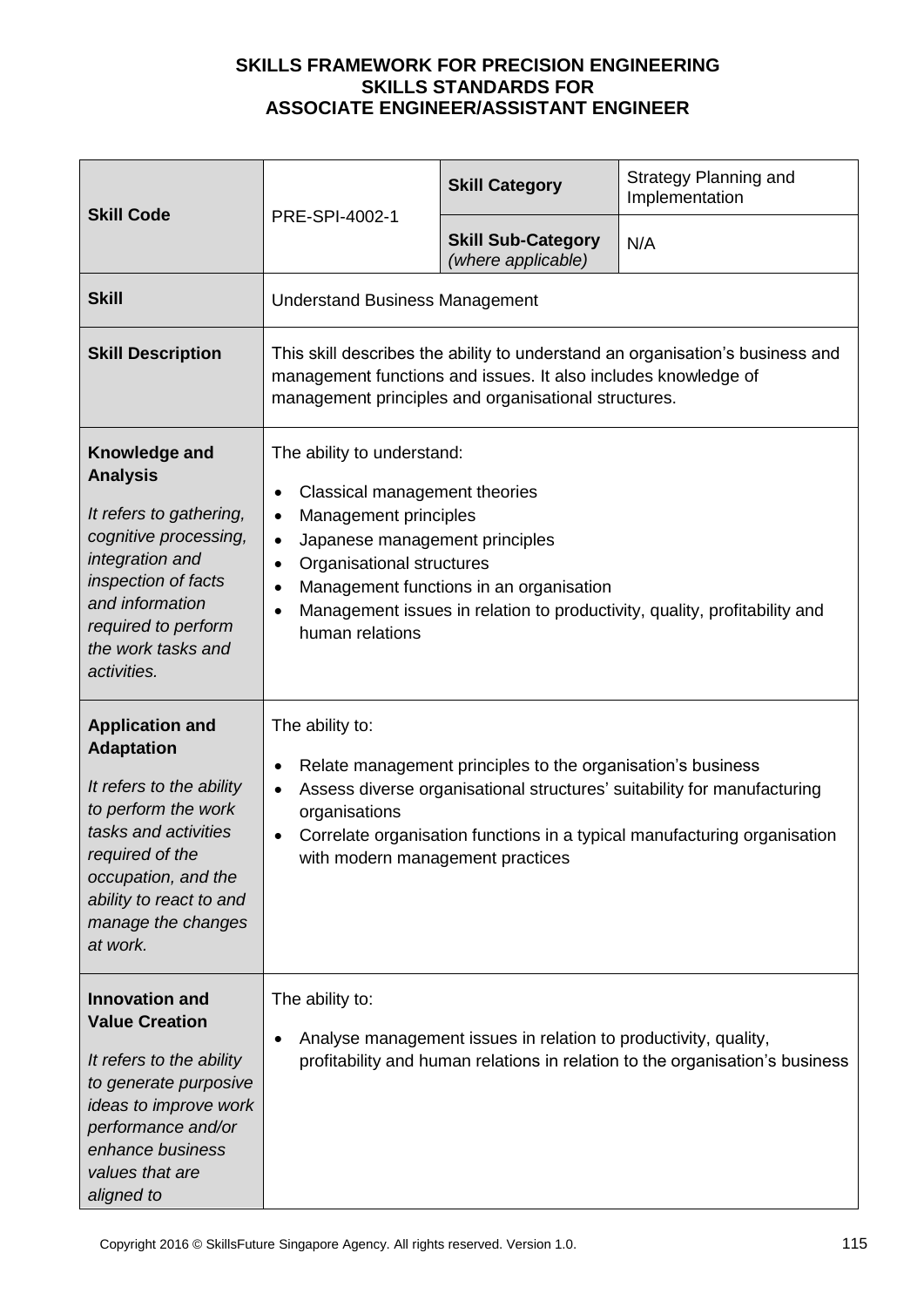**SKILLS FRAMEWORK FOR PRECISION ENGINEERING**
**SKILLS STANDARDS FOR**
**ASSOCIATE ENGINEER/ASSISTANT ENGINEER**

| **Skill Code** | PRE-SPI-4002-1 | **Skill Category** | Strategy Planning and Implementation |
|---|---|---|---|
| | | **Skill Sub-Category** *(where applicable)* | N/A |
| **Skill** | Understand Business Management | | |
| **Skill Description** | This skill describes the ability to understand an organisation's business and management functions and issues. It also includes knowledge of management principles and organisational structures. | | |
| **Knowledge and Analysis** *It refers to gathering, cognitive processing, integration and inspection of facts and information required to perform the work tasks and activities.* | The ability to understand: <br>• Classical management theories <br>• Management principles <br>• Japanese management principles <br>• Organisational structures <br>• Management functions in an organisation <br>• Management issues in relation to productivity, quality, profitability and human relations | | |
| **Application and Adaptation** *It refers to the ability to perform the work tasks and activities required of the occupation, and the ability to react to and manage the changes at work.* | The ability to: <br>• Relate management principles to the organisation's business <br>• Assess diverse organisational structures' suitability for manufacturing organisations <br>• Correlate organisation functions in a typical manufacturing organisation with modern management practices | | |
| **Innovation and Value Creation** *It refers to the ability to generate purposive ideas to improve work performance and/or enhance business values that are aligned to* | The ability to: <br>• Analyse management issues in relation to productivity, quality, profitability and human relations in relation to the organisation's business | | |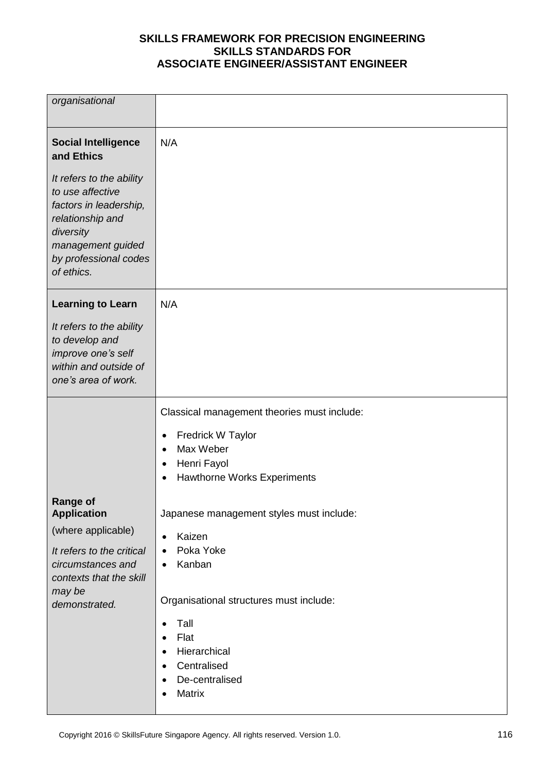| | |
|---|---|
| *organisational* | |
| **Social Intelligence and Ethics**<br><br>*It refers to the ability to use affective factors in leadership, relationship and diversity management guided by professional codes of ethics.* | N/A |
| **Learning to Learn**<br><br>*It refers to the ability to develop and improve one's self within and outside of one's area of work.* | N/A |
| **Range of Application**<br>(where applicable)<br><br>*It refers to the critical circumstances and contexts that the skill may be demonstrated.* | Classical management theories must include:<br>• Fredrick W Taylor<br>• Max Weber<br>• Henri Fayol<br>• Hawthorne Works Experiments<br><br>Japanese management styles must include:<br>• Kaizen<br>• Poka Yoke<br>• Kanban<br><br>Organisational structures must include:<br>• Tall<br>• Flat<br>• Hierarchical<br>• Centralised<br>• De-centralised<br>• Matrix |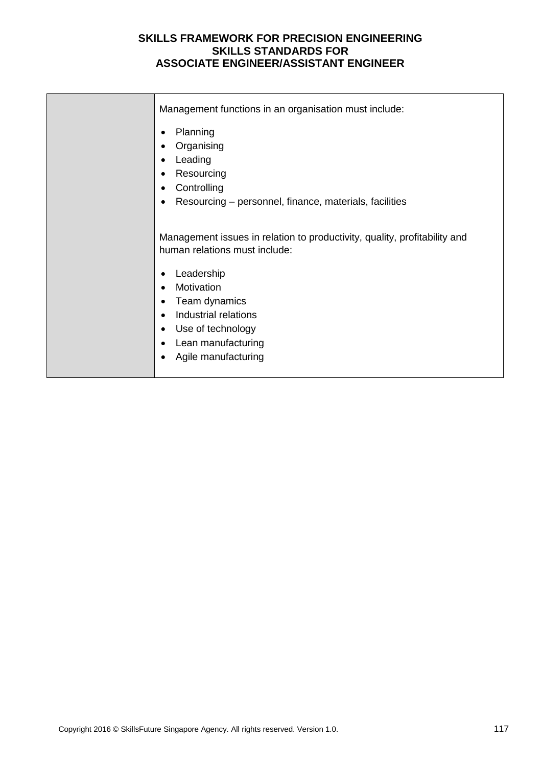| | |
|---|---|
| | Management functions in an organisation must include:<br><br>• Planning<br>• Organising<br>• Leading<br>• Resourcing<br>• Controlling<br>• Resourcing – personnel, finance, materials, facilities<br><br>Management issues in relation to productivity, quality, profitability and human relations must include:<br><br>• Leadership<br>• Motivation<br>• Team dynamics<br>• Industrial relations<br>• Use of technology<br>• Lean manufacturing<br>• Agile manufacturing |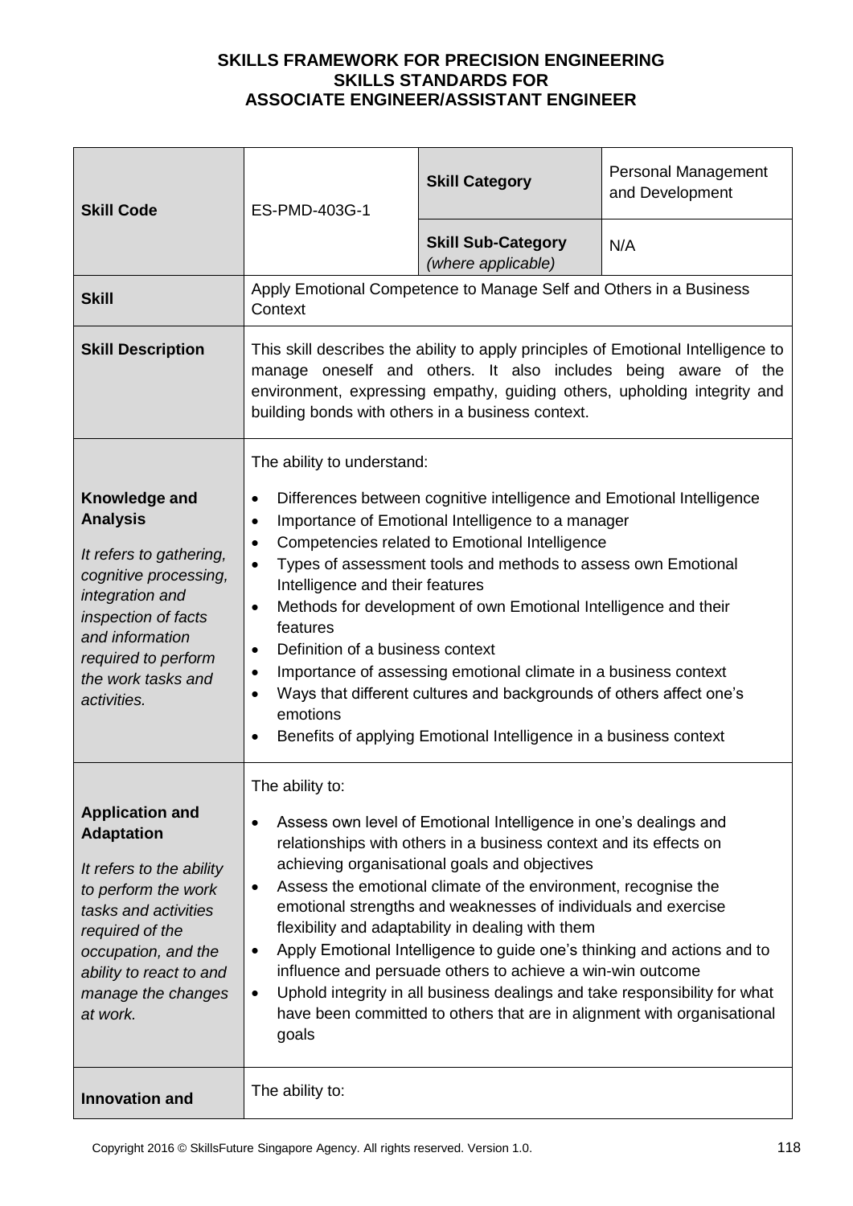**SKILLS FRAMEWORK FOR PRECISION ENGINEERING**
**SKILLS STANDARDS FOR**
**ASSOCIATE ENGINEER/ASSISTANT ENGINEER**

| **Skill Code** | ES-PMD-403G-1 | **Skill Category** | Personal Management and Development |
|---|---|---|---|
| | | **Skill Sub-Category** *(where applicable)* | N/A |
| **Skill** | Apply Emotional Competence to Manage Self and Others in a Business Context | | |
| **Skill Description** | This skill describes the ability to apply principles of Emotional Intelligence to manage oneself and others. It also includes being aware of the environment, expressing empathy, guiding others, upholding integrity and building bonds with others in a business context. | | |
| **Knowledge and Analysis** *It refers to gathering, cognitive processing, integration and inspection of facts and information required to perform the work tasks and activities.* | The ability to understand: <br>• Differences between cognitive intelligence and Emotional Intelligence <br>• Importance of Emotional Intelligence to a manager <br>• Competencies related to Emotional Intelligence <br>• Types of assessment tools and methods to assess own Emotional Intelligence and their features <br>• Methods for development of own Emotional Intelligence and their features <br>• Definition of a business context <br>• Importance of assessing emotional climate in a business context <br>• Ways that different cultures and backgrounds of others affect one's emotions <br>• Benefits of applying Emotional Intelligence in a business context | | |
| **Application and Adaptation** *It refers to the ability to perform the work tasks and activities required of the occupation, and the ability to react to and manage the changes at work.* | The ability to: <br>• Assess own level of Emotional Intelligence in one's dealings and relationships with others in a business context and its effects on achieving organisational goals and objectives <br>• Assess the emotional climate of the environment, recognise the emotional strengths and weaknesses of individuals and exercise flexibility and adaptability in dealing with them <br>• Apply Emotional Intelligence to guide one's thinking and actions and to influence and persuade others to achieve a win-win outcome <br>• Uphold integrity in all business dealings and take responsibility for what have been committed to others that are in alignment with organisational goals | | |
| **Innovation and** | The ability to: | | |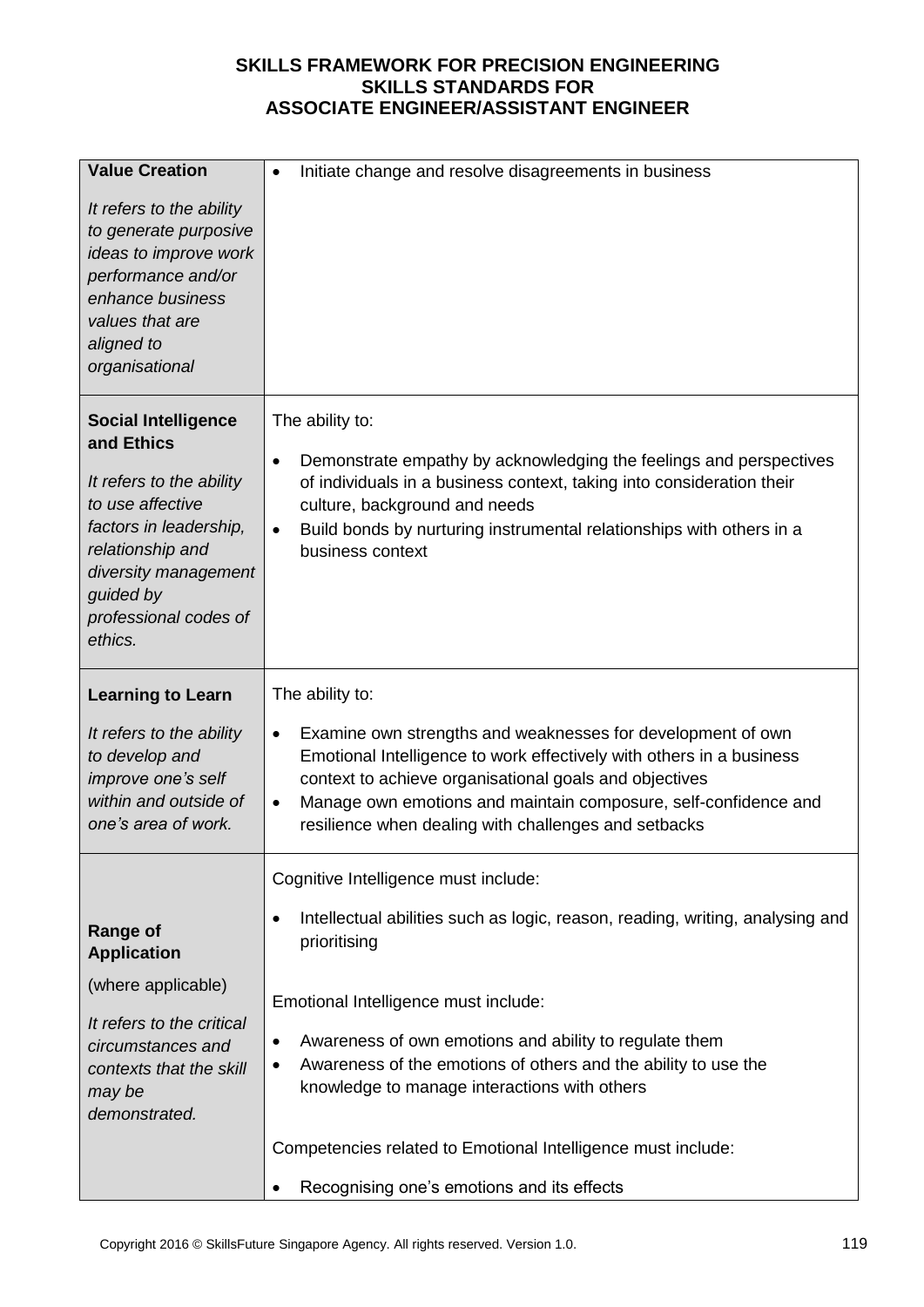**SKILLS FRAMEWORK FOR PRECISION ENGINEERING**
**SKILLS STANDARDS FOR**
**ASSOCIATE ENGINEER/ASSISTANT ENGINEER**

| | |
|---|---|
| **Value Creation**<br><br>*It refers to the ability to generate purposive ideas to improve work performance and/or enhance business values that are aligned to organisational* | • Initiate change and resolve disagreements in business |
| **Social Intelligence and Ethics**<br><br>*It refers to the ability to use affective factors in leadership, relationship and diversity management guided by professional codes of ethics.* | The ability to:<br><br>• Demonstrate empathy by acknowledging the feelings and perspectives of individuals in a business context, taking into consideration their culture, background and needs<br>• Build bonds by nurturing instrumental relationships with others in a business context |
| **Learning to Learn**<br><br>*It refers to the ability to develop and improve one's self within and outside of one's area of work.* | The ability to:<br><br>• Examine own strengths and weaknesses for development of own Emotional Intelligence to work effectively with others in a business context to achieve organisational goals and objectives<br>• Manage own emotions and maintain composure, self-confidence and resilience when dealing with challenges and setbacks |
| **Range of Application**<br><br>(where applicable)<br><br>*It refers to the critical circumstances and contexts that the skill may be demonstrated.* | Cognitive Intelligence must include:<br><br>• Intellectual abilities such as logic, reason, reading, writing, analysing and prioritising<br><br>Emotional Intelligence must include:<br><br>• Awareness of own emotions and ability to regulate them<br>• Awareness of the emotions of others and the ability to use the knowledge to manage interactions with others<br><br>Competencies related to Emotional Intelligence must include:<br><br>• Recognising one's emotions and its effects |

Copyright 2016 © SkillsFuture Singapore Agency. All rights reserved. Version 1.0.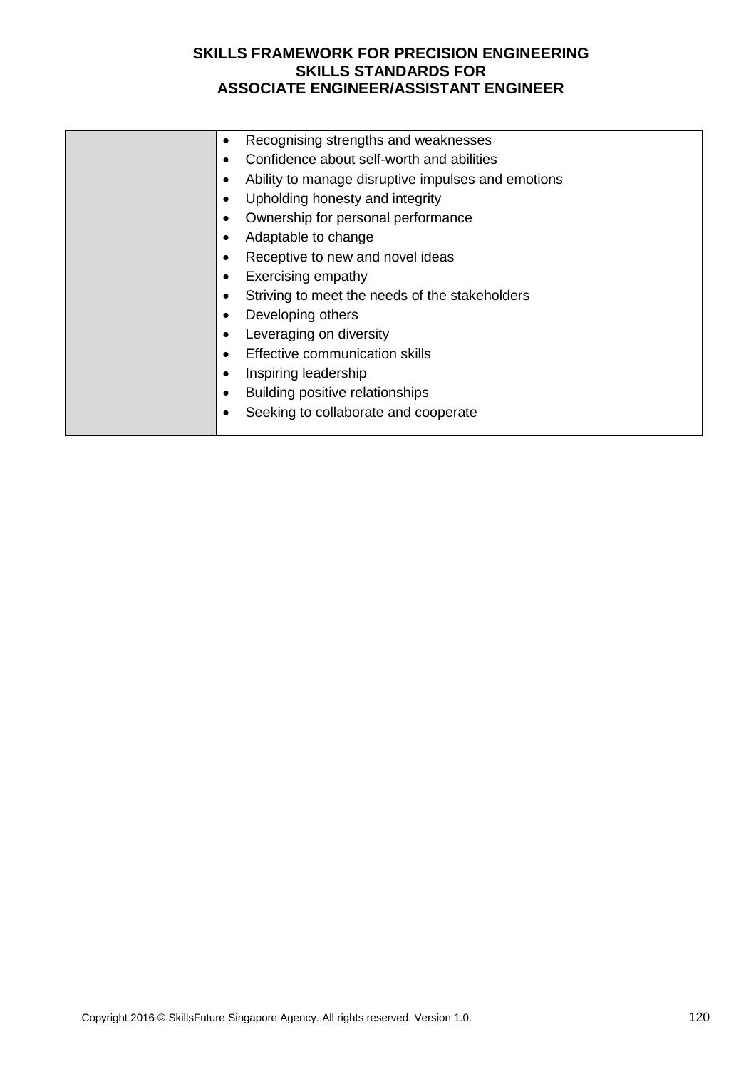| | |
|---|---|
| | • Recognising strengths and weaknesses<br>• Confidence about self-worth and abilities<br>• Ability to manage disruptive impulses and emotions<br>• Upholding honesty and integrity<br>• Ownership for personal performance<br>• Adaptable to change<br>• Receptive to new and novel ideas<br>• Exercising empathy<br>• Striving to meet the needs of the stakeholders<br>• Developing others<br>• Leveraging on diversity<br>• Effective communication skills<br>• Inspiring leadership<br>• Building positive relationships<br>• Seeking to collaborate and cooperate |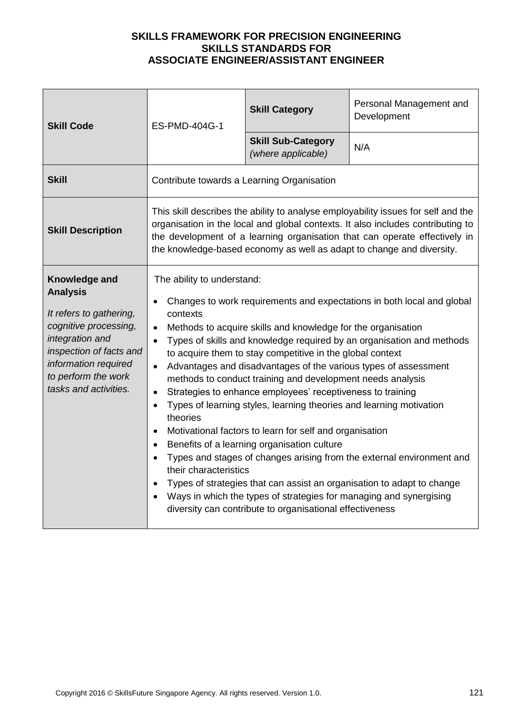**SKILLS FRAMEWORK FOR PRECISION ENGINEERING**
**SKILLS STANDARDS FOR**
**ASSOCIATE ENGINEER/ASSISTANT ENGINEER**

| **Skill Code** | ES-PMD-404G-1 | **Skill Category** | Personal Management and Development |
|---|---|---|---|
| | | **Skill Sub-Category** *(where applicable)* | N/A |
| **Skill** | Contribute towards a Learning Organisation | | |
| **Skill Description** | This skill describes the ability to analyse employability issues for self and the organisation in the local and global contexts. It also includes contributing to the development of a learning organisation that can operate effectively in the knowledge-based economy as well as adapt to change and diversity. | | |
| **Knowledge and Analysis** *It refers to gathering, cognitive processing, integration and inspection of facts and information required to perform the work tasks and activities.* | The ability to understand: <br>• Changes to work requirements and expectations in both local and global contexts <br>• Methods to acquire skills and knowledge for the organisation <br>• Types of skills and knowledge required by an organisation and methods to acquire them to stay competitive in the global context <br>• Advantages and disadvantages of the various types of assessment methods to conduct training and development needs analysis <br>• Strategies to enhance employees' receptiveness to training <br>• Types of learning styles, learning theories and learning motivation theories <br>• Motivational factors to learn for self and organisation <br>• Benefits of a learning organisation culture <br>• Types and stages of changes arising from the external environment and their characteristics <br>• Types of strategies that can assist an organisation to adapt to change <br>• Ways in which the types of strategies for managing and synergising diversity can contribute to organisational effectiveness | | |

Copyright 2016 © SkillsFuture Singapore Agency. All rights reserved. Version 1.0.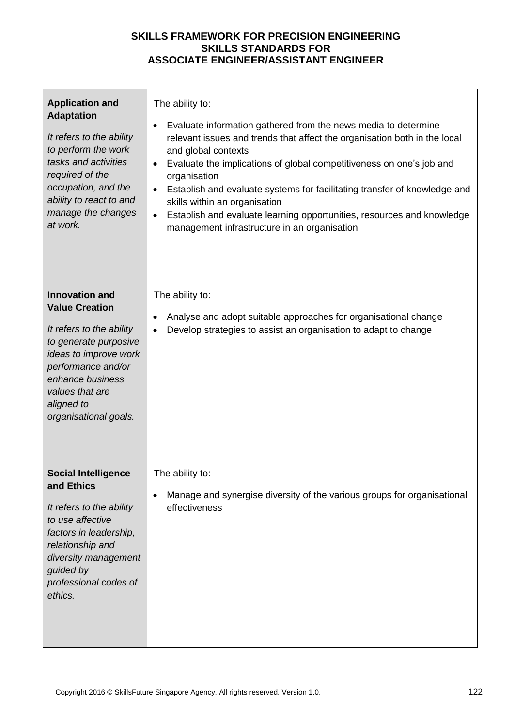| | |
|---|---|
| **Application and Adaptation**<br><br>*It refers to the ability to perform the work tasks and activities required of the occupation, and the ability to react to and manage the changes at work.* | The ability to:<br><br>• Evaluate information gathered from the news media to determine relevant issues and trends that affect the organisation both in the local and global contexts<br>• Evaluate the implications of global competitiveness on one's job and organisation<br>• Establish and evaluate systems for facilitating transfer of knowledge and skills within an organisation<br>• Establish and evaluate learning opportunities, resources and knowledge management infrastructure in an organisation |
| **Innovation and Value Creation**<br><br>*It refers to the ability to generate purposive ideas to improve work performance and/or enhance business values that are aligned to organisational goals.* | The ability to:<br><br>• Analyse and adopt suitable approaches for organisational change<br>• Develop strategies to assist an organisation to adapt to change |
| **Social Intelligence and Ethics**<br><br>*It refers to the ability to use affective factors in leadership, relationship and diversity management guided by professional codes of ethics.* | The ability to:<br><br>• Manage and synergise diversity of the various groups for organisational effectiveness |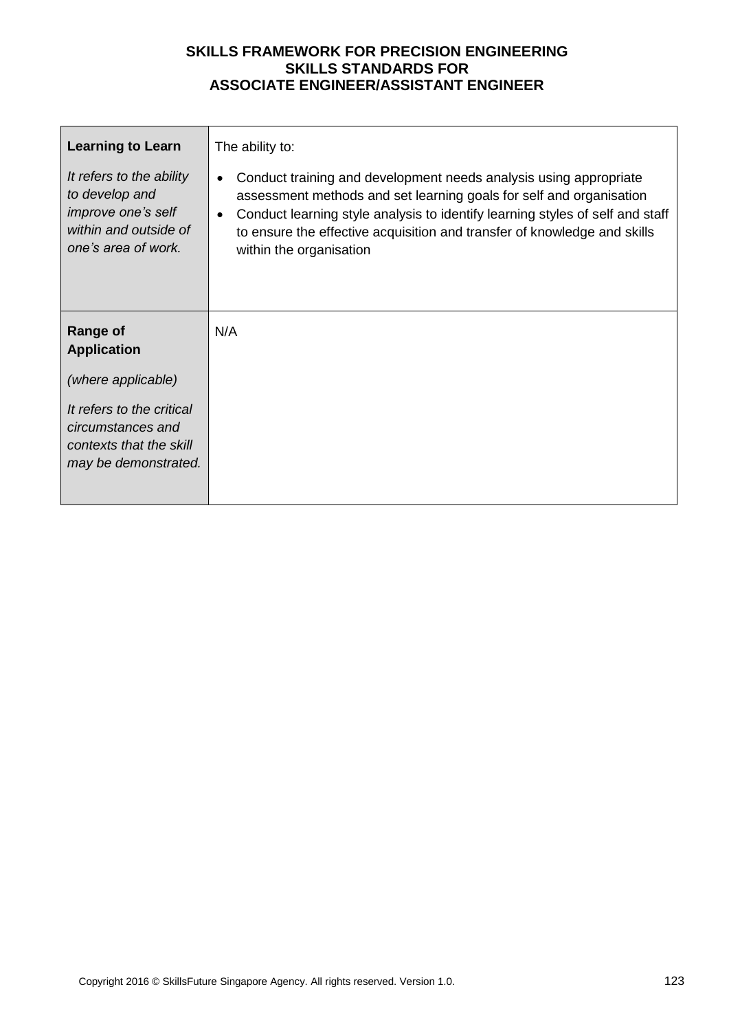| | |
|---|---|
| **Learning to Learn**<br><br>*It refers to the ability to develop and improve one's self within and outside of one's area of work.* | The ability to:<br><br>• Conduct training and development needs analysis using appropriate assessment methods and set learning goals for self and organisation<br>• Conduct learning style analysis to identify learning styles of self and staff to ensure the effective acquisition and transfer of knowledge and skills within the organisation |
| **Range of Application**<br><br>*(where applicable)*<br><br>*It refers to the critical circumstances and contexts that the skill may be demonstrated.* | N/A |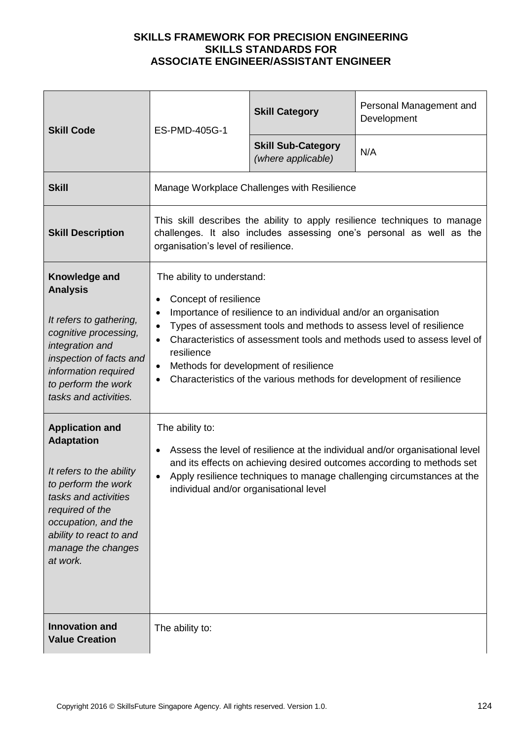**SKILLS FRAMEWORK FOR PRECISION ENGINEERING**
**SKILLS STANDARDS FOR**
**ASSOCIATE ENGINEER/ASSISTANT ENGINEER**

| **Skill Code** | ES-PMD-405G-1 | **Skill Category** | Personal Management and Development |
|---|---|---|---|
| | | **Skill Sub-Category** *(where applicable)* | N/A |
| **Skill** | Manage Workplace Challenges with Resilience | | |
| **Skill Description** | This skill describes the ability to apply resilience techniques to manage challenges. It also includes assessing one's personal as well as the organisation's level of resilience. | | |
| **Knowledge and Analysis** <br><br> *It refers to gathering, cognitive processing, integration and inspection of facts and information required to perform the work tasks and activities.* | The ability to understand: <br> • Concept of resilience <br> • Importance of resilience to an individual and/or an organisation <br> • Types of assessment tools and methods to assess level of resilience <br> • Characteristics of assessment tools and methods used to assess level of resilience <br> • Methods for development of resilience <br> • Characteristics of the various methods for development of resilience | | |
| **Application and Adaptation** <br><br> *It refers to the ability to perform the work tasks and activities required of the occupation, and the ability to react to and manage the changes at work.* | The ability to: <br> • Assess the level of resilience at the individual and/or organisational level and its effects on achieving desired outcomes according to methods set <br> • Apply resilience techniques to manage challenging circumstances at the individual and/or organisational level | | |
| **Innovation and Value Creation** | The ability to: | | |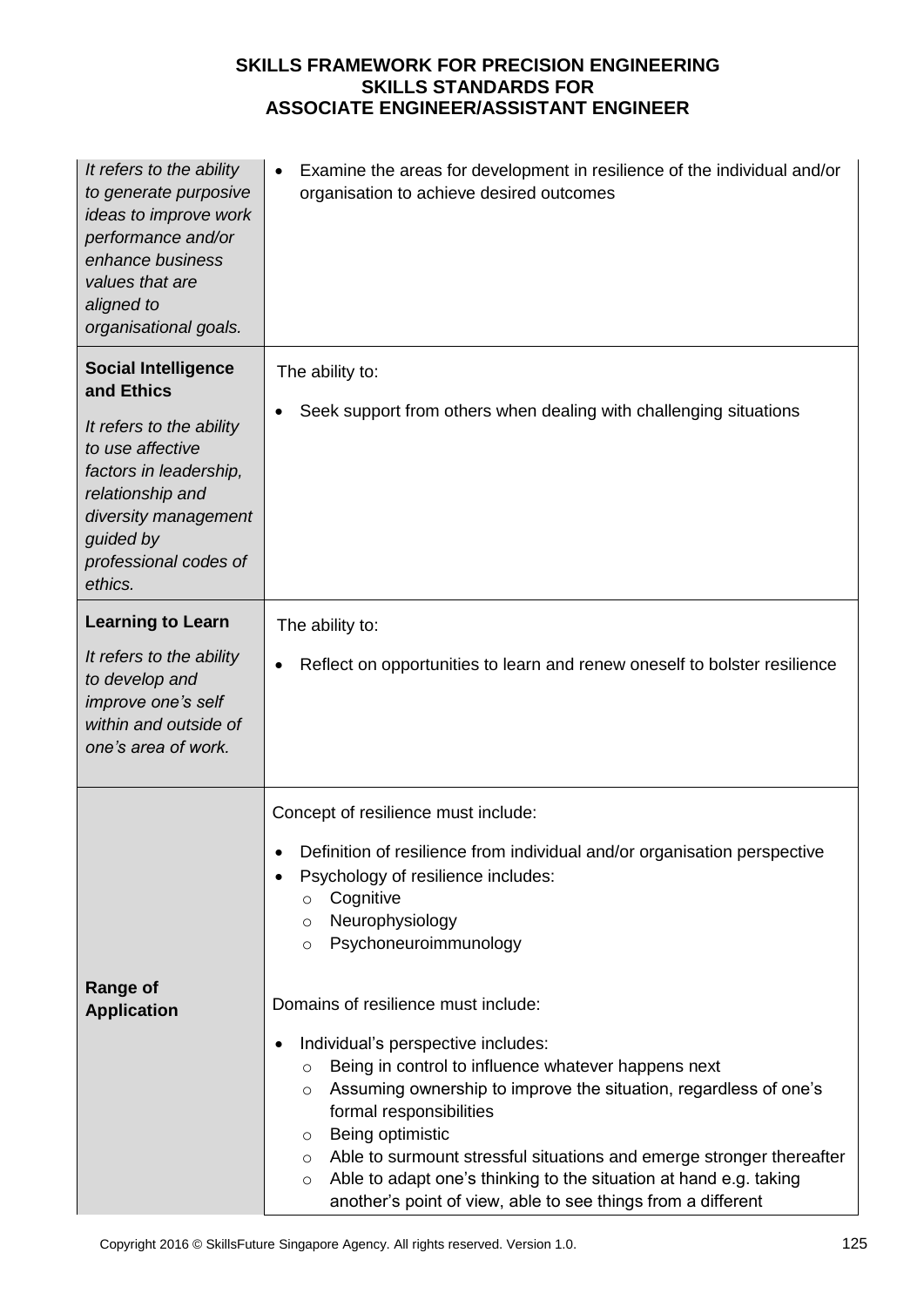| | |
|---|---|
| *It refers to the ability to generate purposive ideas to improve work performance and/or enhance business values that are aligned to organisational goals.* | • Examine the areas for development in resilience of the individual and/or organisation to achieve desired outcomes |
| **Social Intelligence and Ethics**<br><br>*It refers to the ability to use affective factors in leadership, relationship and diversity management guided by professional codes of ethics.* | The ability to:<br><br>• Seek support from others when dealing with challenging situations |
| **Learning to Learn**<br><br>*It refers to the ability to develop and improve one's self within and outside of one's area of work.* | The ability to:<br><br>• Reflect on opportunities to learn and renew oneself to bolster resilience |
| **Range of Application** | Concept of resilience must include:<br><br>• Definition of resilience from individual and/or organisation perspective<br>• Psychology of resilience includes:<br>  ○ Cognitive<br>  ○ Neurophysiology<br>  ○ Psychoneuroimmunology<br><br>Domains of resilience must include:<br><br>• Individual's perspective includes:<br>  ○ Being in control to influence whatever happens next<br>  ○ Assuming ownership to improve the situation, regardless of one's formal responsibilities<br>  ○ Being optimistic<br>  ○ Able to surmount stressful situations and emerge stronger thereafter<br>  ○ Able to adapt one's thinking to the situation at hand e.g. taking another's point of view, able to see things from a different |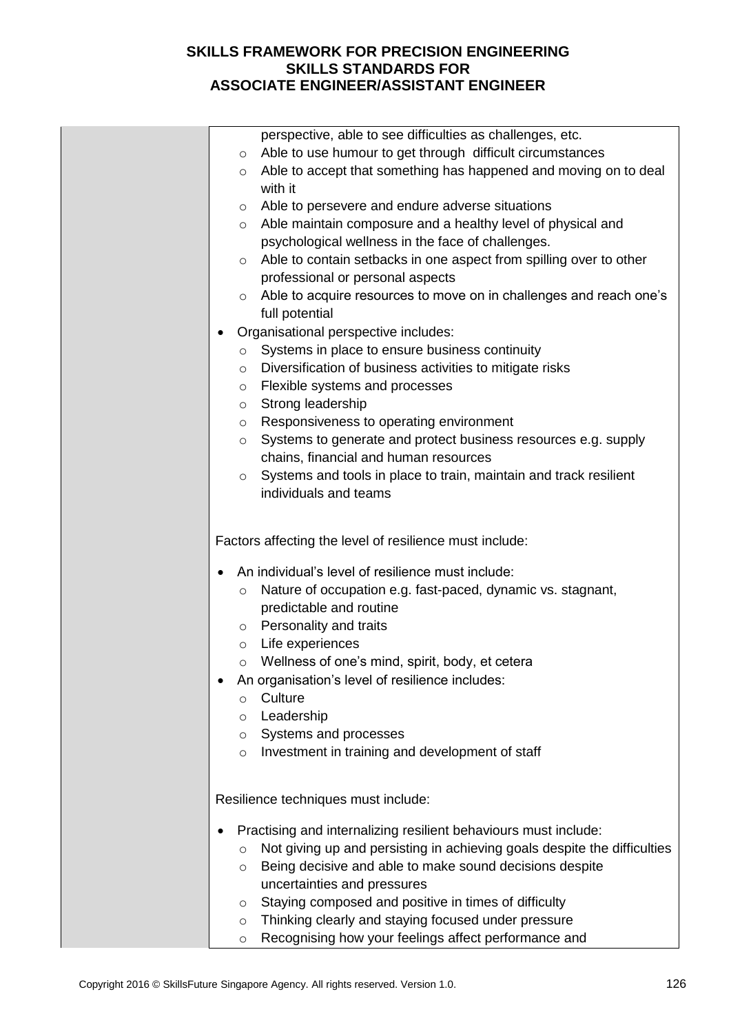perspective, able to see difficulties as challenges, etc.
  - Able to use humour to get through difficult circumstances
  - Able to accept that something has happened and moving on to deal with it
  - Able to persevere and endure adverse situations
  - Able maintain composure and a healthy level of physical and psychological wellness in the face of challenges.
  - Able to contain setbacks in one aspect from spilling over to other professional or personal aspects
  - Able to acquire resources to move on in challenges and reach one's full potential
- Organisational perspective includes:
  - Systems in place to ensure business continuity
  - Diversification of business activities to mitigate risks
  - Flexible systems and processes
  - Strong leadership
  - Responsiveness to operating environment
  - Systems to generate and protect business resources e.g. supply chains, financial and human resources
  - Systems and tools in place to train, maintain and track resilient individuals and teams

Factors affecting the level of resilience must include:

- An individual's level of resilience must include:
  - Nature of occupation e.g. fast-paced, dynamic vs. stagnant, predictable and routine
  - Personality and traits
  - Life experiences
  - Wellness of one's mind, spirit, body, et cetera
- An organisation's level of resilience includes:
  - Culture
  - Leadership
  - Systems and processes
  - Investment in training and development of staff

Resilience techniques must include:

- Practising and internalizing resilient behaviours must include:
  - Not giving up and persisting in achieving goals despite the difficulties
  - Being decisive and able to make sound decisions despite uncertainties and pressures
  - Staying composed and positive in times of difficulty
  - Thinking clearly and staying focused under pressure
  - Recognising how your feelings affect performance and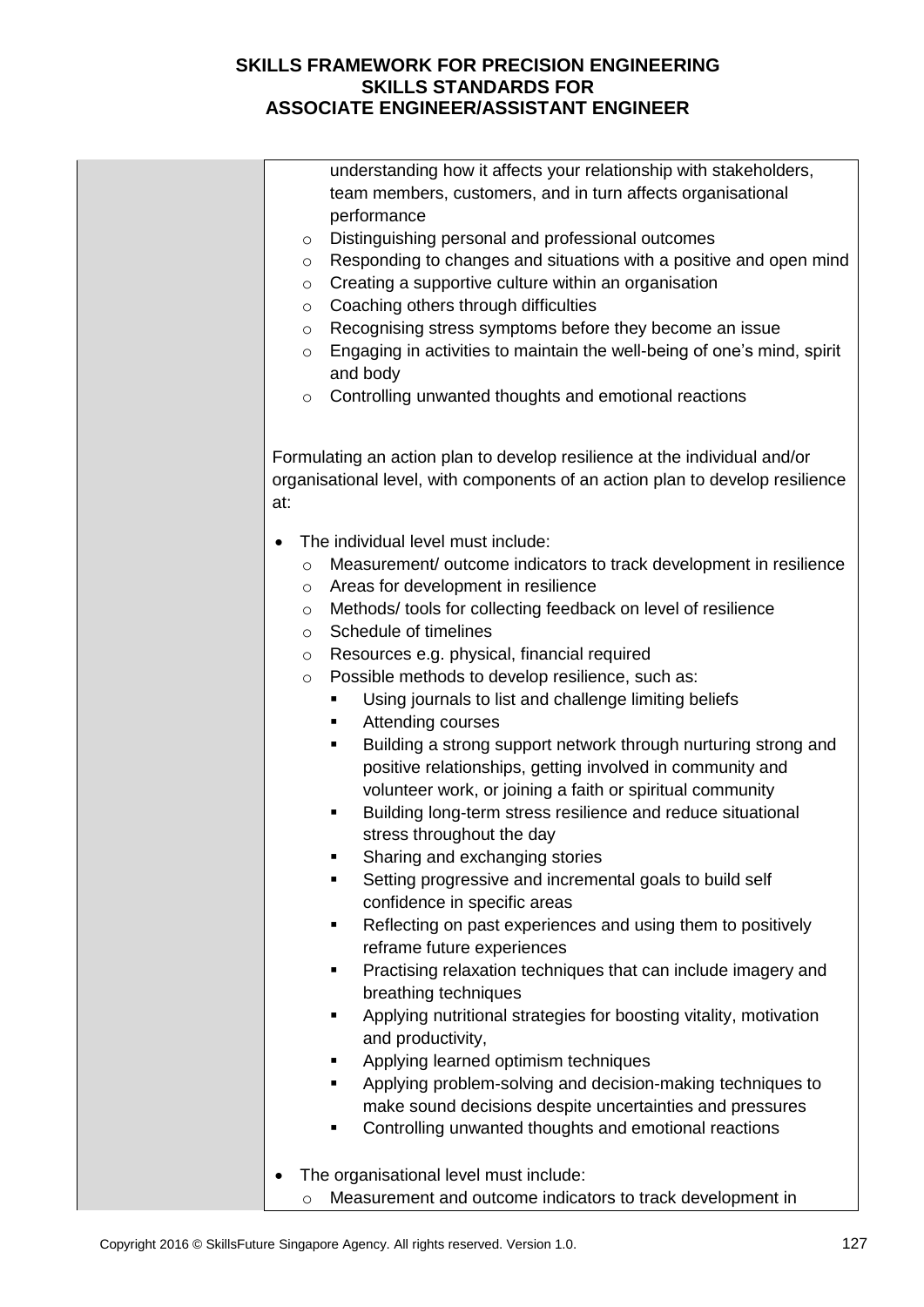| | |
|---|---|
| | understanding how it affects your relationship with stakeholders, team members, customers, and in turn affects organisational performance<br>  - Distinguishing personal and professional outcomes<br>  - Responding to changes and situations with a positive and open mind<br>  - Creating a supportive culture within an organisation<br>  - Coaching others through difficulties<br>  - Recognising stress symptoms before they become an issue<br>  - Engaging in activities to maintain the well-being of one's mind, spirit and body<br>  - Controlling unwanted thoughts and emotional reactions<br><br>Formulating an action plan to develop resilience at the individual and/or organisational level, with components of an action plan to develop resilience at:<br><br>• The individual level must include:<br>  - Measurement/ outcome indicators to track development in resilience<br>  - Areas for development in resilience<br>  - Methods/ tools for collecting feedback on level of resilience<br>  - Schedule of timelines<br>  - Resources e.g. physical, financial required<br>  - Possible methods to develop resilience, such as:<br>    ▪ Using journals to list and challenge limiting beliefs<br>    ▪ Attending courses<br>    ▪ Building a strong support network through nurturing strong and positive relationships, getting involved in community and volunteer work, or joining a faith or spiritual community<br>    ▪ Building long-term stress resilience and reduce situational stress throughout the day<br>    ▪ Sharing and exchanging stories<br>    ▪ Setting progressive and incremental goals to build self confidence in specific areas<br>    ▪ Reflecting on past experiences and using them to positively reframe future experiences<br>    ▪ Practising relaxation techniques that can include imagery and breathing techniques<br>    ▪ Applying nutritional strategies for boosting vitality, motivation and productivity,<br>    ▪ Applying learned optimism techniques<br>    ▪ Applying problem-solving and decision-making techniques to make sound decisions despite uncertainties and pressures<br>    ▪ Controlling unwanted thoughts and emotional reactions<br><br>• The organisational level must include:<br>  - Measurement and outcome indicators to track development in |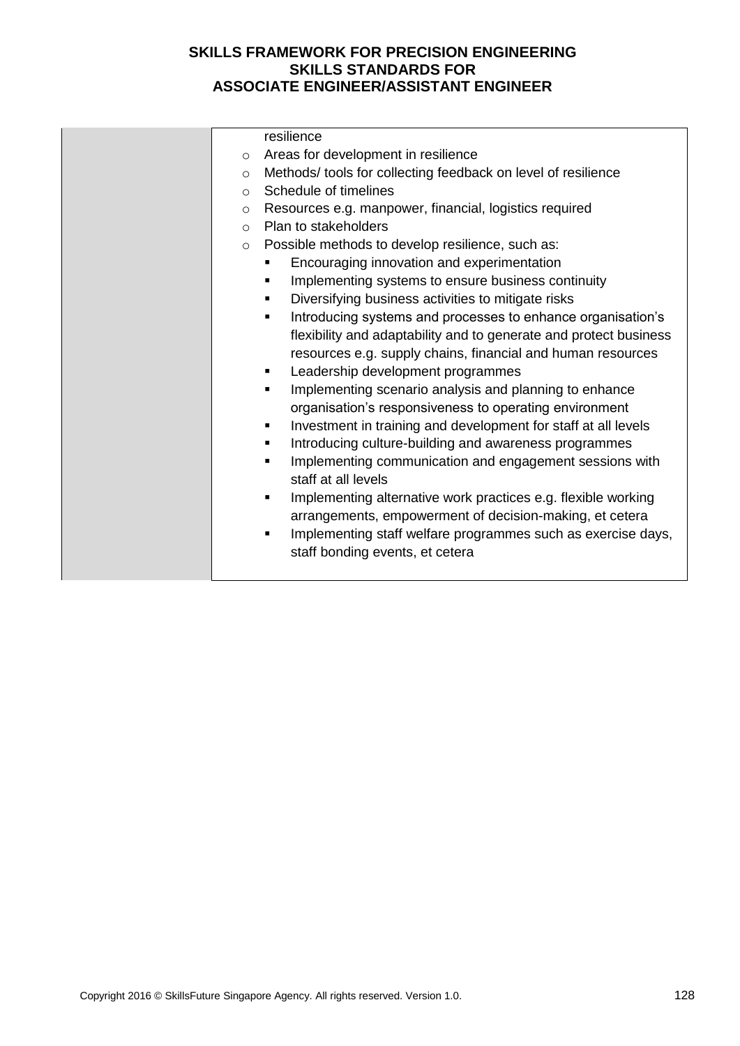| | resilience<br>- Areas for development in resilience<br>- Methods/ tools for collecting feedback on level of resilience<br>- Schedule of timelines<br>- Resources e.g. manpower, financial, logistics required<br>- Plan to stakeholders<br>- Possible methods to develop resilience, such as:<br>  - Encouraging innovation and experimentation<br>  - Implementing systems to ensure business continuity<br>  - Diversifying business activities to mitigate risks<br>  - Introducing systems and processes to enhance organisation's flexibility and adaptability and to generate and protect business resources e.g. supply chains, financial and human resources<br>  - Leadership development programmes<br>  - Implementing scenario analysis and planning to enhance organisation's responsiveness to operating environment<br>  - Investment in training and development for staff at all levels<br>  - Introducing culture-building and awareness programmes<br>  - Implementing communication and engagement sessions with staff at all levels<br>  - Implementing alternative work practices e.g. flexible working arrangements, empowerment of decision-making, et cetera<br>  - Implementing staff welfare programmes such as exercise days, staff bonding events, et cetera |
|---|---|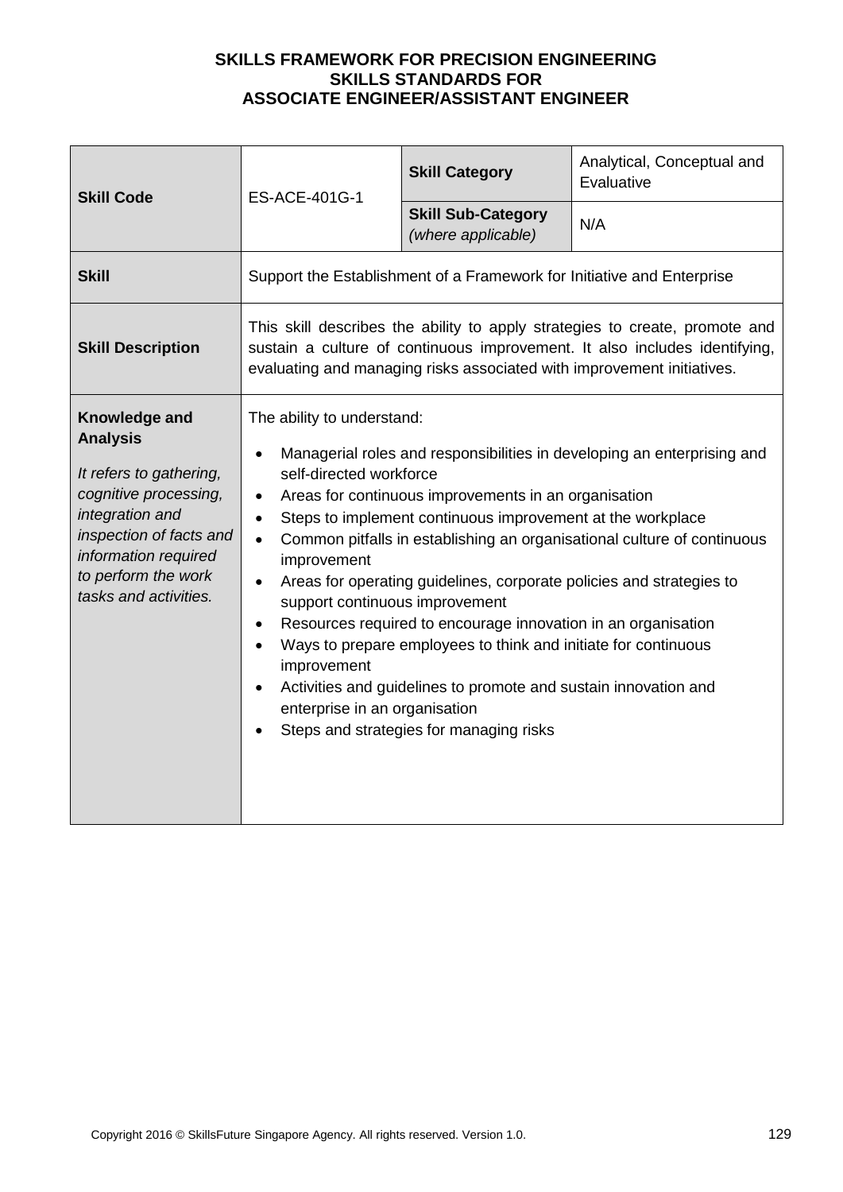**SKILLS FRAMEWORK FOR PRECISION ENGINEERING**
**SKILLS STANDARDS FOR**
**ASSOCIATE ENGINEER/ASSISTANT ENGINEER**

| **Skill Code** | ES-ACE-401G-1 | **Skill Category** | Analytical, Conceptual and Evaluative |
|---|---|---|---|
| | | **Skill Sub-Category** *(where applicable)* | N/A |
| **Skill** | Support the Establishment of a Framework for Initiative and Enterprise | | |
| **Skill Description** | This skill describes the ability to apply strategies to create, promote and sustain a culture of continuous improvement. It also includes identifying, evaluating and managing risks associated with improvement initiatives. | | |
| **Knowledge and Analysis**<br><br>*It refers to gathering, cognitive processing, integration and inspection of facts and information required to perform the work tasks and activities.* | The ability to understand:<br>• Managerial roles and responsibilities in developing an enterprising and self-directed workforce<br>• Areas for continuous improvements in an organisation<br>• Steps to implement continuous improvement at the workplace<br>• Common pitfalls in establishing an organisational culture of continuous improvement<br>• Areas for operating guidelines, corporate policies and strategies to support continuous improvement<br>• Resources required to encourage innovation in an organisation<br>• Ways to prepare employees to think and initiate for continuous improvement<br>• Activities and guidelines to promote and sustain innovation and enterprise in an organisation<br>• Steps and strategies for managing risks | | |

Copyright 2016 © SkillsFuture Singapore Agency. All rights reserved. Version 1.0.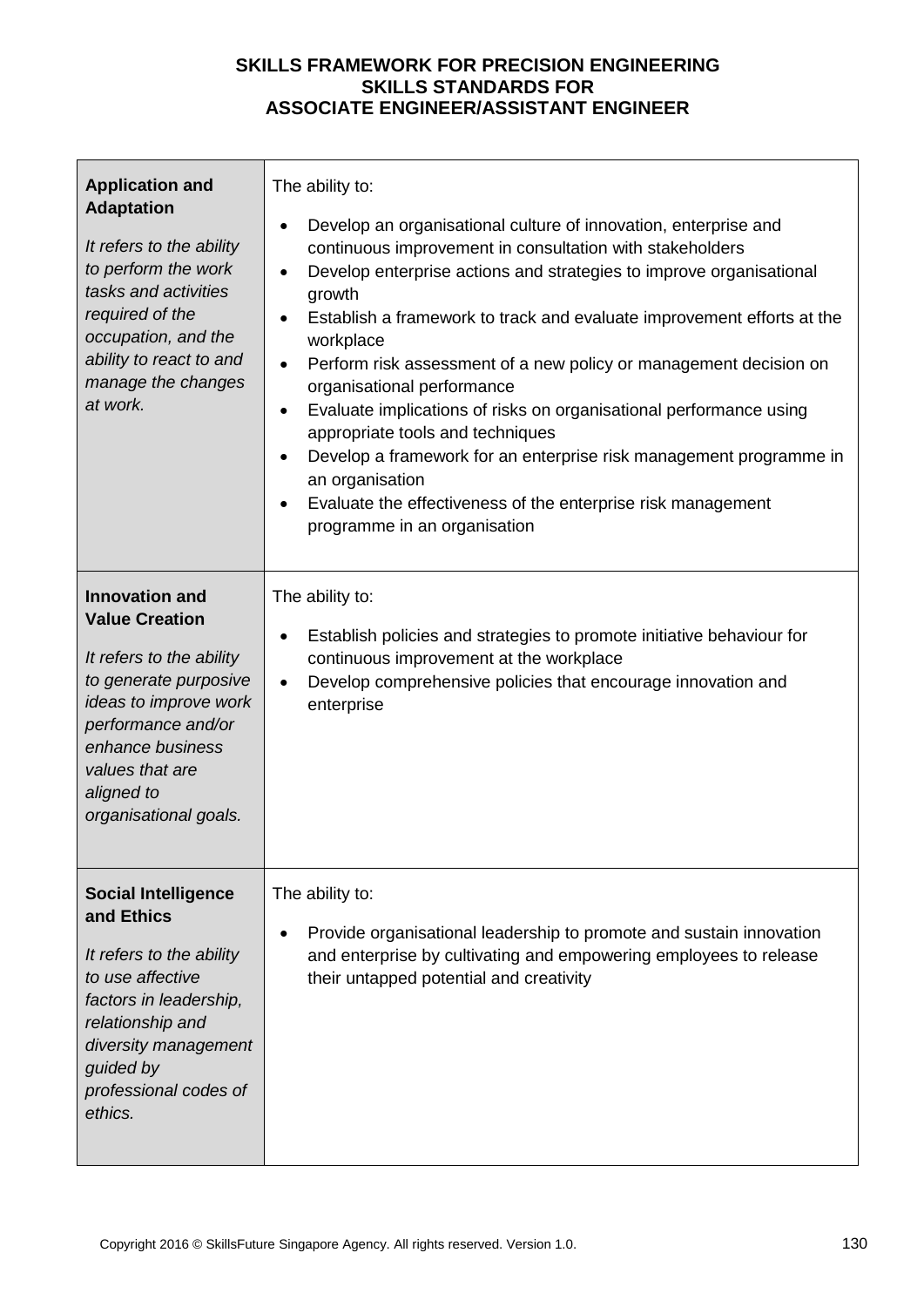| **Application and Adaptation**<br><br>*It refers to the ability to perform the work tasks and activities required of the occupation, and the ability to react to and manage the changes at work.* | The ability to:<br><br>• Develop an organisational culture of innovation, enterprise and continuous improvement in consultation with stakeholders<br>• Develop enterprise actions and strategies to improve organisational growth<br>• Establish a framework to track and evaluate improvement efforts at the workplace<br>• Perform risk assessment of a new policy or management decision on organisational performance<br>• Evaluate implications of risks on organisational performance using appropriate tools and techniques<br>• Develop a framework for an enterprise risk management programme in an organisation<br>• Evaluate the effectiveness of the enterprise risk management programme in an organisation |
|---|---|
| **Innovation and Value Creation**<br><br>*It refers to the ability to generate purposive ideas to improve work performance and/or enhance business values that are aligned to organisational goals.* | The ability to:<br><br>• Establish policies and strategies to promote initiative behaviour for continuous improvement at the workplace<br>• Develop comprehensive policies that encourage innovation and enterprise |
| **Social Intelligence and Ethics**<br><br>*It refers to the ability to use affective factors in leadership, relationship and diversity management guided by professional codes of ethics.* | The ability to:<br><br>• Provide organisational leadership to promote and sustain innovation and enterprise by cultivating and empowering employees to release their untapped potential and creativity |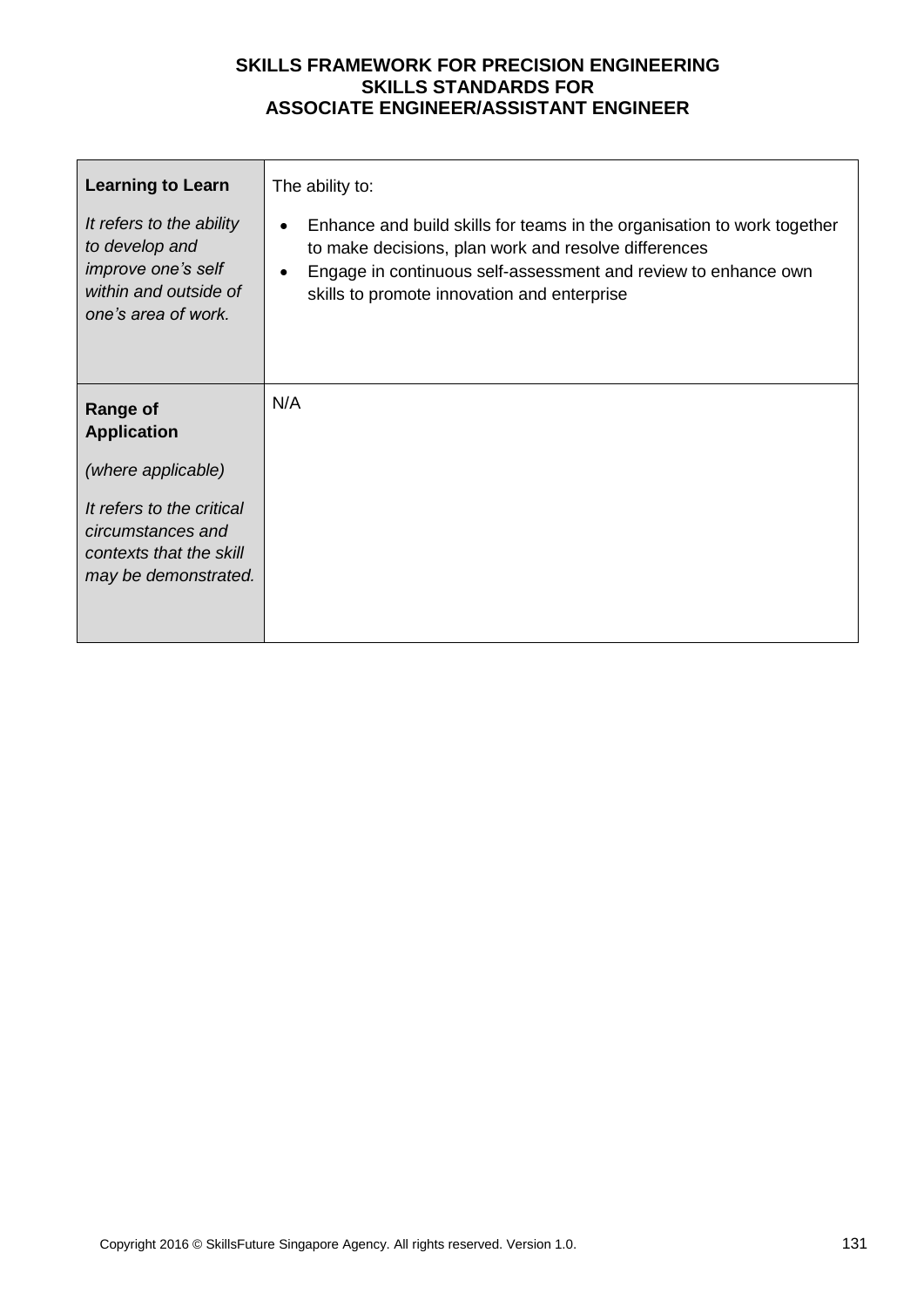| | |
|---|---|
| **Learning to Learn**<br><br>*It refers to the ability to develop and improve one's self within and outside of one's area of work.* | The ability to:<br><br>• Enhance and build skills for teams in the organisation to work together to make decisions, plan work and resolve differences<br>• Engage in continuous self-assessment and review to enhance own skills to promote innovation and enterprise |
| **Range of Application**<br><br>*(where applicable)*<br><br>*It refers to the critical circumstances and contexts that the skill may be demonstrated.* | N/A |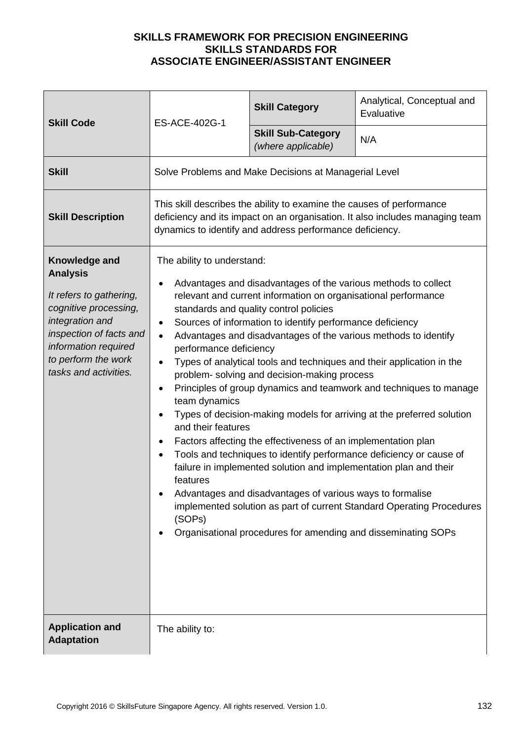**SKILLS FRAMEWORK FOR PRECISION ENGINEERING**
**SKILLS STANDARDS FOR**
**ASSOCIATE ENGINEER/ASSISTANT ENGINEER**

| **Skill Code** | ES-ACE-402G-1 | **Skill Category** | Analytical, Conceptual and Evaluative |
|---|---|---|---|
| | | **Skill Sub-Category** *(where applicable)* | N/A |
| **Skill** | Solve Problems and Make Decisions at Managerial Level | | |
| **Skill Description** | This skill describes the ability to examine the causes of performance deficiency and its impact on an organisation. It also includes managing team dynamics to identify and address performance deficiency. | | |
| **Knowledge and Analysis**<br><br>*It refers to gathering, cognitive processing, integration and inspection of facts and information required to perform the work tasks and activities.* | The ability to understand:<br>• Advantages and disadvantages of the various methods to collect relevant and current information on organisational performance standards and quality control policies<br>• Sources of information to identify performance deficiency<br>• Advantages and disadvantages of the various methods to identify performance deficiency<br>• Types of analytical tools and techniques and their application in the problem- solving and decision-making process<br>• Principles of group dynamics and teamwork and techniques to manage team dynamics<br>• Types of decision-making models for arriving at the preferred solution and their features<br>• Factors affecting the effectiveness of an implementation plan<br>• Tools and techniques to identify performance deficiency or cause of failure in implemented solution and implementation plan and their features<br>• Advantages and disadvantages of various ways to formalise implemented solution as part of current Standard Operating Procedures (SOPs)<br>• Organisational procedures for amending and disseminating SOPs | | |
| **Application and Adaptation** | The ability to: | | |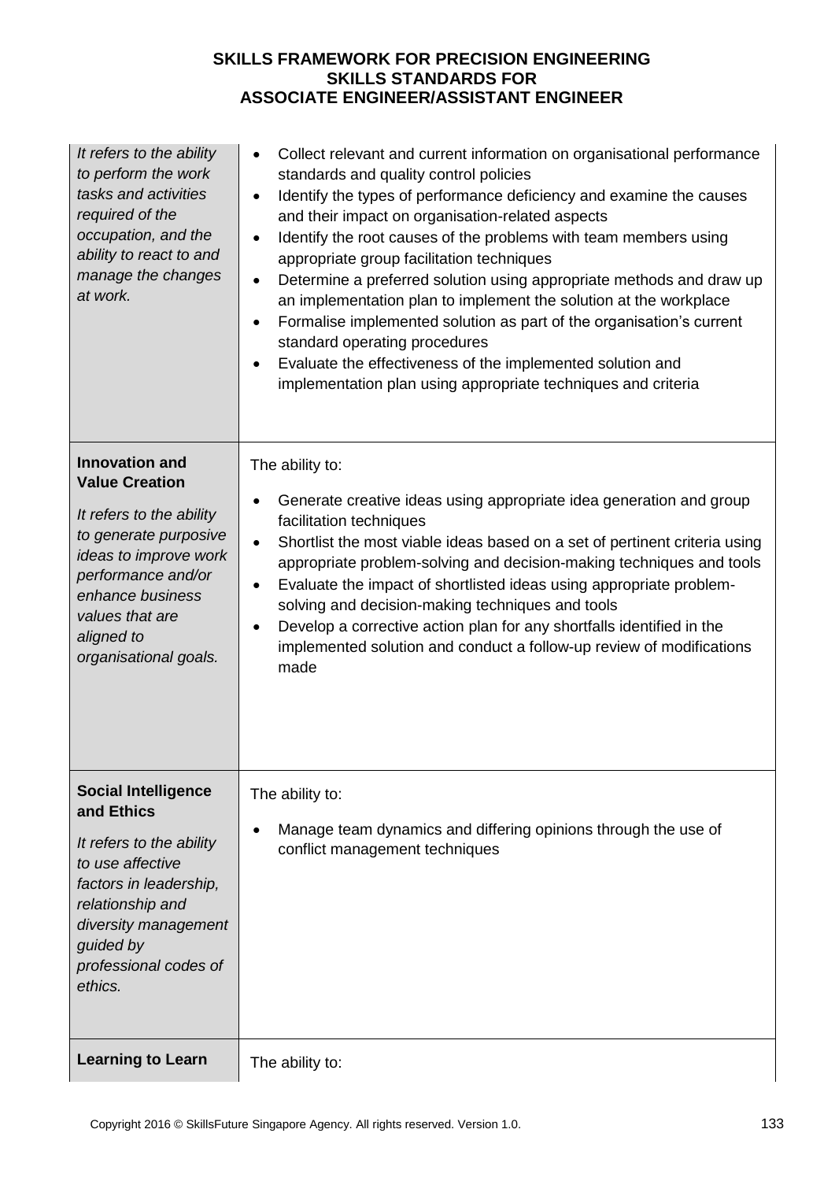| | |
|---|---|
| *It refers to the ability to perform the work tasks and activities required of the occupation, and the ability to react to and manage the changes at work.* | • Collect relevant and current information on organisational performance standards and quality control policies<br>• Identify the types of performance deficiency and examine the causes and their impact on organisation-related aspects<br>• Identify the root causes of the problems with team members using appropriate group facilitation techniques<br>• Determine a preferred solution using appropriate methods and draw up an implementation plan to implement the solution at the workplace<br>• Formalise implemented solution as part of the organisation's current standard operating procedures<br>• Evaluate the effectiveness of the implemented solution and implementation plan using appropriate techniques and criteria |
| **Innovation and Value Creation**<br><br>*It refers to the ability to generate purposive ideas to improve work performance and/or enhance business values that are aligned to organisational goals.* | The ability to:<br><br>• Generate creative ideas using appropriate idea generation and group facilitation techniques<br>• Shortlist the most viable ideas based on a set of pertinent criteria using appropriate problem-solving and decision-making techniques and tools<br>• Evaluate the impact of shortlisted ideas using appropriate problem-solving and decision-making techniques and tools<br>• Develop a corrective action plan for any shortfalls identified in the implemented solution and conduct a follow-up review of modifications made |
| **Social Intelligence and Ethics**<br><br>*It refers to the ability to use affective factors in leadership, relationship and diversity management guided by professional codes of ethics.* | The ability to:<br><br>• Manage team dynamics and differing opinions through the use of conflict management techniques |
| **Learning to Learn** | The ability to: |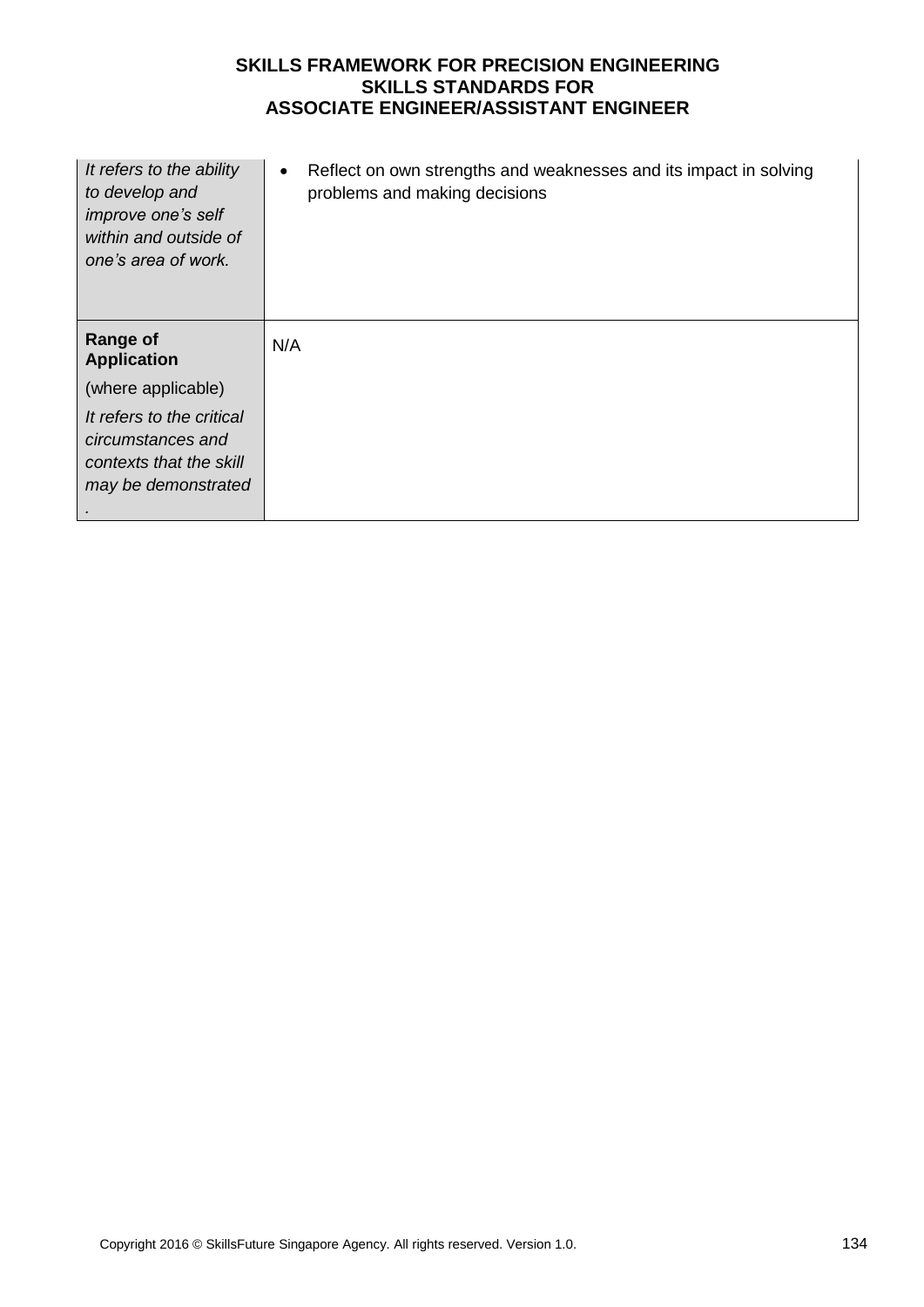| | |
|---|---|
| *It refers to the ability to develop and improve one's self within and outside of one's area of work.* | • Reflect on own strengths and weaknesses and its impact in solving problems and making decisions |
| **Range of Application**<br>(where applicable)<br>*It refers to the critical circumstances and contexts that the skill may be demonstrated.* | N/A |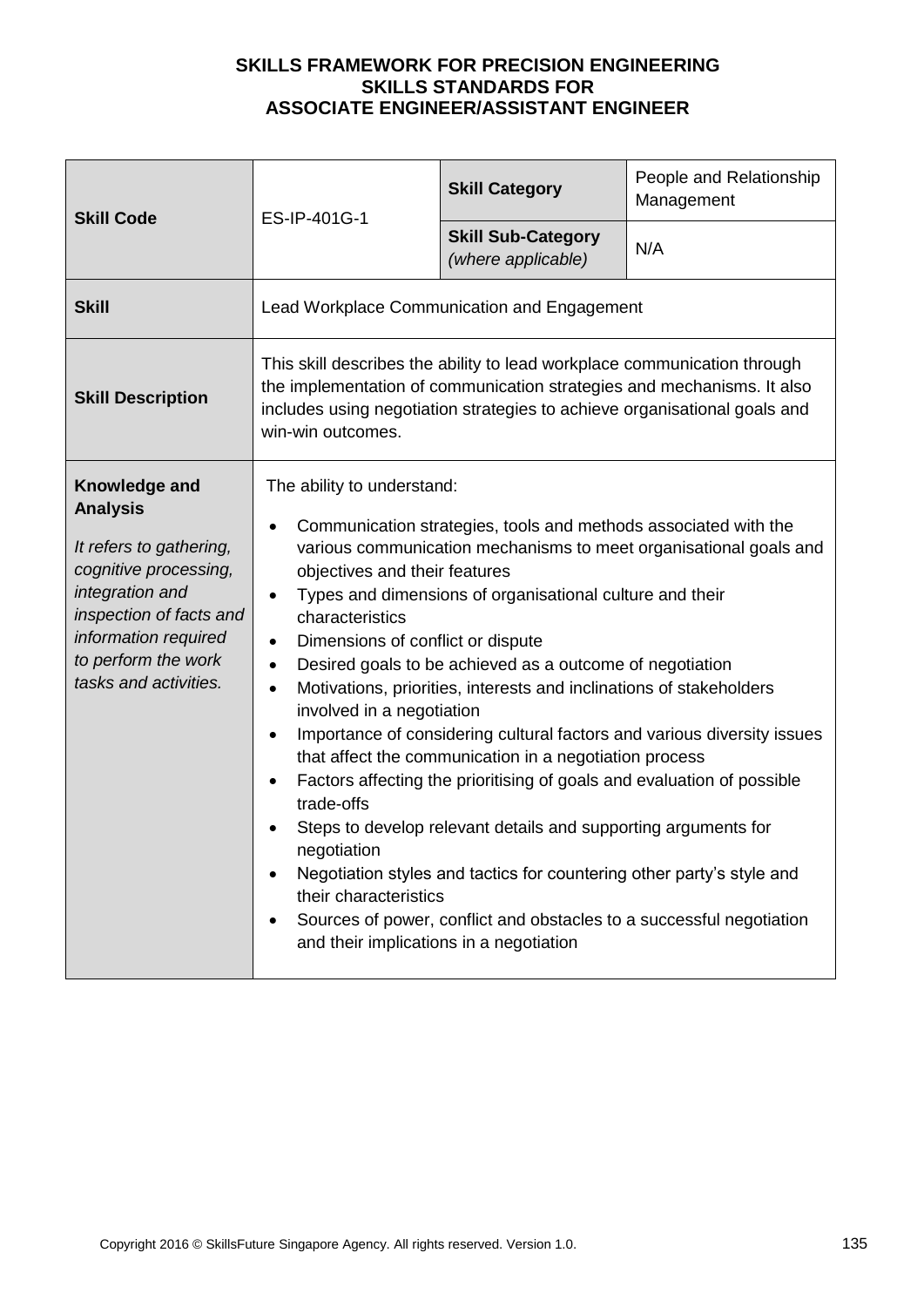**SKILLS FRAMEWORK FOR PRECISION ENGINEERING**
**SKILLS STANDARDS FOR**
**ASSOCIATE ENGINEER/ASSISTANT ENGINEER**

| **Skill Code** | ES-IP-401G-1 | **Skill Category** | People and Relationship Management |
|---|---|---|---|
| | | **Skill Sub-Category** *(where applicable)* | N/A |
| **Skill** | Lead Workplace Communication and Engagement | | |
| **Skill Description** | This skill describes the ability to lead workplace communication through the implementation of communication strategies and mechanisms. It also includes using negotiation strategies to achieve organisational goals and win-win outcomes. | | |
| **Knowledge and Analysis**<br><br>*It refers to gathering, cognitive processing, integration and inspection of facts and information required to perform the work tasks and activities.* | The ability to understand:<br>• Communication strategies, tools and methods associated with the various communication mechanisms to meet organisational goals and objectives and their features<br>• Types and dimensions of organisational culture and their characteristics<br>• Dimensions of conflict or dispute<br>• Desired goals to be achieved as a outcome of negotiation<br>• Motivations, priorities, interests and inclinations of stakeholders involved in a negotiation<br>• Importance of considering cultural factors and various diversity issues that affect the communication in a negotiation process<br>• Factors affecting the prioritising of goals and evaluation of possible trade-offs<br>• Steps to develop relevant details and supporting arguments for negotiation<br>• Negotiation styles and tactics for countering other party's style and their characteristics<br>• Sources of power, conflict and obstacles to a successful negotiation and their implications in a negotiation | | |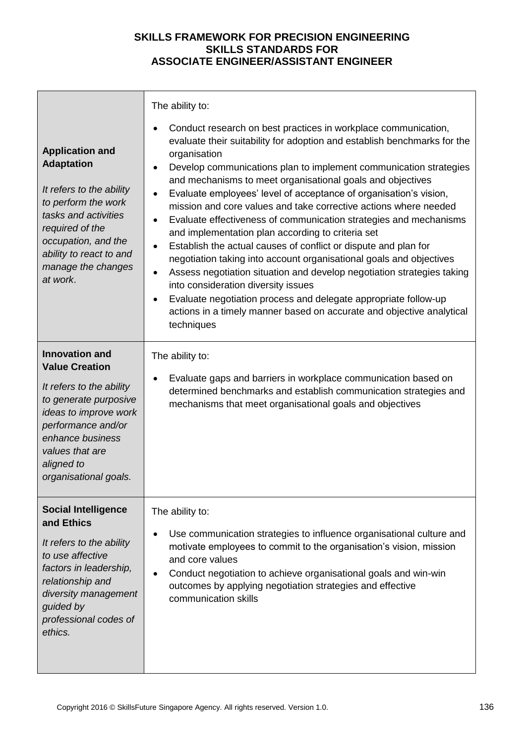| | |
|---|---|
| **Application and Adaptation**<br><br>*It refers to the ability to perform the work tasks and activities required of the occupation, and the ability to react to and manage the changes at work.* | The ability to:<br><br>• Conduct research on best practices in workplace communication, evaluate their suitability for adoption and establish benchmarks for the organisation<br>• Develop communications plan to implement communication strategies and mechanisms to meet organisational goals and objectives<br>• Evaluate employees' level of acceptance of organisation's vision, mission and core values and take corrective actions where needed<br>• Evaluate effectiveness of communication strategies and mechanisms and implementation plan according to criteria set<br>• Establish the actual causes of conflict or dispute and plan for negotiation taking into account organisational goals and objectives<br>• Assess negotiation situation and develop negotiation strategies taking into consideration diversity issues<br>• Evaluate negotiation process and delegate appropriate follow-up actions in a timely manner based on accurate and objective analytical techniques |
| **Innovation and Value Creation**<br><br>*It refers to the ability to generate purposive ideas to improve work performance and/or enhance business values that are aligned to organisational goals.* | The ability to:<br><br>• Evaluate gaps and barriers in workplace communication based on determined benchmarks and establish communication strategies and mechanisms that meet organisational goals and objectives |
| **Social Intelligence and Ethics**<br><br>*It refers to the ability to use affective factors in leadership, relationship and diversity management guided by professional codes of ethics.* | The ability to:<br><br>• Use communication strategies to influence organisational culture and motivate employees to commit to the organisation's vision, mission and core values<br>• Conduct negotiation to achieve organisational goals and win-win outcomes by applying negotiation strategies and effective communication skills |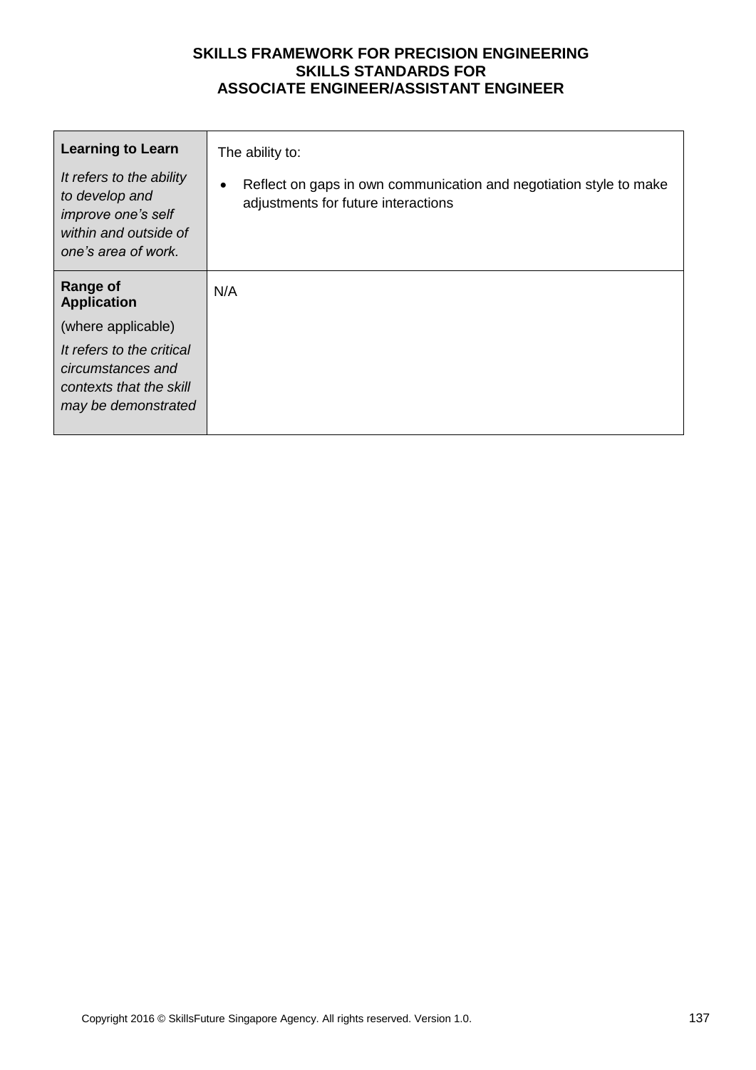| | |
|---|---|
| **Learning to Learn**<br><br>*It refers to the ability to develop and improve one's self within and outside of one's area of work.* | The ability to:<br><br>• Reflect on gaps in own communication and negotiation style to make adjustments for future interactions |
| **Range of Application**<br><br>(where applicable)<br><br>*It refers to the critical circumstances and contexts that the skill may be demonstrated* | N/A |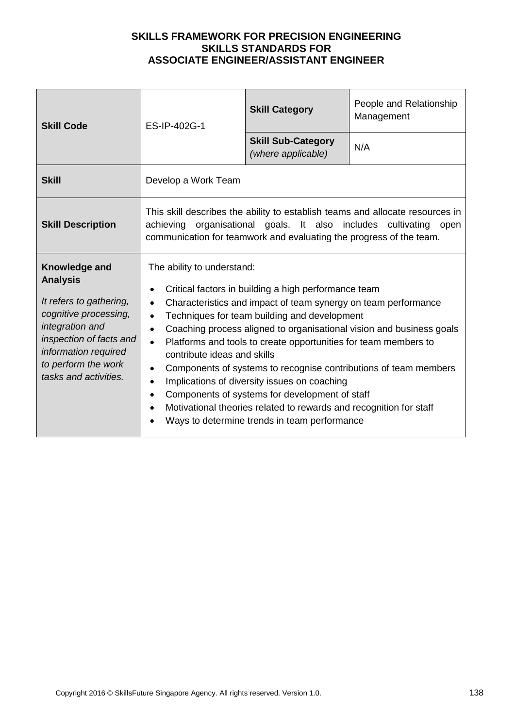**SKILLS FRAMEWORK FOR PRECISION ENGINEERING**
**SKILLS STANDARDS FOR**
**ASSOCIATE ENGINEER/ASSISTANT ENGINEER**

| **Skill Code** | ES-IP-402G-1 | **Skill Category** | People and Relationship Management |
|---|---|---|---|
| | | **Skill Sub-Category** *(where applicable)* | N/A |
| **Skill** | Develop a Work Team | | |
| **Skill Description** | This skill describes the ability to establish teams and allocate resources in achieving organisational goals. It also includes cultivating open communication for teamwork and evaluating the progress of the team. | | |
| **Knowledge and Analysis** *It refers to gathering, cognitive processing, integration and inspection of facts and information required to perform the work tasks and activities.* | The ability to understand: <br>• Critical factors in building a high performance team <br>• Characteristics and impact of team synergy on team performance <br>• Techniques for team building and development <br>• Coaching process aligned to organisational vision and business goals <br>• Platforms and tools to create opportunities for team members to contribute ideas and skills <br>• Components of systems to recognise contributions of team members <br>• Implications of diversity issues on coaching <br>• Components of systems for development of staff <br>• Motivational theories related to rewards and recognition for staff <br>• Ways to determine trends in team performance | | |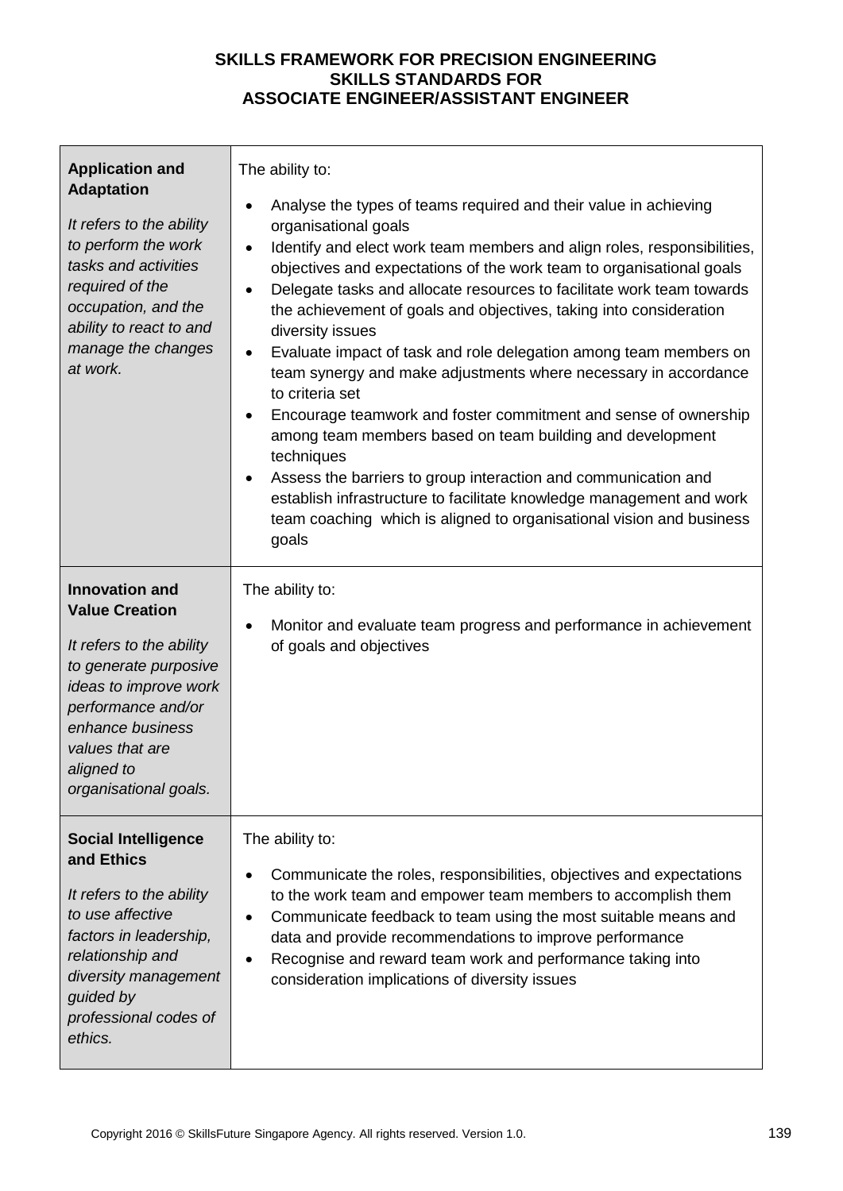| | |
|---|---|
| **Application and Adaptation**<br><br>*It refers to the ability to perform the work tasks and activities required of the occupation, and the ability to react to and manage the changes at work.* | The ability to:<br><br>• Analyse the types of teams required and their value in achieving organisational goals<br>• Identify and elect work team members and align roles, responsibilities, objectives and expectations of the work team to organisational goals<br>• Delegate tasks and allocate resources to facilitate work team towards the achievement of goals and objectives, taking into consideration diversity issues<br>• Evaluate impact of task and role delegation among team members on team synergy and make adjustments where necessary in accordance to criteria set<br>• Encourage teamwork and foster commitment and sense of ownership among team members based on team building and development techniques<br>• Assess the barriers to group interaction and communication and establish infrastructure to facilitate knowledge management and work team coaching which is aligned to organisational vision and business goals |
| **Innovation and Value Creation**<br><br>*It refers to the ability to generate purposive ideas to improve work performance and/or enhance business values that are aligned to organisational goals.* | The ability to:<br><br>• Monitor and evaluate team progress and performance in achievement of goals and objectives |
| **Social Intelligence and Ethics**<br><br>*It refers to the ability to use affective factors in leadership, relationship and diversity management guided by professional codes of ethics.* | The ability to:<br><br>• Communicate the roles, responsibilities, objectives and expectations to the work team and empower team members to accomplish them<br>• Communicate feedback to team using the most suitable means and data and provide recommendations to improve performance<br>• Recognise and reward team work and performance taking into consideration implications of diversity issues |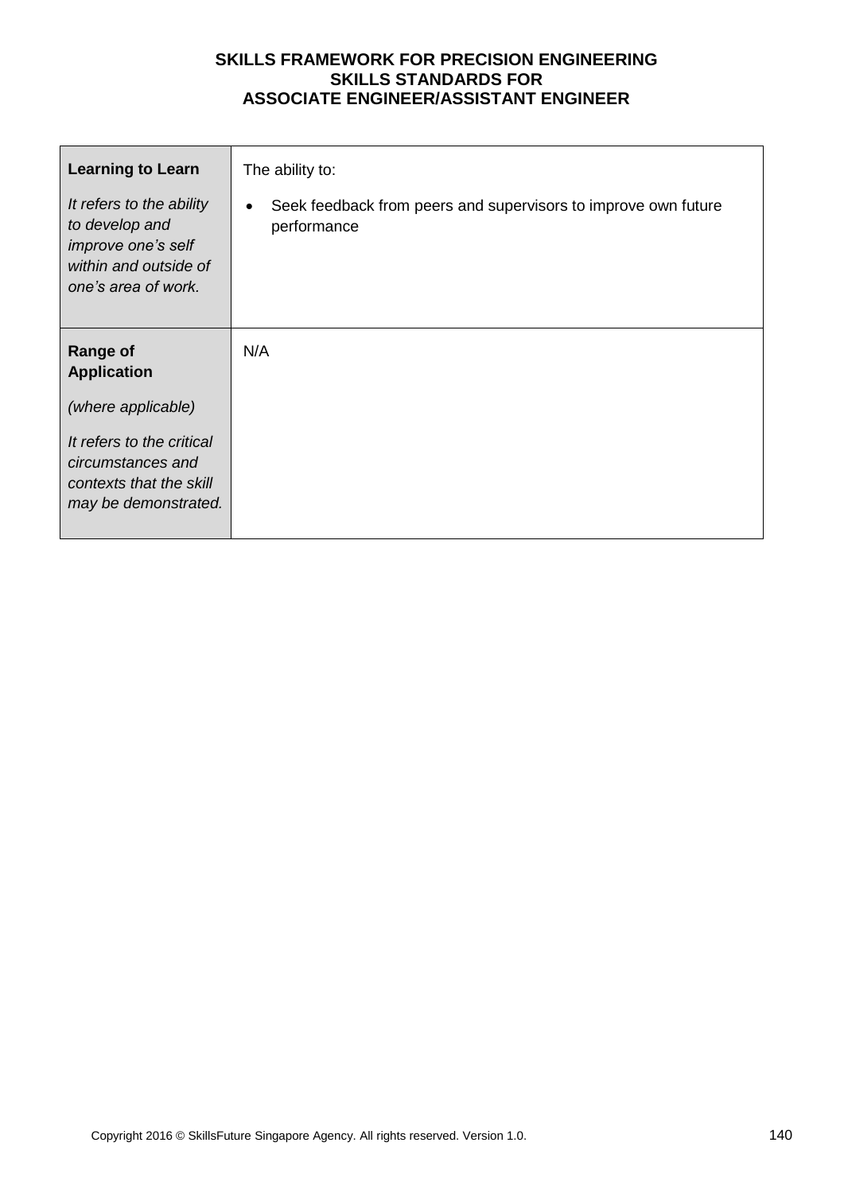| **Learning to Learn**<br><br>*It refers to the ability to develop and improve one's self within and outside of one's area of work.* | The ability to:<br><br>• Seek feedback from peers and supervisors to improve own future performance |
|---|---|
| **Range of Application**<br><br>*(where applicable)*<br><br>*It refers to the critical circumstances and contexts that the skill may be demonstrated.* | N/A |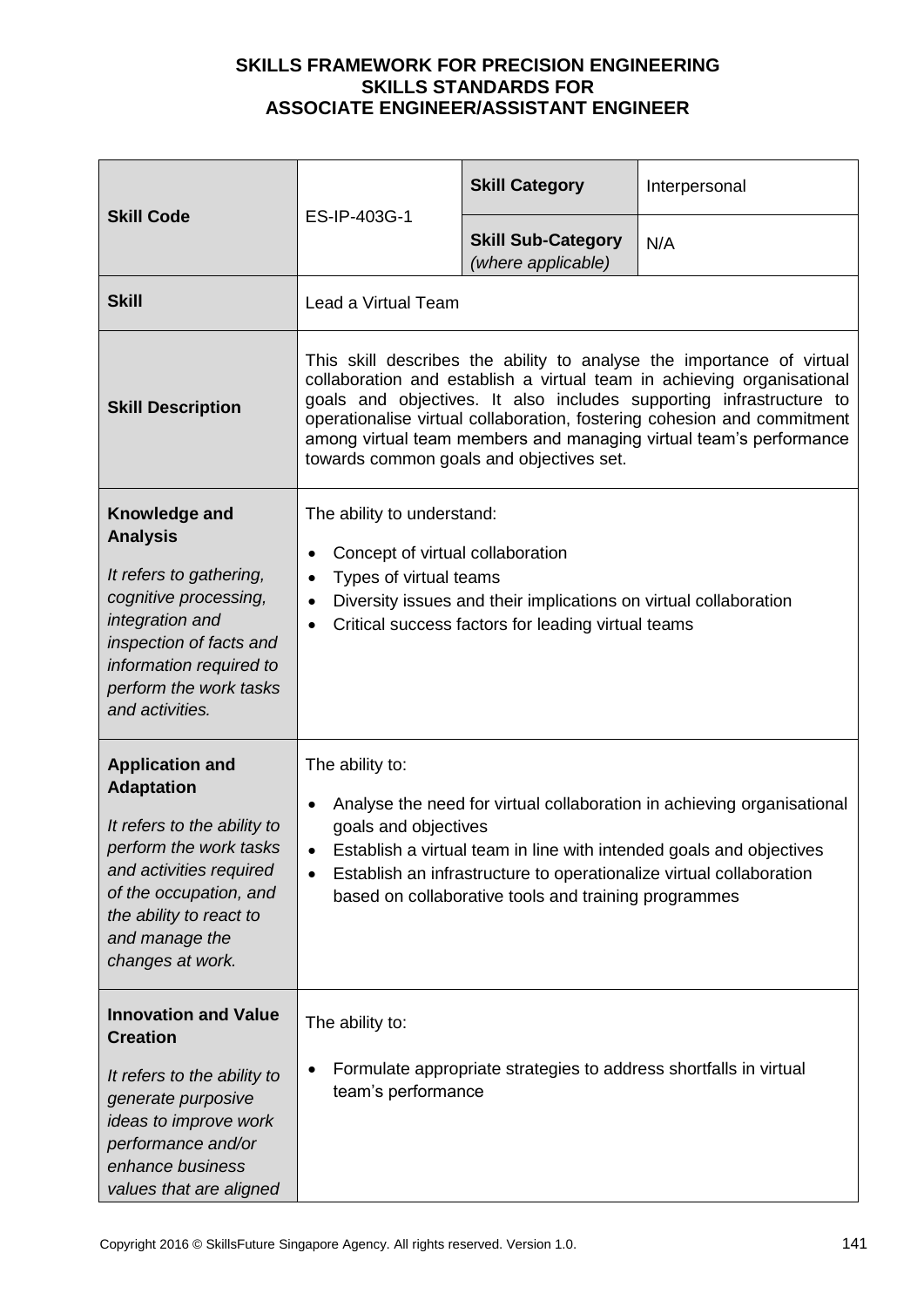**SKILLS FRAMEWORK FOR PRECISION ENGINEERING**
**SKILLS STANDARDS FOR**
**ASSOCIATE ENGINEER/ASSISTANT ENGINEER**

| **Skill Code** | ES-IP-403G-1 | **Skill Category** | Interpersonal |
|---|---|---|---|
| | | **Skill Sub-Category** *(where applicable)* | N/A |
| **Skill** | Lead a Virtual Team | | |
| **Skill Description** | This skill describes the ability to analyse the importance of virtual collaboration and establish a virtual team in achieving organisational goals and objectives. It also includes supporting infrastructure to operationalise virtual collaboration, fostering cohesion and commitment among virtual team members and managing virtual team's performance towards common goals and objectives set. | | |
| **Knowledge and Analysis** <br> *It refers to gathering, cognitive processing, integration and inspection of facts and information required to perform the work tasks and activities.* | The ability to understand: <br> • Concept of virtual collaboration <br> • Types of virtual teams <br> • Diversity issues and their implications on virtual collaboration <br> • Critical success factors for leading virtual teams | | |
| **Application and Adaptation** <br> *It refers to the ability to perform the work tasks and activities required of the occupation, and the ability to react to and manage the changes at work.* | The ability to: <br> • Analyse the need for virtual collaboration in achieving organisational goals and objectives <br> • Establish a virtual team in line with intended goals and objectives <br> • Establish an infrastructure to operationalize virtual collaboration based on collaborative tools and training programmes | | |
| **Innovation and Value Creation** <br> *It refers to the ability to generate purposive ideas to improve work performance and/or enhance business values that are aligned* | The ability to: <br> • Formulate appropriate strategies to address shortfalls in virtual team's performance | | |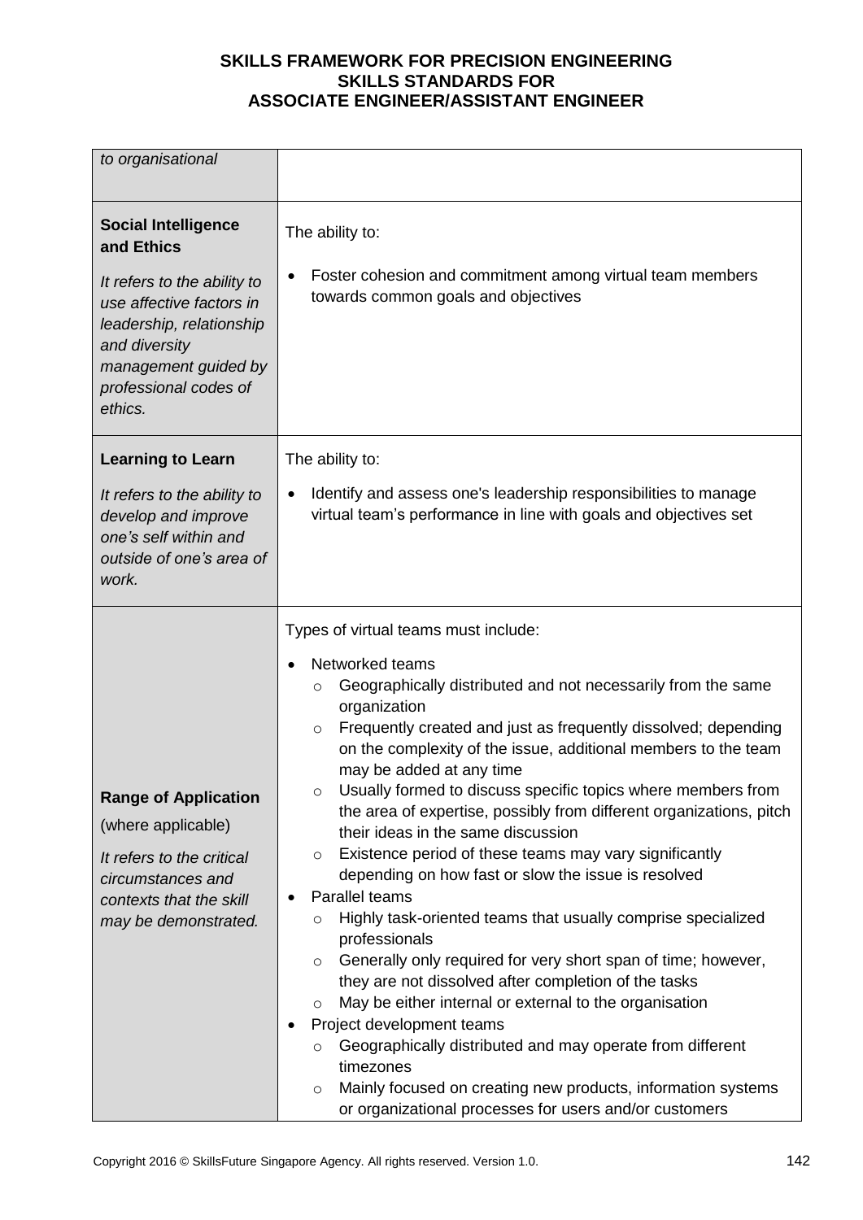| | |
|---|---|
| *to organisational* | |
| **Social Intelligence and Ethics**<br><br>*It refers to the ability to use affective factors in leadership, relationship and diversity management guided by professional codes of ethics.* | The ability to:<br><br>• Foster cohesion and commitment among virtual team members towards common goals and objectives |
| **Learning to Learn**<br><br>*It refers to the ability to develop and improve one's self within and outside of one's area of work.* | The ability to:<br><br>• Identify and assess one's leadership responsibilities to manage virtual team's performance in line with goals and objectives set |
| **Range of Application** (where applicable)<br><br>*It refers to the critical circumstances and contexts that the skill may be demonstrated.* | Types of virtual teams must include:<br><br>• Networked teams<br>&nbsp;&nbsp;○ Geographically distributed and not necessarily from the same organization<br>&nbsp;&nbsp;○ Frequently created and just as frequently dissolved; depending on the complexity of the issue, additional members to the team may be added at any time<br>&nbsp;&nbsp;○ Usually formed to discuss specific topics where members from the area of expertise, possibly from different organizations, pitch their ideas in the same discussion<br>&nbsp;&nbsp;○ Existence period of these teams may vary significantly depending on how fast or slow the issue is resolved<br>• Parallel teams<br>&nbsp;&nbsp;○ Highly task-oriented teams that usually comprise specialized professionals<br>&nbsp;&nbsp;○ Generally only required for very short span of time; however, they are not dissolved after completion of the tasks<br>&nbsp;&nbsp;○ May be either internal or external to the organisation<br>• Project development teams<br>&nbsp;&nbsp;○ Geographically distributed and may operate from different timezones<br>&nbsp;&nbsp;○ Mainly focused on creating new products, information systems or organizational processes for users and/or customers |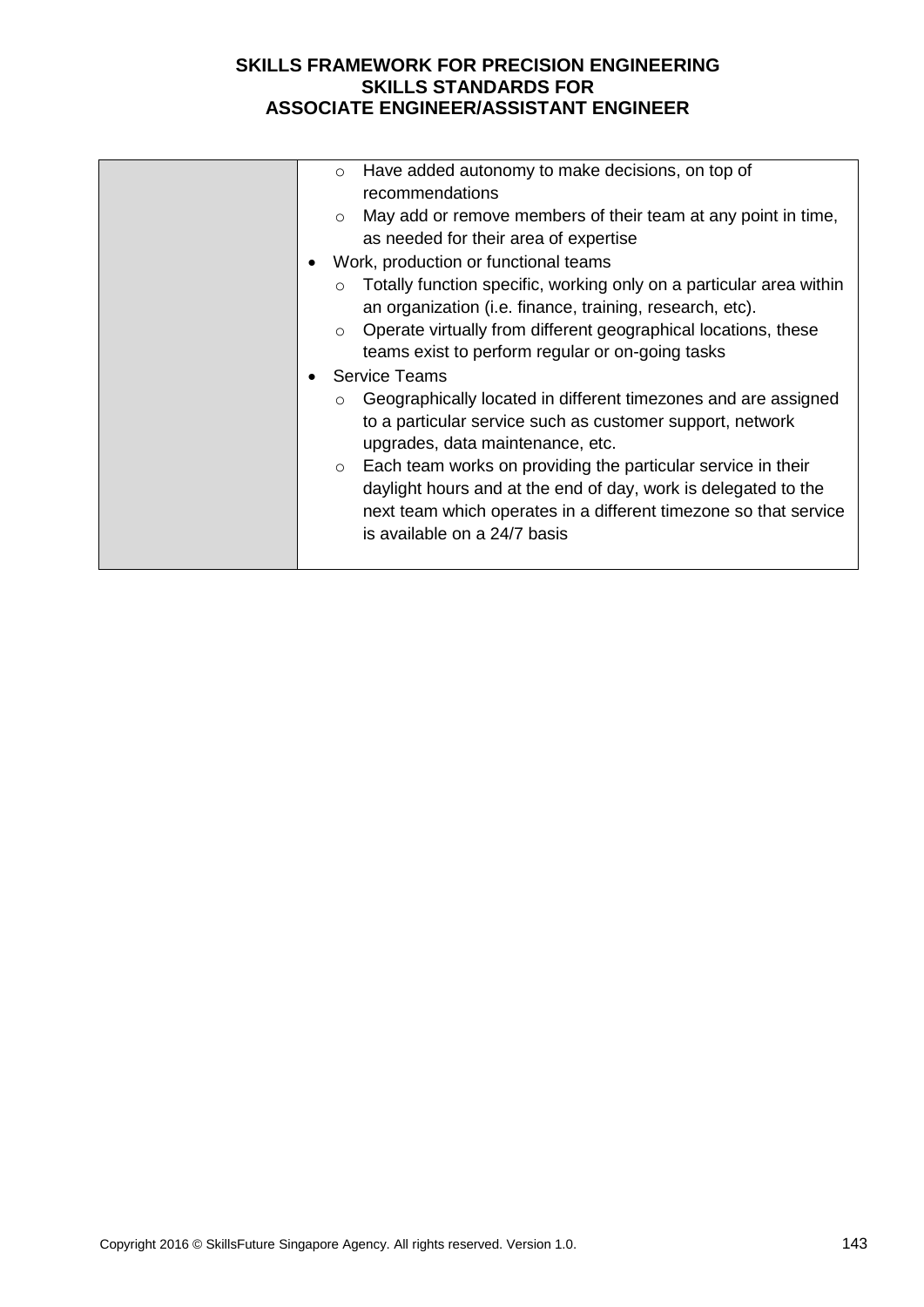| | |
|---|---|
| | ○ Have added autonomy to make decisions, on top of recommendations<br>○ May add or remove members of their team at any point in time, as needed for their area of expertise<br>• Work, production or functional teams<br>○ Totally function specific, working only on a particular area within an organization (i.e. finance, training, research, etc).<br>○ Operate virtually from different geographical locations, these teams exist to perform regular or on-going tasks<br>• Service Teams<br>○ Geographically located in different timezones and are assigned to a particular service such as customer support, network upgrades, data maintenance, etc.<br>○ Each team works on providing the particular service in their daylight hours and at the end of day, work is delegated to the next team which operates in a different timezone so that service is available on a 24/7 basis |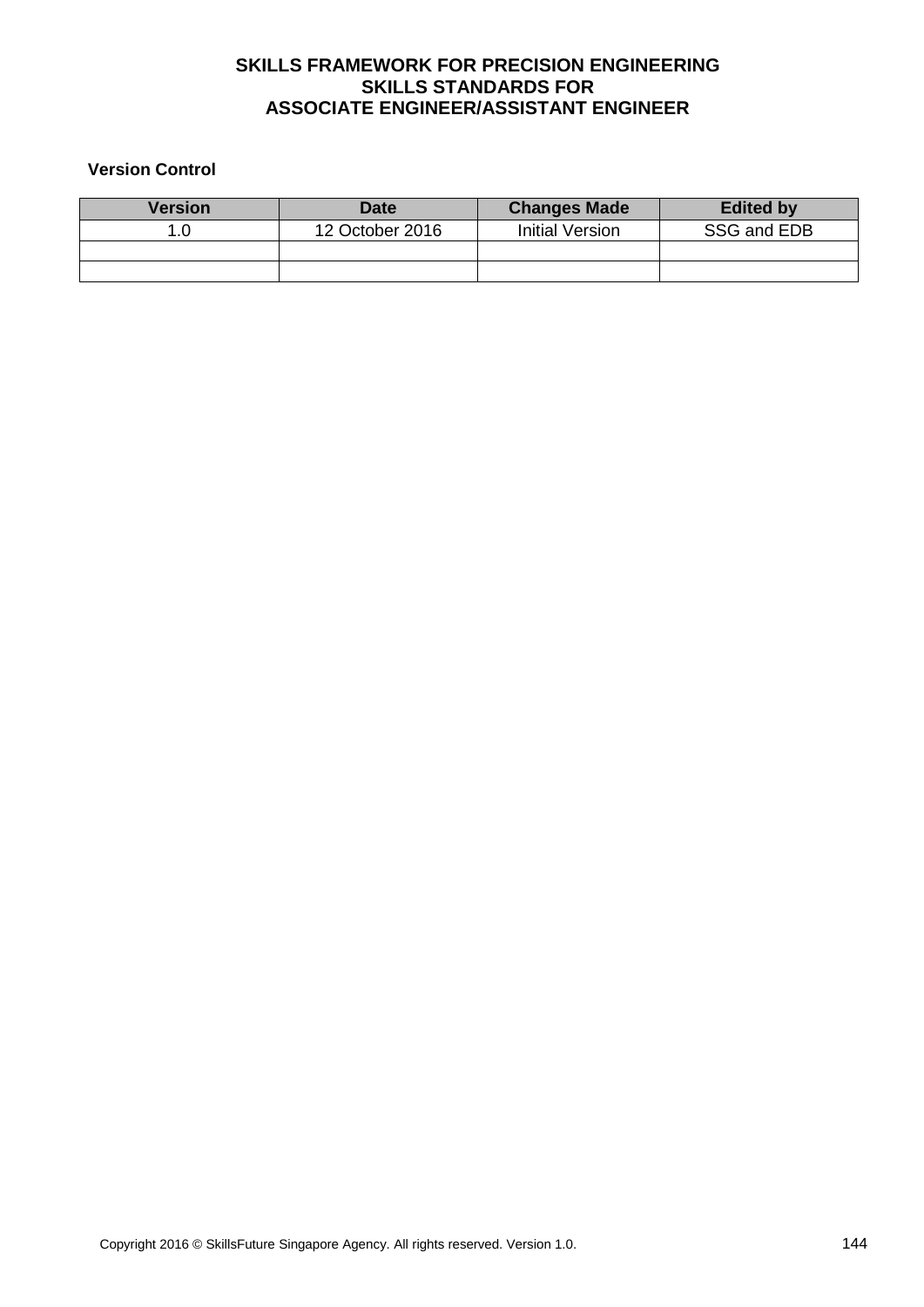**SKILLS FRAMEWORK FOR PRECISION ENGINEERING**
**SKILLS STANDARDS FOR**
**ASSOCIATE ENGINEER/ASSISTANT ENGINEER**

**Version Control**

| Version | Date | Changes Made | Edited by |
|---|---|---|---|
| 1.0 | 12 October 2016 | Initial Version | SSG and EDB |
| | | | |
| | | | |

Copyright 2016 © SkillsFuture Singapore Agency. All rights reserved. Version 1.0.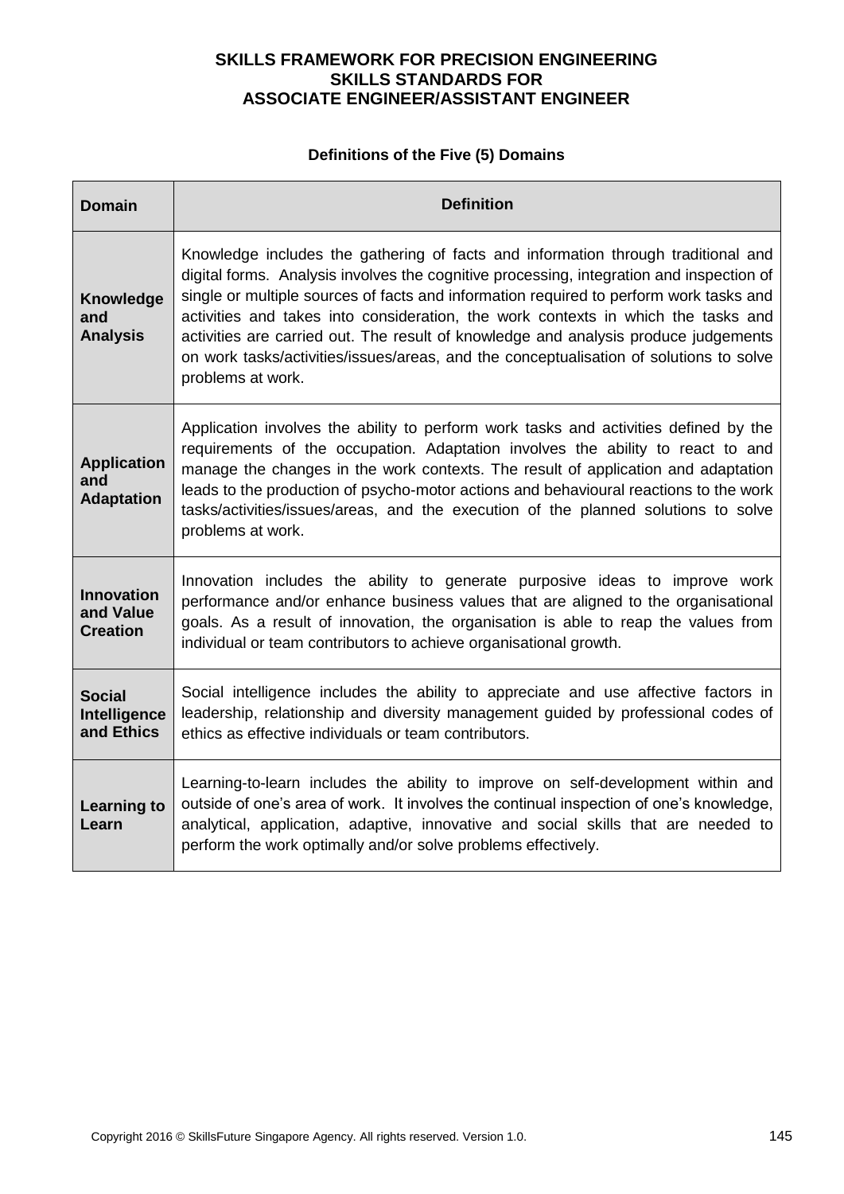**SKILLS FRAMEWORK FOR PRECISION ENGINEERING**
**SKILLS STANDARDS FOR**
**ASSOCIATE ENGINEER/ASSISTANT ENGINEER**

**Definitions of the Five (5) Domains**

| Domain | Definition |
|---|---|
| **Knowledge and Analysis** | Knowledge includes the gathering of facts and information through traditional and digital forms. Analysis involves the cognitive processing, integration and inspection of single or multiple sources of facts and information required to perform work tasks and activities and takes into consideration, the work contexts in which the tasks and activities are carried out. The result of knowledge and analysis produce judgements on work tasks/activities/issues/areas, and the conceptualisation of solutions to solve problems at work. |
| **Application and Adaptation** | Application involves the ability to perform work tasks and activities defined by the requirements of the occupation. Adaptation involves the ability to react to and manage the changes in the work contexts. The result of application and adaptation leads to the production of psycho-motor actions and behavioural reactions to the work tasks/activities/issues/areas, and the execution of the planned solutions to solve problems at work. |
| **Innovation and Value Creation** | Innovation includes the ability to generate purposive ideas to improve work performance and/or enhance business values that are aligned to the organisational goals. As a result of innovation, the organisation is able to reap the values from individual or team contributors to achieve organisational growth. |
| **Social Intelligence and Ethics** | Social intelligence includes the ability to appreciate and use affective factors in leadership, relationship and diversity management guided by professional codes of ethics as effective individuals or team contributors. |
| **Learning to Learn** | Learning-to-learn includes the ability to improve on self-development within and outside of one's area of work. It involves the continual inspection of one's knowledge, analytical, application, adaptive, innovative and social skills that are needed to perform the work optimally and/or solve problems effectively. |

Copyright 2016 © SkillsFuture Singapore Agency. All rights reserved. Version 1.0.